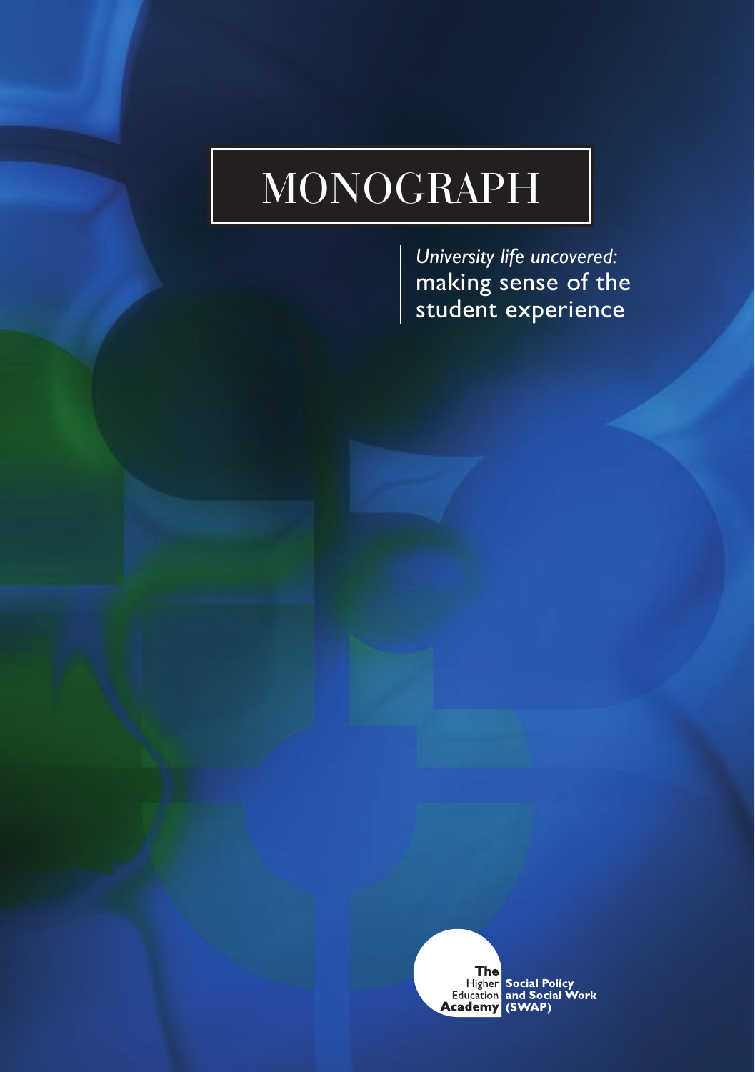# MONOGRAPH

*University life uncovered:*
making sense of the student experience

The Higher Education Academy
Social Policy and Social Work (SWAP)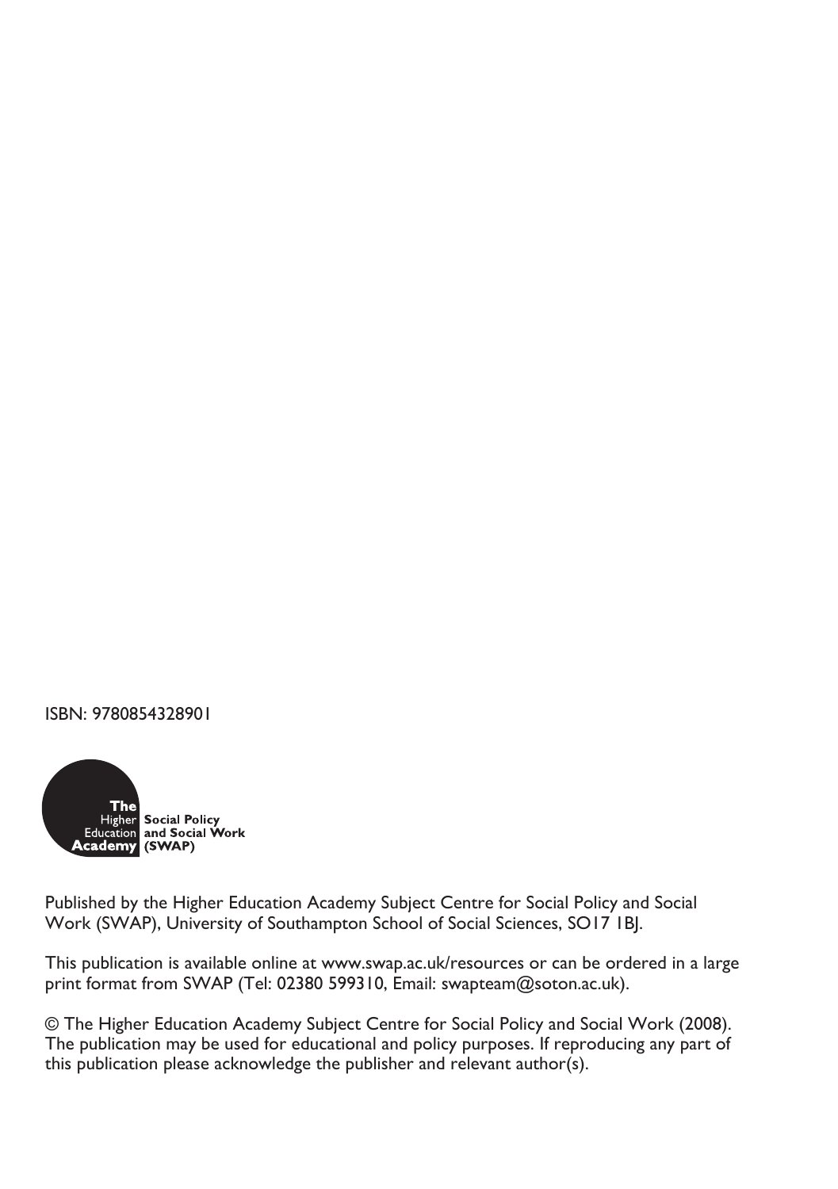ISBN: 9780854328901

The Higher Education Academy Social Policy and Social Work (SWAP)

Published by the Higher Education Academy Subject Centre for Social Policy and Social Work (SWAP), University of Southampton School of Social Sciences, SO17 1BJ.

This publication is available online at www.swap.ac.uk/resources or can be ordered in a large print format from SWAP (Tel: 02380 599310, Email: swapteam@soton.ac.uk).

© The Higher Education Academy Subject Centre for Social Policy and Social Work (2008). The publication may be used for educational and policy purposes. If reproducing any part of this publication please acknowledge the publisher and relevant author(s).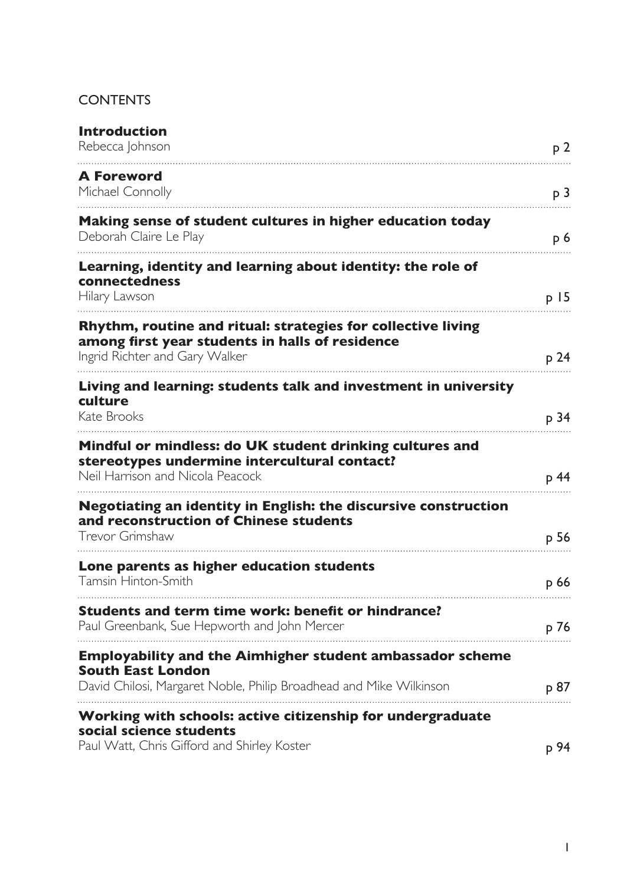# CONTENTS

| | |
|---|---|
| **Introduction**<br>Rebecca Johnson | p 2 |
| **A Foreword**<br>Michael Connolly | p 3 |
| **Making sense of student cultures in higher education today**<br>Deborah Claire Le Play | p 6 |
| **Learning, identity and learning about identity: the role of connectedness**<br>Hilary Lawson | p 15 |
| **Rhythm, routine and ritual: strategies for collective living among first year students in halls of residence**<br>Ingrid Richter and Gary Walker | p 24 |
| **Living and learning: students talk and investment in university culture**<br>Kate Brooks | p 34 |
| **Mindful or mindless: do UK student drinking cultures and stereotypes undermine intercultural contact?**<br>Neil Harrison and Nicola Peacock | p 44 |
| **Negotiating an identity in English: the discursive construction and reconstruction of Chinese students**<br>Trevor Grimshaw | p 56 |
| **Lone parents as higher education students**<br>Tamsin Hinton-Smith | p 66 |
| **Students and term time work: benefit or hindrance?**<br>Paul Greenbank, Sue Hepworth and John Mercer | p 76 |
| **Employability and the Aimhigher student ambassador scheme South East London**<br>David Chilosi, Margaret Noble, Philip Broadhead and Mike Wilkinson | p 87 |
| **Working with schools: active citizenship for undergraduate social science students**<br>Paul Watt, Chris Gifford and Shirley Koster | p 94 |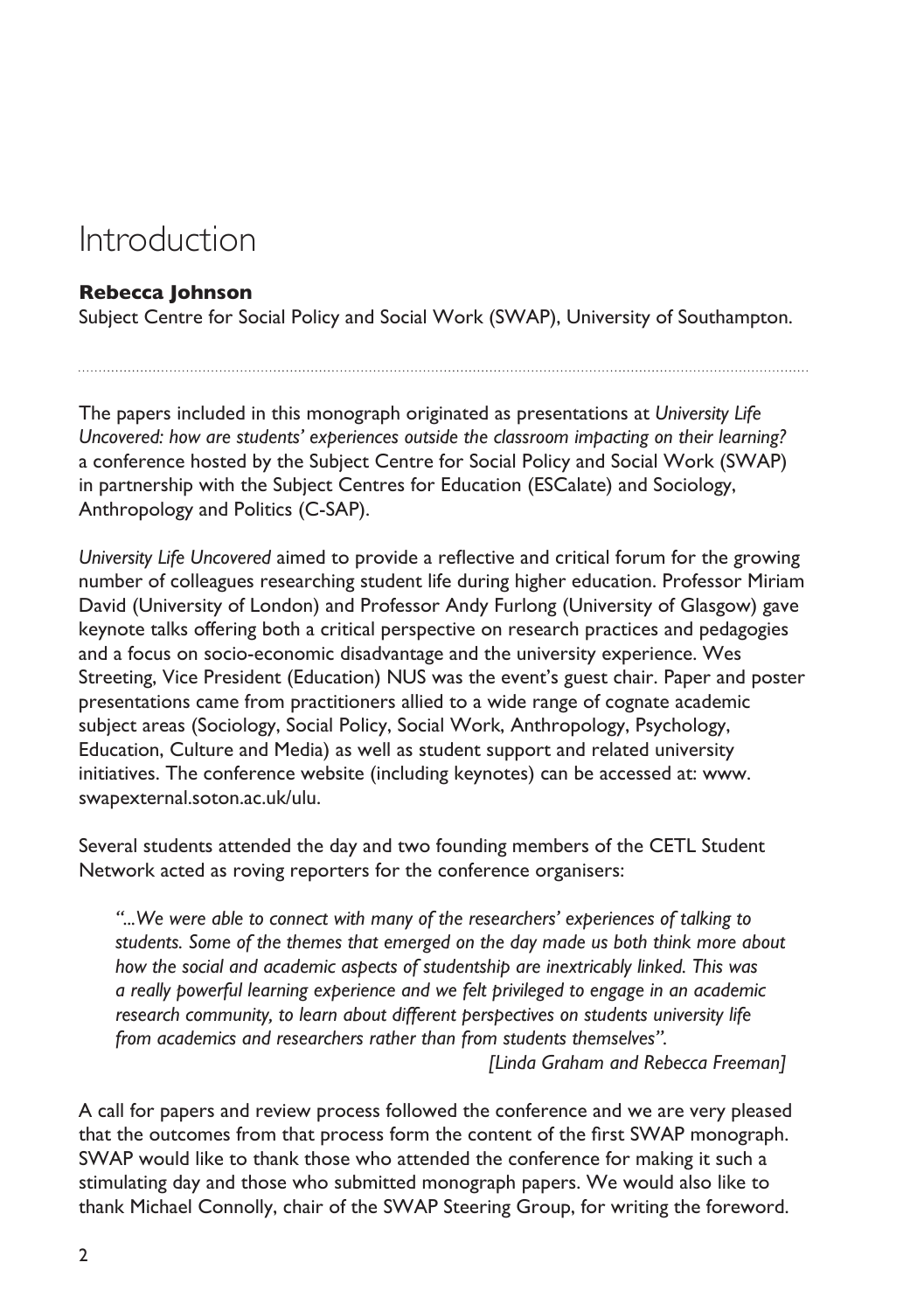# Introduction

**Rebecca Johnson**
Subject Centre for Social Policy and Social Work (SWAP), University of Southampton.

The papers included in this monograph originated as presentations at *University Life Uncovered: how are students' experiences outside the classroom impacting on their learning?* a conference hosted by the Subject Centre for Social Policy and Social Work (SWAP) in partnership with the Subject Centres for Education (ESCalate) and Sociology, Anthropology and Politics (C-SAP).

*University Life Uncovered* aimed to provide a reflective and critical forum for the growing number of colleagues researching student life during higher education. Professor Miriam David (University of London) and Professor Andy Furlong (University of Glasgow) gave keynote talks offering both a critical perspective on research practices and pedagogies and a focus on socio-economic disadvantage and the university experience. Wes Streeting, Vice President (Education) NUS was the event's guest chair. Paper and poster presentations came from practitioners allied to a wide range of cognate academic subject areas (Sociology, Social Policy, Social Work, Anthropology, Psychology, Education, Culture and Media) as well as student support and related university initiatives. The conference website (including keynotes) can be accessed at: www.swapexternal.soton.ac.uk/ulu.

Several students attended the day and two founding members of the CETL Student Network acted as roving reporters for the conference organisers:

> *"...We were able to connect with many of the researchers' experiences of talking to students. Some of the themes that emerged on the day made us both think more about how the social and academic aspects of studentship are inextricably linked. This was a really powerful learning experience and we felt privileged to engage in an academic research community, to learn about different perspectives on students university life from academics and researchers rather than from students themselves".*
>
> *[Linda Graham and Rebecca Freeman]*

A call for papers and review process followed the conference and we are very pleased that the outcomes from that process form the content of the first SWAP monograph. SWAP would like to thank those who attended the conference for making it such a stimulating day and those who submitted monograph papers. We would also like to thank Michael Connolly, chair of the SWAP Steering Group, for writing the foreword.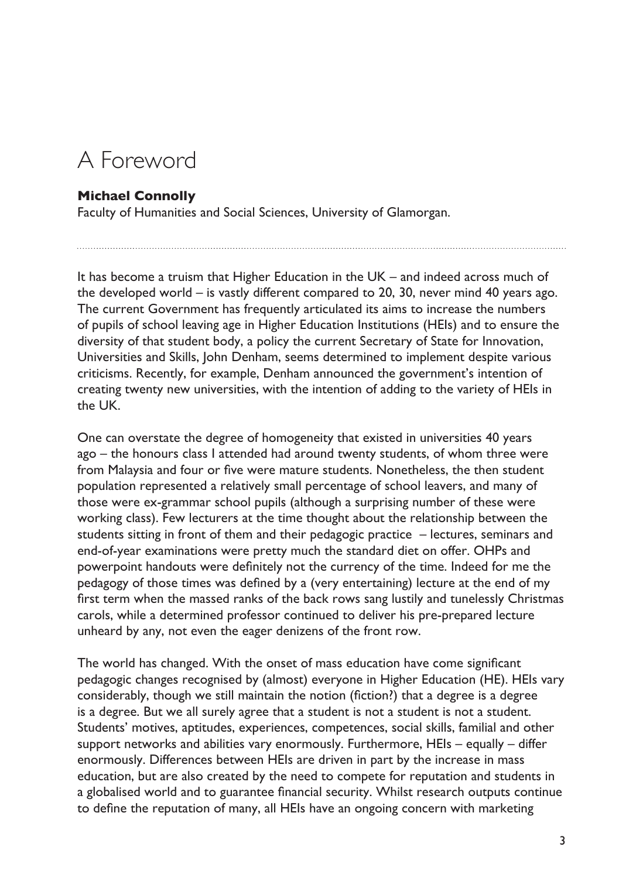# A Foreword

**Michael Connolly**

Faculty of Humanities and Social Sciences, University of Glamorgan.

It has become a truism that Higher Education in the UK – and indeed across much of the developed world – is vastly different compared to 20, 30, never mind 40 years ago. The current Government has frequently articulated its aims to increase the numbers of pupils of school leaving age in Higher Education Institutions (HEIs) and to ensure the diversity of that student body, a policy the current Secretary of State for Innovation, Universities and Skills, John Denham, seems determined to implement despite various criticisms. Recently, for example, Denham announced the government's intention of creating twenty new universities, with the intention of adding to the variety of HEIs in the UK.

One can overstate the degree of homogeneity that existed in universities 40 years ago – the honours class I attended had around twenty students, of whom three were from Malaysia and four or five were mature students. Nonetheless, the then student population represented a relatively small percentage of school leavers, and many of those were ex-grammar school pupils (although a surprising number of these were working class). Few lecturers at the time thought about the relationship between the students sitting in front of them and their pedagogic practice – lectures, seminars and end-of-year examinations were pretty much the standard diet on offer. OHPs and powerpoint handouts were definitely not the currency of the time. Indeed for me the pedagogy of those times was defined by a (very entertaining) lecture at the end of my first term when the massed ranks of the back rows sang lustily and tunelessly Christmas carols, while a determined professor continued to deliver his pre-prepared lecture unheard by any, not even the eager denizens of the front row.

The world has changed. With the onset of mass education have come significant pedagogic changes recognised by (almost) everyone in Higher Education (HE). HEIs vary considerably, though we still maintain the notion (fiction?) that a degree is a degree is a degree. But we all surely agree that a student is not a student is not a student. Students' motives, aptitudes, experiences, competences, social skills, familial and other support networks and abilities vary enormously. Furthermore, HEIs – equally – differ enormously. Differences between HEIs are driven in part by the increase in mass education, but are also created by the need to compete for reputation and students in a globalised world and to guarantee financial security. Whilst research outputs continue to define the reputation of many, all HEIs have an ongoing concern with marketing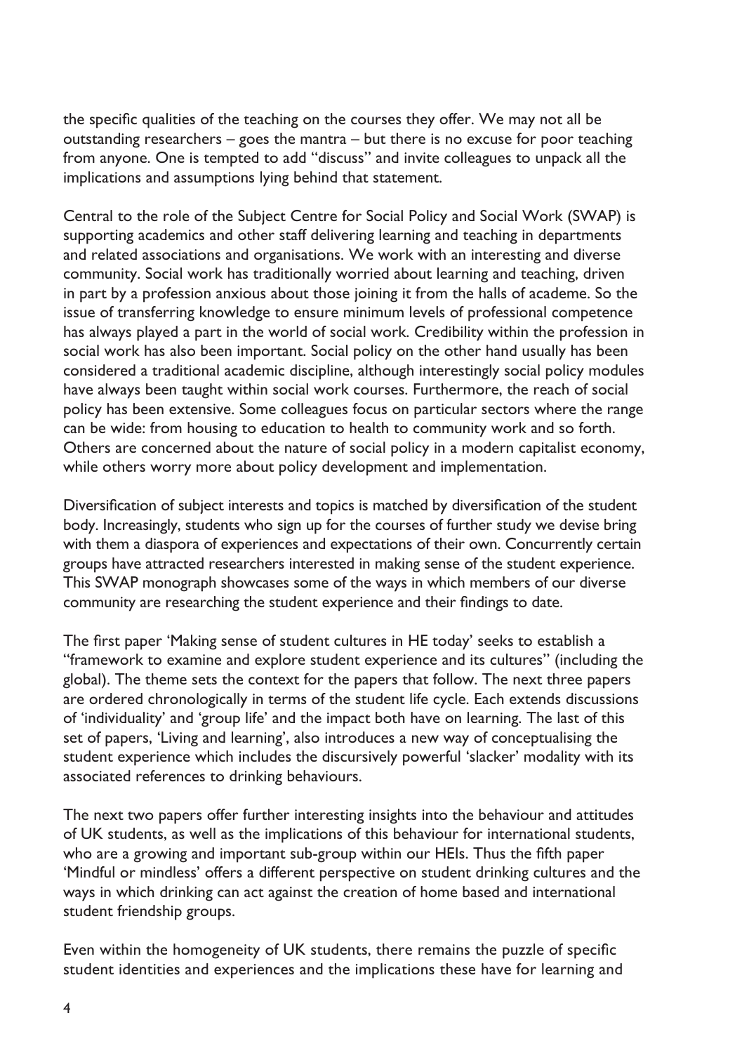the specific qualities of the teaching on the courses they offer. We may not all be outstanding researchers – goes the mantra – but there is no excuse for poor teaching from anyone. One is tempted to add "discuss" and invite colleagues to unpack all the implications and assumptions lying behind that statement.

Central to the role of the Subject Centre for Social Policy and Social Work (SWAP) is supporting academics and other staff delivering learning and teaching in departments and related associations and organisations. We work with an interesting and diverse community. Social work has traditionally worried about learning and teaching, driven in part by a profession anxious about those joining it from the halls of academe. So the issue of transferring knowledge to ensure minimum levels of professional competence has always played a part in the world of social work. Credibility within the profession in social work has also been important. Social policy on the other hand usually has been considered a traditional academic discipline, although interestingly social policy modules have always been taught within social work courses. Furthermore, the reach of social policy has been extensive. Some colleagues focus on particular sectors where the range can be wide: from housing to education to health to community work and so forth. Others are concerned about the nature of social policy in a modern capitalist economy, while others worry more about policy development and implementation.

Diversification of subject interests and topics is matched by diversification of the student body. Increasingly, students who sign up for the courses of further study we devise bring with them a diaspora of experiences and expectations of their own. Concurrently certain groups have attracted researchers interested in making sense of the student experience. This SWAP monograph showcases some of the ways in which members of our diverse community are researching the student experience and their findings to date.

The first paper 'Making sense of student cultures in HE today' seeks to establish a "framework to examine and explore student experience and its cultures" (including the global). The theme sets the context for the papers that follow. The next three papers are ordered chronologically in terms of the student life cycle. Each extends discussions of 'individuality' and 'group life' and the impact both have on learning. The last of this set of papers, 'Living and learning', also introduces a new way of conceptualising the student experience which includes the discursively powerful 'slacker' modality with its associated references to drinking behaviours.

The next two papers offer further interesting insights into the behaviour and attitudes of UK students, as well as the implications of this behaviour for international students, who are a growing and important sub-group within our HEIs. Thus the fifth paper 'Mindful or mindless' offers a different perspective on student drinking cultures and the ways in which drinking can act against the creation of home based and international student friendship groups.

Even within the homogeneity of UK students, there remains the puzzle of specific student identities and experiences and the implications these have for learning and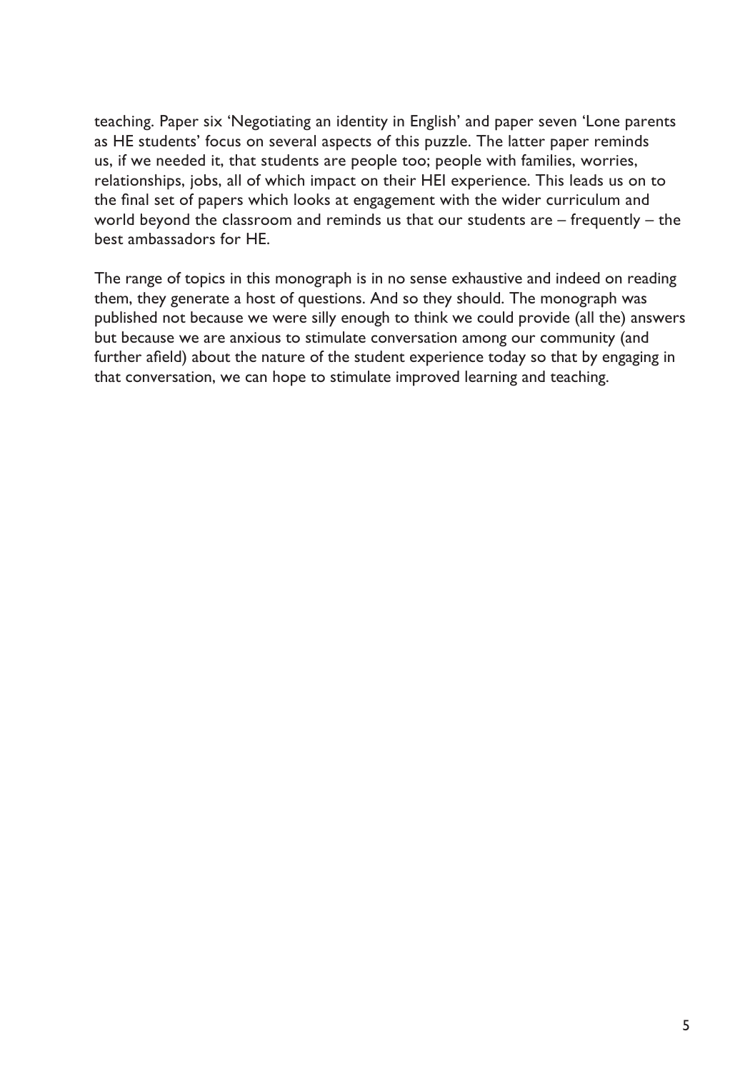teaching. Paper six 'Negotiating an identity in English' and paper seven 'Lone parents as HE students' focus on several aspects of this puzzle. The latter paper reminds us, if we needed it, that students are people too; people with families, worries, relationships, jobs, all of which impact on their HEI experience. This leads us on to the final set of papers which looks at engagement with the wider curriculum and world beyond the classroom and reminds us that our students are – frequently – the best ambassadors for HE.

The range of topics in this monograph is in no sense exhaustive and indeed on reading them, they generate a host of questions. And so they should. The monograph was published not because we were silly enough to think we could provide (all the) answers but because we are anxious to stimulate conversation among our community (and further afield) about the nature of the student experience today so that by engaging in that conversation, we can hope to stimulate improved learning and teaching.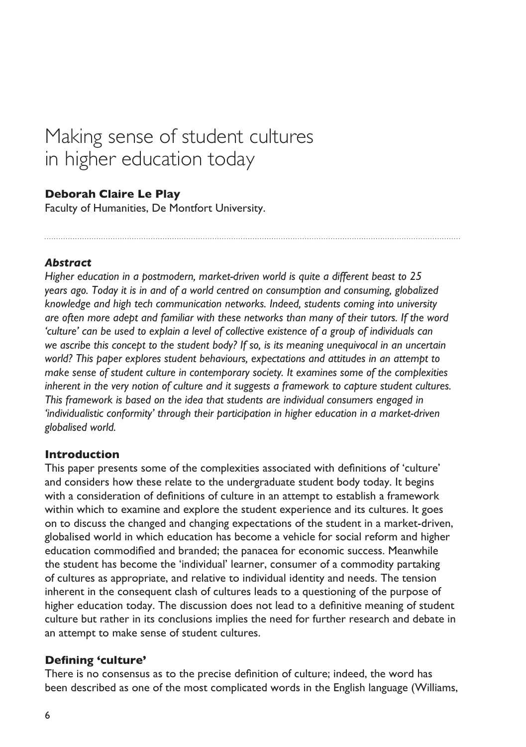# Making sense of student cultures in higher education today

**Deborah Claire Le Play**

Faculty of Humanities, De Montfort University.

***Abstract***

*Higher education in a postmodern, market-driven world is quite a different beast to 25 years ago. Today it is in and of a world centred on consumption and consuming, globalized knowledge and high tech communication networks. Indeed, students coming into university are often more adept and familiar with these networks than many of their tutors. If the word 'culture' can be used to explain a level of collective existence of a group of individuals can we ascribe this concept to the student body? If so, is its meaning unequivocal in an uncertain world? This paper explores student behaviours, expectations and attitudes in an attempt to make sense of student culture in contemporary society. It examines some of the complexities inherent in the very notion of culture and it suggests a framework to capture student cultures. This framework is based on the idea that students are individual consumers engaged in 'individualistic conformity' through their participation in higher education in a market-driven globalised world.*

## Introduction

This paper presents some of the complexities associated with definitions of 'culture' and considers how these relate to the undergraduate student body today. It begins with a consideration of definitions of culture in an attempt to establish a framework within which to examine and explore the student experience and its cultures. It goes on to discuss the changed and changing expectations of the student in a market-driven, globalised world in which education has become a vehicle for social reform and higher education commodified and branded; the panacea for economic success. Meanwhile the student has become the 'individual' learner, consumer of a commodity partaking of cultures as appropriate, and relative to individual identity and needs. The tension inherent in the consequent clash of cultures leads to a questioning of the purpose of higher education today. The discussion does not lead to a definitive meaning of student culture but rather in its conclusions implies the need for further research and debate in an attempt to make sense of student cultures.

## Defining 'culture'

There is no consensus as to the precise definition of culture; indeed, the word has been described as one of the most complicated words in the English language (Williams,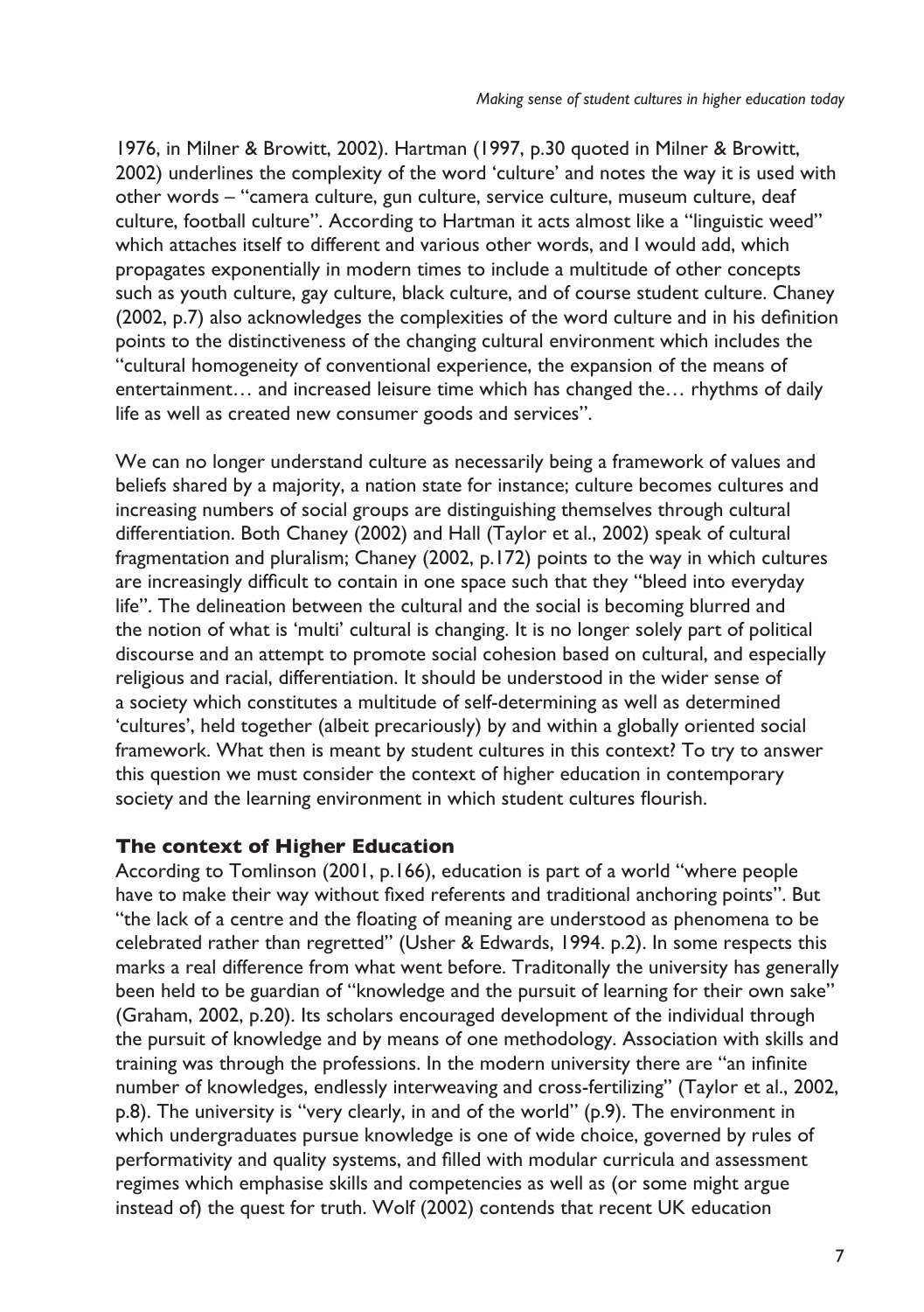1976, in Milner & Browitt, 2002). Hartman (1997, p.30 quoted in Milner & Browitt, 2002) underlines the complexity of the word 'culture' and notes the way it is used with other words – "camera culture, gun culture, service culture, museum culture, deaf culture, football culture". According to Hartman it acts almost like a "linguistic weed" which attaches itself to different and various other words, and I would add, which propagates exponentially in modern times to include a multitude of other concepts such as youth culture, gay culture, black culture, and of course student culture. Chaney (2002, p.7) also acknowledges the complexities of the word culture and in his definition points to the distinctiveness of the changing cultural environment which includes the "cultural homogeneity of conventional experience, the expansion of the means of entertainment… and increased leisure time which has changed the… rhythms of daily life as well as created new consumer goods and services".

We can no longer understand culture as necessarily being a framework of values and beliefs shared by a majority, a nation state for instance; culture becomes cultures and increasing numbers of social groups are distinguishing themselves through cultural differentiation. Both Chaney (2002) and Hall (Taylor et al., 2002) speak of cultural fragmentation and pluralism; Chaney (2002, p.172) points to the way in which cultures are increasingly difficult to contain in one space such that they "bleed into everyday life". The delineation between the cultural and the social is becoming blurred and the notion of what is 'multi' cultural is changing. It is no longer solely part of political discourse and an attempt to promote social cohesion based on cultural, and especially religious and racial, differentiation. It should be understood in the wider sense of a society which constitutes a multitude of self-determining as well as determined 'cultures', held together (albeit precariously) by and within a globally oriented social framework. What then is meant by student cultures in this context? To try to answer this question we must consider the context of higher education in contemporary society and the learning environment in which student cultures flourish.

## The context of Higher Education

According to Tomlinson (2001, p.166), education is part of a world "where people have to make their way without fixed referents and traditional anchoring points". But "the lack of a centre and the floating of meaning are understood as phenomena to be celebrated rather than regretted" (Usher & Edwards, 1994. p.2). In some respects this marks a real difference from what went before. Traditonally the university has generally been held to be guardian of "knowledge and the pursuit of learning for their own sake" (Graham, 2002, p.20). Its scholars encouraged development of the individual through the pursuit of knowledge and by means of one methodology. Association with skills and training was through the professions. In the modern university there are "an infinite number of knowledges, endlessly interweaving and cross-fertilizing" (Taylor et al., 2002, p.8). The university is "very clearly, in and of the world" (p.9). The environment in which undergraduates pursue knowledge is one of wide choice, governed by rules of performativity and quality systems, and filled with modular curricula and assessment regimes which emphasise skills and competencies as well as (or some might argue instead of) the quest for truth. Wolf (2002) contends that recent UK education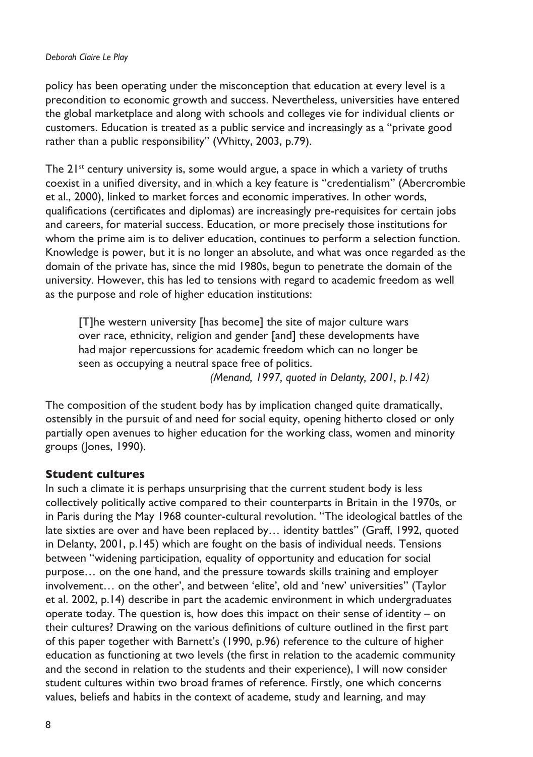policy has been operating under the misconception that education at every level is a precondition to economic growth and success. Nevertheless, universities have entered the global marketplace and along with schools and colleges vie for individual clients or customers. Education is treated as a public service and increasingly as a "private good rather than a public responsibility" (Whitty, 2003, p.79).

The 21st century university is, some would argue, a space in which a variety of truths coexist in a unified diversity, and in which a key feature is "credentialism" (Abercrombie et al., 2000), linked to market forces and economic imperatives. In other words, qualifications (certificates and diplomas) are increasingly pre-requisites for certain jobs and careers, for material success. Education, or more precisely those institutions for whom the prime aim is to deliver education, continues to perform a selection function. Knowledge is power, but it is no longer an absolute, and what was once regarded as the domain of the private has, since the mid 1980s, begun to penetrate the domain of the university. However, this has led to tensions with regard to academic freedom as well as the purpose and role of higher education institutions:

> [T]he western university [has become] the site of major culture wars over race, ethnicity, religion and gender [and] these developments have had major repercussions for academic freedom which can no longer be seen as occupying a neutral space free of politics.
>
> *(Menand, 1997, quoted in Delanty, 2001, p.142)*

The composition of the student body has by implication changed quite dramatically, ostensibly in the pursuit of and need for social equity, opening hitherto closed or only partially open avenues to higher education for the working class, women and minority groups (Jones, 1990).

## Student cultures

In such a climate it is perhaps unsurprising that the current student body is less collectively politically active compared to their counterparts in Britain in the 1970s, or in Paris during the May 1968 counter-cultural revolution. "The ideological battles of the late sixties are over and have been replaced by… identity battles" (Graff, 1992, quoted in Delanty, 2001, p.145) which are fought on the basis of individual needs. Tensions between "widening participation, equality of opportunity and education for social purpose… on the one hand, and the pressure towards skills training and employer involvement… on the other', and between 'elite', old and 'new' universities" (Taylor et al. 2002, p.14) describe in part the academic environment in which undergraduates operate today. The question is, how does this impact on their sense of identity – on their cultures? Drawing on the various definitions of culture outlined in the first part of this paper together with Barnett's (1990, p.96) reference to the culture of higher education as functioning at two levels (the first in relation to the academic community and the second in relation to the students and their experience), I will now consider student cultures within two broad frames of reference. Firstly, one which concerns values, beliefs and habits in the context of academe, study and learning, and may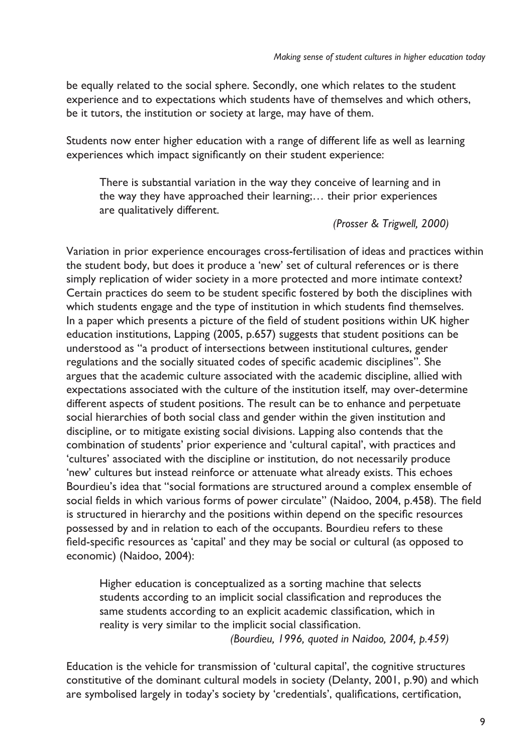be equally related to the social sphere. Secondly, one which relates to the student experience and to expectations which students have of themselves and which others, be it tutors, the institution or society at large, may have of them.

Students now enter higher education with a range of different life as well as learning experiences which impact significantly on their student experience:

> There is substantial variation in the way they conceive of learning and in the way they have approached their learning;… their prior experiences are qualitatively different.
>
> *(Prosser & Trigwell, 2000)*

Variation in prior experience encourages cross-fertilisation of ideas and practices within the student body, but does it produce a 'new' set of cultural references or is there simply replication of wider society in a more protected and more intimate context? Certain practices do seem to be student specific fostered by both the disciplines with which students engage and the type of institution in which students find themselves. In a paper which presents a picture of the field of student positions within UK higher education institutions, Lapping (2005, p.657) suggests that student positions can be understood as "a product of intersections between institutional cultures, gender regulations and the socially situated codes of specific academic disciplines". She argues that the academic culture associated with the academic discipline, allied with expectations associated with the culture of the institution itself, may over-determine different aspects of student positions. The result can be to enhance and perpetuate social hierarchies of both social class and gender within the given institution and discipline, or to mitigate existing social divisions. Lapping also contends that the combination of students' prior experience and 'cultural capital', with practices and 'cultures' associated with the discipline or institution, do not necessarily produce 'new' cultures but instead reinforce or attenuate what already exists. This echoes Bourdieu's idea that "social formations are structured around a complex ensemble of social fields in which various forms of power circulate" (Naidoo, 2004, p.458). The field is structured in hierarchy and the positions within depend on the specific resources possessed by and in relation to each of the occupants. Bourdieu refers to these field-specific resources as 'capital' and they may be social or cultural (as opposed to economic) (Naidoo, 2004):

> Higher education is conceptualized as a sorting machine that selects students according to an implicit social classification and reproduces the same students according to an explicit academic classification, which in reality is very similar to the implicit social classification.
>
> *(Bourdieu, 1996, quoted in Naidoo, 2004, p.459)*

Education is the vehicle for transmission of 'cultural capital', the cognitive structures constitutive of the dominant cultural models in society (Delanty, 2001, p.90) and which are symbolised largely in today's society by 'credentials', qualifications, certification,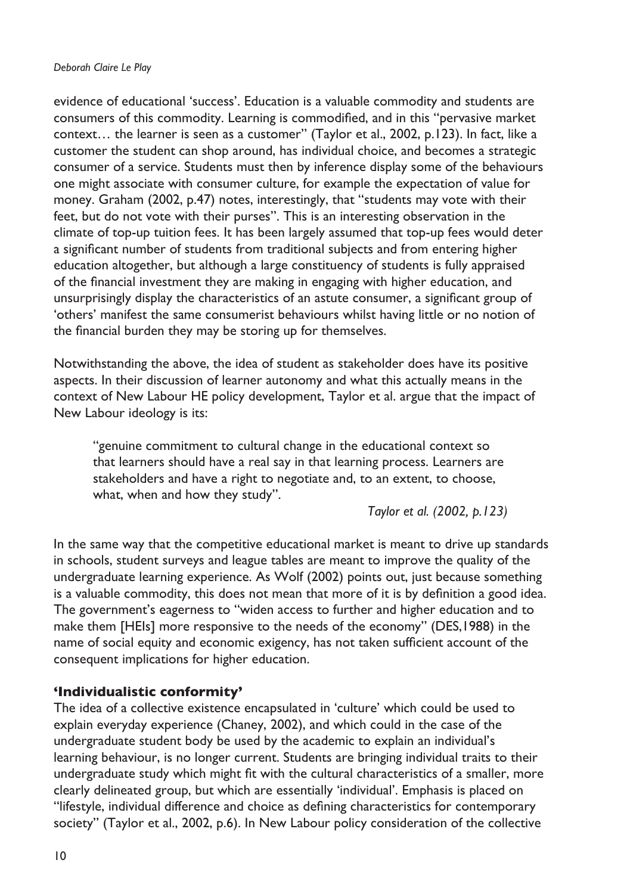evidence of educational 'success'. Education is a valuable commodity and students are consumers of this commodity. Learning is commodified, and in this "pervasive market context… the learner is seen as a customer" (Taylor et al., 2002, p.123). In fact, like a customer the student can shop around, has individual choice, and becomes a strategic consumer of a service. Students must then by inference display some of the behaviours one might associate with consumer culture, for example the expectation of value for money. Graham (2002, p.47) notes, interestingly, that "students may vote with their feet, but do not vote with their purses". This is an interesting observation in the climate of top-up tuition fees. It has been largely assumed that top-up fees would deter a significant number of students from traditional subjects and from entering higher education altogether, but although a large constituency of students is fully appraised of the financial investment they are making in engaging with higher education, and unsurprisingly display the characteristics of an astute consumer, a significant group of 'others' manifest the same consumerist behaviours whilst having little or no notion of the financial burden they may be storing up for themselves.

Notwithstanding the above, the idea of student as stakeholder does have its positive aspects. In their discussion of learner autonomy and what this actually means in the context of New Labour HE policy development, Taylor et al. argue that the impact of New Labour ideology is its:

> "genuine commitment to cultural change in the educational context so that learners should have a real say in that learning process. Learners are stakeholders and have a right to negotiate and, to an extent, to choose, what, when and how they study".
>
> *Taylor et al. (2002, p.123)*

In the same way that the competitive educational market is meant to drive up standards in schools, student surveys and league tables are meant to improve the quality of the undergraduate learning experience. As Wolf (2002) points out, just because something is a valuable commodity, this does not mean that more of it is by definition a good idea. The government's eagerness to "widen access to further and higher education and to make them [HEIs] more responsive to the needs of the economy" (DES,1988) in the name of social equity and economic exigency, has not taken sufficient account of the consequent implications for higher education.

## 'Individualistic conformity'

The idea of a collective existence encapsulated in 'culture' which could be used to explain everyday experience (Chaney, 2002), and which could in the case of the undergraduate student body be used by the academic to explain an individual's learning behaviour, is no longer current. Students are bringing individual traits to their undergraduate study which might fit with the cultural characteristics of a smaller, more clearly delineated group, but which are essentially 'individual'. Emphasis is placed on "lifestyle, individual difference and choice as defining characteristics for contemporary society" (Taylor et al., 2002, p.6). In New Labour policy consideration of the collective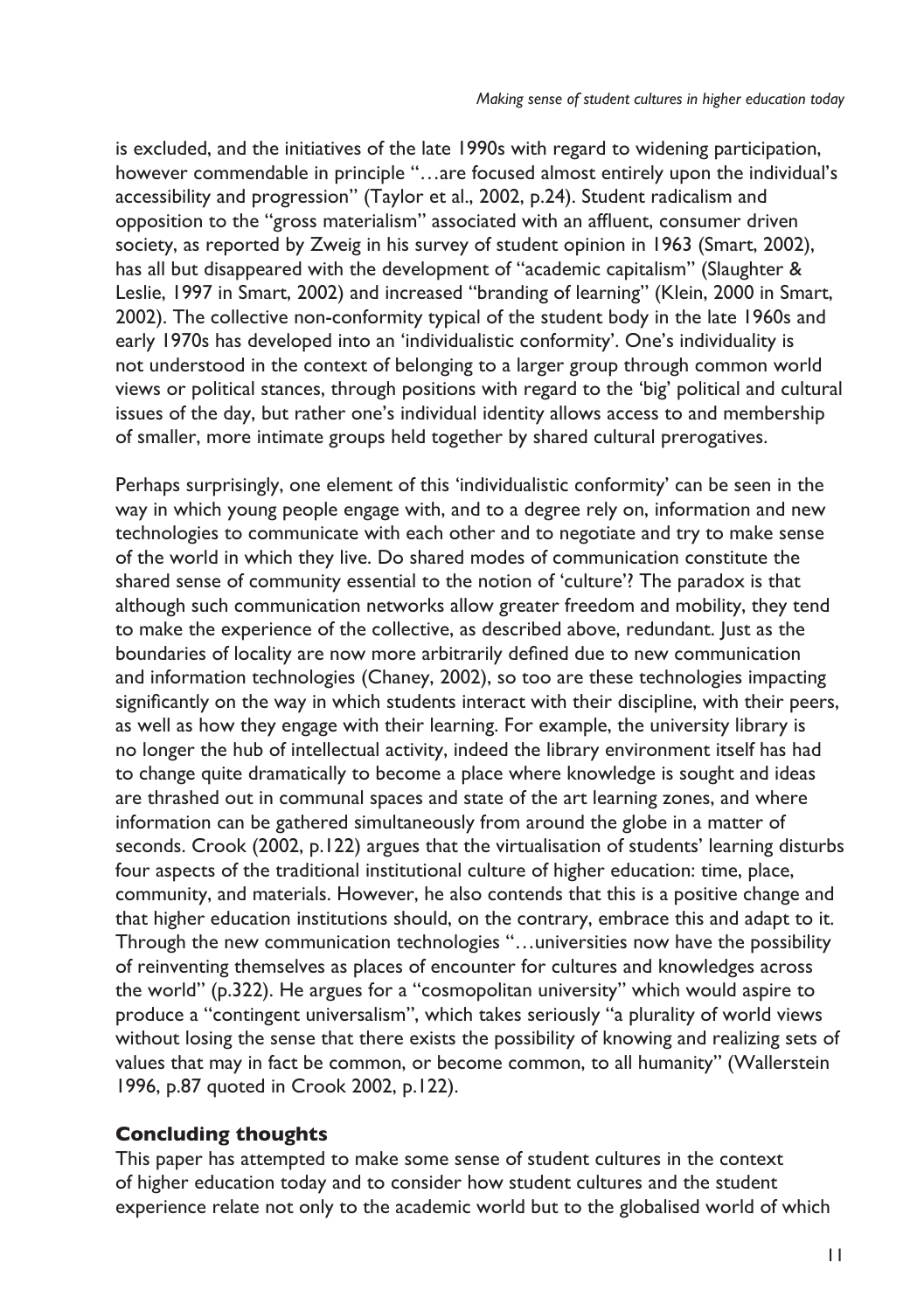is excluded, and the initiatives of the late 1990s with regard to widening participation, however commendable in principle "…are focused almost entirely upon the individual's accessibility and progression" (Taylor et al., 2002, p.24). Student radicalism and opposition to the "gross materialism" associated with an affluent, consumer driven society, as reported by Zweig in his survey of student opinion in 1963 (Smart, 2002), has all but disappeared with the development of "academic capitalism" (Slaughter & Leslie, 1997 in Smart, 2002) and increased "branding of learning" (Klein, 2000 in Smart, 2002). The collective non-conformity typical of the student body in the late 1960s and early 1970s has developed into an 'individualistic conformity'. One's individuality is not understood in the context of belonging to a larger group through common world views or political stances, through positions with regard to the 'big' political and cultural issues of the day, but rather one's individual identity allows access to and membership of smaller, more intimate groups held together by shared cultural prerogatives.

Perhaps surprisingly, one element of this 'individualistic conformity' can be seen in the way in which young people engage with, and to a degree rely on, information and new technologies to communicate with each other and to negotiate and try to make sense of the world in which they live. Do shared modes of communication constitute the shared sense of community essential to the notion of 'culture'? The paradox is that although such communication networks allow greater freedom and mobility, they tend to make the experience of the collective, as described above, redundant. Just as the boundaries of locality are now more arbitrarily defined due to new communication and information technologies (Chaney, 2002), so too are these technologies impacting significantly on the way in which students interact with their discipline, with their peers, as well as how they engage with their learning. For example, the university library is no longer the hub of intellectual activity, indeed the library environment itself has had to change quite dramatically to become a place where knowledge is sought and ideas are thrashed out in communal spaces and state of the art learning zones, and where information can be gathered simultaneously from around the globe in a matter of seconds. Crook (2002, p.122) argues that the virtualisation of students' learning disturbs four aspects of the traditional institutional culture of higher education: time, place, community, and materials. However, he also contends that this is a positive change and that higher education institutions should, on the contrary, embrace this and adapt to it. Through the new communication technologies "…universities now have the possibility of reinventing themselves as places of encounter for cultures and knowledges across the world" (p.322). He argues for a "cosmopolitan university" which would aspire to produce a "contingent universalism", which takes seriously "a plurality of world views without losing the sense that there exists the possibility of knowing and realizing sets of values that may in fact be common, or become common, to all humanity" (Wallerstein 1996, p.87 quoted in Crook 2002, p.122).

## Concluding thoughts

This paper has attempted to make some sense of student cultures in the context of higher education today and to consider how student cultures and the student experience relate not only to the academic world but to the globalised world of which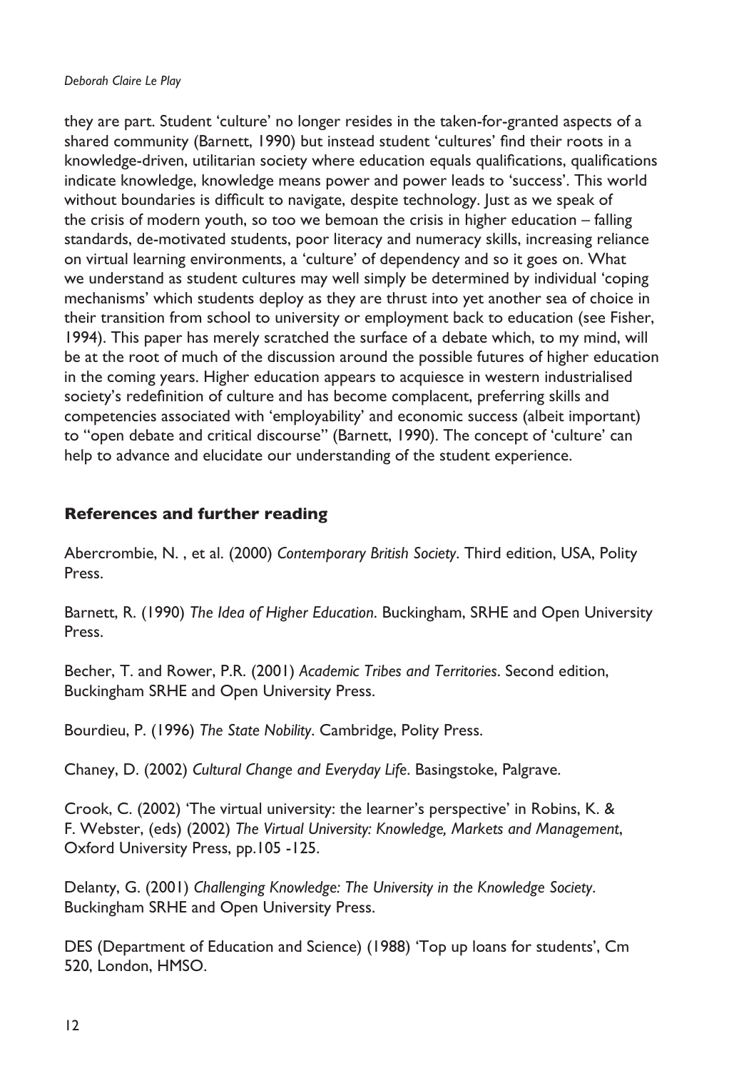they are part. Student 'culture' no longer resides in the taken-for-granted aspects of a shared community (Barnett, 1990) but instead student 'cultures' find their roots in a knowledge-driven, utilitarian society where education equals qualifications, qualifications indicate knowledge, knowledge means power and power leads to 'success'. This world without boundaries is difficult to navigate, despite technology. Just as we speak of the crisis of modern youth, so too we bemoan the crisis in higher education – falling standards, de-motivated students, poor literacy and numeracy skills, increasing reliance on virtual learning environments, a 'culture' of dependency and so it goes on. What we understand as student cultures may well simply be determined by individual 'coping mechanisms' which students deploy as they are thrust into yet another sea of choice in their transition from school to university or employment back to education (see Fisher, 1994). This paper has merely scratched the surface of a debate which, to my mind, will be at the root of much of the discussion around the possible futures of higher education in the coming years. Higher education appears to acquiesce in western industrialised society's redefinition of culture and has become complacent, preferring skills and competencies associated with 'employability' and economic success (albeit important) to "open debate and critical discourse" (Barnett, 1990). The concept of 'culture' can help to advance and elucidate our understanding of the student experience.

## References and further reading

Abercrombie, N. , et al. (2000) *Contemporary British Society*. Third edition, USA, Polity Press.

Barnett, R. (1990) *The Idea of Higher Education*. Buckingham, SRHE and Open University Press.

Becher, T. and Rower, P.R. (2001) *Academic Tribes and Territories*. Second edition, Buckingham SRHE and Open University Press.

Bourdieu, P. (1996) *The State Nobility*. Cambridge, Polity Press.

Chaney, D. (2002) *Cultural Change and Everyday Life*. Basingstoke, Palgrave.

Crook, C. (2002) 'The virtual university: the learner's perspective' in Robins, K. & F. Webster, (eds) (2002) *The Virtual University: Knowledge, Markets and Management*, Oxford University Press, pp.105 -125.

Delanty, G. (2001) *Challenging Knowledge: The University in the Knowledge Society*. Buckingham SRHE and Open University Press.

DES (Department of Education and Science) (1988) 'Top up loans for students', Cm 520, London, HMSO.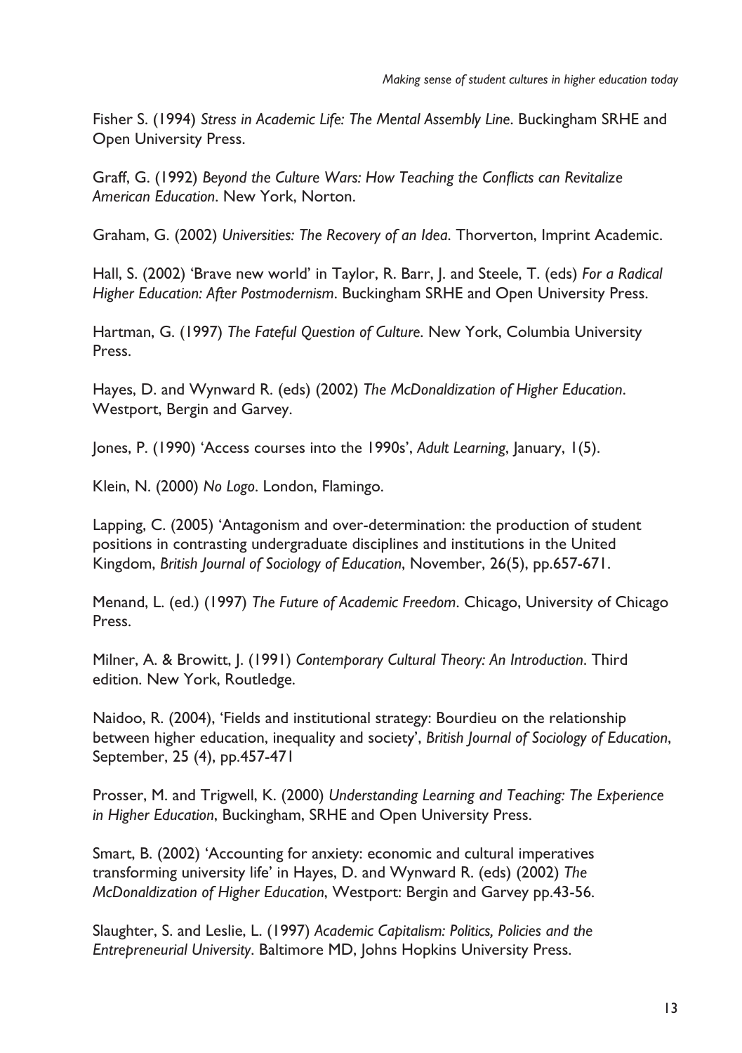Fisher S. (1994) *Stress in Academic Life: The Mental Assembly Line*. Buckingham SRHE and Open University Press.

Graff, G. (1992) *Beyond the Culture Wars: How Teaching the Conflicts can Revitalize American Education*. New York, Norton.

Graham, G. (2002) *Universities: The Recovery of an Idea*. Thorverton, Imprint Academic.

Hall, S. (2002) 'Brave new world' in Taylor, R. Barr, J. and Steele, T. (eds) *For a Radical Higher Education: After Postmodernism*. Buckingham SRHE and Open University Press.

Hartman, G. (1997) *The Fateful Question of Culture*. New York, Columbia University Press.

Hayes, D. and Wynward R. (eds) (2002) *The McDonaldization of Higher Education*. Westport, Bergin and Garvey.

Jones, P. (1990) 'Access courses into the 1990s', *Adult Learning*, January, 1(5).

Klein, N. (2000) *No Logo*. London, Flamingo.

Lapping, C. (2005) 'Antagonism and over-determination: the production of student positions in contrasting undergraduate disciplines and institutions in the United Kingdom, *British Journal of Sociology of Education*, November, 26(5), pp.657-671.

Menand, L. (ed.) (1997) *The Future of Academic Freedom*. Chicago, University of Chicago Press.

Milner, A. & Browitt, J. (1991) *Contemporary Cultural Theory: An Introduction*. Third edition. New York, Routledge.

Naidoo, R. (2004), 'Fields and institutional strategy: Bourdieu on the relationship between higher education, inequality and society', *British Journal of Sociology of Education*, September, 25 (4), pp.457-471

Prosser, M. and Trigwell, K. (2000) *Understanding Learning and Teaching: The Experience in Higher Education*, Buckingham, SRHE and Open University Press.

Smart, B. (2002) 'Accounting for anxiety: economic and cultural imperatives transforming university life' in Hayes, D. and Wynward R. (eds) (2002) *The McDonaldization of Higher Education*, Westport: Bergin and Garvey pp.43-56.

Slaughter, S. and Leslie, L. (1997) *Academic Capitalism: Politics, Policies and the Entrepreneurial University*. Baltimore MD, Johns Hopkins University Press.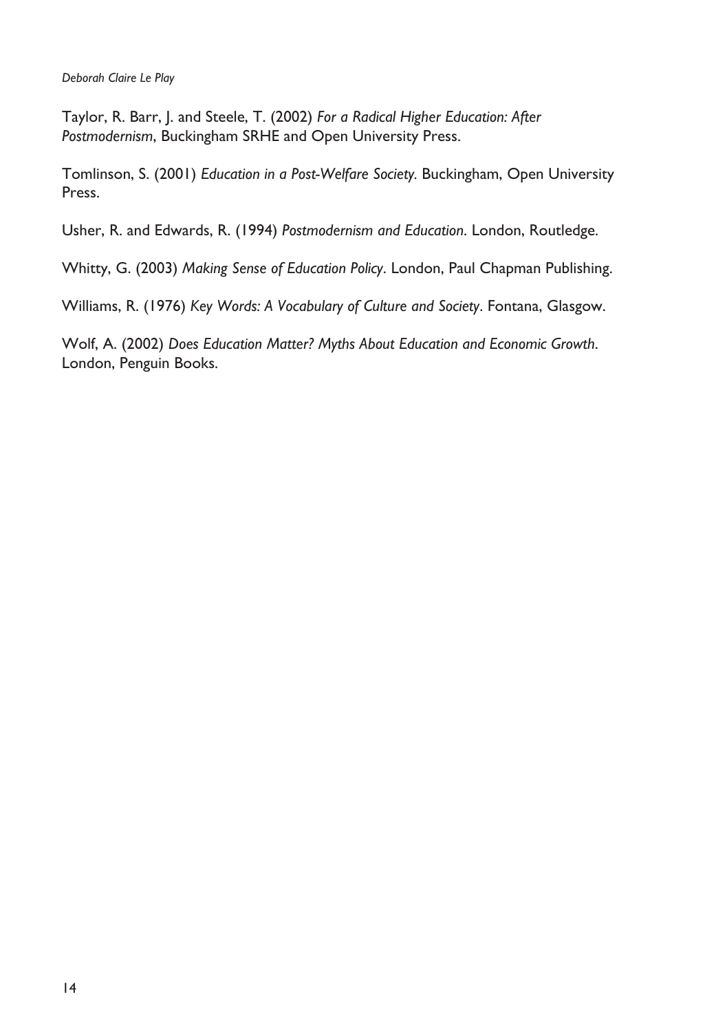Taylor, R. Barr, J. and Steele, T. (2002) *For a Radical Higher Education: After Postmodernism*, Buckingham SRHE and Open University Press.

Tomlinson, S. (2001) *Education in a Post-Welfare Society.* Buckingham, Open University Press.

Usher, R. and Edwards, R. (1994) *Postmodernism and Education*. London, Routledge.

Whitty, G. (2003) *Making Sense of Education Policy*. London, Paul Chapman Publishing.

Williams, R. (1976) *Key Words: A Vocabulary of Culture and Society*. Fontana, Glasgow.

Wolf, A. (2002) *Does Education Matter? Myths About Education and Economic Growth*. London, Penguin Books.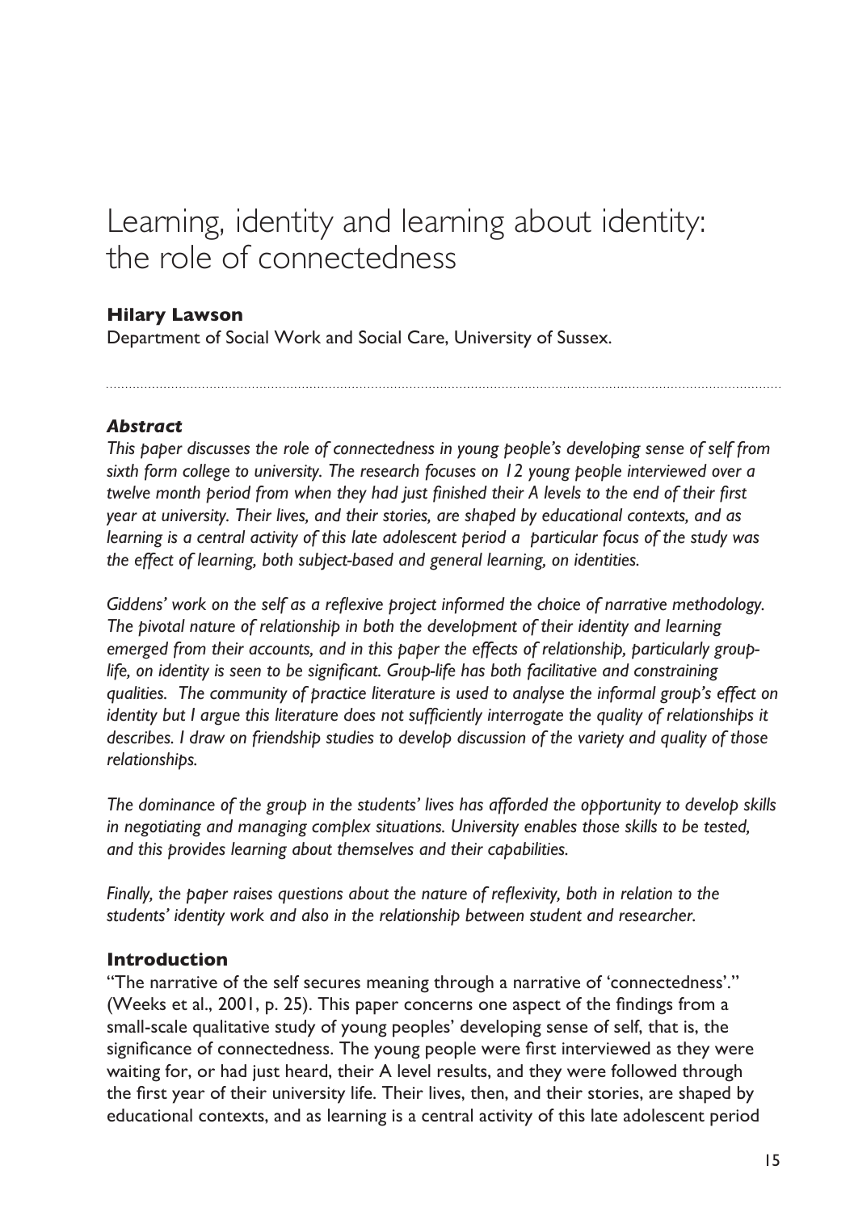# Learning, identity and learning about identity: the role of connectedness

**Hilary Lawson**
Department of Social Work and Social Care, University of Sussex.

### *Abstract*

*This paper discusses the role of connectedness in young people's developing sense of self from sixth form college to university. The research focuses on 12 young people interviewed over a twelve month period from when they had just finished their A levels to the end of their first year at university. Their lives, and their stories, are shaped by educational contexts, and as learning is a central activity of this late adolescent period a particular focus of the study was the effect of learning, both subject-based and general learning, on identities.*

*Giddens' work on the self as a reflexive project informed the choice of narrative methodology. The pivotal nature of relationship in both the development of their identity and learning emerged from their accounts, and in this paper the effects of relationship, particularly group-life, on identity is seen to be significant. Group-life has both facilitative and constraining qualities. The community of practice literature is used to analyse the informal group's effect on identity but I argue this literature does not sufficiently interrogate the quality of relationships it describes. I draw on friendship studies to develop discussion of the variety and quality of those relationships.*

*The dominance of the group in the students' lives has afforded the opportunity to develop skills in negotiating and managing complex situations. University enables those skills to be tested, and this provides learning about themselves and their capabilities.*

*Finally, the paper raises questions about the nature of reflexivity, both in relation to the students' identity work and also in the relationship between student and researcher.*

### Introduction

"The narrative of the self secures meaning through a narrative of 'connectedness'." (Weeks et al., 2001, p. 25). This paper concerns one aspect of the findings from a small-scale qualitative study of young peoples' developing sense of self, that is, the significance of connectedness. The young people were first interviewed as they were waiting for, or had just heard, their A level results, and they were followed through the first year of their university life. Their lives, then, and their stories, are shaped by educational contexts, and as learning is a central activity of this late adolescent period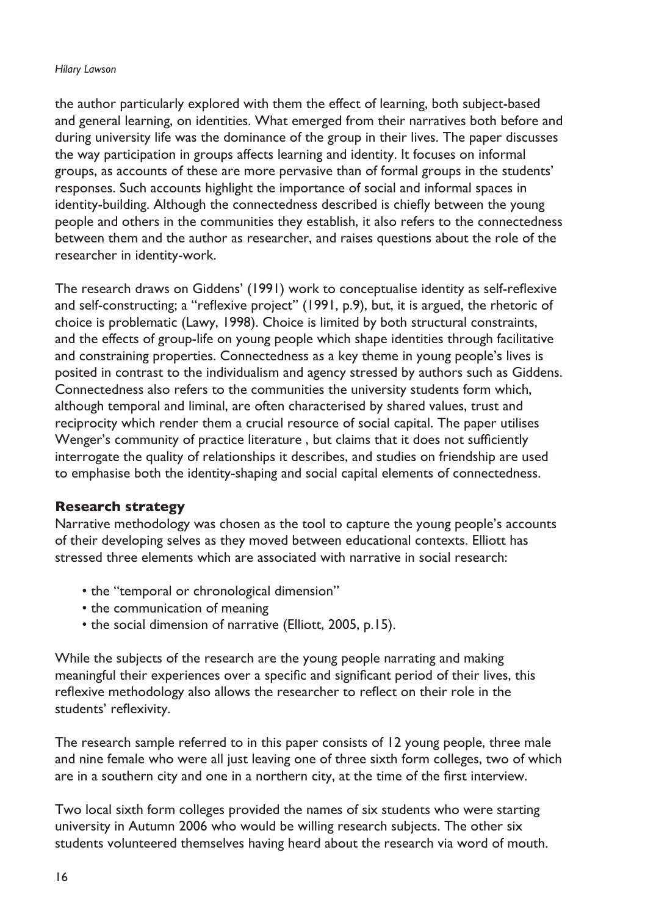the author particularly explored with them the effect of learning, both subject-based and general learning, on identities. What emerged from their narratives both before and during university life was the dominance of the group in their lives. The paper discusses the way participation in groups affects learning and identity. It focuses on informal groups, as accounts of these are more pervasive than of formal groups in the students' responses. Such accounts highlight the importance of social and informal spaces in identity-building. Although the connectedness described is chiefly between the young people and others in the communities they establish, it also refers to the connectedness between them and the author as researcher, and raises questions about the role of the researcher in identity-work.

The research draws on Giddens' (1991) work to conceptualise identity as self-reflexive and self-constructing; a "reflexive project" (1991, p.9), but, it is argued, the rhetoric of choice is problematic (Lawy, 1998). Choice is limited by both structural constraints, and the effects of group-life on young people which shape identities through facilitative and constraining properties. Connectedness as a key theme in young people's lives is posited in contrast to the individualism and agency stressed by authors such as Giddens. Connectedness also refers to the communities the university students form which, although temporal and liminal, are often characterised by shared values, trust and reciprocity which render them a crucial resource of social capital. The paper utilises Wenger's community of practice literature , but claims that it does not sufficiently interrogate the quality of relationships it describes, and studies on friendship are used to emphasise both the identity-shaping and social capital elements of connectedness.

## Research strategy

Narrative methodology was chosen as the tool to capture the young people's accounts of their developing selves as they moved between educational contexts. Elliott has stressed three elements which are associated with narrative in social research:

- the "temporal or chronological dimension"
- the communication of meaning
- the social dimension of narrative (Elliott, 2005, p.15).

While the subjects of the research are the young people narrating and making meaningful their experiences over a specific and significant period of their lives, this reflexive methodology also allows the researcher to reflect on their role in the students' reflexivity.

The research sample referred to in this paper consists of 12 young people, three male and nine female who were all just leaving one of three sixth form colleges, two of which are in a southern city and one in a northern city, at the time of the first interview.

Two local sixth form colleges provided the names of six students who were starting university in Autumn 2006 who would be willing research subjects. The other six students volunteered themselves having heard about the research via word of mouth.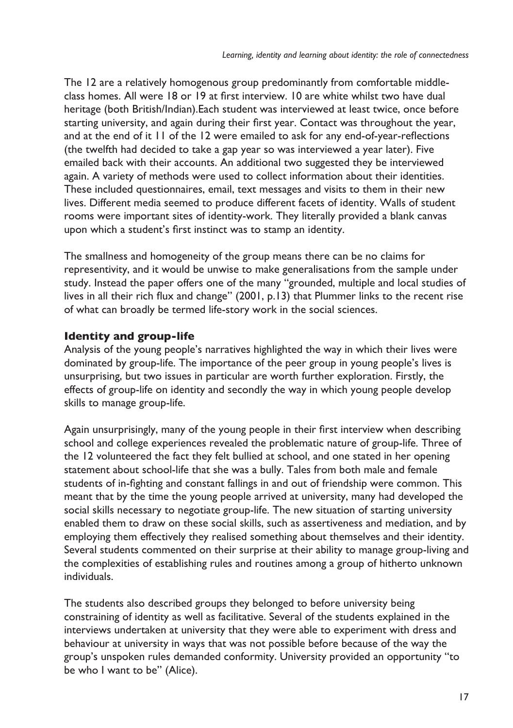The 12 are a relatively homogenous group predominantly from comfortable middle-class homes. All were 18 or 19 at first interview. 10 are white whilst two have dual heritage (both British/Indian).Each student was interviewed at least twice, once before starting university, and again during their first year. Contact was throughout the year, and at the end of it 11 of the 12 were emailed to ask for any end-of-year-reflections (the twelfth had decided to take a gap year so was interviewed a year later). Five emailed back with their accounts. An additional two suggested they be interviewed again. A variety of methods were used to collect information about their identities. These included questionnaires, email, text messages and visits to them in their new lives. Different media seemed to produce different facets of identity. Walls of student rooms were important sites of identity-work. They literally provided a blank canvas upon which a student's first instinct was to stamp an identity.

The smallness and homogeneity of the group means there can be no claims for representivity, and it would be unwise to make generalisations from the sample under study. Instead the paper offers one of the many "grounded, multiple and local studies of lives in all their rich flux and change" (2001, p.13) that Plummer links to the recent rise of what can broadly be termed life-story work in the social sciences.

## Identity and group-life

Analysis of the young people's narratives highlighted the way in which their lives were dominated by group-life. The importance of the peer group in young people's lives is unsurprising, but two issues in particular are worth further exploration. Firstly, the effects of group-life on identity and secondly the way in which young people develop skills to manage group-life.

Again unsurprisingly, many of the young people in their first interview when describing school and college experiences revealed the problematic nature of group-life. Three of the 12 volunteered the fact they felt bullied at school, and one stated in her opening statement about school-life that she was a bully. Tales from both male and female students of in-fighting and constant fallings in and out of friendship were common. This meant that by the time the young people arrived at university, many had developed the social skills necessary to negotiate group-life. The new situation of starting university enabled them to draw on these social skills, such as assertiveness and mediation, and by employing them effectively they realised something about themselves and their identity. Several students commented on their surprise at their ability to manage group-living and the complexities of establishing rules and routines among a group of hitherto unknown individuals.

The students also described groups they belonged to before university being constraining of identity as well as facilitative. Several of the students explained in the interviews undertaken at university that they were able to experiment with dress and behaviour at university in ways that was not possible before because of the way the group's unspoken rules demanded conformity. University provided an opportunity "to be who I want to be" (Alice).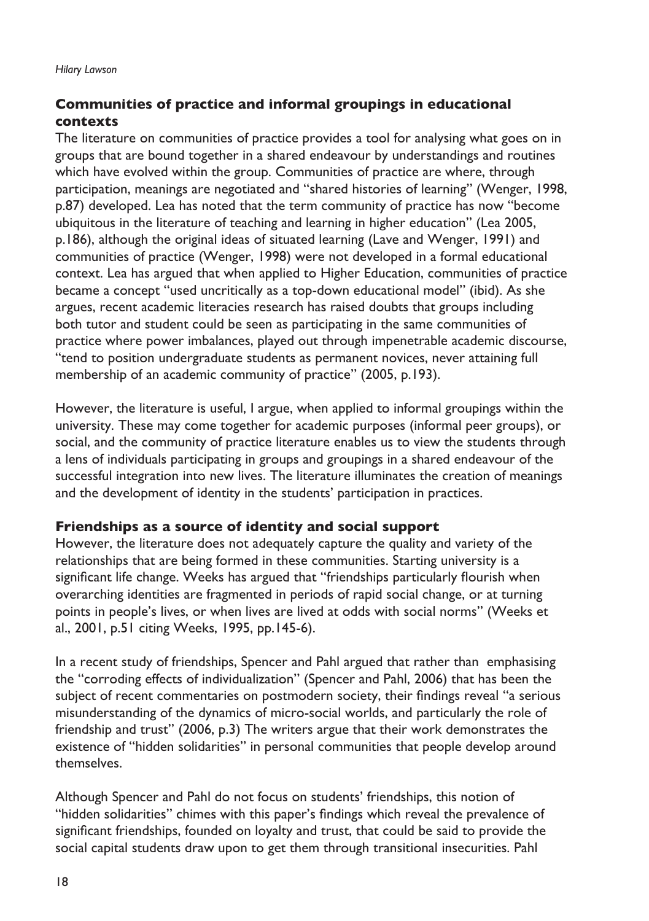## Communities of practice and informal groupings in educational contexts

The literature on communities of practice provides a tool for analysing what goes on in groups that are bound together in a shared endeavour by understandings and routines which have evolved within the group. Communities of practice are where, through participation, meanings are negotiated and "shared histories of learning" (Wenger, 1998, p.87) developed. Lea has noted that the term community of practice has now "become ubiquitous in the literature of teaching and learning in higher education" (Lea 2005, p.186), although the original ideas of situated learning (Lave and Wenger, 1991) and communities of practice (Wenger, 1998) were not developed in a formal educational context. Lea has argued that when applied to Higher Education, communities of practice became a concept "used uncritically as a top-down educational model" (ibid). As she argues, recent academic literacies research has raised doubts that groups including both tutor and student could be seen as participating in the same communities of practice where power imbalances, played out through impenetrable academic discourse, "tend to position undergraduate students as permanent novices, never attaining full membership of an academic community of practice" (2005, p.193).

However, the literature is useful, I argue, when applied to informal groupings within the university. These may come together for academic purposes (informal peer groups), or social, and the community of practice literature enables us to view the students through a lens of individuals participating in groups and groupings in a shared endeavour of the successful integration into new lives. The literature illuminates the creation of meanings and the development of identity in the students' participation in practices.

## Friendships as a source of identity and social support

However, the literature does not adequately capture the quality and variety of the relationships that are being formed in these communities. Starting university is a significant life change. Weeks has argued that "friendships particularly flourish when overarching identities are fragmented in periods of rapid social change, or at turning points in people's lives, or when lives are lived at odds with social norms" (Weeks et al., 2001, p.51 citing Weeks, 1995, pp.145-6).

In a recent study of friendships, Spencer and Pahl argued that rather than emphasising the "corroding effects of individualization" (Spencer and Pahl, 2006) that has been the subject of recent commentaries on postmodern society, their findings reveal "a serious misunderstanding of the dynamics of micro-social worlds, and particularly the role of friendship and trust" (2006, p.3) The writers argue that their work demonstrates the existence of "hidden solidarities" in personal communities that people develop around themselves.

Although Spencer and Pahl do not focus on students' friendships, this notion of "hidden solidarities" chimes with this paper's findings which reveal the prevalence of significant friendships, founded on loyalty and trust, that could be said to provide the social capital students draw upon to get them through transitional insecurities. Pahl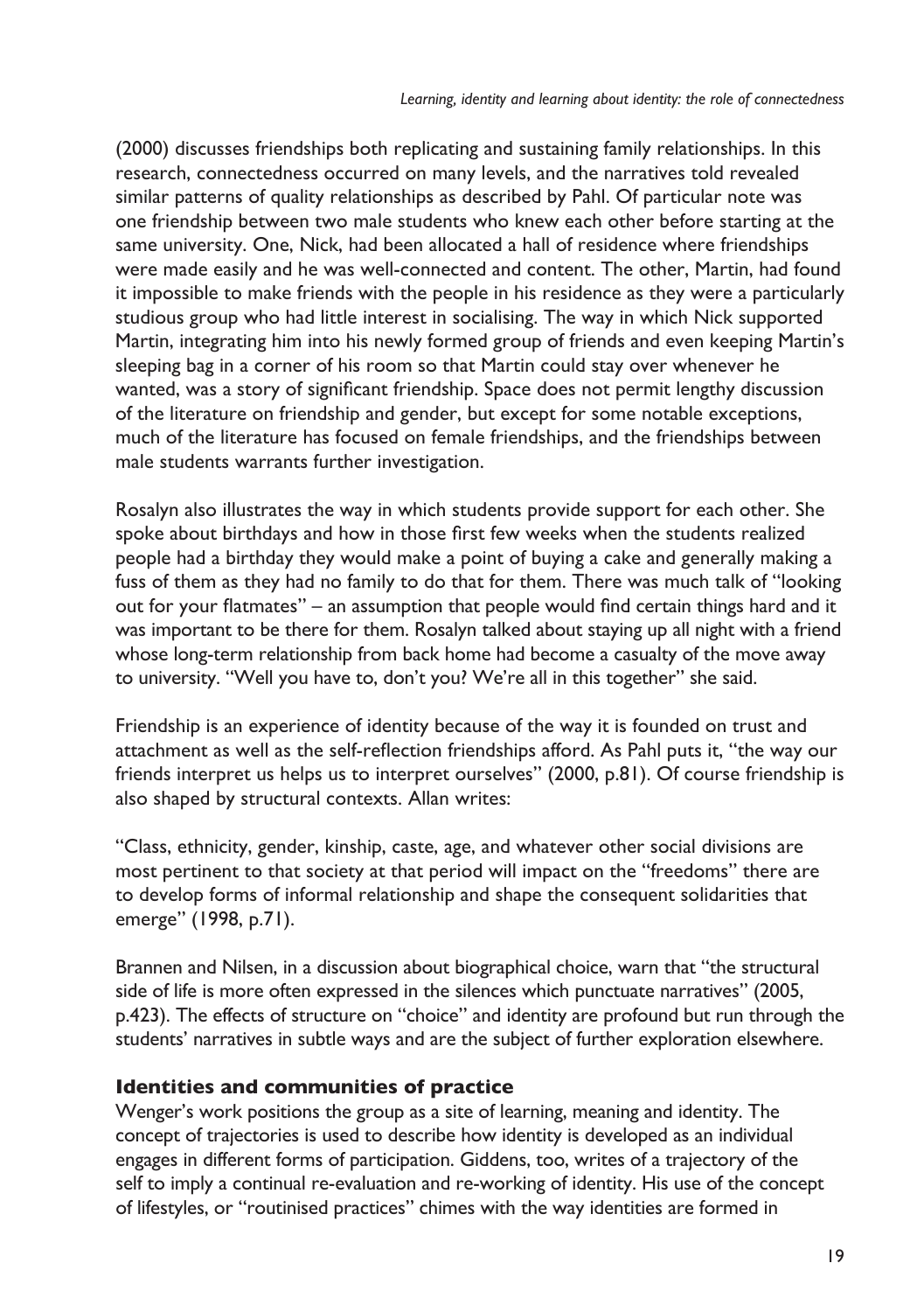(2000) discusses friendships both replicating and sustaining family relationships. In this research, connectedness occurred on many levels, and the narratives told revealed similar patterns of quality relationships as described by Pahl. Of particular note was one friendship between two male students who knew each other before starting at the same university. One, Nick, had been allocated a hall of residence where friendships were made easily and he was well-connected and content. The other, Martin, had found it impossible to make friends with the people in his residence as they were a particularly studious group who had little interest in socialising. The way in which Nick supported Martin, integrating him into his newly formed group of friends and even keeping Martin's sleeping bag in a corner of his room so that Martin could stay over whenever he wanted, was a story of significant friendship. Space does not permit lengthy discussion of the literature on friendship and gender, but except for some notable exceptions, much of the literature has focused on female friendships, and the friendships between male students warrants further investigation.

Rosalyn also illustrates the way in which students provide support for each other. She spoke about birthdays and how in those first few weeks when the students realized people had a birthday they would make a point of buying a cake and generally making a fuss of them as they had no family to do that for them. There was much talk of "looking out for your flatmates" – an assumption that people would find certain things hard and it was important to be there for them. Rosalyn talked about staying up all night with a friend whose long-term relationship from back home had become a casualty of the move away to university. "Well you have to, don't you? We're all in this together" she said.

Friendship is an experience of identity because of the way it is founded on trust and attachment as well as the self-reflection friendships afford. As Pahl puts it, "the way our friends interpret us helps us to interpret ourselves" (2000, p.81). Of course friendship is also shaped by structural contexts. Allan writes:

"Class, ethnicity, gender, kinship, caste, age, and whatever other social divisions are most pertinent to that society at that period will impact on the "freedoms" there are to develop forms of informal relationship and shape the consequent solidarities that emerge" (1998, p.71).

Brannen and Nilsen, in a discussion about biographical choice, warn that "the structural side of life is more often expressed in the silences which punctuate narratives" (2005, p.423). The effects of structure on "choice" and identity are profound but run through the students' narratives in subtle ways and are the subject of further exploration elsewhere.

### Identities and communities of practice

Wenger's work positions the group as a site of learning, meaning and identity. The concept of trajectories is used to describe how identity is developed as an individual engages in different forms of participation. Giddens, too, writes of a trajectory of the self to imply a continual re-evaluation and re-working of identity. His use of the concept of lifestyles, or "routinised practices" chimes with the way identities are formed in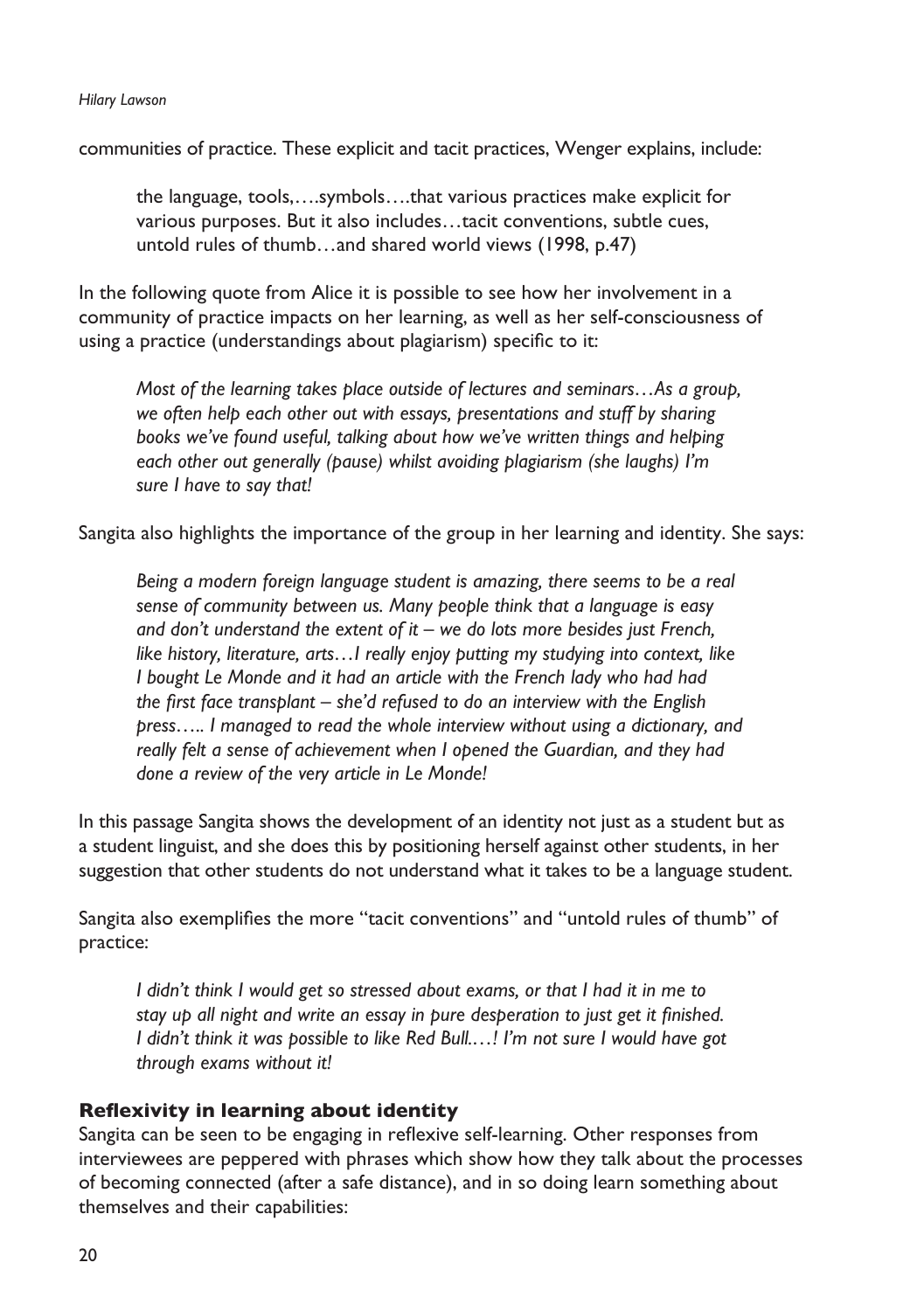communities of practice. These explicit and tacit practices, Wenger explains, include:

> the language, tools,….symbols….that various practices make explicit for various purposes. But it also includes…tacit conventions, subtle cues, untold rules of thumb…and shared world views (1998, p.47)

In the following quote from Alice it is possible to see how her involvement in a community of practice impacts on her learning, as well as her self-consciousness of using a practice (understandings about plagiarism) specific to it:

> *Most of the learning takes place outside of lectures and seminars…As a group, we often help each other out with essays, presentations and stuff by sharing books we've found useful, talking about how we've written things and helping each other out generally (pause) whilst avoiding plagiarism (she laughs) I'm sure I have to say that!*

Sangita also highlights the importance of the group in her learning and identity. She says:

> *Being a modern foreign language student is amazing, there seems to be a real sense of community between us. Many people think that a language is easy and don't understand the extent of it – we do lots more besides just French, like history, literature, arts…I really enjoy putting my studying into context, like I bought Le Monde and it had an article with the French lady who had had the first face transplant – she'd refused to do an interview with the English press….. I managed to read the whole interview without using a dictionary, and really felt a sense of achievement when I opened the Guardian, and they had done a review of the very article in Le Monde!*

In this passage Sangita shows the development of an identity not just as a student but as a student linguist, and she does this by positioning herself against other students, in her suggestion that other students do not understand what it takes to be a language student.

Sangita also exemplifies the more "tacit conventions" and "untold rules of thumb" of practice:

> *I didn't think I would get so stressed about exams, or that I had it in me to stay up all night and write an essay in pure desperation to just get it finished. I didn't think it was possible to like Red Bull.…! I'm not sure I would have got through exams without it!*

### Reflexivity in learning about identity

Sangita can be seen to be engaging in reflexive self-learning. Other responses from interviewees are peppered with phrases which show how they talk about the processes of becoming connected (after a safe distance), and in so doing learn something about themselves and their capabilities: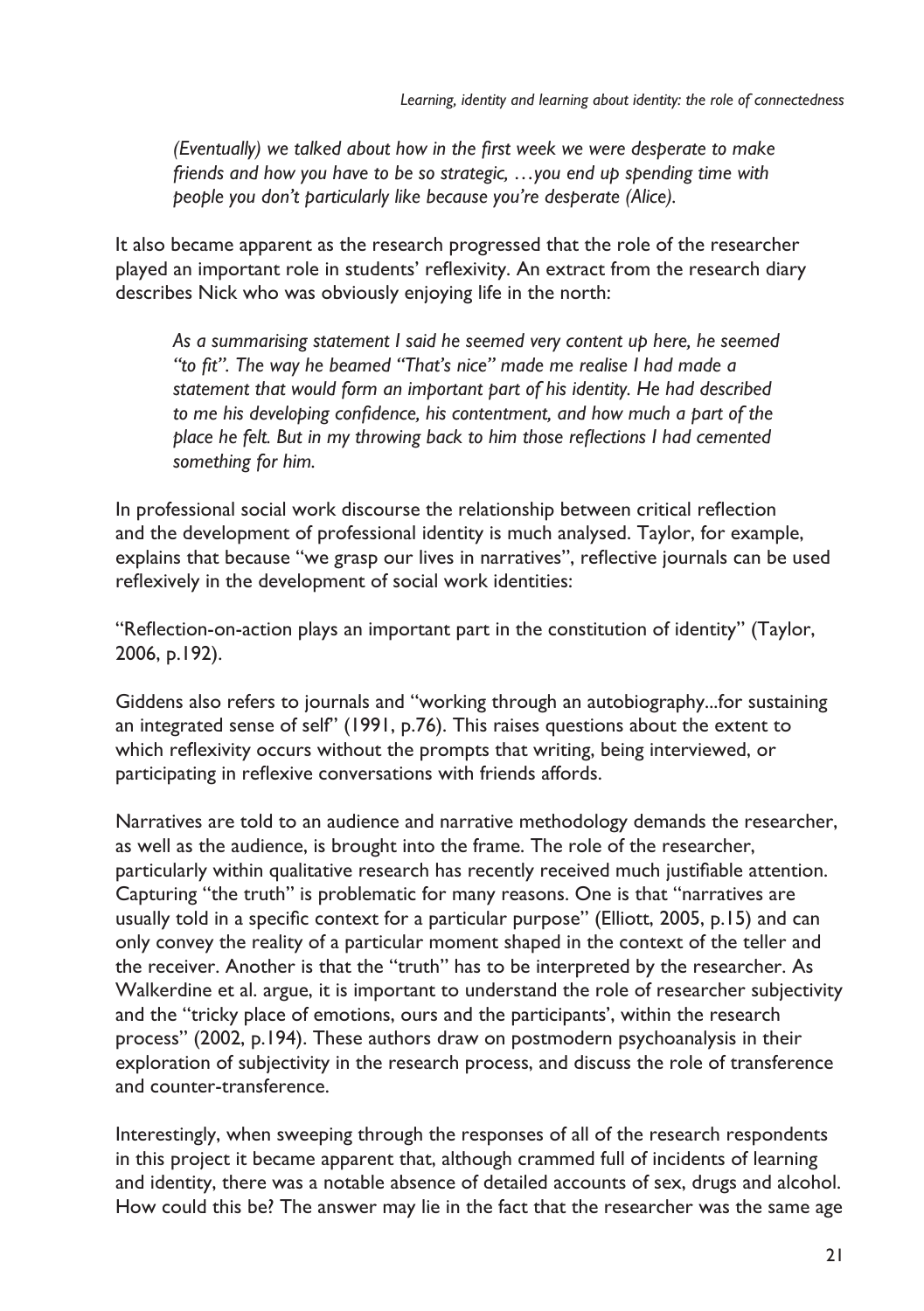*(Eventually) we talked about how in the first week we were desperate to make friends and how you have to be so strategic, …you end up spending time with people you don't particularly like because you're desperate (Alice).*

It also became apparent as the research progressed that the role of the researcher played an important role in students' reflexivity. An extract from the research diary describes Nick who was obviously enjoying life in the north:

*As a summarising statement I said he seemed very content up here, he seemed "to fit". The way he beamed "That's nice" made me realise I had made a statement that would form an important part of his identity. He had described to me his developing confidence, his contentment, and how much a part of the place he felt. But in my throwing back to him those reflections I had cemented something for him.*

In professional social work discourse the relationship between critical reflection and the development of professional identity is much analysed. Taylor, for example, explains that because "we grasp our lives in narratives", reflective journals can be used reflexively in the development of social work identities:

"Reflection-on-action plays an important part in the constitution of identity" (Taylor, 2006, p.192).

Giddens also refers to journals and "working through an autobiography...for sustaining an integrated sense of self" (1991, p.76). This raises questions about the extent to which reflexivity occurs without the prompts that writing, being interviewed, or participating in reflexive conversations with friends affords.

Narratives are told to an audience and narrative methodology demands the researcher, as well as the audience, is brought into the frame. The role of the researcher, particularly within qualitative research has recently received much justifiable attention. Capturing "the truth" is problematic for many reasons. One is that "narratives are usually told in a specific context for a particular purpose" (Elliott, 2005, p.15) and can only convey the reality of a particular moment shaped in the context of the teller and the receiver. Another is that the "truth" has to be interpreted by the researcher. As Walkerdine et al. argue, it is important to understand the role of researcher subjectivity and the "tricky place of emotions, ours and the participants', within the research process" (2002, p.194). These authors draw on postmodern psychoanalysis in their exploration of subjectivity in the research process, and discuss the role of transference and counter-transference.

Interestingly, when sweeping through the responses of all of the research respondents in this project it became apparent that, although crammed full of incidents of learning and identity, there was a notable absence of detailed accounts of sex, drugs and alcohol. How could this be? The answer may lie in the fact that the researcher was the same age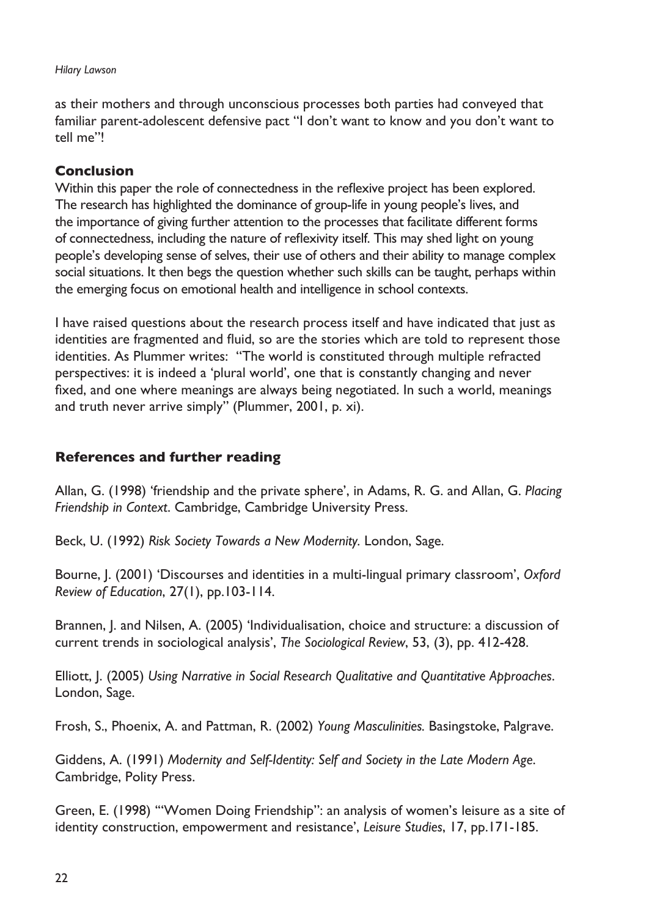as their mothers and through unconscious processes both parties had conveyed that familiar parent-adolescent defensive pact "I don't want to know and you don't want to tell me"!

## Conclusion

Within this paper the role of connectedness in the reflexive project has been explored. The research has highlighted the dominance of group-life in young people's lives, and the importance of giving further attention to the processes that facilitate different forms of connectedness, including the nature of reflexivity itself. This may shed light on young people's developing sense of selves, their use of others and their ability to manage complex social situations. It then begs the question whether such skills can be taught, perhaps within the emerging focus on emotional health and intelligence in school contexts.

I have raised questions about the research process itself and have indicated that just as identities are fragmented and fluid, so are the stories which are told to represent those identities. As Plummer writes: "The world is constituted through multiple refracted perspectives: it is indeed a 'plural world', one that is constantly changing and never fixed, and one where meanings are always being negotiated. In such a world, meanings and truth never arrive simply" (Plummer, 2001, p. xi).

## References and further reading

Allan, G. (1998) 'friendship and the private sphere', in Adams, R. G. and Allan, G. *Placing Friendship in Context*. Cambridge, Cambridge University Press.

Beck, U. (1992) *Risk Society Towards a New Modernity.* London, Sage.

Bourne, J. (2001) 'Discourses and identities in a multi-lingual primary classroom', *Oxford Review of Education*, 27(1), pp.103-114.

Brannen, J. and Nilsen, A. (2005) 'Individualisation, choice and structure: a discussion of current trends in sociological analysis', *The Sociological Review*, 53, (3), pp. 412-428.

Elliott, J. (2005) *Using Narrative in Social Research Qualitative and Quantitative Approaches*. London, Sage.

Frosh, S., Phoenix, A. and Pattman, R. (2002) *Young Masculinities.* Basingstoke, Palgrave.

Giddens, A. (1991) *Modernity and Self-Identity: Self and Society in the Late Modern Age*. Cambridge, Polity Press.

Green, E. (1998) '"Women Doing Friendship": an analysis of women's leisure as a site of identity construction, empowerment and resistance', *Leisure Studies*, 17, pp.171-185.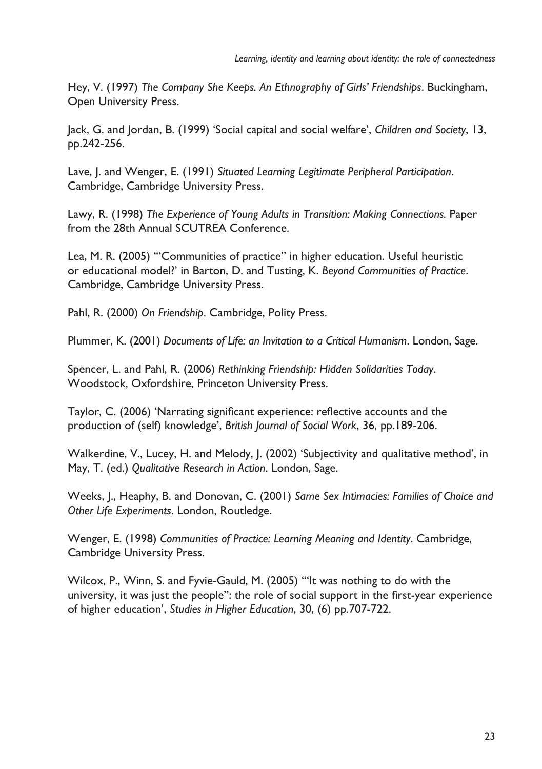Hey, V. (1997) *The Company She Keeps. An Ethnography of Girls' Friendships*. Buckingham, Open University Press.

Jack, G. and Jordan, B. (1999) 'Social capital and social welfare', *Children and Society*, 13, pp.242-256.

Lave, J. and Wenger, E. (1991) *Situated Learning Legitimate Peripheral Participation*. Cambridge, Cambridge University Press.

Lawy, R. (1998) *The Experience of Young Adults in Transition: Making Connections.* Paper from the 28th Annual SCUTREA Conference.

Lea, M. R. (2005) '"Communities of practice" in higher education. Useful heuristic or educational model?' in Barton, D. and Tusting, K. *Beyond Communities of Practice*. Cambridge, Cambridge University Press.

Pahl, R. (2000) *On Friendship*. Cambridge, Polity Press.

Plummer, K. (2001) *Documents of Life: an Invitation to a Critical Humanism*. London, Sage.

Spencer, L. and Pahl, R. (2006) *Rethinking Friendship: Hidden Solidarities Today*. Woodstock, Oxfordshire, Princeton University Press.

Taylor, C. (2006) 'Narrating significant experience: reflective accounts and the production of (self) knowledge', *British Journal of Social Work*, 36, pp.189-206.

Walkerdine, V., Lucey, H. and Melody, J. (2002) 'Subjectivity and qualitative method', in May, T. (ed.) *Qualitative Research in Action*. London, Sage.

Weeks, J., Heaphy, B. and Donovan, C. (2001) *Same Sex Intimacies: Families of Choice and Other Life Experiments*. London, Routledge.

Wenger, E. (1998) *Communities of Practice: Learning Meaning and Identity*. Cambridge, Cambridge University Press.

Wilcox, P., Winn, S. and Fyvie-Gauld, M. (2005) '"It was nothing to do with the university, it was just the people": the role of social support in the first-year experience of higher education', *Studies in Higher Education*, 30, (6) pp.707-722.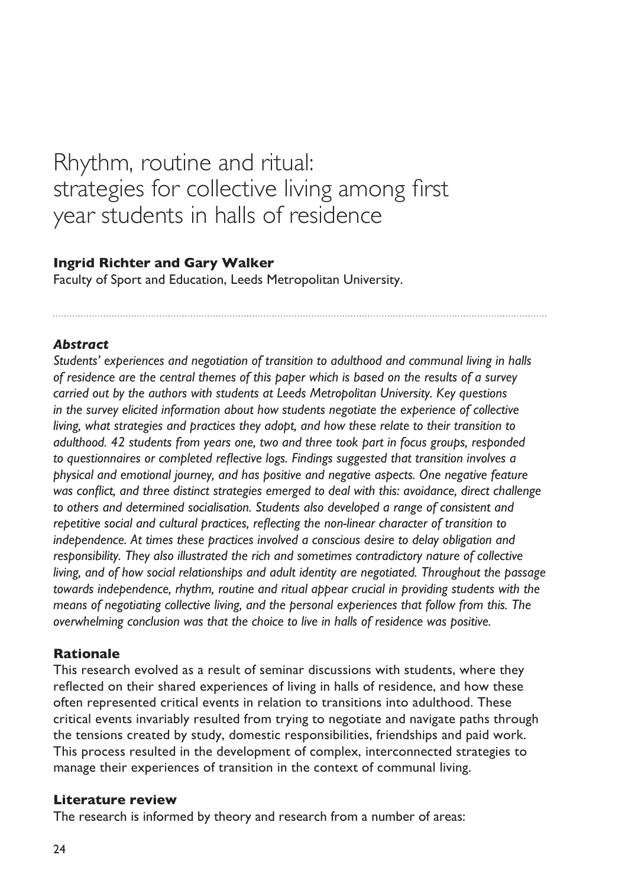# Rhythm, routine and ritual: strategies for collective living among first year students in halls of residence

**Ingrid Richter and Gary Walker**

Faculty of Sport and Education, Leeds Metropolitan University.

***Abstract***

*Students' experiences and negotiation of transition to adulthood and communal living in halls of residence are the central themes of this paper which is based on the results of a survey carried out by the authors with students at Leeds Metropolitan University. Key questions in the survey elicited information about how students negotiate the experience of collective living, what strategies and practices they adopt, and how these relate to their transition to adulthood. 42 students from years one, two and three took part in focus groups, responded to questionnaires or completed reflective logs. Findings suggested that transition involves a physical and emotional journey, and has positive and negative aspects. One negative feature was conflict, and three distinct strategies emerged to deal with this: avoidance, direct challenge to others and determined socialisation. Students also developed a range of consistent and repetitive social and cultural practices, reflecting the non-linear character of transition to independence. At times these practices involved a conscious desire to delay obligation and responsibility. They also illustrated the rich and sometimes contradictory nature of collective living, and of how social relationships and adult identity are negotiated. Throughout the passage towards independence, rhythm, routine and ritual appear crucial in providing students with the means of negotiating collective living, and the personal experiences that follow from this. The overwhelming conclusion was that the choice to live in halls of residence was positive.*

## Rationale

This research evolved as a result of seminar discussions with students, where they reflected on their shared experiences of living in halls of residence, and how these often represented critical events in relation to transitions into adulthood. These critical events invariably resulted from trying to negotiate and navigate paths through the tensions created by study, domestic responsibilities, friendships and paid work. This process resulted in the development of complex, interconnected strategies to manage their experiences of transition in the context of communal living.

## Literature review

The research is informed by theory and research from a number of areas: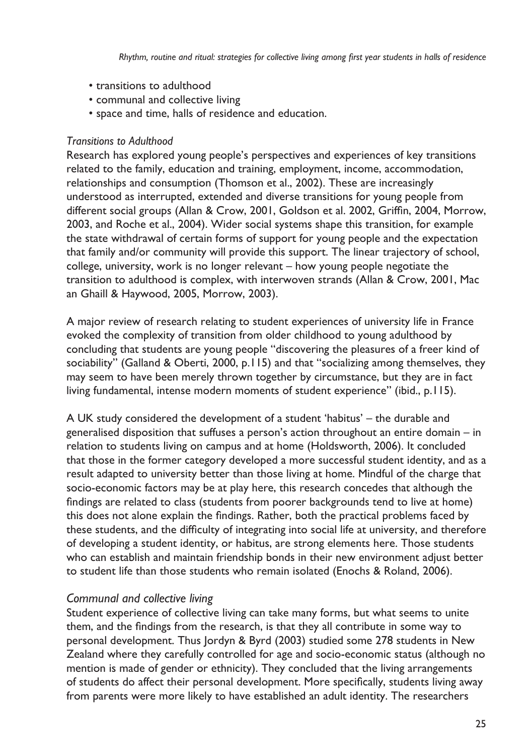- transitions to adulthood
- communal and collective living
- space and time, halls of residence and education.

### *Transitions to Adulthood*

Research has explored young people's perspectives and experiences of key transitions related to the family, education and training, employment, income, accommodation, relationships and consumption (Thomson et al., 2002). These are increasingly understood as interrupted, extended and diverse transitions for young people from different social groups (Allan & Crow, 2001, Goldson et al. 2002, Griffin, 2004, Morrow, 2003, and Roche et al., 2004). Wider social systems shape this transition, for example the state withdrawal of certain forms of support for young people and the expectation that family and/or community will provide this support. The linear trajectory of school, college, university, work is no longer relevant – how young people negotiate the transition to adulthood is complex, with interwoven strands (Allan & Crow, 2001, Mac an Ghaill & Haywood, 2005, Morrow, 2003).

A major review of research relating to student experiences of university life in France evoked the complexity of transition from older childhood to young adulthood by concluding that students are young people "discovering the pleasures of a freer kind of sociability" (Galland & Oberti, 2000, p.115) and that "socializing among themselves, they may seem to have been merely thrown together by circumstance, but they are in fact living fundamental, intense modern moments of student experience" (ibid., p.115).

A UK study considered the development of a student 'habitus' – the durable and generalised disposition that suffuses a person's action throughout an entire domain – in relation to students living on campus and at home (Holdsworth, 2006). It concluded that those in the former category developed a more successful student identity, and as a result adapted to university better than those living at home. Mindful of the charge that socio-economic factors may be at play here, this research concedes that although the findings are related to class (students from poorer backgrounds tend to live at home) this does not alone explain the findings. Rather, both the practical problems faced by these students, and the difficulty of integrating into social life at university, and therefore of developing a student identity, or habitus, are strong elements here. Those students who can establish and maintain friendship bonds in their new environment adjust better to student life than those students who remain isolated (Enochs & Roland, 2006).

### *Communal and collective living*

Student experience of collective living can take many forms, but what seems to unite them, and the findings from the research, is that they all contribute in some way to personal development. Thus Jordyn & Byrd (2003) studied some 278 students in New Zealand where they carefully controlled for age and socio-economic status (although no mention is made of gender or ethnicity). They concluded that the living arrangements of students do affect their personal development. More specifically, students living away from parents were more likely to have established an adult identity. The researchers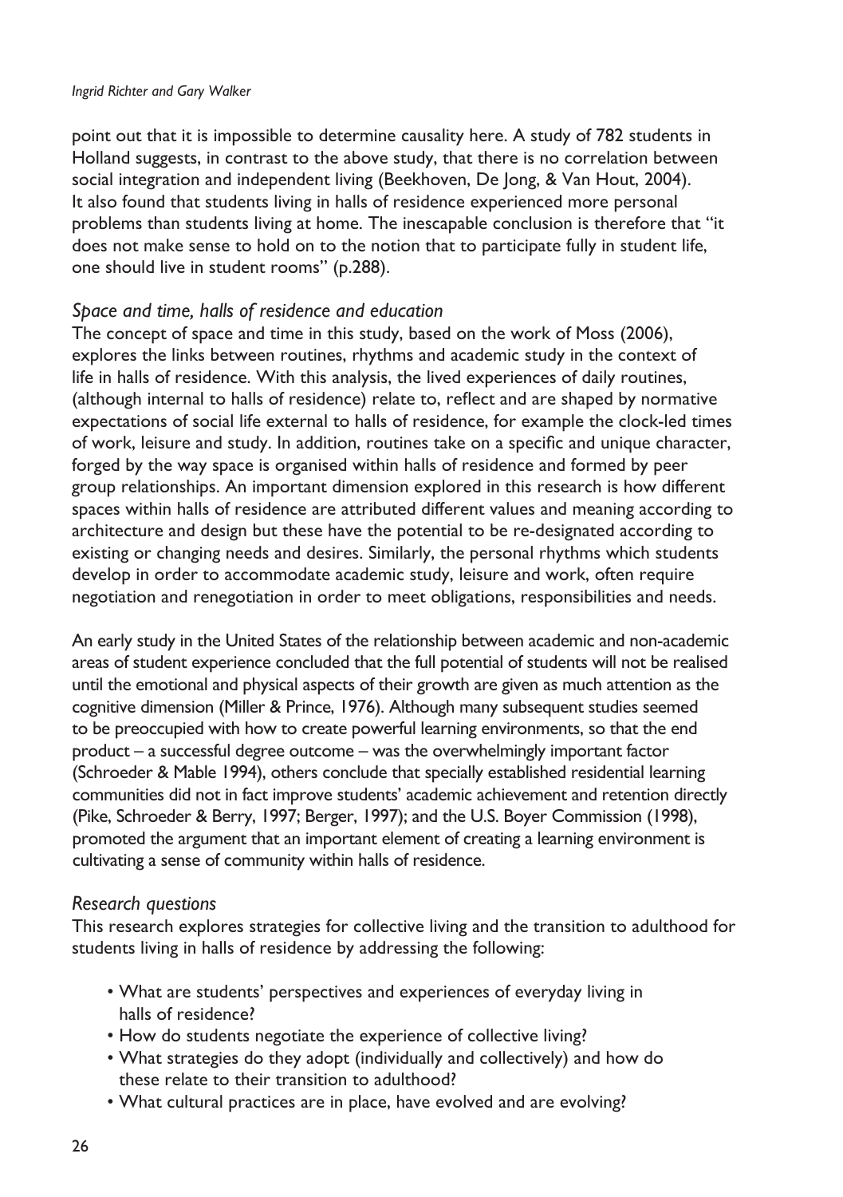point out that it is impossible to determine causality here. A study of 782 students in Holland suggests, in contrast to the above study, that there is no correlation between social integration and independent living (Beekhoven, De Jong, & Van Hout, 2004). It also found that students living in halls of residence experienced more personal problems than students living at home. The inescapable conclusion is therefore that "it does not make sense to hold on to the notion that to participate fully in student life, one should live in student rooms" (p.288).

### *Space and time, halls of residence and education*

The concept of space and time in this study, based on the work of Moss (2006), explores the links between routines, rhythms and academic study in the context of life in halls of residence. With this analysis, the lived experiences of daily routines, (although internal to halls of residence) relate to, reflect and are shaped by normative expectations of social life external to halls of residence, for example the clock-led times of work, leisure and study. In addition, routines take on a specific and unique character, forged by the way space is organised within halls of residence and formed by peer group relationships. An important dimension explored in this research is how different spaces within halls of residence are attributed different values and meaning according to architecture and design but these have the potential to be re-designated according to existing or changing needs and desires. Similarly, the personal rhythms which students develop in order to accommodate academic study, leisure and work, often require negotiation and renegotiation in order to meet obligations, responsibilities and needs.

An early study in the United States of the relationship between academic and non-academic areas of student experience concluded that the full potential of students will not be realised until the emotional and physical aspects of their growth are given as much attention as the cognitive dimension (Miller & Prince, 1976). Although many subsequent studies seemed to be preoccupied with how to create powerful learning environments, so that the end product – a successful degree outcome – was the overwhelmingly important factor (Schroeder & Mable 1994), others conclude that specially established residential learning communities did not in fact improve students' academic achievement and retention directly (Pike, Schroeder & Berry, 1997; Berger, 1997); and the U.S. Boyer Commission (1998), promoted the argument that an important element of creating a learning environment is cultivating a sense of community within halls of residence.

### *Research questions*

This research explores strategies for collective living and the transition to adulthood for students living in halls of residence by addressing the following:

- What are students' perspectives and experiences of everyday living in halls of residence?
- How do students negotiate the experience of collective living?
- What strategies do they adopt (individually and collectively) and how do these relate to their transition to adulthood?
- What cultural practices are in place, have evolved and are evolving?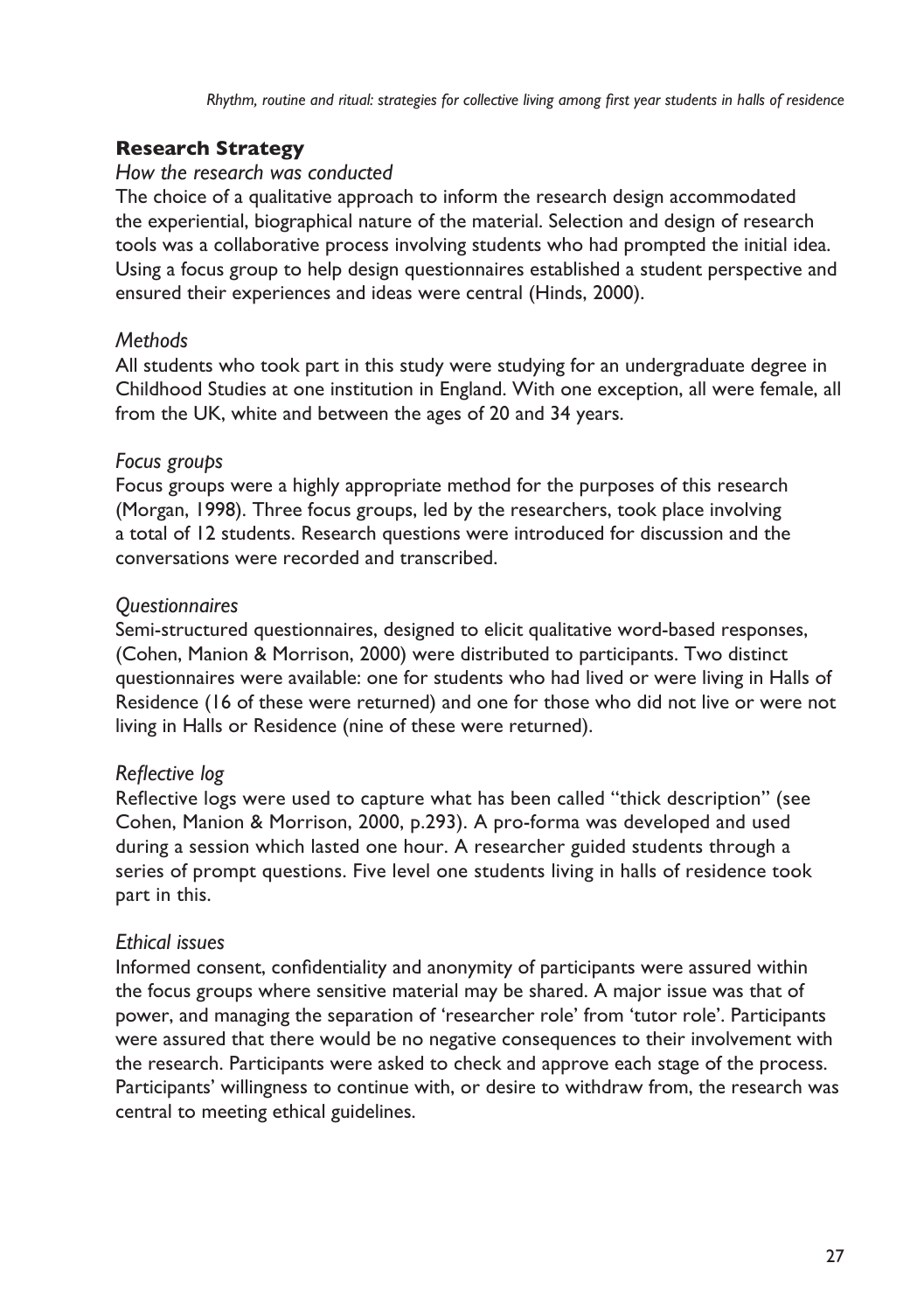## Research Strategy

*How the research was conducted*

The choice of a qualitative approach to inform the research design accommodated the experiential, biographical nature of the material. Selection and design of research tools was a collaborative process involving students who had prompted the initial idea. Using a focus group to help design questionnaires established a student perspective and ensured their experiences and ideas were central (Hinds, 2000).

*Methods*

All students who took part in this study were studying for an undergraduate degree in Childhood Studies at one institution in England. With one exception, all were female, all from the UK, white and between the ages of 20 and 34 years.

*Focus groups*

Focus groups were a highly appropriate method for the purposes of this research (Morgan, 1998). Three focus groups, led by the researchers, took place involving a total of 12 students. Research questions were introduced for discussion and the conversations were recorded and transcribed.

*Questionnaires*

Semi-structured questionnaires, designed to elicit qualitative word-based responses, (Cohen, Manion & Morrison, 2000) were distributed to participants. Two distinct questionnaires were available: one for students who had lived or were living in Halls of Residence (16 of these were returned) and one for those who did not live or were not living in Halls or Residence (nine of these were returned).

*Reflective log*

Reflective logs were used to capture what has been called "thick description" (see Cohen, Manion & Morrison, 2000, p.293). A pro-forma was developed and used during a session which lasted one hour. A researcher guided students through a series of prompt questions. Five level one students living in halls of residence took part in this.

*Ethical issues*

Informed consent, confidentiality and anonymity of participants were assured within the focus groups where sensitive material may be shared. A major issue was that of power, and managing the separation of 'researcher role' from 'tutor role'. Participants were assured that there would be no negative consequences to their involvement with the research. Participants were asked to check and approve each stage of the process. Participants' willingness to continue with, or desire to withdraw from, the research was central to meeting ethical guidelines.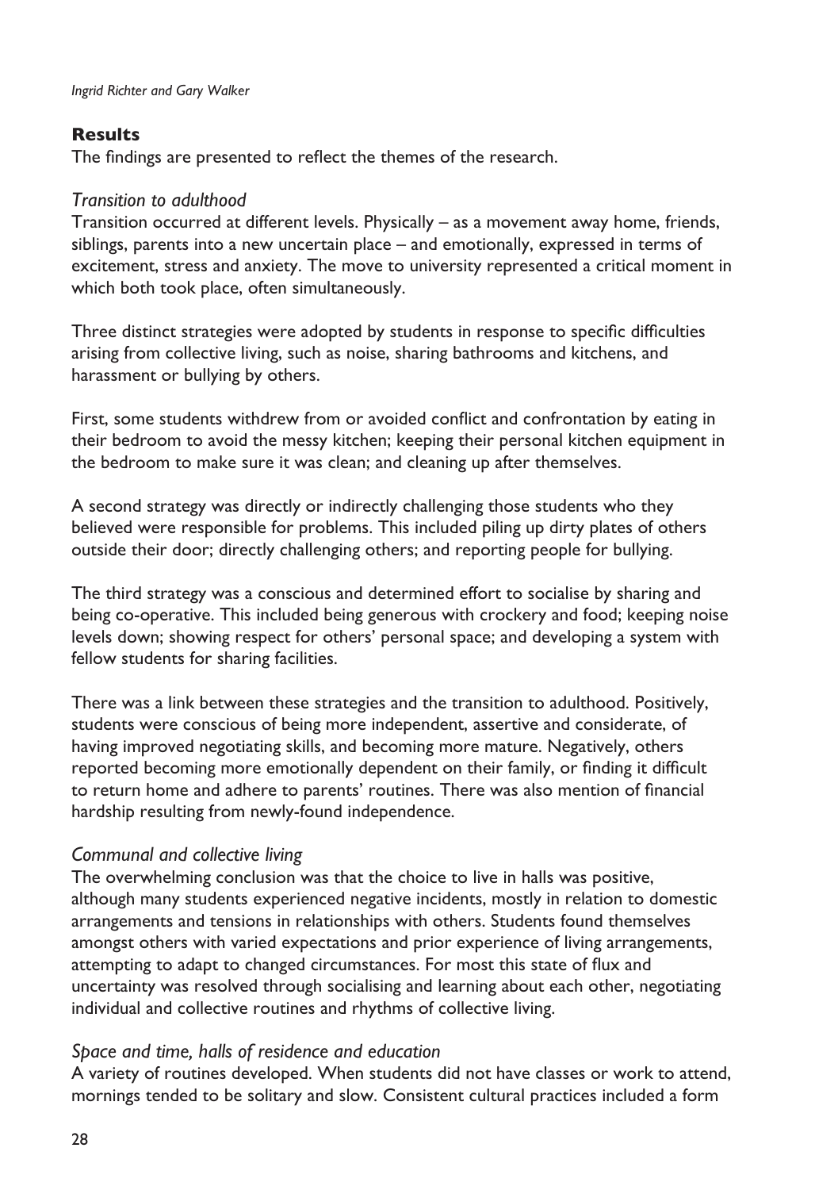## Results

The findings are presented to reflect the themes of the research.

### *Transition to adulthood*

Transition occurred at different levels. Physically – as a movement away home, friends, siblings, parents into a new uncertain place – and emotionally, expressed in terms of excitement, stress and anxiety. The move to university represented a critical moment in which both took place, often simultaneously.

Three distinct strategies were adopted by students in response to specific difficulties arising from collective living, such as noise, sharing bathrooms and kitchens, and harassment or bullying by others.

First, some students withdrew from or avoided conflict and confrontation by eating in their bedroom to avoid the messy kitchen; keeping their personal kitchen equipment in the bedroom to make sure it was clean; and cleaning up after themselves.

A second strategy was directly or indirectly challenging those students who they believed were responsible for problems. This included piling up dirty plates of others outside their door; directly challenging others; and reporting people for bullying.

The third strategy was a conscious and determined effort to socialise by sharing and being co-operative. This included being generous with crockery and food; keeping noise levels down; showing respect for others' personal space; and developing a system with fellow students for sharing facilities.

There was a link between these strategies and the transition to adulthood. Positively, students were conscious of being more independent, assertive and considerate, of having improved negotiating skills, and becoming more mature. Negatively, others reported becoming more emotionally dependent on their family, or finding it difficult to return home and adhere to parents' routines. There was also mention of financial hardship resulting from newly-found independence.

### *Communal and collective living*

The overwhelming conclusion was that the choice to live in halls was positive, although many students experienced negative incidents, mostly in relation to domestic arrangements and tensions in relationships with others. Students found themselves amongst others with varied expectations and prior experience of living arrangements, attempting to adapt to changed circumstances. For most this state of flux and uncertainty was resolved through socialising and learning about each other, negotiating individual and collective routines and rhythms of collective living.

### *Space and time, halls of residence and education*

A variety of routines developed. When students did not have classes or work to attend, mornings tended to be solitary and slow. Consistent cultural practices included a form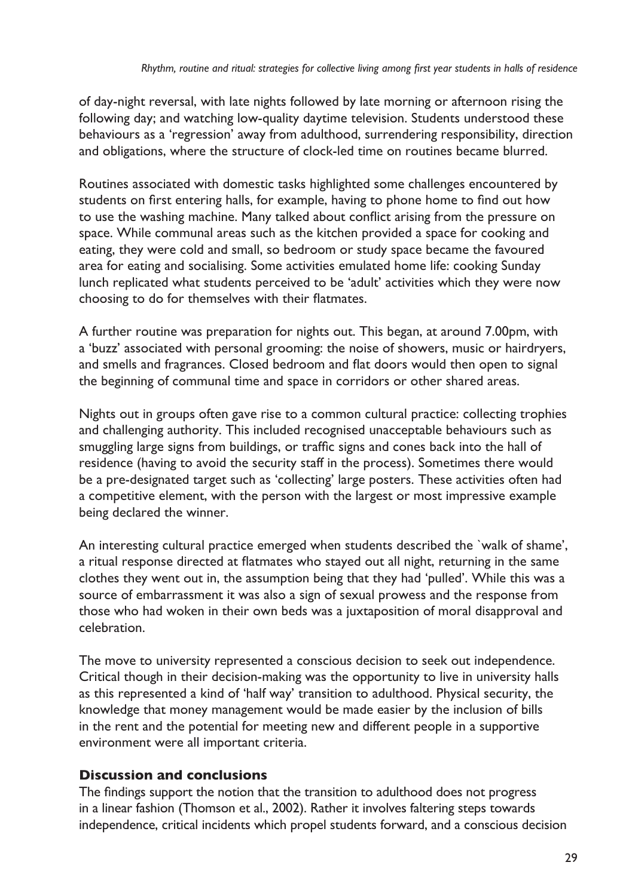of day-night reversal, with late nights followed by late morning or afternoon rising the following day; and watching low-quality daytime television. Students understood these behaviours as a 'regression' away from adulthood, surrendering responsibility, direction and obligations, where the structure of clock-led time on routines became blurred.

Routines associated with domestic tasks highlighted some challenges encountered by students on first entering halls, for example, having to phone home to find out how to use the washing machine. Many talked about conflict arising from the pressure on space. While communal areas such as the kitchen provided a space for cooking and eating, they were cold and small, so bedroom or study space became the favoured area for eating and socialising. Some activities emulated home life: cooking Sunday lunch replicated what students perceived to be 'adult' activities which they were now choosing to do for themselves with their flatmates.

A further routine was preparation for nights out. This began, at around 7.00pm, with a 'buzz' associated with personal grooming: the noise of showers, music or hairdryers, and smells and fragrances. Closed bedroom and flat doors would then open to signal the beginning of communal time and space in corridors or other shared areas.

Nights out in groups often gave rise to a common cultural practice: collecting trophies and challenging authority. This included recognised unacceptable behaviours such as smuggling large signs from buildings, or traffic signs and cones back into the hall of residence (having to avoid the security staff in the process). Sometimes there would be a pre-designated target such as 'collecting' large posters. These activities often had a competitive element, with the person with the largest or most impressive example being declared the winner.

An interesting cultural practice emerged when students described the `walk of shame', a ritual response directed at flatmates who stayed out all night, returning in the same clothes they went out in, the assumption being that they had 'pulled'. While this was a source of embarrassment it was also a sign of sexual prowess and the response from those who had woken in their own beds was a juxtaposition of moral disapproval and celebration.

The move to university represented a conscious decision to seek out independence. Critical though in their decision-making was the opportunity to live in university halls as this represented a kind of 'half way' transition to adulthood. Physical security, the knowledge that money management would be made easier by the inclusion of bills in the rent and the potential for meeting new and different people in a supportive environment were all important criteria.

## Discussion and conclusions

The findings support the notion that the transition to adulthood does not progress in a linear fashion (Thomson et al., 2002). Rather it involves faltering steps towards independence, critical incidents which propel students forward, and a conscious decision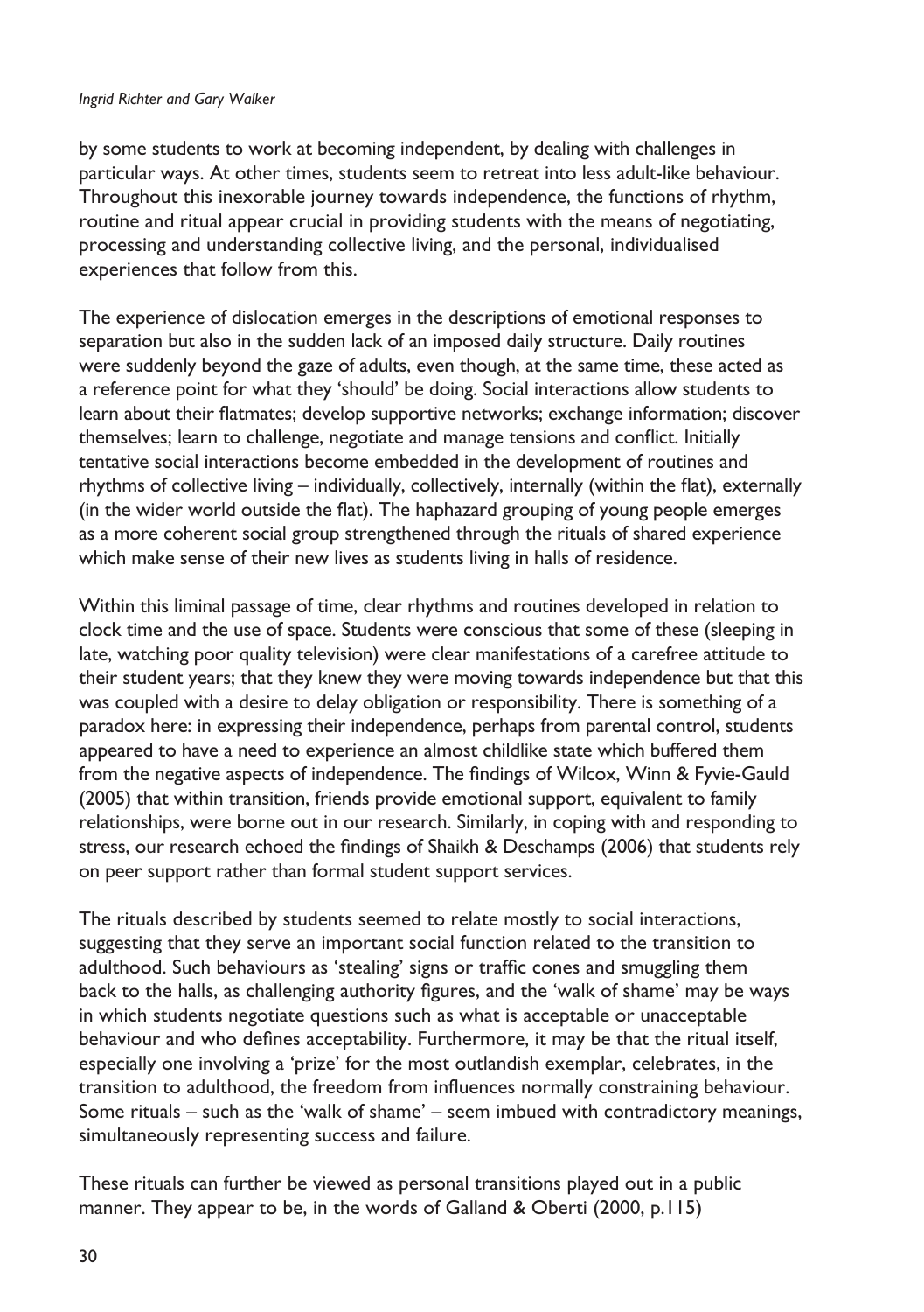by some students to work at becoming independent, by dealing with challenges in particular ways. At other times, students seem to retreat into less adult-like behaviour. Throughout this inexorable journey towards independence, the functions of rhythm, routine and ritual appear crucial in providing students with the means of negotiating, processing and understanding collective living, and the personal, individualised experiences that follow from this.

The experience of dislocation emerges in the descriptions of emotional responses to separation but also in the sudden lack of an imposed daily structure. Daily routines were suddenly beyond the gaze of adults, even though, at the same time, these acted as a reference point for what they 'should' be doing. Social interactions allow students to learn about their flatmates; develop supportive networks; exchange information; discover themselves; learn to challenge, negotiate and manage tensions and conflict. Initially tentative social interactions become embedded in the development of routines and rhythms of collective living – individually, collectively, internally (within the flat), externally (in the wider world outside the flat). The haphazard grouping of young people emerges as a more coherent social group strengthened through the rituals of shared experience which make sense of their new lives as students living in halls of residence.

Within this liminal passage of time, clear rhythms and routines developed in relation to clock time and the use of space. Students were conscious that some of these (sleeping in late, watching poor quality television) were clear manifestations of a carefree attitude to their student years; that they knew they were moving towards independence but that this was coupled with a desire to delay obligation or responsibility. There is something of a paradox here: in expressing their independence, perhaps from parental control, students appeared to have a need to experience an almost childlike state which buffered them from the negative aspects of independence. The findings of Wilcox, Winn & Fyvie-Gauld (2005) that within transition, friends provide emotional support, equivalent to family relationships, were borne out in our research. Similarly, in coping with and responding to stress, our research echoed the findings of Shaikh & Deschamps (2006) that students rely on peer support rather than formal student support services.

The rituals described by students seemed to relate mostly to social interactions, suggesting that they serve an important social function related to the transition to adulthood. Such behaviours as 'stealing' signs or traffic cones and smuggling them back to the halls, as challenging authority figures, and the 'walk of shame' may be ways in which students negotiate questions such as what is acceptable or unacceptable behaviour and who defines acceptability. Furthermore, it may be that the ritual itself, especially one involving a 'prize' for the most outlandish exemplar, celebrates, in the transition to adulthood, the freedom from influences normally constraining behaviour. Some rituals – such as the 'walk of shame' – seem imbued with contradictory meanings, simultaneously representing success and failure.

These rituals can further be viewed as personal transitions played out in a public manner. They appear to be, in the words of Galland & Oberti (2000, p.115)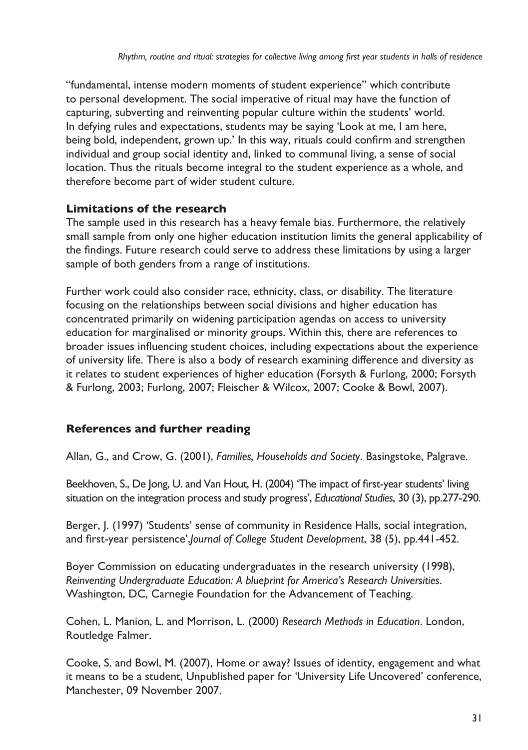"fundamental, intense modern moments of student experience" which contribute to personal development. The social imperative of ritual may have the function of capturing, subverting and reinventing popular culture within the students' world. In defying rules and expectations, students may be saying 'Look at me, I am here, being bold, independent, grown up.' In this way, rituals could confirm and strengthen individual and group social identity and, linked to communal living, a sense of social location. Thus the rituals become integral to the student experience as a whole, and therefore become part of wider student culture.

### Limitations of the research

The sample used in this research has a heavy female bias. Furthermore, the relatively small sample from only one higher education institution limits the general applicability of the findings. Future research could serve to address these limitations by using a larger sample of both genders from a range of institutions.

Further work could also consider race, ethnicity, class, or disability. The literature focusing on the relationships between social divisions and higher education has concentrated primarily on widening participation agendas on access to university education for marginalised or minority groups. Within this, there are references to broader issues influencing student choices, including expectations about the experience of university life. There is also a body of research examining difference and diversity as it relates to student experiences of higher education (Forsyth & Furlong, 2000; Forsyth & Furlong, 2003; Furlong, 2007; Fleischer & Wilcox, 2007; Cooke & Bowl, 2007).

## References and further reading

Allan, G., and Crow, G. (2001), *Families, Households and Society*. Basingstoke, Palgrave.

Beekhoven, S., De Jong, U. and Van Hout, H. (2004) 'The impact of first-year students' living situation on the integration process and study progress', *Educational Studies*, 30 (3), pp.277-290.

Berger, J. (1997) 'Students' sense of community in Residence Halls, social integration, and first-year persistence',*Journal of College Student Development*, 38 (5), pp.441-452.

Boyer Commission on educating undergraduates in the research university (1998), *Reinventing Undergraduate Education: A blueprint for America's Research Universities*. Washington, DC, Carnegie Foundation for the Advancement of Teaching.

Cohen, L. Manion, L. and Morrison, L. (2000) *Research Methods in Education*. London, Routledge Falmer.

Cooke, S. and Bowl, M. (2007), Home or away? Issues of identity, engagement and what it means to be a student, Unpublished paper for 'University Life Uncovered' conference, Manchester, 09 November 2007.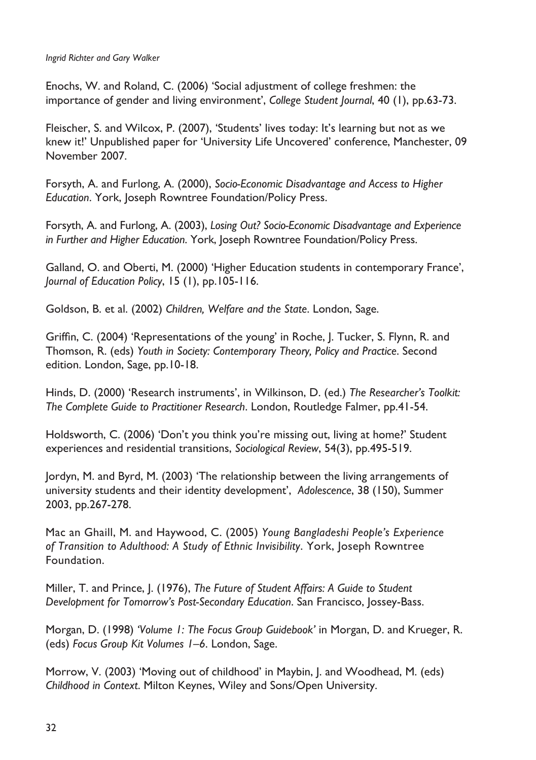Enochs, W. and Roland, C. (2006) 'Social adjustment of college freshmen: the importance of gender and living environment', *College Student Journal*, 40 (1), pp.63-73.

Fleischer, S. and Wilcox, P. (2007), 'Students' lives today: It's learning but not as we knew it!' Unpublished paper for 'University Life Uncovered' conference, Manchester, 09 November 2007.

Forsyth, A. and Furlong, A. (2000), *Socio-Economic Disadvantage and Access to Higher Education*. York, Joseph Rowntree Foundation/Policy Press.

Forsyth, A. and Furlong, A. (2003), *Losing Out? Socio-Economic Disadvantage and Experience in Further and Higher Education*. York, Joseph Rowntree Foundation/Policy Press.

Galland, O. and Oberti, M. (2000) 'Higher Education students in contemporary France', *Journal of Education Policy*, 15 (1), pp.105-116.

Goldson, B. et al. (2002) *Children, Welfare and the State*. London, Sage.

Griffin, C. (2004) 'Representations of the young' in Roche, J. Tucker, S. Flynn, R. and Thomson, R. (eds) *Youth in Society: Contemporary Theory, Policy and Practice*. Second edition. London, Sage, pp.10-18.

Hinds, D. (2000) 'Research instruments', in Wilkinson, D. (ed.) *The Researcher's Toolkit: The Complete Guide to Practitioner Research*. London, Routledge Falmer, pp.41-54.

Holdsworth, C. (2006) 'Don't you think you're missing out, living at home?' Student experiences and residential transitions, *Sociological Review*, 54(3), pp.495-519.

Jordyn, M. and Byrd, M. (2003) 'The relationship between the living arrangements of university students and their identity development', *Adolescence*, 38 (150), Summer 2003, pp.267-278.

Mac an Ghaill, M. and Haywood, C. (2005) *Young Bangladeshi People's Experience of Transition to Adulthood: A Study of Ethnic Invisibility*. York, Joseph Rowntree Foundation.

Miller, T. and Prince, J. (1976), *The Future of Student Affairs: A Guide to Student Development for Tomorrow's Post-Secondary Education*. San Francisco, Jossey-Bass.

Morgan, D. (1998) *'Volume 1: The Focus Group Guidebook'* in Morgan, D. and Krueger, R. (eds) *Focus Group Kit Volumes 1–6*. London, Sage.

Morrow, V. (2003) 'Moving out of childhood' in Maybin, J. and Woodhead, M. (eds) *Childhood in Context*. Milton Keynes, Wiley and Sons/Open University.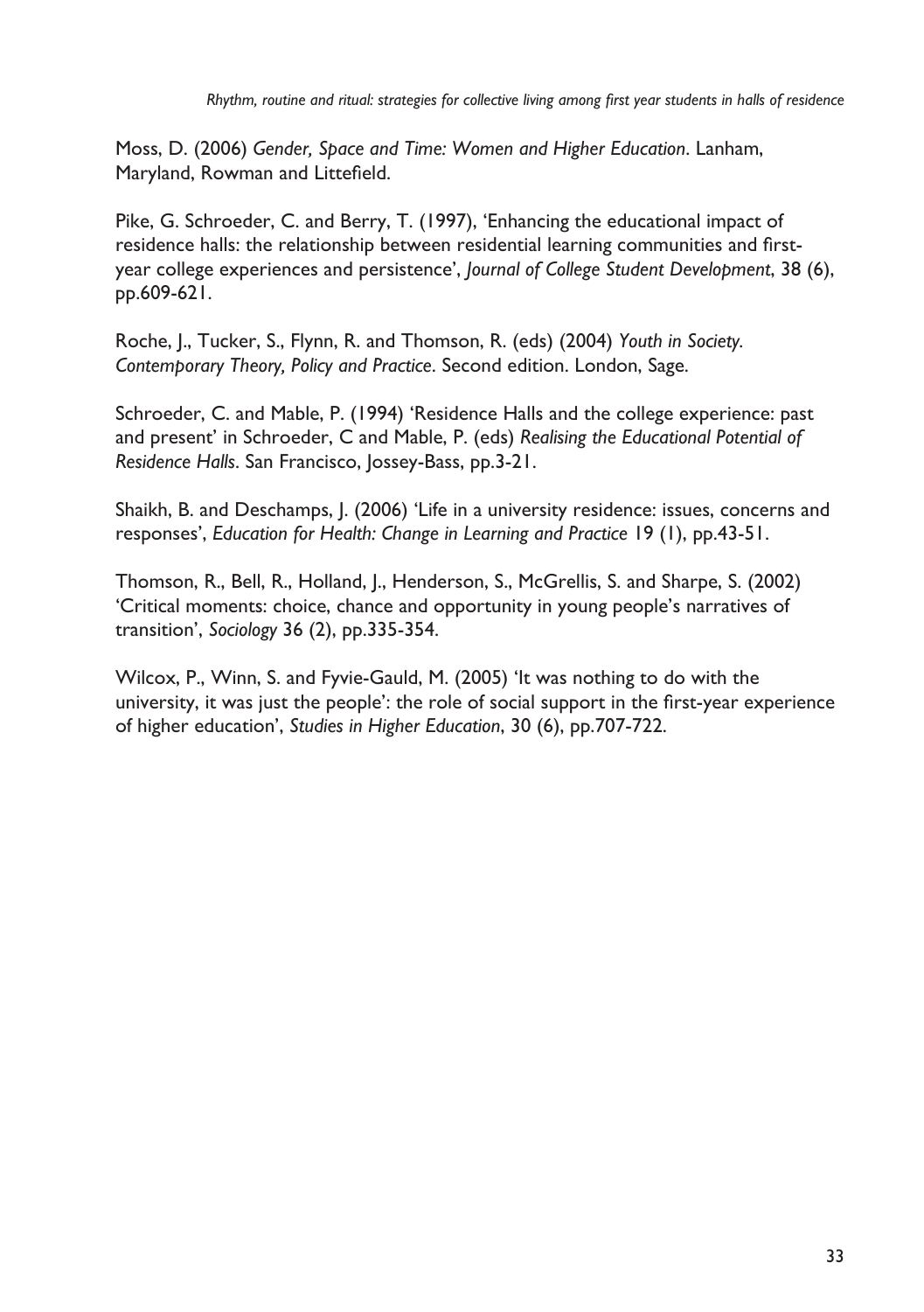Moss, D. (2006) *Gender, Space and Time: Women and Higher Education*. Lanham, Maryland, Rowman and Littefield.

Pike, G. Schroeder, C. and Berry, T. (1997), 'Enhancing the educational impact of residence halls: the relationship between residential learning communities and first-year college experiences and persistence', *Journal of College Student Development*, 38 (6), pp.609-621.

Roche, J., Tucker, S., Flynn, R. and Thomson, R. (eds) (2004) *Youth in Society. Contemporary Theory, Policy and Practice*. Second edition. London, Sage.

Schroeder, C. and Mable, P. (1994) 'Residence Halls and the college experience: past and present' in Schroeder, C and Mable, P. (eds) *Realising the Educational Potential of Residence Halls*. San Francisco, Jossey-Bass, pp.3-21.

Shaikh, B. and Deschamps, J. (2006) 'Life in a university residence: issues, concerns and responses', *Education for Health: Change in Learning and Practice* 19 (1), pp.43-51.

Thomson, R., Bell, R., Holland, J., Henderson, S., McGrellis, S. and Sharpe, S. (2002) 'Critical moments: choice, chance and opportunity in young people's narratives of transition', *Sociology* 36 (2), pp.335-354.

Wilcox, P., Winn, S. and Fyvie-Gauld, M. (2005) 'It was nothing to do with the university, it was just the people': the role of social support in the first-year experience of higher education', *Studies in Higher Education*, 30 (6), pp.707-722.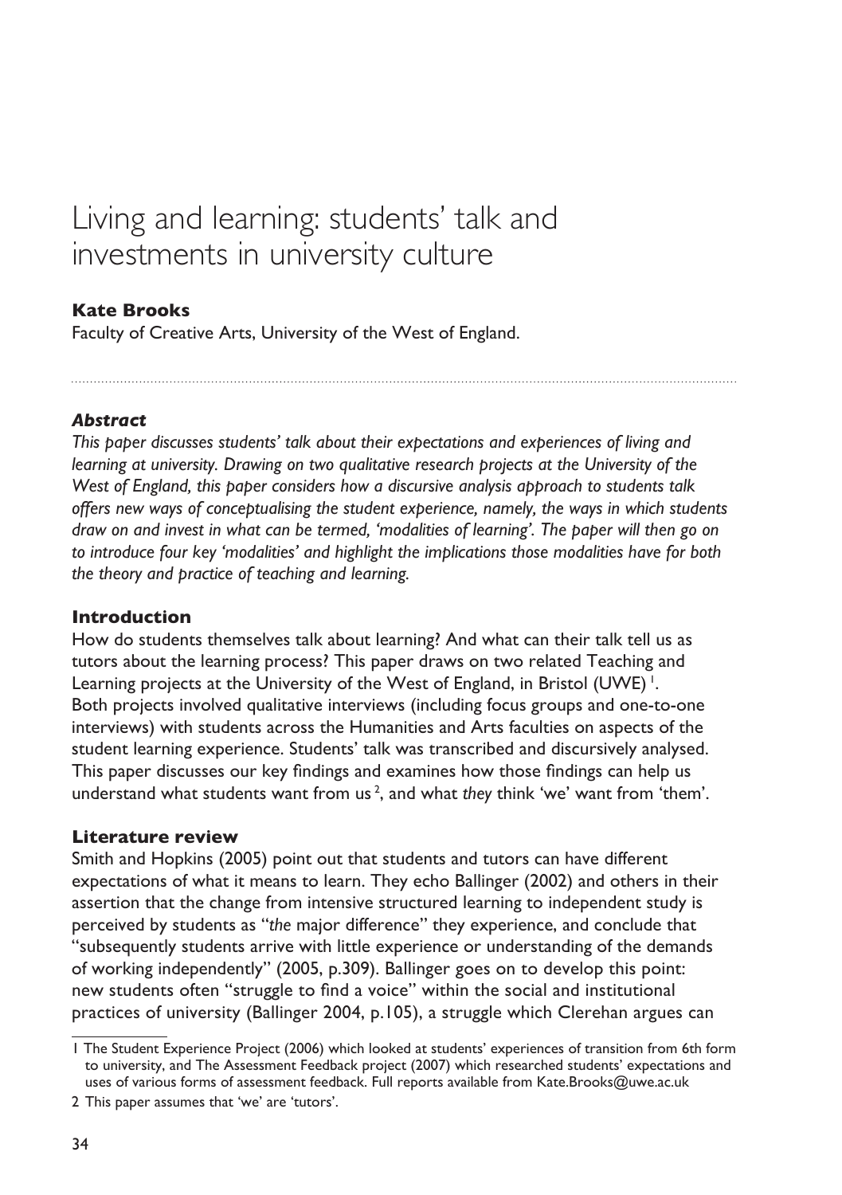# Living and learning: students' talk and investments in university culture

**Kate Brooks**
Faculty of Creative Arts, University of the West of England.

### *Abstract*

*This paper discusses students' talk about their expectations and experiences of living and learning at university. Drawing on two qualitative research projects at the University of the West of England, this paper considers how a discursive analysis approach to students talk offers new ways of conceptualising the student experience, namely, the ways in which students draw on and invest in what can be termed, 'modalities of learning'. The paper will then go on to introduce four key 'modalities' and highlight the implications those modalities have for both the theory and practice of teaching and learning.*

## Introduction

How do students themselves talk about learning? And what can their talk tell us as tutors about the learning process? This paper draws on two related Teaching and Learning projects at the University of the West of England, in Bristol (UWE) [1]. Both projects involved qualitative interviews (including focus groups and one-to-one interviews) with students across the Humanities and Arts faculties on aspects of the student learning experience. Students' talk was transcribed and discursively analysed. This paper discusses our key findings and examines how those findings can help us understand what students want from us [2], and what *they* think 'we' want from 'them'.

## Literature review

Smith and Hopkins (2005) point out that students and tutors can have different expectations of what it means to learn. They echo Ballinger (2002) and others in their assertion that the change from intensive structured learning to independent study is perceived by students as "*the* major difference" they experience, and conclude that "subsequently students arrive with little experience or understanding of the demands of working independently" (2005, p.309). Ballinger goes on to develop this point: new students often "struggle to find a voice" within the social and institutional practices of university (Ballinger 2004, p.105), a struggle which Clerehan argues can

---

1 The Student Experience Project (2006) which looked at students' experiences of transition from 6th form to university, and The Assessment Feedback project (2007) which researched students' expectations and uses of various forms of assessment feedback. Full reports available from Kate.Brooks@uwe.ac.uk

2 This paper assumes that 'we' are 'tutors'.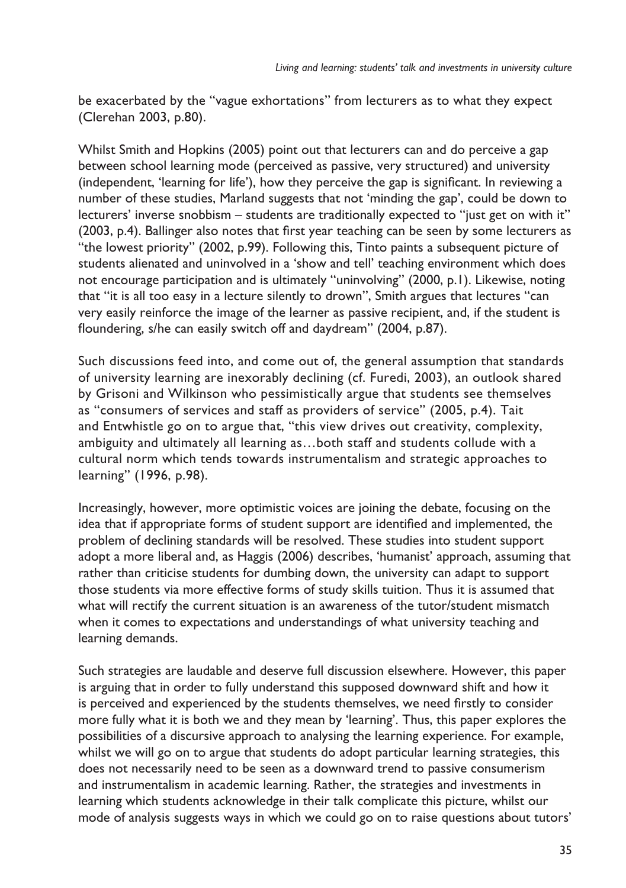be exacerbated by the "vague exhortations" from lecturers as to what they expect (Clerehan 2003, p.80).

Whilst Smith and Hopkins (2005) point out that lecturers can and do perceive a gap between school learning mode (perceived as passive, very structured) and university (independent, 'learning for life'), how they perceive the gap is significant. In reviewing a number of these studies, Marland suggests that not 'minding the gap', could be down to lecturers' inverse snobbism – students are traditionally expected to "just get on with it" (2003, p.4). Ballinger also notes that first year teaching can be seen by some lecturers as "the lowest priority" (2002, p.99). Following this, Tinto paints a subsequent picture of students alienated and uninvolved in a 'show and tell' teaching environment which does not encourage participation and is ultimately "uninvolving" (2000, p.1). Likewise, noting that "it is all too easy in a lecture silently to drown", Smith argues that lectures "can very easily reinforce the image of the learner as passive recipient, and, if the student is floundering, s/he can easily switch off and daydream" (2004, p.87).

Such discussions feed into, and come out of, the general assumption that standards of university learning are inexorably declining (cf. Furedi, 2003), an outlook shared by Grisoni and Wilkinson who pessimistically argue that students see themselves as "consumers of services and staff as providers of service" (2005, p.4). Tait and Entwhistle go on to argue that, "this view drives out creativity, complexity, ambiguity and ultimately all learning as…both staff and students collude with a cultural norm which tends towards instrumentalism and strategic approaches to learning" (1996, p.98).

Increasingly, however, more optimistic voices are joining the debate, focusing on the idea that if appropriate forms of student support are identified and implemented, the problem of declining standards will be resolved. These studies into student support adopt a more liberal and, as Haggis (2006) describes, 'humanist' approach, assuming that rather than criticise students for dumbing down, the university can adapt to support those students via more effective forms of study skills tuition. Thus it is assumed that what will rectify the current situation is an awareness of the tutor/student mismatch when it comes to expectations and understandings of what university teaching and learning demands.

Such strategies are laudable and deserve full discussion elsewhere. However, this paper is arguing that in order to fully understand this supposed downward shift and how it is perceived and experienced by the students themselves, we need firstly to consider more fully what it is both we and they mean by 'learning'. Thus, this paper explores the possibilities of a discursive approach to analysing the learning experience. For example, whilst we will go on to argue that students do adopt particular learning strategies, this does not necessarily need to be seen as a downward trend to passive consumerism and instrumentalism in academic learning. Rather, the strategies and investments in learning which students acknowledge in their talk complicate this picture, whilst our mode of analysis suggests ways in which we could go on to raise questions about tutors'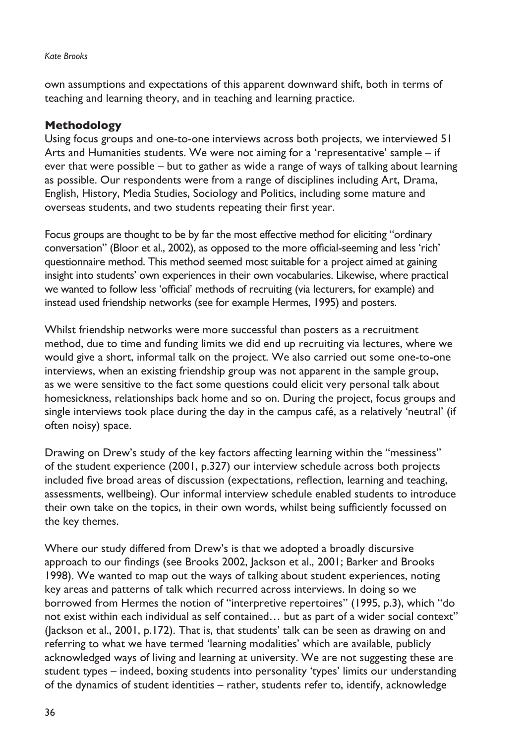own assumptions and expectations of this apparent downward shift, both in terms of teaching and learning theory, and in teaching and learning practice.

## Methodology

Using focus groups and one-to-one interviews across both projects, we interviewed 51 Arts and Humanities students. We were not aiming for a 'representative' sample – if ever that were possible – but to gather as wide a range of ways of talking about learning as possible. Our respondents were from a range of disciplines including Art, Drama, English, History, Media Studies, Sociology and Politics, including some mature and overseas students, and two students repeating their first year.

Focus groups are thought to be by far the most effective method for eliciting "ordinary conversation" (Bloor et al., 2002), as opposed to the more official-seeming and less 'rich' questionnaire method. This method seemed most suitable for a project aimed at gaining insight into students' own experiences in their own vocabularies. Likewise, where practical we wanted to follow less 'official' methods of recruiting (via lecturers, for example) and instead used friendship networks (see for example Hermes, 1995) and posters.

Whilst friendship networks were more successful than posters as a recruitment method, due to time and funding limits we did end up recruiting via lectures, where we would give a short, informal talk on the project. We also carried out some one-to-one interviews, when an existing friendship group was not apparent in the sample group, as we were sensitive to the fact some questions could elicit very personal talk about homesickness, relationships back home and so on. During the project, focus groups and single interviews took place during the day in the campus café, as a relatively 'neutral' (if often noisy) space.

Drawing on Drew's study of the key factors affecting learning within the "messiness" of the student experience (2001, p.327) our interview schedule across both projects included five broad areas of discussion (expectations, reflection, learning and teaching, assessments, wellbeing). Our informal interview schedule enabled students to introduce their own take on the topics, in their own words, whilst being sufficiently focussed on the key themes.

Where our study differed from Drew's is that we adopted a broadly discursive approach to our findings (see Brooks 2002, Jackson et al., 2001; Barker and Brooks 1998). We wanted to map out the ways of talking about student experiences, noting key areas and patterns of talk which recurred across interviews. In doing so we borrowed from Hermes the notion of "interpretive repertoires" (1995, p.3), which "do not exist within each individual as self contained… but as part of a wider social context" (Jackson et al., 2001, p.172). That is, that students' talk can be seen as drawing on and referring to what we have termed 'learning modalities' which are available, publicly acknowledged ways of living and learning at university. We are not suggesting these are student types – indeed, boxing students into personality 'types' limits our understanding of the dynamics of student identities – rather, students refer to, identify, acknowledge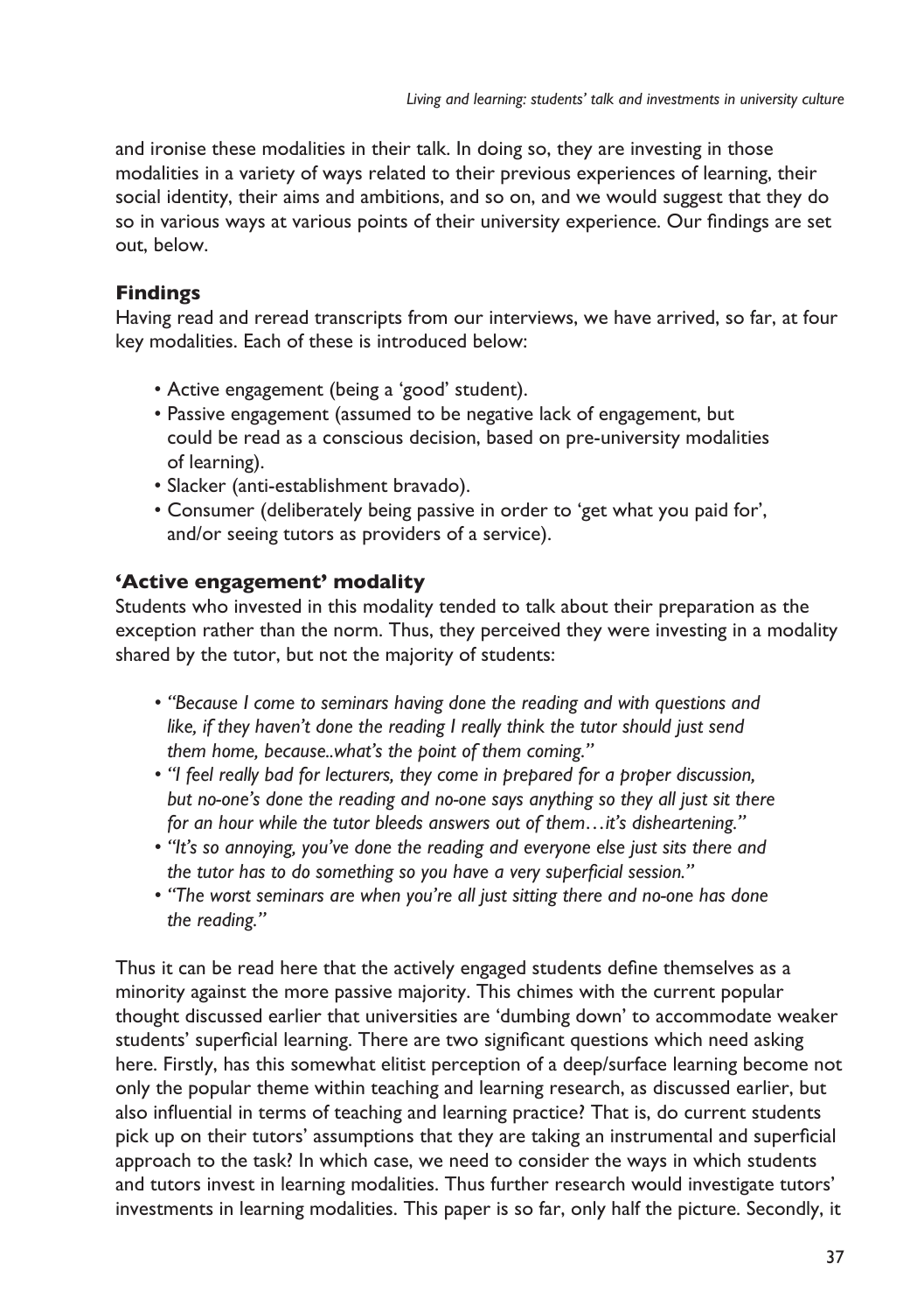and ironise these modalities in their talk. In doing so, they are investing in those modalities in a variety of ways related to their previous experiences of learning, their social identity, their aims and ambitions, and so on, and we would suggest that they do so in various ways at various points of their university experience. Our findings are set out, below.

### Findings

Having read and reread transcripts from our interviews, we have arrived, so far, at four key modalities. Each of these is introduced below:

- Active engagement (being a 'good' student).
- Passive engagement (assumed to be negative lack of engagement, but could be read as a conscious decision, based on pre-university modalities of learning).
- Slacker (anti-establishment bravado).
- Consumer (deliberately being passive in order to 'get what you paid for', and/or seeing tutors as providers of a service).

### 'Active engagement' modality

Students who invested in this modality tended to talk about their preparation as the exception rather than the norm. Thus, they perceived they were investing in a modality shared by the tutor, but not the majority of students:

- *"Because I come to seminars having done the reading and with questions and like, if they haven't done the reading I really think the tutor should just send them home, because..what's the point of them coming."*
- *"I feel really bad for lecturers, they come in prepared for a proper discussion, but no-one's done the reading and no-one says anything so they all just sit there for an hour while the tutor bleeds answers out of them…it's disheartening."*
- *"It's so annoying, you've done the reading and everyone else just sits there and the tutor has to do something so you have a very superficial session."*
- *"The worst seminars are when you're all just sitting there and no-one has done the reading."*

Thus it can be read here that the actively engaged students define themselves as a minority against the more passive majority. This chimes with the current popular thought discussed earlier that universities are 'dumbing down' to accommodate weaker students' superficial learning. There are two significant questions which need asking here. Firstly, has this somewhat elitist perception of a deep/surface learning become not only the popular theme within teaching and learning research, as discussed earlier, but also influential in terms of teaching and learning practice? That is, do current students pick up on their tutors' assumptions that they are taking an instrumental and superficial approach to the task? In which case, we need to consider the ways in which students and tutors invest in learning modalities. Thus further research would investigate tutors' investments in learning modalities. This paper is so far, only half the picture. Secondly, it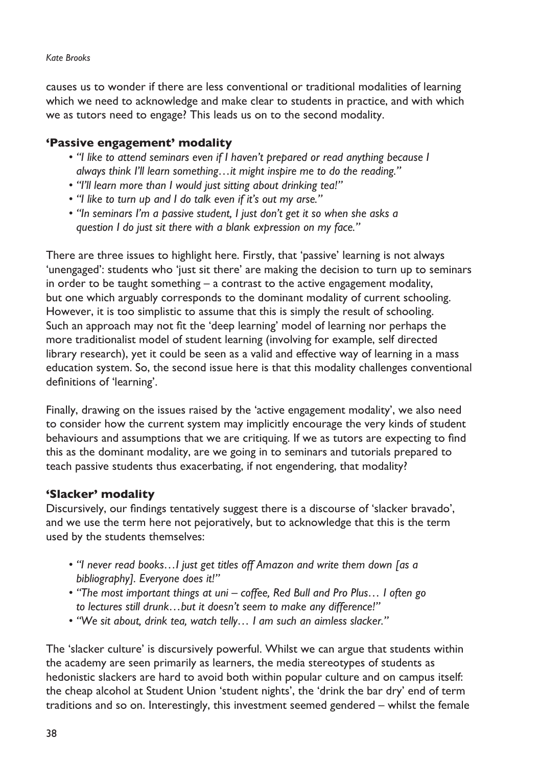causes us to wonder if there are less conventional or traditional modalities of learning which we need to acknowledge and make clear to students in practice, and with which we as tutors need to engage? This leads us on to the second modality.

### 'Passive engagement' modality

- *"I like to attend seminars even if I haven't prepared or read anything because I always think I'll learn something…it might inspire me to do the reading."*
- *"I'll learn more than I would just sitting about drinking tea!"*
- *"I like to turn up and I do talk even if it's out my arse."*
- *"In seminars I'm a passive student, I just don't get it so when she asks a question I do just sit there with a blank expression on my face."*

There are three issues to highlight here. Firstly, that 'passive' learning is not always 'unengaged': students who 'just sit there' are making the decision to turn up to seminars in order to be taught something – a contrast to the active engagement modality, but one which arguably corresponds to the dominant modality of current schooling. However, it is too simplistic to assume that this is simply the result of schooling. Such an approach may not fit the 'deep learning' model of learning nor perhaps the more traditionalist model of student learning (involving for example, self directed library research), yet it could be seen as a valid and effective way of learning in a mass education system. So, the second issue here is that this modality challenges conventional definitions of 'learning'.

Finally, drawing on the issues raised by the 'active engagement modality', we also need to consider how the current system may implicitly encourage the very kinds of student behaviours and assumptions that we are critiquing. If we as tutors are expecting to find this as the dominant modality, are we going in to seminars and tutorials prepared to teach passive students thus exacerbating, if not engendering, that modality?

### 'Slacker' modality

Discursively, our findings tentatively suggest there is a discourse of 'slacker bravado', and we use the term here not pejoratively, but to acknowledge that this is the term used by the students themselves:

- *"I never read books…I just get titles off Amazon and write them down [as a bibliography]. Everyone does it!"*
- *"The most important things at uni – coffee, Red Bull and Pro Plus… I often go to lectures still drunk…but it doesn't seem to make any difference!"*
- *"We sit about, drink tea, watch telly… I am such an aimless slacker."*

The 'slacker culture' is discursively powerful. Whilst we can argue that students within the academy are seen primarily as learners, the media stereotypes of students as hedonistic slackers are hard to avoid both within popular culture and on campus itself: the cheap alcohol at Student Union 'student nights', the 'drink the bar dry' end of term traditions and so on. Interestingly, this investment seemed gendered – whilst the female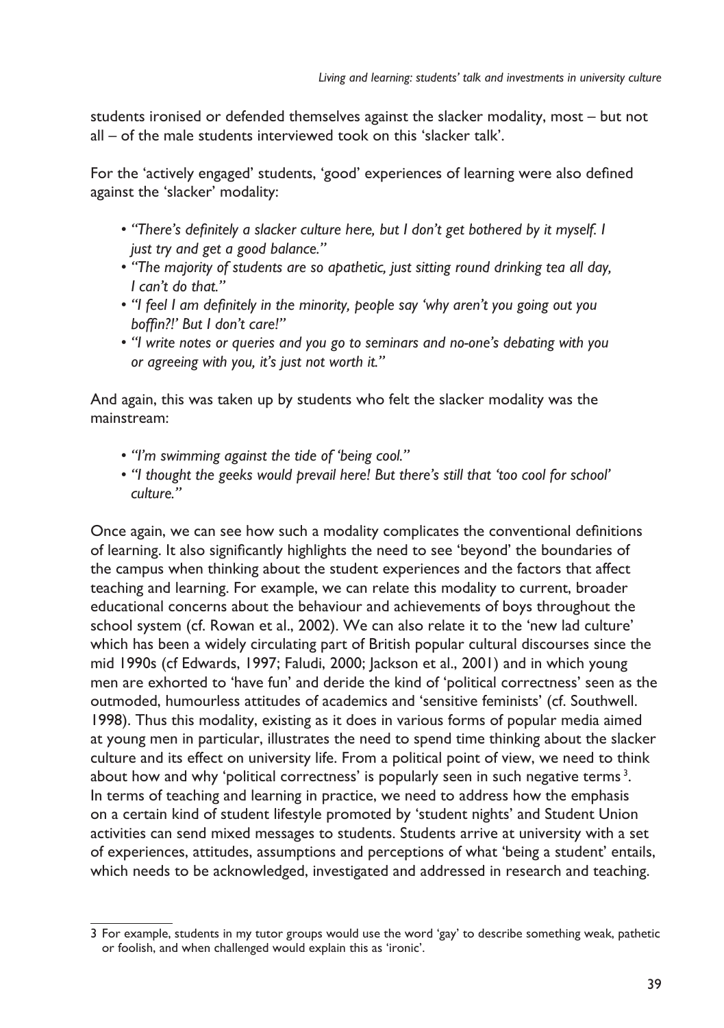students ironised or defended themselves against the slacker modality, most – but not all – of the male students interviewed took on this 'slacker talk'.

For the 'actively engaged' students, 'good' experiences of learning were also defined against the 'slacker' modality:

- *"There's definitely a slacker culture here, but I don't get bothered by it myself. I just try and get a good balance."*
- *"The majority of students are so apathetic, just sitting round drinking tea all day, I can't do that."*
- *"I feel I am definitely in the minority, people say 'why aren't you going out you boffin?!' But I don't care!"*
- *"I write notes or queries and you go to seminars and no-one's debating with you or agreeing with you, it's just not worth it."*

And again, this was taken up by students who felt the slacker modality was the mainstream:

- *"I'm swimming against the tide of 'being cool."*
- *"I thought the geeks would prevail here! But there's still that 'too cool for school' culture."*

Once again, we can see how such a modality complicates the conventional definitions of learning. It also significantly highlights the need to see 'beyond' the boundaries of the campus when thinking about the student experiences and the factors that affect teaching and learning. For example, we can relate this modality to current, broader educational concerns about the behaviour and achievements of boys throughout the school system (cf. Rowan et al., 2002). We can also relate it to the 'new lad culture' which has been a widely circulating part of British popular cultural discourses since the mid 1990s (cf Edwards, 1997; Faludi, 2000; Jackson et al., 2001) and in which young men are exhorted to 'have fun' and deride the kind of 'political correctness' seen as the outmoded, humourless attitudes of academics and 'sensitive feminists' (cf. Southwell. 1998). Thus this modality, existing as it does in various forms of popular media aimed at young men in particular, illustrates the need to spend time thinking about the slacker culture and its effect on university life. From a political point of view, we need to think about how and why 'political correctness' is popularly seen in such negative terms[3]. In terms of teaching and learning in practice, we need to address how the emphasis on a certain kind of student lifestyle promoted by 'student nights' and Student Union activities can send mixed messages to students. Students arrive at university with a set of experiences, attitudes, assumptions and perceptions of what 'being a student' entails, which needs to be acknowledged, investigated and addressed in research and teaching.

---

3 For example, students in my tutor groups would use the word 'gay' to describe something weak, pathetic or foolish, and when challenged would explain this as 'ironic'.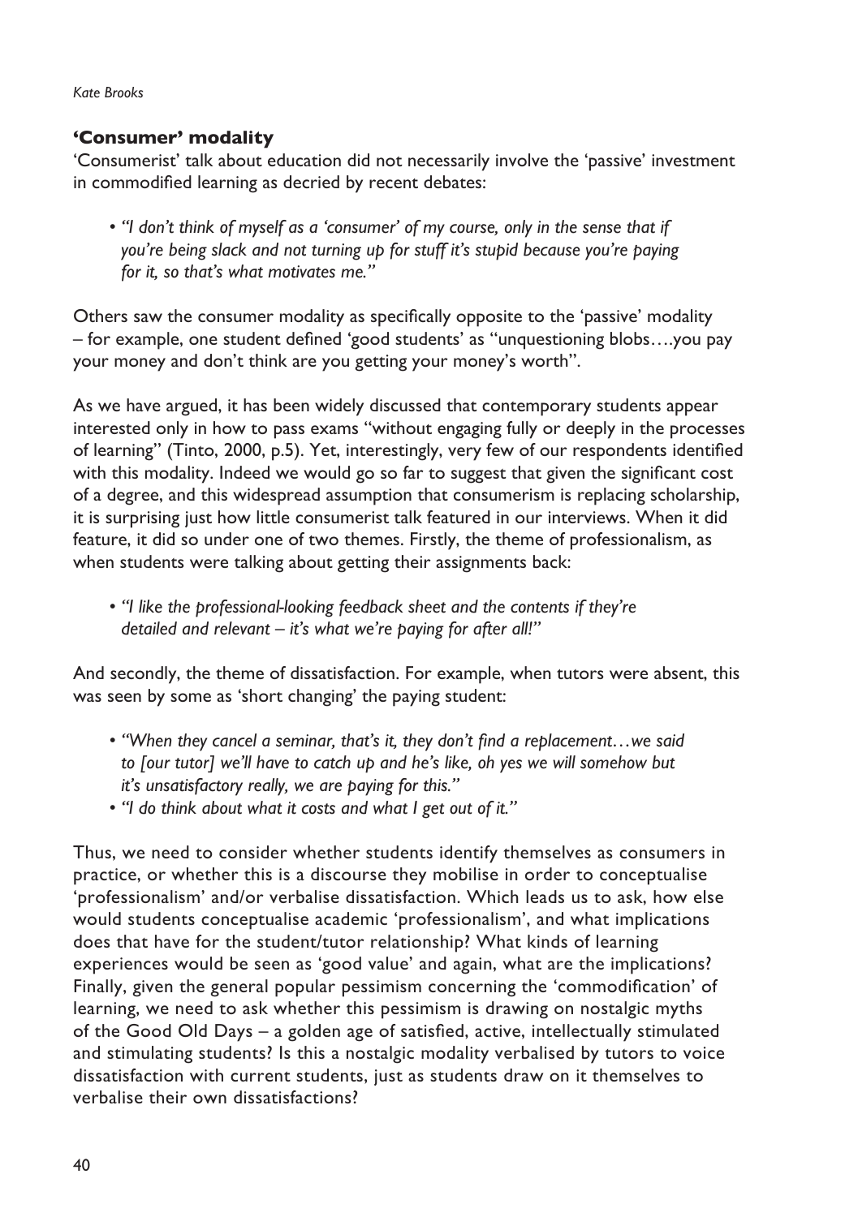## 'Consumer' modality

'Consumerist' talk about education did not necessarily involve the 'passive' investment in commodified learning as decried by recent debates:

- *"I don't think of myself as a 'consumer' of my course, only in the sense that if you're being slack and not turning up for stuff it's stupid because you're paying for it, so that's what motivates me."*

Others saw the consumer modality as specifically opposite to the 'passive' modality – for example, one student defined 'good students' as "unquestioning blobs….you pay your money and don't think are you getting your money's worth".

As we have argued, it has been widely discussed that contemporary students appear interested only in how to pass exams "without engaging fully or deeply in the processes of learning" (Tinto, 2000, p.5). Yet, interestingly, very few of our respondents identified with this modality. Indeed we would go so far to suggest that given the significant cost of a degree, and this widespread assumption that consumerism is replacing scholarship, it is surprising just how little consumerist talk featured in our interviews. When it did feature, it did so under one of two themes. Firstly, the theme of professionalism, as when students were talking about getting their assignments back:

- *"I like the professional-looking feedback sheet and the contents if they're detailed and relevant – it's what we're paying for after all!"*

And secondly, the theme of dissatisfaction. For example, when tutors were absent, this was seen by some as 'short changing' the paying student:

- *"When they cancel a seminar, that's it, they don't find a replacement…we said to [our tutor] we'll have to catch up and he's like, oh yes we will somehow but it's unsatisfactory really, we are paying for this."*
- *"I do think about what it costs and what I get out of it."*

Thus, we need to consider whether students identify themselves as consumers in practice, or whether this is a discourse they mobilise in order to conceptualise 'professionalism' and/or verbalise dissatisfaction. Which leads us to ask, how else would students conceptualise academic 'professionalism', and what implications does that have for the student/tutor relationship? What kinds of learning experiences would be seen as 'good value' and again, what are the implications? Finally, given the general popular pessimism concerning the 'commodification' of learning, we need to ask whether this pessimism is drawing on nostalgic myths of the Good Old Days – a golden age of satisfied, active, intellectually stimulated and stimulating students? Is this a nostalgic modality verbalised by tutors to voice dissatisfaction with current students, just as students draw on it themselves to verbalise their own dissatisfactions?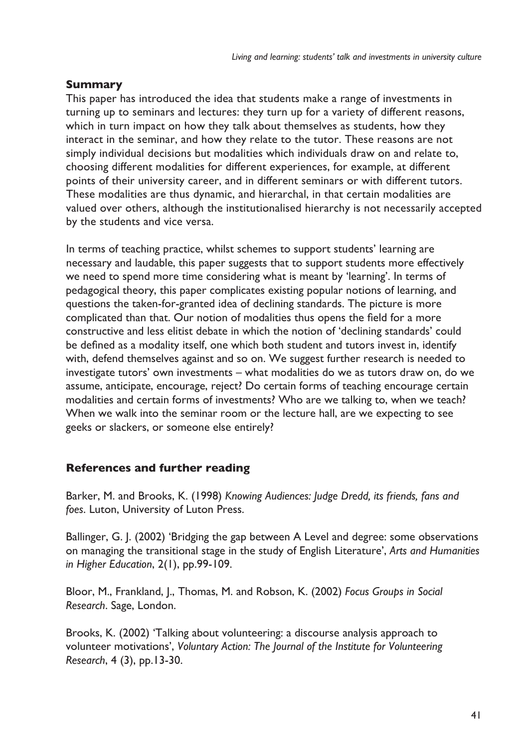## Summary

This paper has introduced the idea that students make a range of investments in turning up to seminars and lectures: they turn up for a variety of different reasons, which in turn impact on how they talk about themselves as students, how they interact in the seminar, and how they relate to the tutor. These reasons are not simply individual decisions but modalities which individuals draw on and relate to, choosing different modalities for different experiences, for example, at different points of their university career, and in different seminars or with different tutors. These modalities are thus dynamic, and hierarchal, in that certain modalities are valued over others, although the institutionalised hierarchy is not necessarily accepted by the students and vice versa.

In terms of teaching practice, whilst schemes to support students' learning are necessary and laudable, this paper suggests that to support students more effectively we need to spend more time considering what is meant by 'learning'. In terms of pedagogical theory, this paper complicates existing popular notions of learning, and questions the taken-for-granted idea of declining standards. The picture is more complicated than that. Our notion of modalities thus opens the field for a more constructive and less elitist debate in which the notion of 'declining standards' could be defined as a modality itself, one which both student and tutors invest in, identify with, defend themselves against and so on. We suggest further research is needed to investigate tutors' own investments – what modalities do we as tutors draw on, do we assume, anticipate, encourage, reject? Do certain forms of teaching encourage certain modalities and certain forms of investments? Who are we talking to, when we teach? When we walk into the seminar room or the lecture hall, are we expecting to see geeks or slackers, or someone else entirely?

## References and further reading

Barker, M. and Brooks, K. (1998) *Knowing Audiences: Judge Dredd, its friends, fans and foes*. Luton, University of Luton Press.

Ballinger, G. J. (2002) 'Bridging the gap between A Level and degree: some observations on managing the transitional stage in the study of English Literature', *Arts and Humanities in Higher Education*, 2(1), pp.99-109.

Bloor, M., Frankland, J., Thomas, M. and Robson, K. (2002) *Focus Groups in Social Research*. Sage, London.

Brooks, K. (2002) 'Talking about volunteering: a discourse analysis approach to volunteer motivations', *Voluntary Action: The Journal of the Institute for Volunteering Research*, 4 (3), pp.13-30.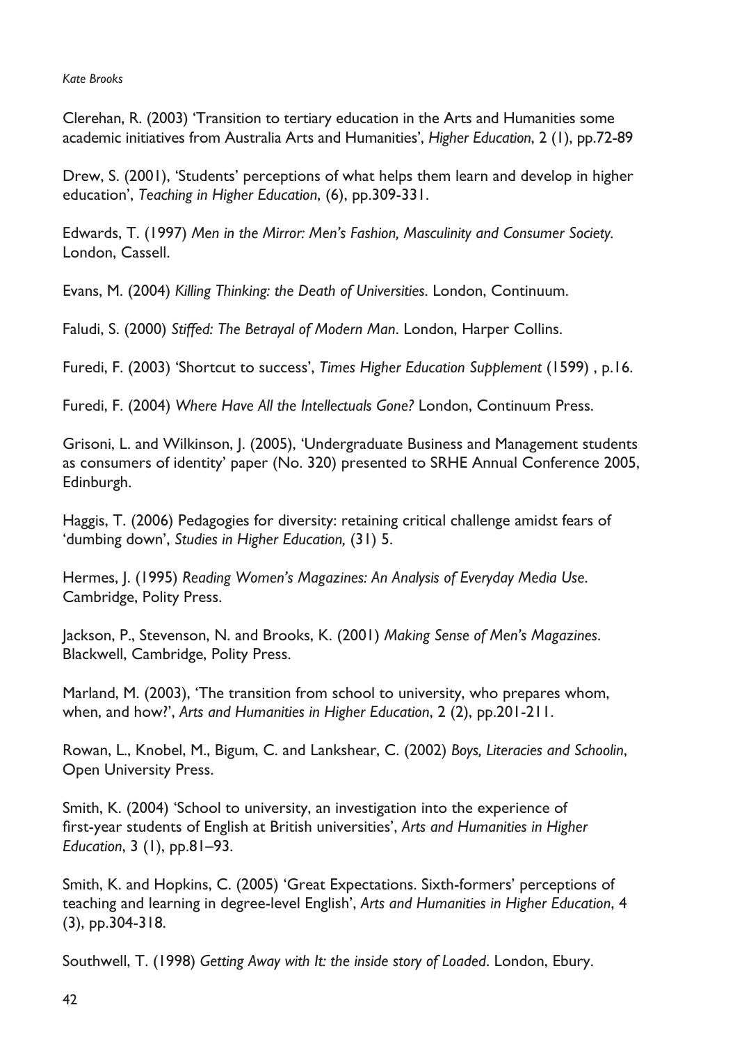Clerehan, R. (2003) 'Transition to tertiary education in the Arts and Humanities some academic initiatives from Australia Arts and Humanities', *Higher Education*, 2 (1), pp.72-89

Drew, S. (2001), 'Students' perceptions of what helps them learn and develop in higher education', *Teaching in Higher Education*, (6), pp.309-331.

Edwards, T. (1997) *Men in the Mirror: Men's Fashion, Masculinity and Consumer Society.* London, Cassell.

Evans, M. (2004) *Killing Thinking: the Death of Universities.* London, Continuum.

Faludi, S. (2000) *Stiffed: The Betrayal of Modern Man*. London, Harper Collins.

Furedi, F. (2003) 'Shortcut to success', *Times Higher Education Supplement* (1599) , p.16.

Furedi, F. (2004) *Where Have All the Intellectuals Gone?* London, Continuum Press.

Grisoni, L. and Wilkinson, J. (2005), 'Undergraduate Business and Management students as consumers of identity' paper (No. 320) presented to SRHE Annual Conference 2005, Edinburgh.

Haggis, T. (2006) Pedagogies for diversity: retaining critical challenge amidst fears of 'dumbing down', *Studies in Higher Education,* (31) 5.

Hermes, J. (1995) *Reading Women's Magazines: An Analysis of Everyday Media Use*. Cambridge, Polity Press.

Jackson, P., Stevenson, N. and Brooks, K. (2001) *Making Sense of Men's Magazines*. Blackwell, Cambridge, Polity Press.

Marland, M. (2003), 'The transition from school to university, who prepares whom, when, and how?', *Arts and Humanities in Higher Education*, 2 (2), pp.201-211.

Rowan, L., Knobel, M., Bigum, C. and Lankshear, C. (2002) *Boys, Literacies and Schoolin*, Open University Press.

Smith, K. (2004) 'School to university, an investigation into the experience of first-year students of English at British universities', *Arts and Humanities in Higher Education*, 3 (1), pp.81–93.

Smith, K. and Hopkins, C. (2005) 'Great Expectations. Sixth-formers' perceptions of teaching and learning in degree-level English', *Arts and Humanities in Higher Education*, 4 (3), pp.304-318.

Southwell, T. (1998) *Getting Away with It: the inside story of Loaded*. London, Ebury.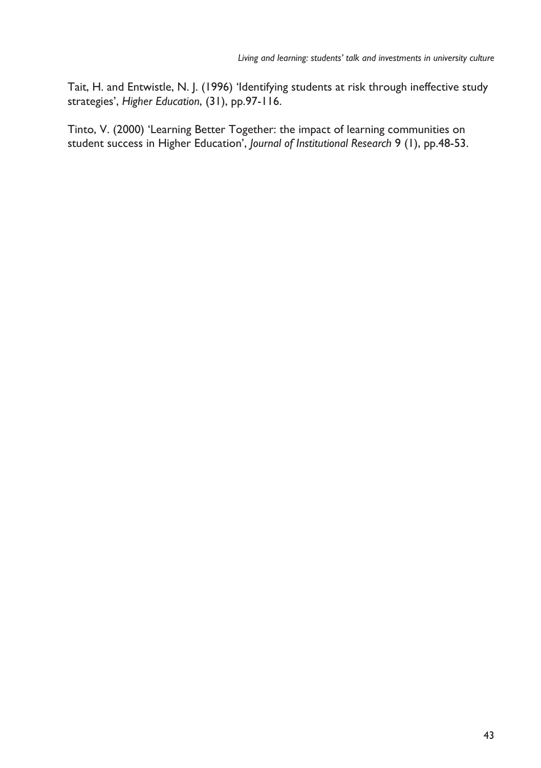Tait, H. and Entwistle, N. J. (1996) 'Identifying students at risk through ineffective study strategies', *Higher Education*, (31), pp.97-116.

Tinto, V. (2000) 'Learning Better Together: the impact of learning communities on student success in Higher Education', *Journal of Institutional Research* 9 (1), pp.48-53.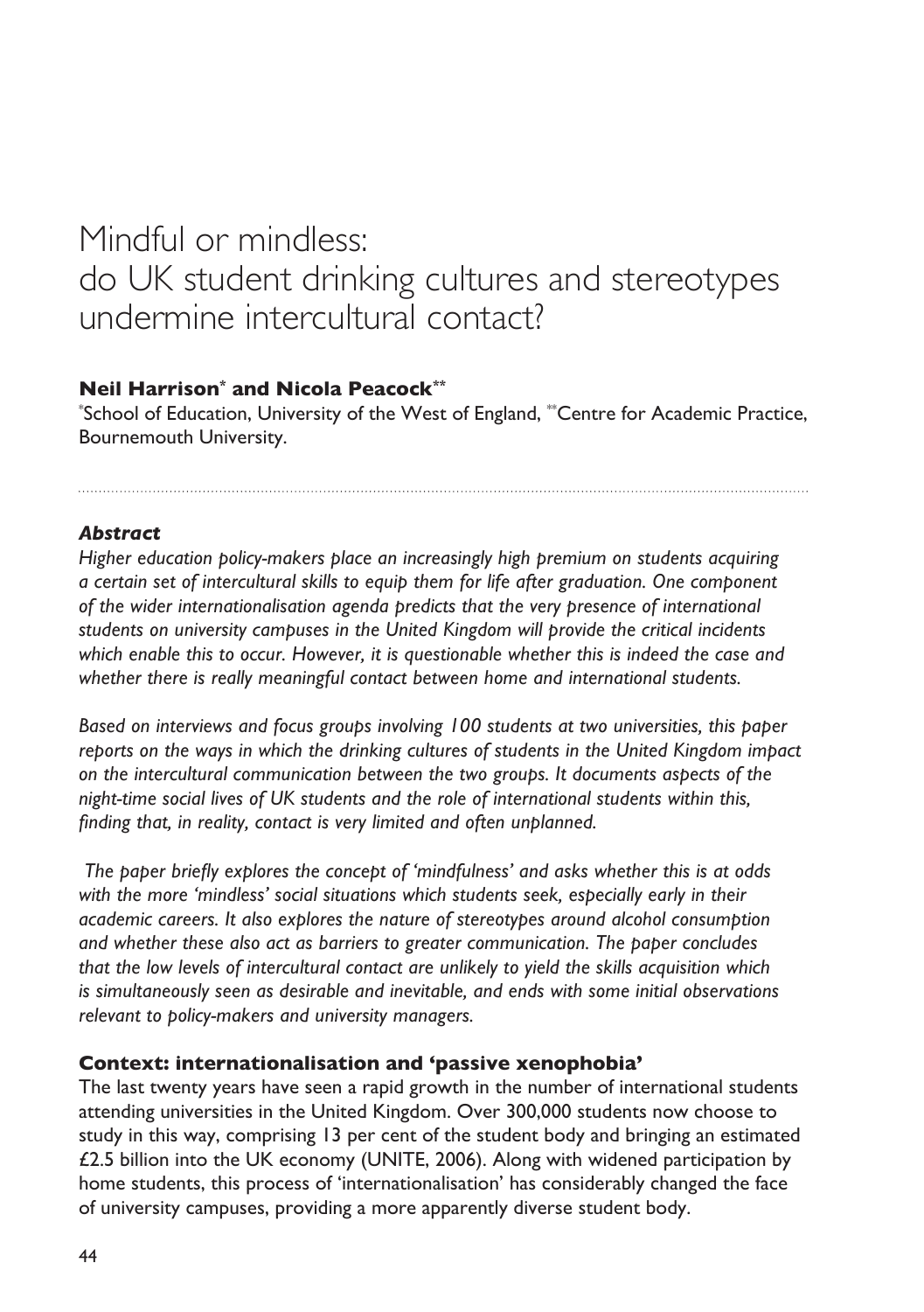# Mindful or mindless: do UK student drinking cultures and stereotypes undermine intercultural contact?

**Neil Harrison[*] and Nicola Peacock[**]**

[*]School of Education, University of the West of England, [**]Centre for Academic Practice, Bournemouth University.

---

### *Abstract*

*Higher education policy-makers place an increasingly high premium on students acquiring a certain set of intercultural skills to equip them for life after graduation. One component of the wider internationalisation agenda predicts that the very presence of international students on university campuses in the United Kingdom will provide the critical incidents which enable this to occur. However, it is questionable whether this is indeed the case and whether there is really meaningful contact between home and international students.*

*Based on interviews and focus groups involving 100 students at two universities, this paper reports on the ways in which the drinking cultures of students in the United Kingdom impact on the intercultural communication between the two groups. It documents aspects of the night-time social lives of UK students and the role of international students within this, finding that, in reality, contact is very limited and often unplanned.*

*The paper briefly explores the concept of 'mindfulness' and asks whether this is at odds with the more 'mindless' social situations which students seek, especially early in their academic careers. It also explores the nature of stereotypes around alcohol consumption and whether these also act as barriers to greater communication. The paper concludes that the low levels of intercultural contact are unlikely to yield the skills acquisition which is simultaneously seen as desirable and inevitable, and ends with some initial observations relevant to policy-makers and university managers.*

### Context: internationalisation and 'passive xenophobia'

The last twenty years have seen a rapid growth in the number of international students attending universities in the United Kingdom. Over 300,000 students now choose to study in this way, comprising 13 per cent of the student body and bringing an estimated £2.5 billion into the UK economy (UNITE, 2006). Along with widened participation by home students, this process of 'internationalisation' has considerably changed the face of university campuses, providing a more apparently diverse student body.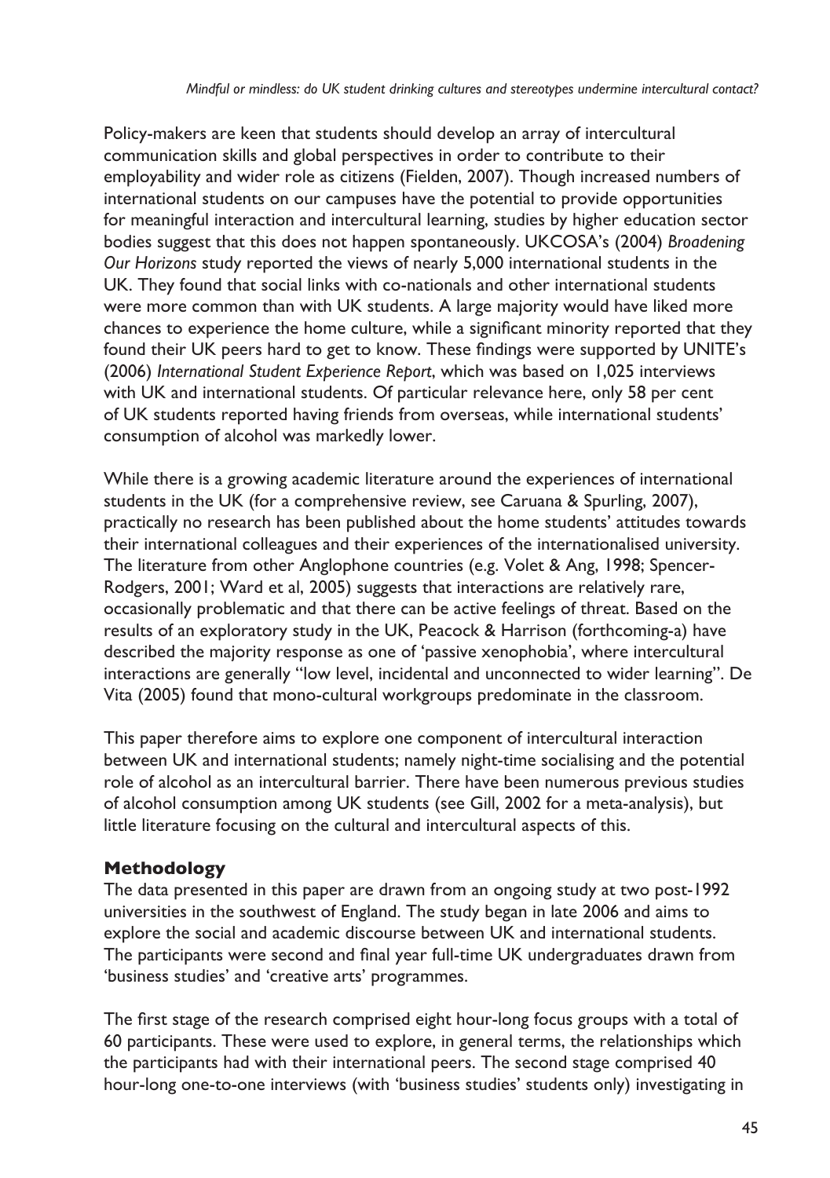Policy-makers are keen that students should develop an array of intercultural communication skills and global perspectives in order to contribute to their employability and wider role as citizens (Fielden, 2007). Though increased numbers of international students on our campuses have the potential to provide opportunities for meaningful interaction and intercultural learning, studies by higher education sector bodies suggest that this does not happen spontaneously. UKCOSA's (2004) *Broadening Our Horizons* study reported the views of nearly 5,000 international students in the UK. They found that social links with co-nationals and other international students were more common than with UK students. A large majority would have liked more chances to experience the home culture, while a significant minority reported that they found their UK peers hard to get to know. These findings were supported by UNITE's (2006) *International Student Experience Report*, which was based on 1,025 interviews with UK and international students. Of particular relevance here, only 58 per cent of UK students reported having friends from overseas, while international students' consumption of alcohol was markedly lower.

While there is a growing academic literature around the experiences of international students in the UK (for a comprehensive review, see Caruana & Spurling, 2007), practically no research has been published about the home students' attitudes towards their international colleagues and their experiences of the internationalised university. The literature from other Anglophone countries (e.g. Volet & Ang, 1998; Spencer-Rodgers, 2001; Ward et al, 2005) suggests that interactions are relatively rare, occasionally problematic and that there can be active feelings of threat. Based on the results of an exploratory study in the UK, Peacock & Harrison (forthcoming-a) have described the majority response as one of 'passive xenophobia', where intercultural interactions are generally "low level, incidental and unconnected to wider learning". De Vita (2005) found that mono-cultural workgroups predominate in the classroom.

This paper therefore aims to explore one component of intercultural interaction between UK and international students; namely night-time socialising and the potential role of alcohol as an intercultural barrier. There have been numerous previous studies of alcohol consumption among UK students (see Gill, 2002 for a meta-analysis), but little literature focusing on the cultural and intercultural aspects of this.

## Methodology

The data presented in this paper are drawn from an ongoing study at two post-1992 universities in the southwest of England. The study began in late 2006 and aims to explore the social and academic discourse between UK and international students. The participants were second and final year full-time UK undergraduates drawn from 'business studies' and 'creative arts' programmes.

The first stage of the research comprised eight hour-long focus groups with a total of 60 participants. These were used to explore, in general terms, the relationships which the participants had with their international peers. The second stage comprised 40 hour-long one-to-one interviews (with 'business studies' students only) investigating in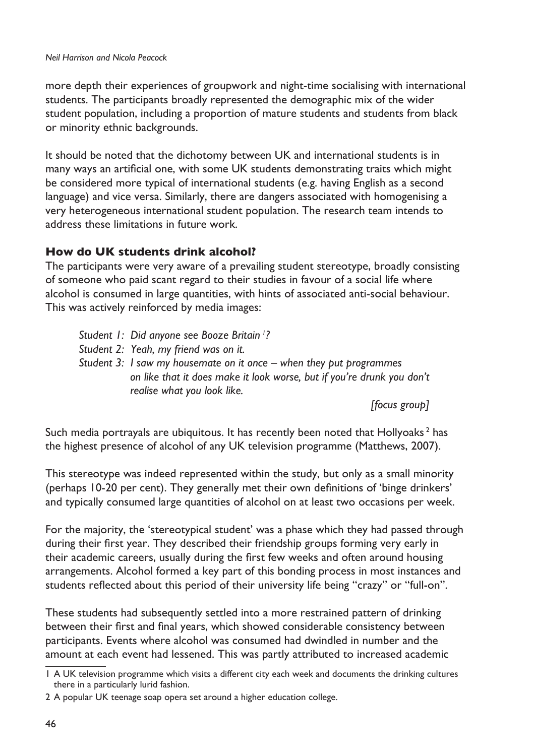more depth their experiences of groupwork and night-time socialising with international students. The participants broadly represented the demographic mix of the wider student population, including a proportion of mature students and students from black or minority ethnic backgrounds.

It should be noted that the dichotomy between UK and international students is in many ways an artificial one, with some UK students demonstrating traits which might be considered more typical of international students (e.g. having English as a second language) and vice versa. Similarly, there are dangers associated with homogenising a very heterogeneous international student population. The research team intends to address these limitations in future work.

## How do UK students drink alcohol?

The participants were very aware of a prevailing student stereotype, broadly consisting of someone who paid scant regard to their studies in favour of a social life where alcohol is consumed in large quantities, with hints of associated anti-social behaviour. This was actively reinforced by media images:

> *Student 1: Did anyone see Booze Britain [1]?*
> *Student 2: Yeah, my friend was on it.*
> *Student 3: I saw my housemate on it once – when they put programmes on like that it does make it look worse, but if you're drunk you don't realise what you look like.*
>
> *[focus group]*

Such media portrayals are ubiquitous. It has recently been noted that Hollyoaks [2] has the highest presence of alcohol of any UK television programme (Matthews, 2007).

This stereotype was indeed represented within the study, but only as a small minority (perhaps 10-20 per cent). They generally met their own definitions of 'binge drinkers' and typically consumed large quantities of alcohol on at least two occasions per week.

For the majority, the 'stereotypical student' was a phase which they had passed through during their first year. They described their friendship groups forming very early in their academic careers, usually during the first few weeks and often around housing arrangements. Alcohol formed a key part of this bonding process in most instances and students reflected about this period of their university life being "crazy" or "full-on".

These students had subsequently settled into a more restrained pattern of drinking between their first and final years, which showed considerable consistency between participants. Events where alcohol was consumed had dwindled in number and the amount at each event had lessened. This was partly attributed to increased academic

---

1 A UK television programme which visits a different city each week and documents the drinking cultures there in a particularly lurid fashion.

2 A popular UK teenage soap opera set around a higher education college.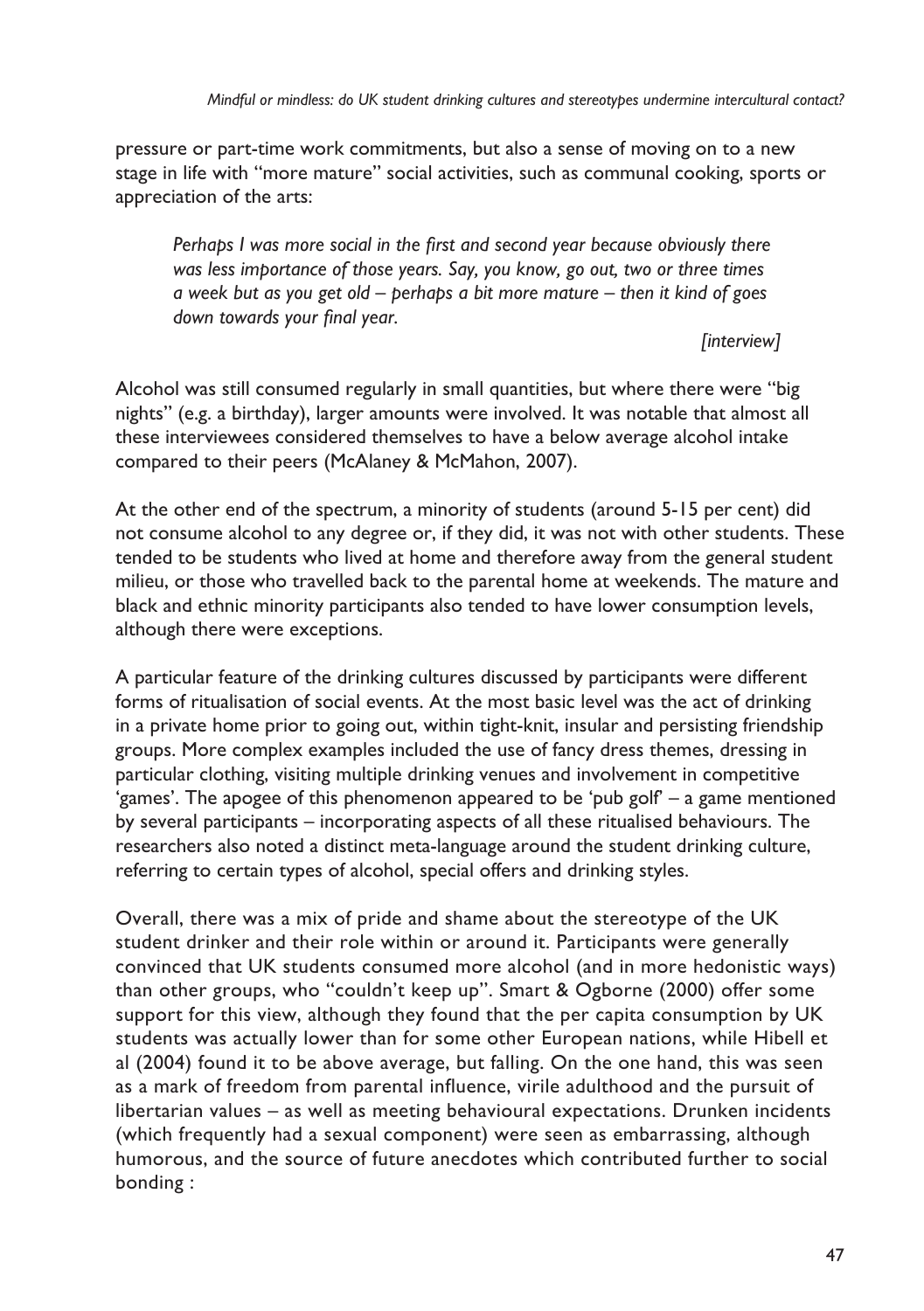pressure or part-time work commitments, but also a sense of moving on to a new stage in life with "more mature" social activities, such as communal cooking, sports or appreciation of the arts:

> *Perhaps I was more social in the first and second year because obviously there was less importance of those years. Say, you know, go out, two or three times a week but as you get old – perhaps a bit more mature – then it kind of goes down towards your final year.*
>
> *[interview]*

Alcohol was still consumed regularly in small quantities, but where there were "big nights" (e.g. a birthday), larger amounts were involved. It was notable that almost all these interviewees considered themselves to have a below average alcohol intake compared to their peers (McAlaney & McMahon, 2007).

At the other end of the spectrum, a minority of students (around 5-15 per cent) did not consume alcohol to any degree or, if they did, it was not with other students. These tended to be students who lived at home and therefore away from the general student milieu, or those who travelled back to the parental home at weekends. The mature and black and ethnic minority participants also tended to have lower consumption levels, although there were exceptions.

A particular feature of the drinking cultures discussed by participants were different forms of ritualisation of social events. At the most basic level was the act of drinking in a private home prior to going out, within tight-knit, insular and persisting friendship groups. More complex examples included the use of fancy dress themes, dressing in particular clothing, visiting multiple drinking venues and involvement in competitive 'games'. The apogee of this phenomenon appeared to be 'pub golf' – a game mentioned by several participants – incorporating aspects of all these ritualised behaviours. The researchers also noted a distinct meta-language around the student drinking culture, referring to certain types of alcohol, special offers and drinking styles.

Overall, there was a mix of pride and shame about the stereotype of the UK student drinker and their role within or around it. Participants were generally convinced that UK students consumed more alcohol (and in more hedonistic ways) than other groups, who "couldn't keep up". Smart & Ogborne (2000) offer some support for this view, although they found that the per capita consumption by UK students was actually lower than for some other European nations, while Hibell et al (2004) found it to be above average, but falling. On the one hand, this was seen as a mark of freedom from parental influence, virile adulthood and the pursuit of libertarian values – as well as meeting behavioural expectations. Drunken incidents (which frequently had a sexual component) were seen as embarrassing, although humorous, and the source of future anecdotes which contributed further to social bonding :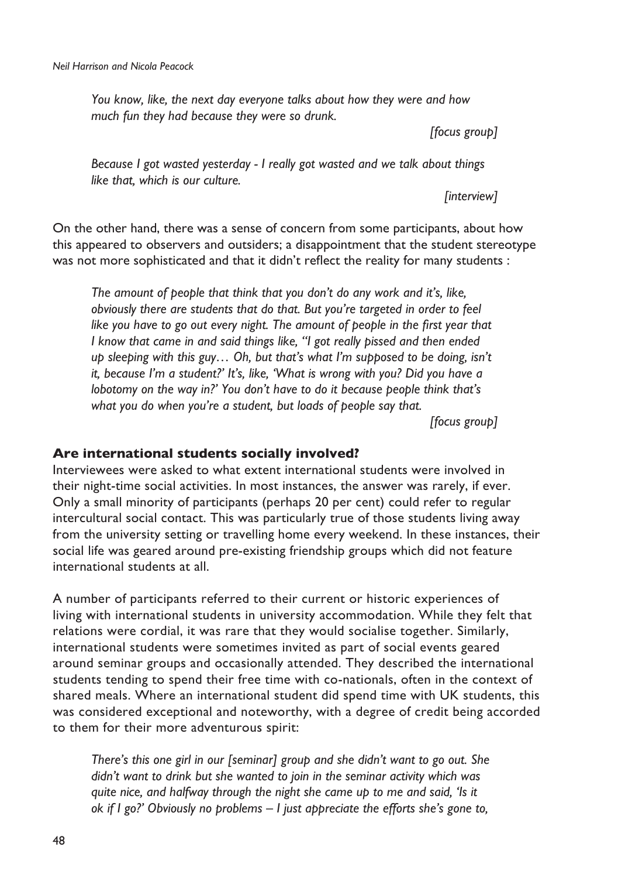> *You know, like, the next day everyone talks about how they were and how much fun they had because they were so drunk.*
>
> *[focus group]*

> *Because I got wasted yesterday - I really got wasted and we talk about things like that, which is our culture.*
>
> *[interview]*

On the other hand, there was a sense of concern from some participants, about how this appeared to observers and outsiders; a disappointment that the student stereotype was not more sophisticated and that it didn't reflect the reality for many students :

> *The amount of people that think that you don't do any work and it's, like, obviously there are students that do that. But you're targeted in order to feel like you have to go out every night. The amount of people in the first year that I know that came in and said things like, "I got really pissed and then ended up sleeping with this guy… Oh, but that's what I'm supposed to be doing, isn't it, because I'm a student?' It's, like, 'What is wrong with you? Did you have a lobotomy on the way in?' You don't have to do it because people think that's what you do when you're a student, but loads of people say that.*
>
> *[focus group]*

## Are international students socially involved?

Interviewees were asked to what extent international students were involved in their night-time social activities. In most instances, the answer was rarely, if ever. Only a small minority of participants (perhaps 20 per cent) could refer to regular intercultural social contact. This was particularly true of those students living away from the university setting or travelling home every weekend. In these instances, their social life was geared around pre-existing friendship groups which did not feature international students at all.

A number of participants referred to their current or historic experiences of living with international students in university accommodation. While they felt that relations were cordial, it was rare that they would socialise together. Similarly, international students were sometimes invited as part of social events geared around seminar groups and occasionally attended. They described the international students tending to spend their free time with co-nationals, often in the context of shared meals. Where an international student did spend time with UK students, this was considered exceptional and noteworthy, with a degree of credit being accorded to them for their more adventurous spirit:

> *There's this one girl in our [seminar] group and she didn't want to go out. She didn't want to drink but she wanted to join in the seminar activity which was quite nice, and halfway through the night she came up to me and said, 'Is it ok if I go?' Obviously no problems – I just appreciate the efforts she's gone to,*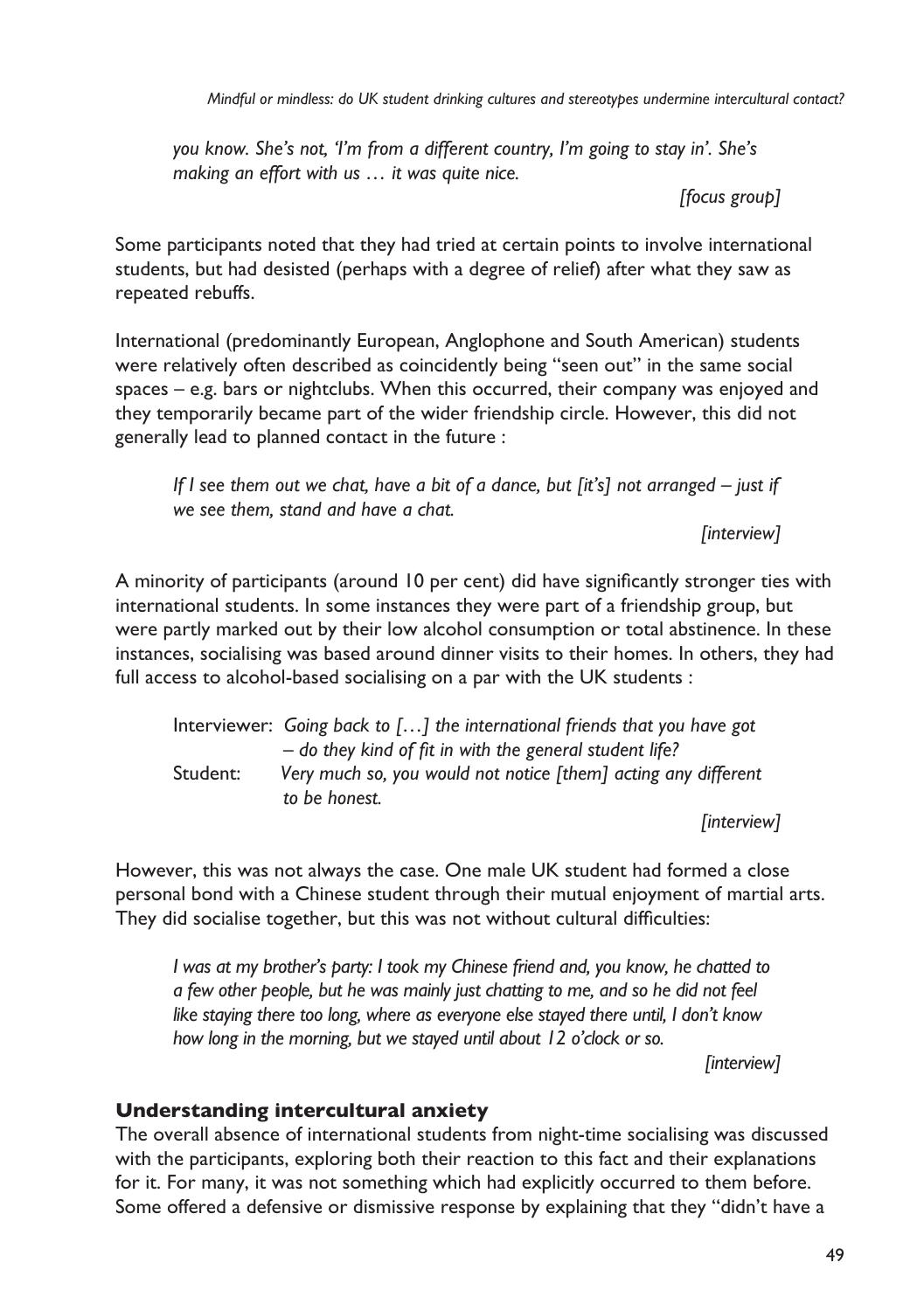*you know. She's not, 'I'm from a different country, I'm going to stay in'. She's making an effort with us … it was quite nice.*

*[focus group]*

Some participants noted that they had tried at certain points to involve international students, but had desisted (perhaps with a degree of relief) after what they saw as repeated rebuffs.

International (predominantly European, Anglophone and South American) students were relatively often described as coincidently being "seen out" in the same social spaces – e.g. bars or nightclubs. When this occurred, their company was enjoyed and they temporarily became part of the wider friendship circle. However, this did not generally lead to planned contact in the future :

> *If I see them out we chat, have a bit of a dance, but [it's] not arranged – just if we see them, stand and have a chat.*
>
> *[interview]*

A minority of participants (around 10 per cent) did have significantly stronger ties with international students. In some instances they were part of a friendship group, but were partly marked out by their low alcohol consumption or total abstinence. In these instances, socialising was based around dinner visits to their homes. In others, they had full access to alcohol-based socialising on a par with the UK students :

> Interviewer: *Going back to […] the international friends that you have got – do they kind of fit in with the general student life?*
>
> Student: *Very much so, you would not notice [them] acting any different to be honest.*
>
> *[interview]*

However, this was not always the case. One male UK student had formed a close personal bond with a Chinese student through their mutual enjoyment of martial arts. They did socialise together, but this was not without cultural difficulties:

> *I was at my brother's party: I took my Chinese friend and, you know, he chatted to a few other people, but he was mainly just chatting to me, and so he did not feel like staying there too long, where as everyone else stayed there until, I don't know how long in the morning, but we stayed until about 12 o'clock or so.*
>
> *[interview]*

### Understanding intercultural anxiety

The overall absence of international students from night-time socialising was discussed with the participants, exploring both their reaction to this fact and their explanations for it. For many, it was not something which had explicitly occurred to them before. Some offered a defensive or dismissive response by explaining that they "didn't have a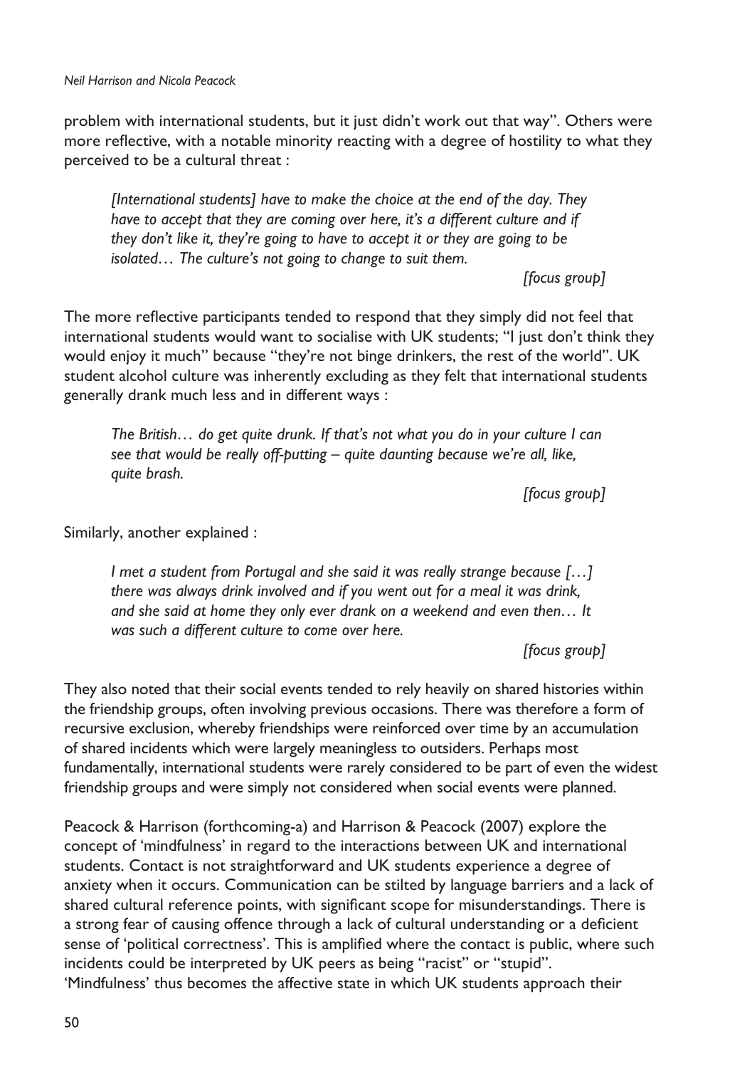problem with international students, but it just didn't work out that way". Others were more reflective, with a notable minority reacting with a degree of hostility to what they perceived to be a cultural threat :

> *[International students] have to make the choice at the end of the day. They have to accept that they are coming over here, it's a different culture and if they don't like it, they're going to have to accept it or they are going to be isolated… The culture's not going to change to suit them.*
>
> *[focus group]*

The more reflective participants tended to respond that they simply did not feel that international students would want to socialise with UK students; "I just don't think they would enjoy it much" because "they're not binge drinkers, the rest of the world". UK student alcohol culture was inherently excluding as they felt that international students generally drank much less and in different ways :

> *The British… do get quite drunk. If that's not what you do in your culture I can see that would be really off-putting – quite daunting because we're all, like, quite brash.*
>
> *[focus group]*

Similarly, another explained :

> *I met a student from Portugal and she said it was really strange because […] there was always drink involved and if you went out for a meal it was drink, and she said at home they only ever drank on a weekend and even then… It was such a different culture to come over here.*
>
> *[focus group]*

They also noted that their social events tended to rely heavily on shared histories within the friendship groups, often involving previous occasions. There was therefore a form of recursive exclusion, whereby friendships were reinforced over time by an accumulation of shared incidents which were largely meaningless to outsiders. Perhaps most fundamentally, international students were rarely considered to be part of even the widest friendship groups and were simply not considered when social events were planned.

Peacock & Harrison (forthcoming-a) and Harrison & Peacock (2007) explore the concept of 'mindfulness' in regard to the interactions between UK and international students. Contact is not straightforward and UK students experience a degree of anxiety when it occurs. Communication can be stilted by language barriers and a lack of shared cultural reference points, with significant scope for misunderstandings. There is a strong fear of causing offence through a lack of cultural understanding or a deficient sense of 'political correctness'. This is amplified where the contact is public, where such incidents could be interpreted by UK peers as being "racist" or "stupid". 'Mindfulness' thus becomes the affective state in which UK students approach their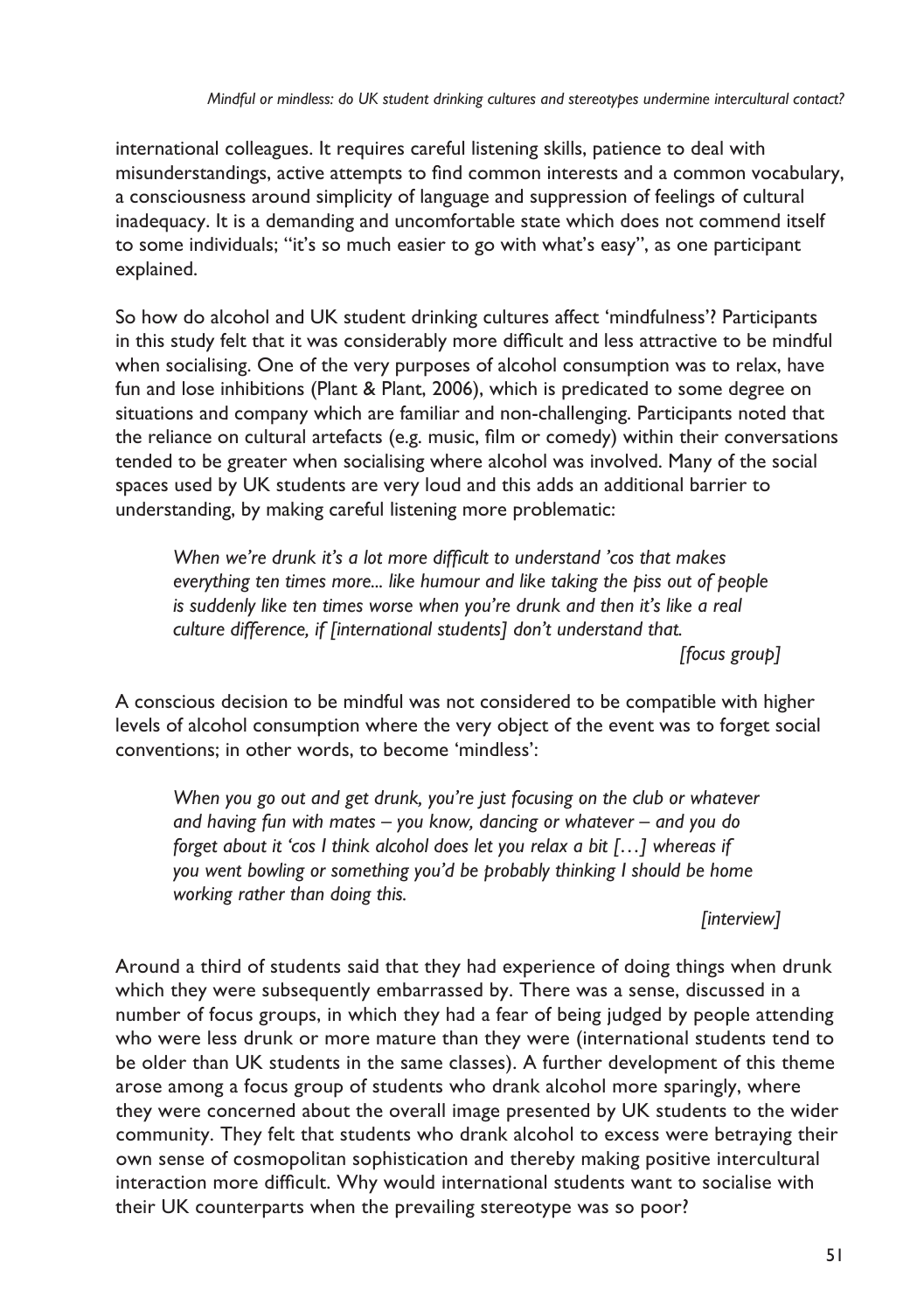international colleagues. It requires careful listening skills, patience to deal with misunderstandings, active attempts to find common interests and a common vocabulary, a consciousness around simplicity of language and suppression of feelings of cultural inadequacy. It is a demanding and uncomfortable state which does not commend itself to some individuals; "it's so much easier to go with what's easy", as one participant explained.

So how do alcohol and UK student drinking cultures affect 'mindfulness'? Participants in this study felt that it was considerably more difficult and less attractive to be mindful when socialising. One of the very purposes of alcohol consumption was to relax, have fun and lose inhibitions (Plant & Plant, 2006), which is predicated to some degree on situations and company which are familiar and non-challenging. Participants noted that the reliance on cultural artefacts (e.g. music, film or comedy) within their conversations tended to be greater when socialising where alcohol was involved. Many of the social spaces used by UK students are very loud and this adds an additional barrier to understanding, by making careful listening more problematic:

> *When we're drunk it's a lot more difficult to understand 'cos that makes everything ten times more... like humour and like taking the piss out of people is suddenly like ten times worse when you're drunk and then it's like a real culture difference, if [international students] don't understand that.*
>
> *[focus group]*

A conscious decision to be mindful was not considered to be compatible with higher levels of alcohol consumption where the very object of the event was to forget social conventions; in other words, to become 'mindless':

> *When you go out and get drunk, you're just focusing on the club or whatever and having fun with mates – you know, dancing or whatever – and you do forget about it 'cos I think alcohol does let you relax a bit […] whereas if you went bowling or something you'd be probably thinking I should be home working rather than doing this.*
>
> *[interview]*

Around a third of students said that they had experience of doing things when drunk which they were subsequently embarrassed by. There was a sense, discussed in a number of focus groups, in which they had a fear of being judged by people attending who were less drunk or more mature than they were (international students tend to be older than UK students in the same classes). A further development of this theme arose among a focus group of students who drank alcohol more sparingly, where they were concerned about the overall image presented by UK students to the wider community. They felt that students who drank alcohol to excess were betraying their own sense of cosmopolitan sophistication and thereby making positive intercultural interaction more difficult. Why would international students want to socialise with their UK counterparts when the prevailing stereotype was so poor?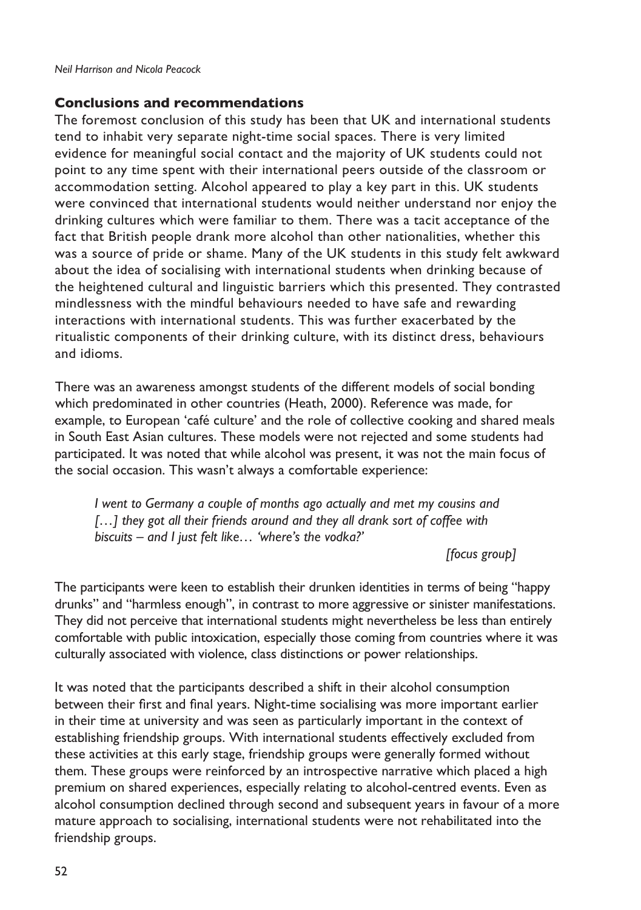## Conclusions and recommendations

The foremost conclusion of this study has been that UK and international students tend to inhabit very separate night-time social spaces. There is very limited evidence for meaningful social contact and the majority of UK students could not point to any time spent with their international peers outside of the classroom or accommodation setting. Alcohol appeared to play a key part in this. UK students were convinced that international students would neither understand nor enjoy the drinking cultures which were familiar to them. There was a tacit acceptance of the fact that British people drank more alcohol than other nationalities, whether this was a source of pride or shame. Many of the UK students in this study felt awkward about the idea of socialising with international students when drinking because of the heightened cultural and linguistic barriers which this presented. They contrasted mindlessness with the mindful behaviours needed to have safe and rewarding interactions with international students. This was further exacerbated by the ritualistic components of their drinking culture, with its distinct dress, behaviours and idioms.

There was an awareness amongst students of the different models of social bonding which predominated in other countries (Heath, 2000). Reference was made, for example, to European 'café culture' and the role of collective cooking and shared meals in South East Asian cultures. These models were not rejected and some students had participated. It was noted that while alcohol was present, it was not the main focus of the social occasion. This wasn't always a comfortable experience:

> *I went to Germany a couple of months ago actually and met my cousins and […] they got all their friends around and they all drank sort of coffee with biscuits – and I just felt like… 'where's the vodka?'*
>
> *[focus group]*

The participants were keen to establish their drunken identities in terms of being "happy drunks" and "harmless enough", in contrast to more aggressive or sinister manifestations. They did not perceive that international students might nevertheless be less than entirely comfortable with public intoxication, especially those coming from countries where it was culturally associated with violence, class distinctions or power relationships.

It was noted that the participants described a shift in their alcohol consumption between their first and final years. Night-time socialising was more important earlier in their time at university and was seen as particularly important in the context of establishing friendship groups. With international students effectively excluded from these activities at this early stage, friendship groups were generally formed without them. These groups were reinforced by an introspective narrative which placed a high premium on shared experiences, especially relating to alcohol-centred events. Even as alcohol consumption declined through second and subsequent years in favour of a more mature approach to socialising, international students were not rehabilitated into the friendship groups.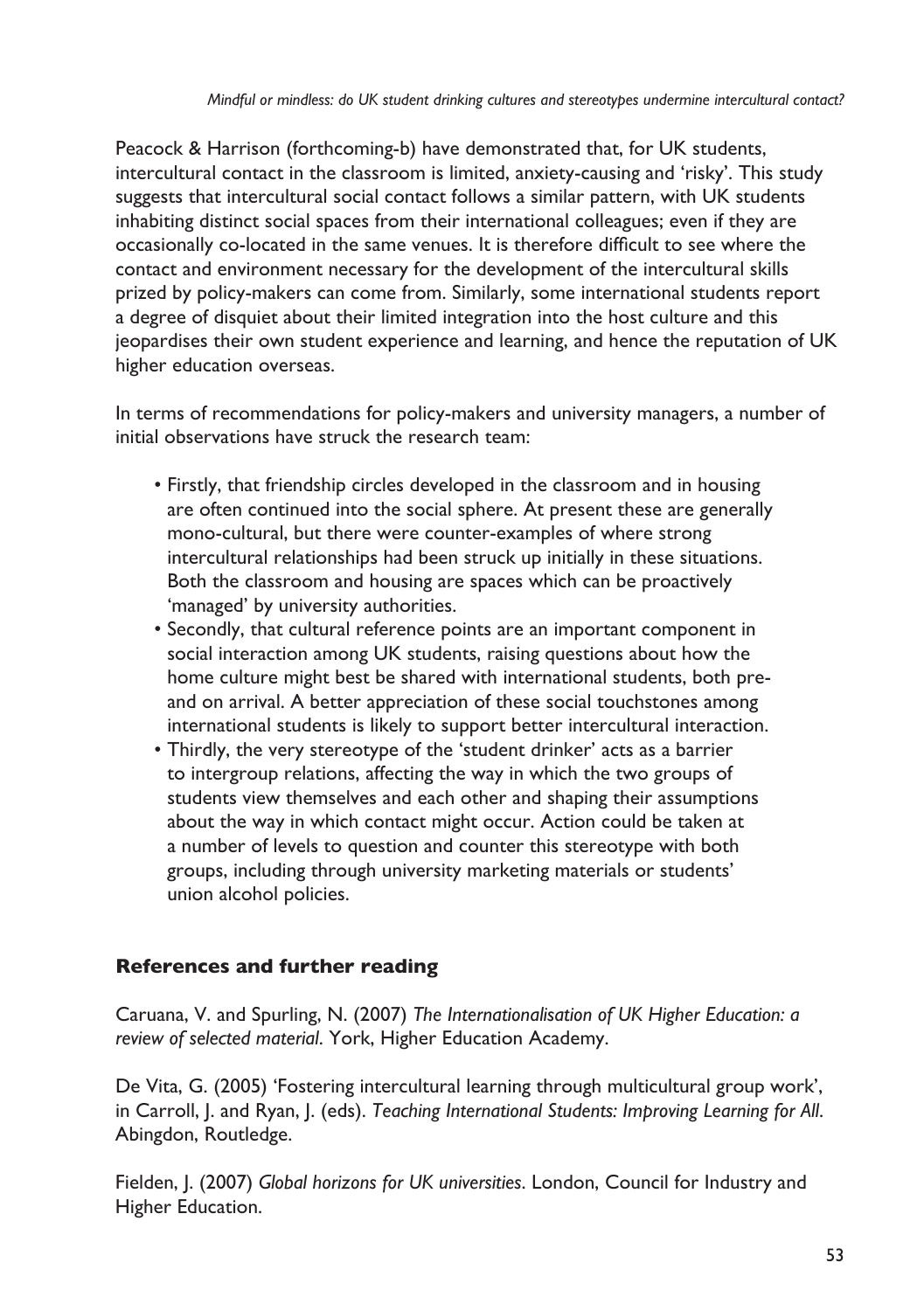Peacock & Harrison (forthcoming-b) have demonstrated that, for UK students, intercultural contact in the classroom is limited, anxiety-causing and 'risky'. This study suggests that intercultural social contact follows a similar pattern, with UK students inhabiting distinct social spaces from their international colleagues; even if they are occasionally co-located in the same venues. It is therefore difficult to see where the contact and environment necessary for the development of the intercultural skills prized by policy-makers can come from. Similarly, some international students report a degree of disquiet about their limited integration into the host culture and this jeopardises their own student experience and learning, and hence the reputation of UK higher education overseas.

In terms of recommendations for policy-makers and university managers, a number of initial observations have struck the research team:

- Firstly, that friendship circles developed in the classroom and in housing are often continued into the social sphere. At present these are generally mono-cultural, but there were counter-examples of where strong intercultural relationships had been struck up initially in these situations. Both the classroom and housing are spaces which can be proactively 'managed' by university authorities.
- Secondly, that cultural reference points are an important component in social interaction among UK students, raising questions about how the home culture might best be shared with international students, both pre- and on arrival. A better appreciation of these social touchstones among international students is likely to support better intercultural interaction.
- Thirdly, the very stereotype of the 'student drinker' acts as a barrier to intergroup relations, affecting the way in which the two groups of students view themselves and each other and shaping their assumptions about the way in which contact might occur. Action could be taken at a number of levels to question and counter this stereotype with both groups, including through university marketing materials or students' union alcohol policies.

## References and further reading

Caruana, V. and Spurling, N. (2007) *The Internationalisation of UK Higher Education: a review of selected material*. York, Higher Education Academy.

De Vita, G. (2005) 'Fostering intercultural learning through multicultural group work', in Carroll, J. and Ryan, J. (eds). *Teaching International Students: Improving Learning for All*. Abingdon, Routledge.

Fielden, J. (2007) *Global horizons for UK universities*. London, Council for Industry and Higher Education.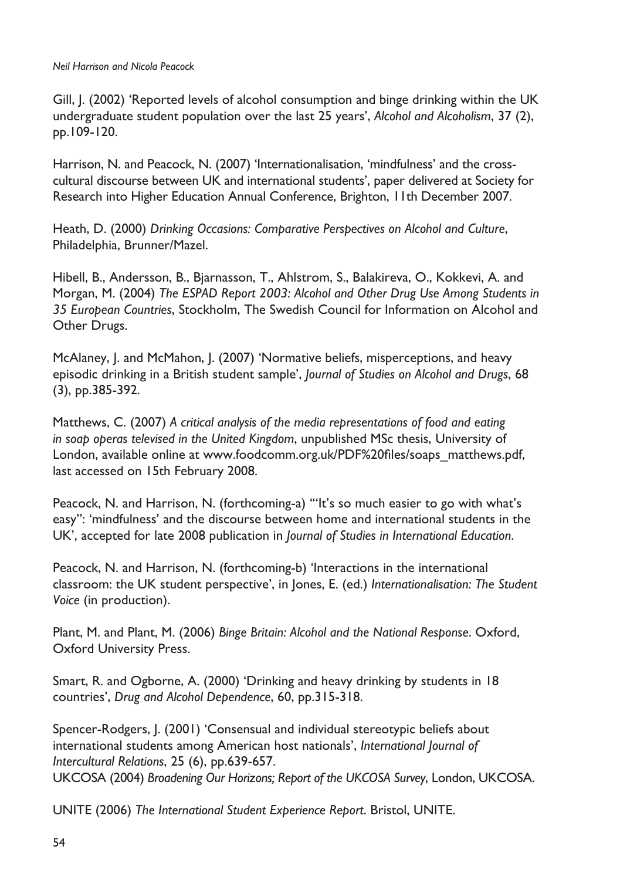Gill, J. (2002) 'Reported levels of alcohol consumption and binge drinking within the UK undergraduate student population over the last 25 years', *Alcohol and Alcoholism*, 37 (2), pp.109-120.

Harrison, N. and Peacock, N. (2007) 'Internationalisation, 'mindfulness' and the cross-cultural discourse between UK and international students', paper delivered at Society for Research into Higher Education Annual Conference, Brighton, 11th December 2007.

Heath, D. (2000) *Drinking Occasions: Comparative Perspectives on Alcohol and Culture*, Philadelphia, Brunner/Mazel.

Hibell, B., Andersson, B., Bjarnasson, T., Ahlstrom, S., Balakireva, O., Kokkevi, A. and Morgan, M. (2004) *The ESPAD Report 2003: Alcohol and Other Drug Use Among Students in 35 European Countries*, Stockholm, The Swedish Council for Information on Alcohol and Other Drugs.

McAlaney, J. and McMahon, J. (2007) 'Normative beliefs, misperceptions, and heavy episodic drinking in a British student sample', *Journal of Studies on Alcohol and Drugs*, 68 (3), pp.385-392.

Matthews, C. (2007) *A critical analysis of the media representations of food and eating in soap operas televised in the United Kingdom*, unpublished MSc thesis, University of London, available online at www.foodcomm.org.uk/PDF%20files/soaps_matthews.pdf, last accessed on 15th February 2008.

Peacock, N. and Harrison, N. (forthcoming-a) "'It's so much easier to go with what's easy": 'mindfulness' and the discourse between home and international students in the UK', accepted for late 2008 publication in *Journal of Studies in International Education*.

Peacock, N. and Harrison, N. (forthcoming-b) 'Interactions in the international classroom: the UK student perspective', in Jones, E. (ed.) *Internationalisation: The Student Voice* (in production).

Plant, M. and Plant, M. (2006) *Binge Britain: Alcohol and the National Response*. Oxford, Oxford University Press.

Smart, R. and Ogborne, A. (2000) 'Drinking and heavy drinking by students in 18 countries', *Drug and Alcohol Dependence*, 60, pp.315-318.

Spencer-Rodgers, J. (2001) 'Consensual and individual stereotypic beliefs about international students among American host nationals', *International Journal of Intercultural Relations*, 25 (6), pp.639-657.

UKCOSA (2004) *Broadening Our Horizons; Report of the UKCOSA Survey*, London, UKCOSA.

UNITE (2006) *The International Student Experience Report*. Bristol, UNITE.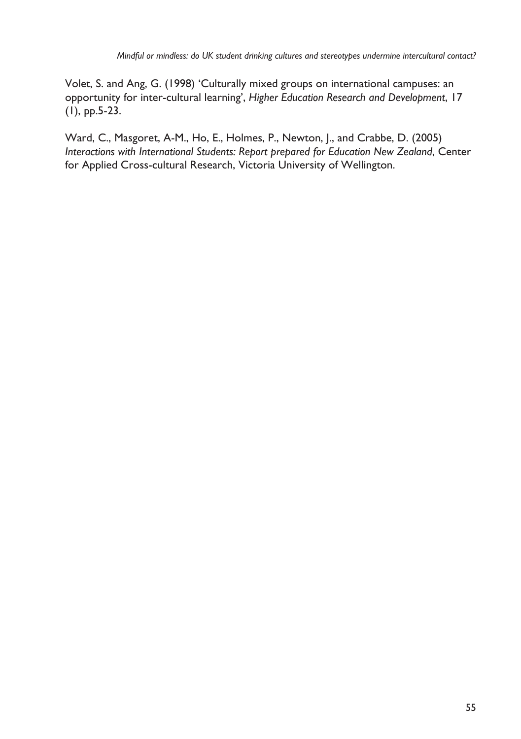Volet, S. and Ang, G. (1998) 'Culturally mixed groups on international campuses: an opportunity for inter-cultural learning', *Higher Education Research and Development*, 17 (1), pp.5-23.

Ward, C., Masgoret, A-M., Ho, E., Holmes, P., Newton, J., and Crabbe, D. (2005) *Interactions with International Students: Report prepared for Education New Zealand*, Center for Applied Cross-cultural Research, Victoria University of Wellington.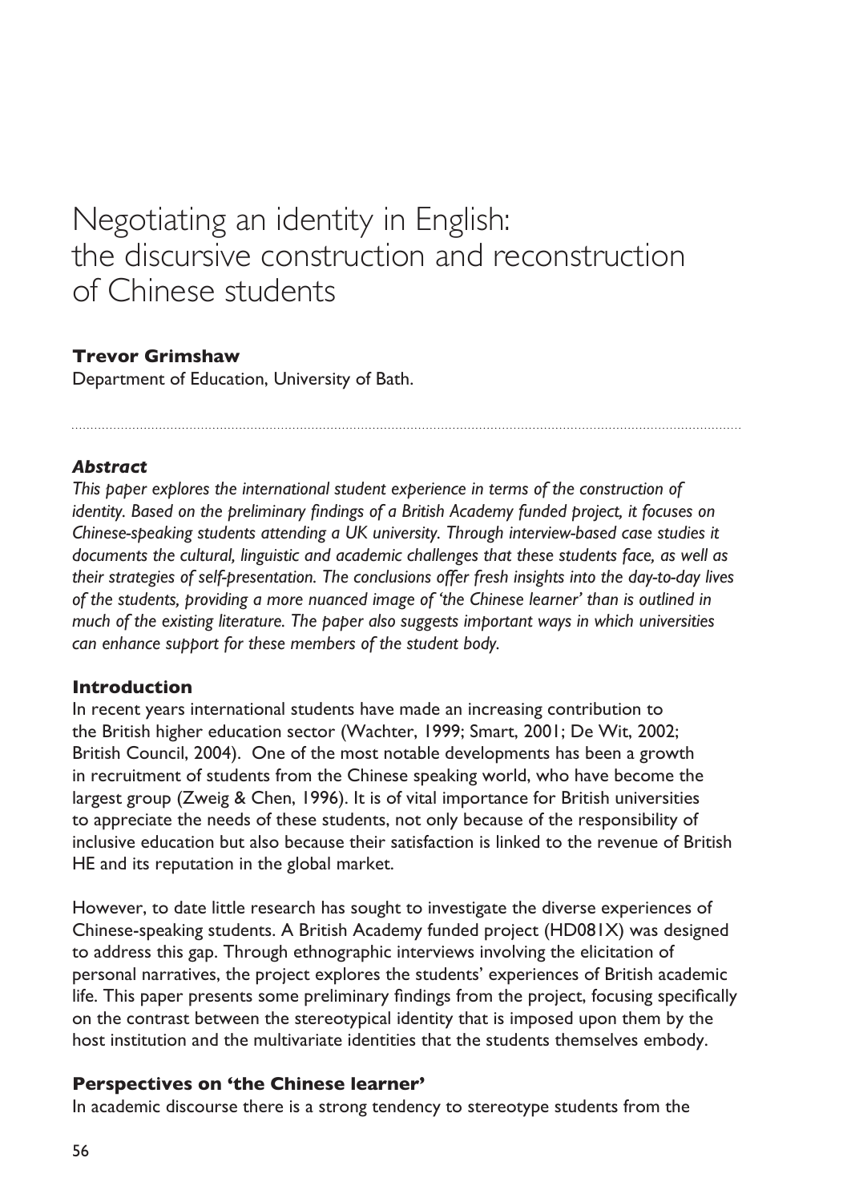# Negotiating an identity in English: the discursive construction and reconstruction of Chinese students

**Trevor Grimshaw**
Department of Education, University of Bath.

***Abstract***

*This paper explores the international student experience in terms of the construction of identity. Based on the preliminary findings of a British Academy funded project, it focuses on Chinese-speaking students attending a UK university. Through interview-based case studies it documents the cultural, linguistic and academic challenges that these students face, as well as their strategies of self-presentation. The conclusions offer fresh insights into the day-to-day lives of the students, providing a more nuanced image of 'the Chinese learner' than is outlined in much of the existing literature. The paper also suggests important ways in which universities can enhance support for these members of the student body.*

## Introduction

In recent years international students have made an increasing contribution to the British higher education sector (Wachter, 1999; Smart, 2001; De Wit, 2002; British Council, 2004). One of the most notable developments has been a growth in recruitment of students from the Chinese speaking world, who have become the largest group (Zweig & Chen, 1996). It is of vital importance for British universities to appreciate the needs of these students, not only because of the responsibility of inclusive education but also because their satisfaction is linked to the revenue of British HE and its reputation in the global market.

However, to date little research has sought to investigate the diverse experiences of Chinese-speaking students. A British Academy funded project (HD081X) was designed to address this gap. Through ethnographic interviews involving the elicitation of personal narratives, the project explores the students' experiences of British academic life. This paper presents some preliminary findings from the project, focusing specifically on the contrast between the stereotypical identity that is imposed upon them by the host institution and the multivariate identities that the students themselves embody.

## Perspectives on 'the Chinese learner'

In academic discourse there is a strong tendency to stereotype students from the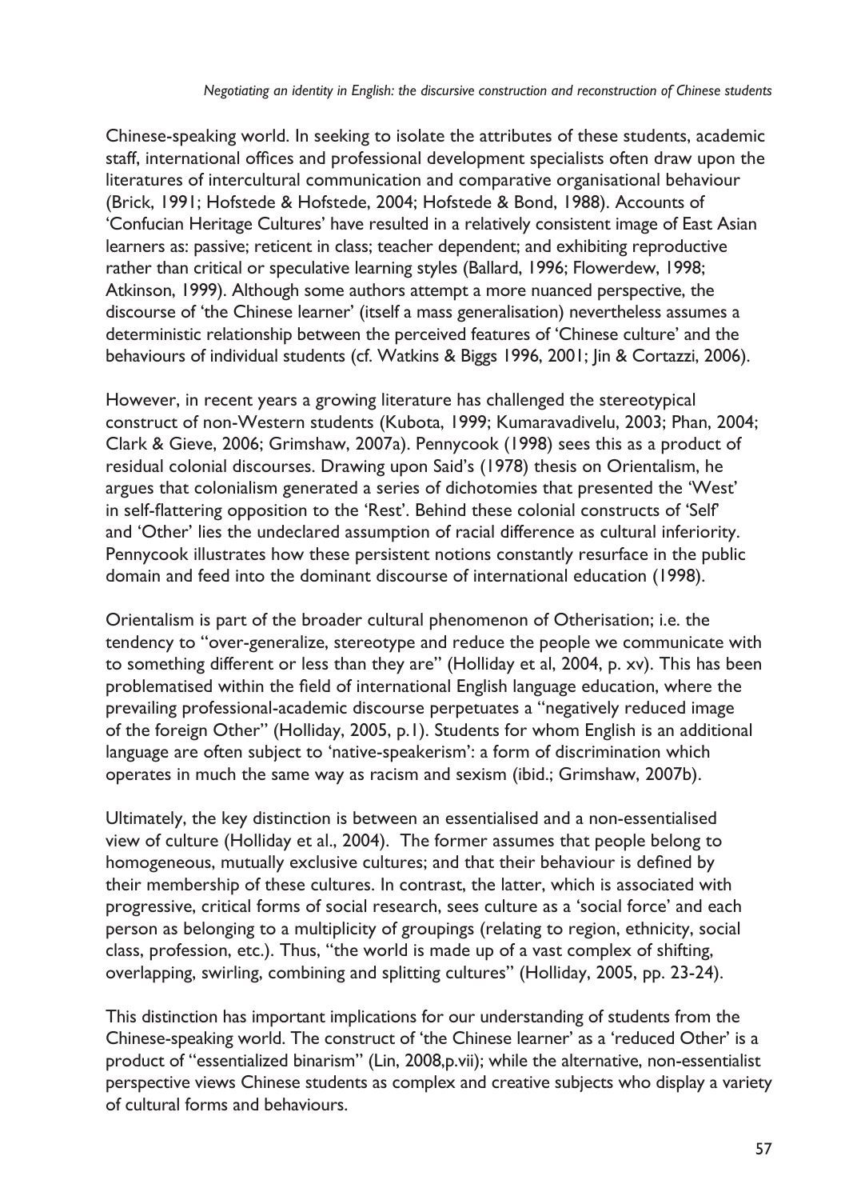Chinese-speaking world. In seeking to isolate the attributes of these students, academic staff, international offices and professional development specialists often draw upon the literatures of intercultural communication and comparative organisational behaviour (Brick, 1991; Hofstede & Hofstede, 2004; Hofstede & Bond, 1988). Accounts of 'Confucian Heritage Cultures' have resulted in a relatively consistent image of East Asian learners as: passive; reticent in class; teacher dependent; and exhibiting reproductive rather than critical or speculative learning styles (Ballard, 1996; Flowerdew, 1998; Atkinson, 1999). Although some authors attempt a more nuanced perspective, the discourse of 'the Chinese learner' (itself a mass generalisation) nevertheless assumes a deterministic relationship between the perceived features of 'Chinese culture' and the behaviours of individual students (cf. Watkins & Biggs 1996, 2001; Jin & Cortazzi, 2006).

However, in recent years a growing literature has challenged the stereotypical construct of non-Western students (Kubota, 1999; Kumaravadivelu, 2003; Phan, 2004; Clark & Gieve, 2006; Grimshaw, 2007a). Pennycook (1998) sees this as a product of residual colonial discourses. Drawing upon Said's (1978) thesis on Orientalism, he argues that colonialism generated a series of dichotomies that presented the 'West' in self-flattering opposition to the 'Rest'. Behind these colonial constructs of 'Self' and 'Other' lies the undeclared assumption of racial difference as cultural inferiority. Pennycook illustrates how these persistent notions constantly resurface in the public domain and feed into the dominant discourse of international education (1998).

Orientalism is part of the broader cultural phenomenon of Otherisation; i.e. the tendency to "over-generalize, stereotype and reduce the people we communicate with to something different or less than they are" (Holliday et al, 2004, p. xv). This has been problematised within the field of international English language education, where the prevailing professional-academic discourse perpetuates a "negatively reduced image of the foreign Other" (Holliday, 2005, p.1). Students for whom English is an additional language are often subject to 'native-speakerism': a form of discrimination which operates in much the same way as racism and sexism (ibid.; Grimshaw, 2007b).

Ultimately, the key distinction is between an essentialised and a non-essentialised view of culture (Holliday et al., 2004). The former assumes that people belong to homogeneous, mutually exclusive cultures; and that their behaviour is defined by their membership of these cultures. In contrast, the latter, which is associated with progressive, critical forms of social research, sees culture as a 'social force' and each person as belonging to a multiplicity of groupings (relating to region, ethnicity, social class, profession, etc.). Thus, "the world is made up of a vast complex of shifting, overlapping, swirling, combining and splitting cultures" (Holliday, 2005, pp. 23-24).

This distinction has important implications for our understanding of students from the Chinese-speaking world. The construct of 'the Chinese learner' as a 'reduced Other' is a product of "essentialized binarism" (Lin, 2008,p.vii); while the alternative, non-essentialist perspective views Chinese students as complex and creative subjects who display a variety of cultural forms and behaviours.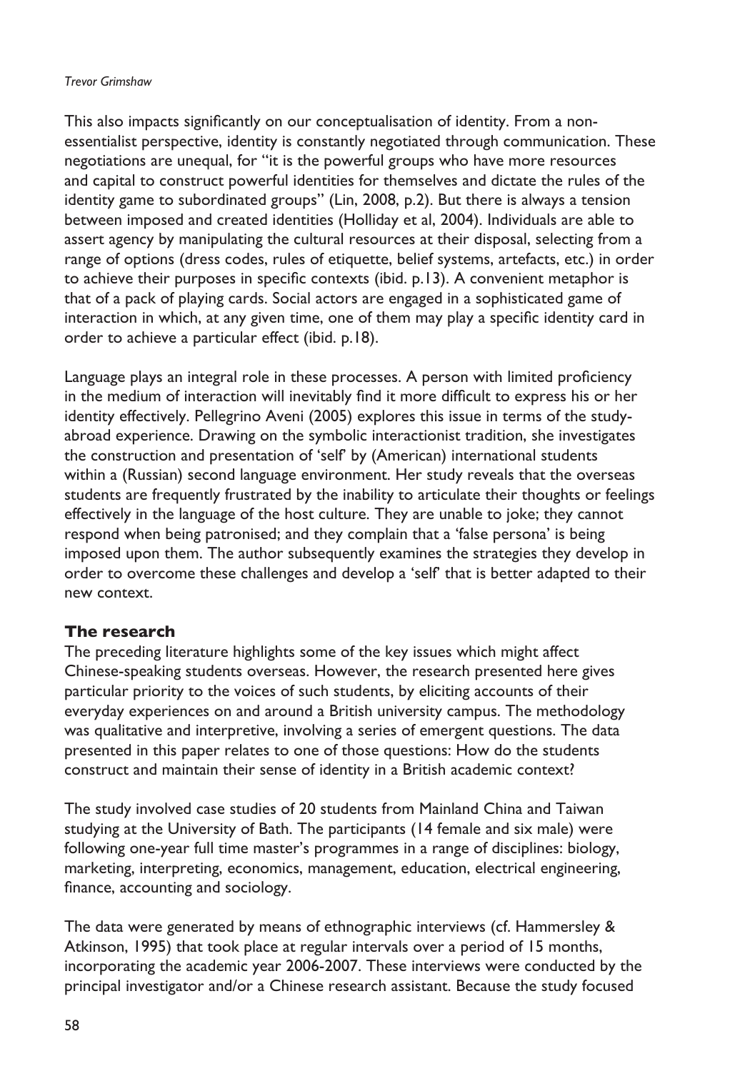This also impacts significantly on our conceptualisation of identity. From a non-essentialist perspective, identity is constantly negotiated through communication. These negotiations are unequal, for "it is the powerful groups who have more resources and capital to construct powerful identities for themselves and dictate the rules of the identity game to subordinated groups" (Lin, 2008, p.2). But there is always a tension between imposed and created identities (Holliday et al, 2004). Individuals are able to assert agency by manipulating the cultural resources at their disposal, selecting from a range of options (dress codes, rules of etiquette, belief systems, artefacts, etc.) in order to achieve their purposes in specific contexts (ibid. p.13). A convenient metaphor is that of a pack of playing cards. Social actors are engaged in a sophisticated game of interaction in which, at any given time, one of them may play a specific identity card in order to achieve a particular effect (ibid. p.18).

Language plays an integral role in these processes. A person with limited proficiency in the medium of interaction will inevitably find it more difficult to express his or her identity effectively. Pellegrino Aveni (2005) explores this issue in terms of the study-abroad experience. Drawing on the symbolic interactionist tradition, she investigates the construction and presentation of 'self' by (American) international students within a (Russian) second language environment. Her study reveals that the overseas students are frequently frustrated by the inability to articulate their thoughts or feelings effectively in the language of the host culture. They are unable to joke; they cannot respond when being patronised; and they complain that a 'false persona' is being imposed upon them. The author subsequently examines the strategies they develop in order to overcome these challenges and develop a 'self' that is better adapted to their new context.

## The research

The preceding literature highlights some of the key issues which might affect Chinese-speaking students overseas. However, the research presented here gives particular priority to the voices of such students, by eliciting accounts of their everyday experiences on and around a British university campus. The methodology was qualitative and interpretive, involving a series of emergent questions. The data presented in this paper relates to one of those questions: How do the students construct and maintain their sense of identity in a British academic context?

The study involved case studies of 20 students from Mainland China and Taiwan studying at the University of Bath. The participants (14 female and six male) were following one-year full time master's programmes in a range of disciplines: biology, marketing, interpreting, economics, management, education, electrical engineering, finance, accounting and sociology.

The data were generated by means of ethnographic interviews (cf. Hammersley & Atkinson, 1995) that took place at regular intervals over a period of 15 months, incorporating the academic year 2006-2007. These interviews were conducted by the principal investigator and/or a Chinese research assistant. Because the study focused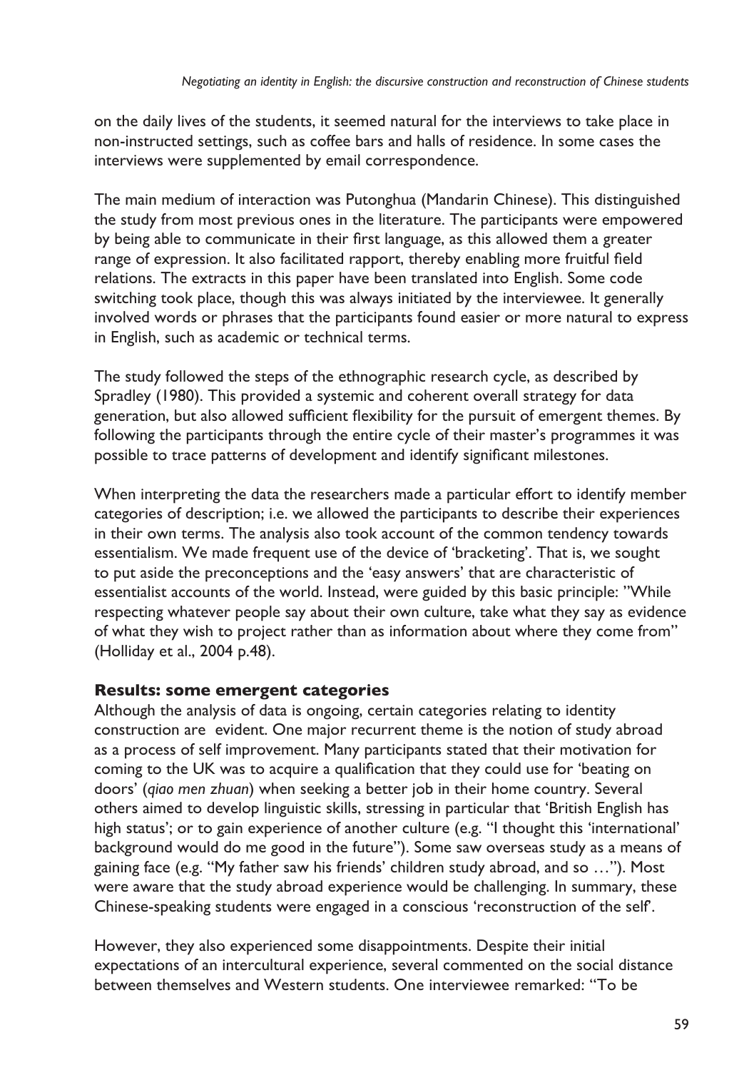on the daily lives of the students, it seemed natural for the interviews to take place in non-instructed settings, such as coffee bars and halls of residence. In some cases the interviews were supplemented by email correspondence.

The main medium of interaction was Putonghua (Mandarin Chinese). This distinguished the study from most previous ones in the literature. The participants were empowered by being able to communicate in their first language, as this allowed them a greater range of expression. It also facilitated rapport, thereby enabling more fruitful field relations. The extracts in this paper have been translated into English. Some code switching took place, though this was always initiated by the interviewee. It generally involved words or phrases that the participants found easier or more natural to express in English, such as academic or technical terms.

The study followed the steps of the ethnographic research cycle, as described by Spradley (1980). This provided a systemic and coherent overall strategy for data generation, but also allowed sufficient flexibility for the pursuit of emergent themes. By following the participants through the entire cycle of their master's programmes it was possible to trace patterns of development and identify significant milestones.

When interpreting the data the researchers made a particular effort to identify member categories of description; i.e. we allowed the participants to describe their experiences in their own terms. The analysis also took account of the common tendency towards essentialism. We made frequent use of the device of 'bracketing'. That is, we sought to put aside the preconceptions and the 'easy answers' that are characteristic of essentialist accounts of the world. Instead, were guided by this basic principle: "While respecting whatever people say about their own culture, take what they say as evidence of what they wish to project rather than as information about where they come from" (Holliday et al., 2004 p.48).

## Results: some emergent categories

Although the analysis of data is ongoing, certain categories relating to identity construction are evident. One major recurrent theme is the notion of study abroad as a process of self improvement. Many participants stated that their motivation for coming to the UK was to acquire a qualification that they could use for 'beating on doors' (*qiao men zhuan*) when seeking a better job in their home country. Several others aimed to develop linguistic skills, stressing in particular that 'British English has high status'; or to gain experience of another culture (e.g. "I thought this 'international' background would do me good in the future"). Some saw overseas study as a means of gaining face (e.g. "My father saw his friends' children study abroad, and so …"). Most were aware that the study abroad experience would be challenging. In summary, these Chinese-speaking students were engaged in a conscious 'reconstruction of the self'.

However, they also experienced some disappointments. Despite their initial expectations of an intercultural experience, several commented on the social distance between themselves and Western students. One interviewee remarked: "To be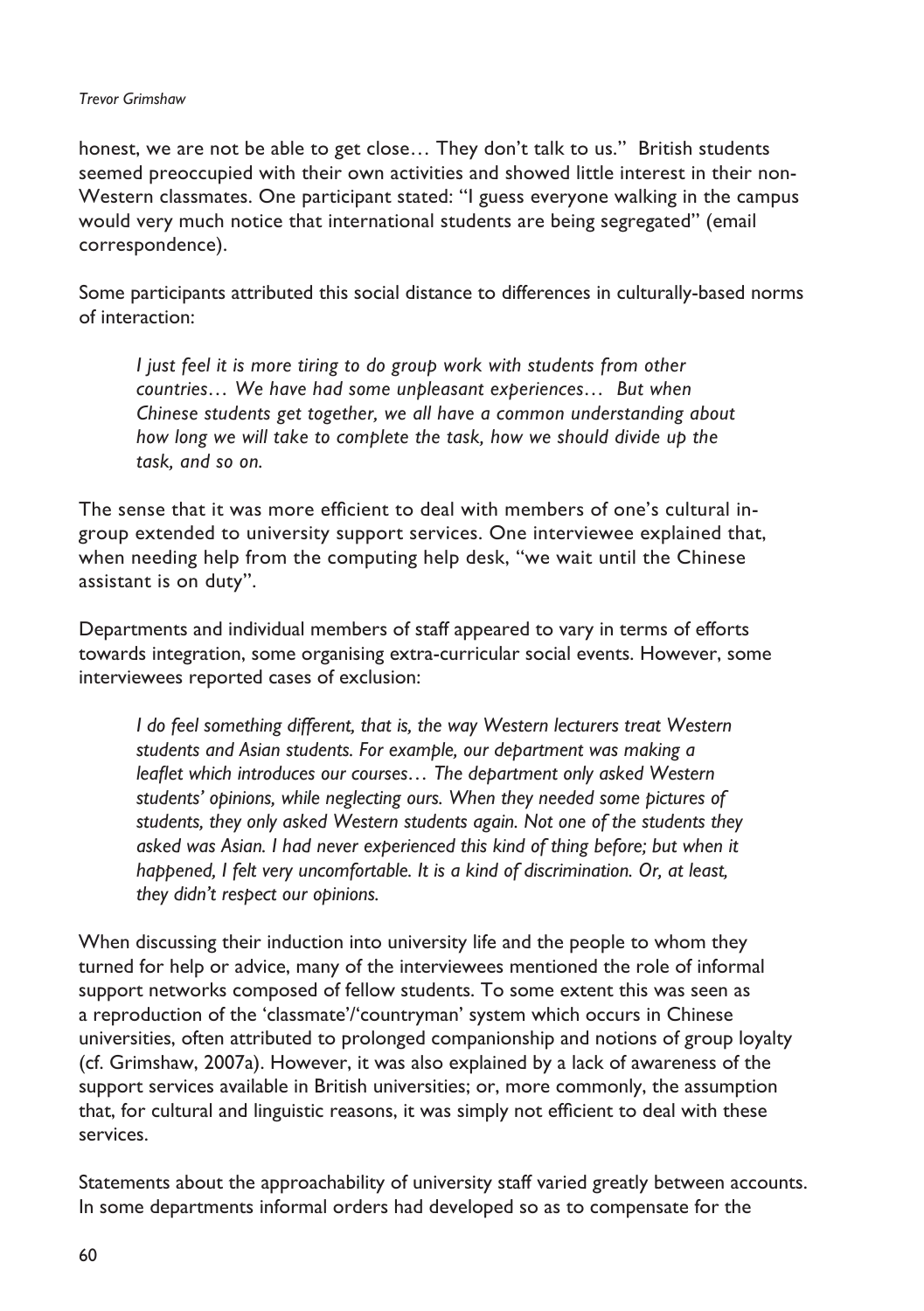honest, we are not be able to get close… They don't talk to us." British students seemed preoccupied with their own activities and showed little interest in their non-Western classmates. One participant stated: "I guess everyone walking in the campus would very much notice that international students are being segregated" (email correspondence).

Some participants attributed this social distance to differences in culturally-based norms of interaction:

> *I just feel it is more tiring to do group work with students from other countries… We have had some unpleasant experiences… But when Chinese students get together, we all have a common understanding about how long we will take to complete the task, how we should divide up the task, and so on.*

The sense that it was more efficient to deal with members of one's cultural in-group extended to university support services. One interviewee explained that, when needing help from the computing help desk, "we wait until the Chinese assistant is on duty".

Departments and individual members of staff appeared to vary in terms of efforts towards integration, some organising extra-curricular social events. However, some interviewees reported cases of exclusion:

> *I do feel something different, that is, the way Western lecturers treat Western students and Asian students. For example, our department was making a leaflet which introduces our courses… The department only asked Western students' opinions, while neglecting ours. When they needed some pictures of students, they only asked Western students again. Not one of the students they asked was Asian. I had never experienced this kind of thing before; but when it happened, I felt very uncomfortable. It is a kind of discrimination. Or, at least, they didn't respect our opinions.*

When discussing their induction into university life and the people to whom they turned for help or advice, many of the interviewees mentioned the role of informal support networks composed of fellow students. To some extent this was seen as a reproduction of the 'classmate'/'countryman' system which occurs in Chinese universities, often attributed to prolonged companionship and notions of group loyalty (cf. Grimshaw, 2007a). However, it was also explained by a lack of awareness of the support services available in British universities; or, more commonly, the assumption that, for cultural and linguistic reasons, it was simply not efficient to deal with these services.

Statements about the approachability of university staff varied greatly between accounts. In some departments informal orders had developed so as to compensate for the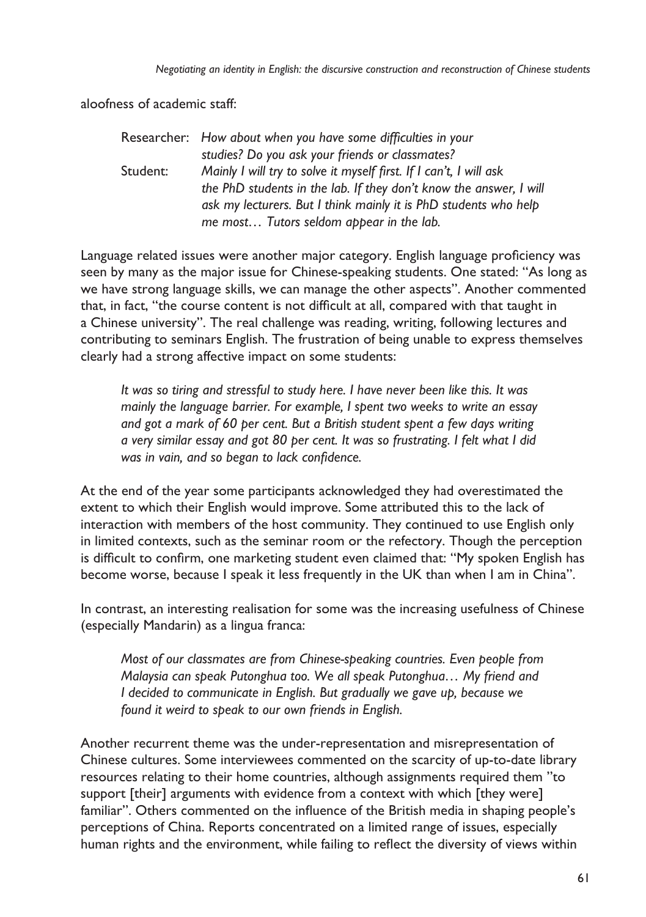aloofness of academic staff:

Researcher: *How about when you have some difficulties in your studies? Do you ask your friends or classmates?*

Student: *Mainly I will try to solve it myself first. If I can't, I will ask the PhD students in the lab. If they don't know the answer, I will ask my lecturers. But I think mainly it is PhD students who help me most… Tutors seldom appear in the lab.*

Language related issues were another major category. English language proficiency was seen by many as the major issue for Chinese-speaking students. One stated: "As long as we have strong language skills, we can manage the other aspects". Another commented that, in fact, "the course content is not difficult at all, compared with that taught in a Chinese university". The real challenge was reading, writing, following lectures and contributing to seminars English. The frustration of being unable to express themselves clearly had a strong affective impact on some students:

> *It was so tiring and stressful to study here. I have never been like this. It was mainly the language barrier. For example, I spent two weeks to write an essay and got a mark of 60 per cent. But a British student spent a few days writing a very similar essay and got 80 per cent. It was so frustrating. I felt what I did was in vain, and so began to lack confidence.*

At the end of the year some participants acknowledged they had overestimated the extent to which their English would improve. Some attributed this to the lack of interaction with members of the host community. They continued to use English only in limited contexts, such as the seminar room or the refectory. Though the perception is difficult to confirm, one marketing student even claimed that: "My spoken English has become worse, because I speak it less frequently in the UK than when I am in China".

In contrast, an interesting realisation for some was the increasing usefulness of Chinese (especially Mandarin) as a lingua franca:

> *Most of our classmates are from Chinese-speaking countries. Even people from Malaysia can speak Putonghua too. We all speak Putonghua… My friend and I decided to communicate in English. But gradually we gave up, because we found it weird to speak to our own friends in English.*

Another recurrent theme was the under-representation and misrepresentation of Chinese cultures. Some interviewees commented on the scarcity of up-to-date library resources relating to their home countries, although assignments required them "to support [their] arguments with evidence from a context with which [they were] familiar". Others commented on the influence of the British media in shaping people's perceptions of China. Reports concentrated on a limited range of issues, especially human rights and the environment, while failing to reflect the diversity of views within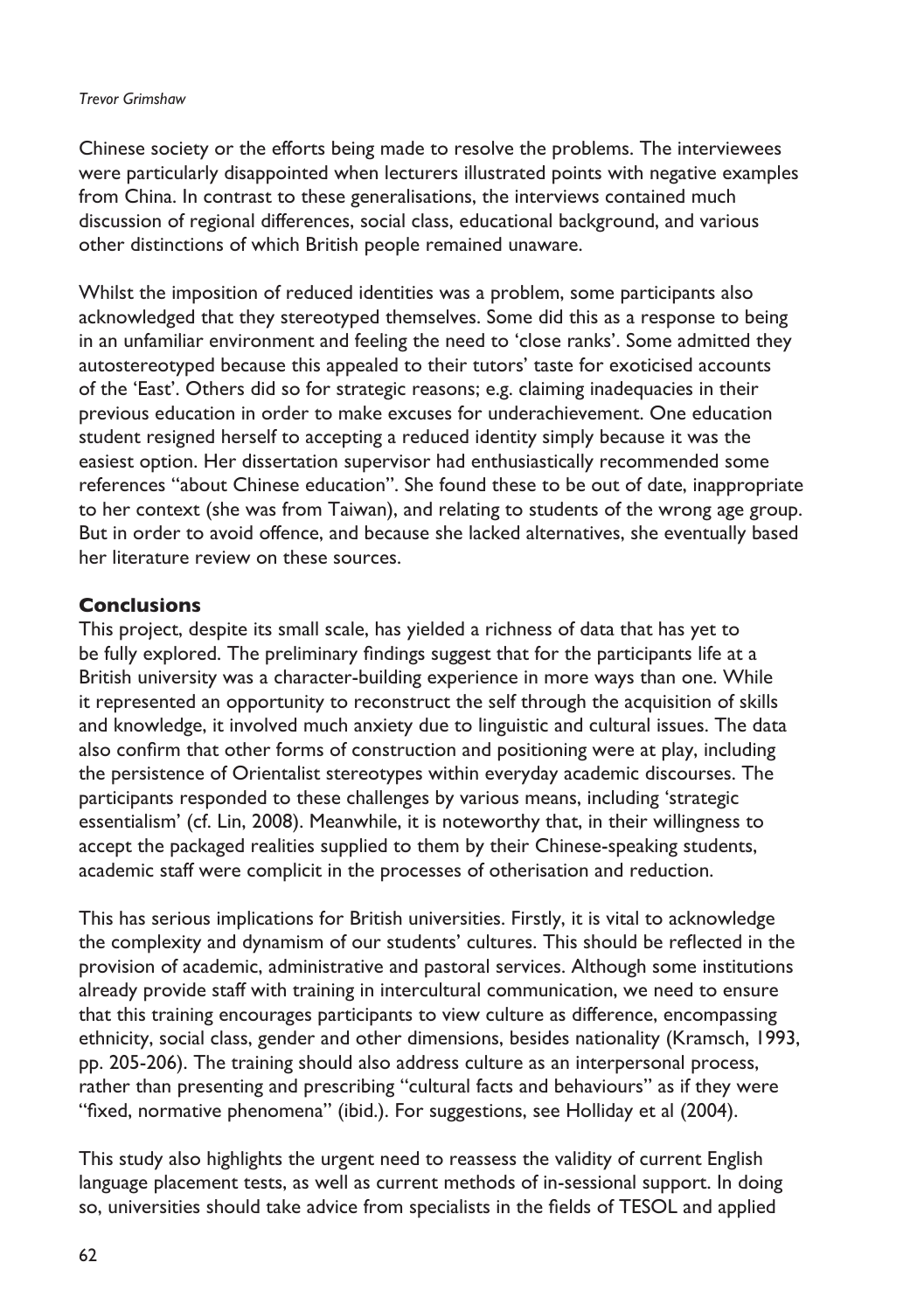Chinese society or the efforts being made to resolve the problems. The interviewees were particularly disappointed when lecturers illustrated points with negative examples from China. In contrast to these generalisations, the interviews contained much discussion of regional differences, social class, educational background, and various other distinctions of which British people remained unaware.

Whilst the imposition of reduced identities was a problem, some participants also acknowledged that they stereotyped themselves. Some did this as a response to being in an unfamiliar environment and feeling the need to 'close ranks'. Some admitted they autostereotyped because this appealed to their tutors' taste for exoticised accounts of the 'East'. Others did so for strategic reasons; e.g. claiming inadequacies in their previous education in order to make excuses for underachievement. One education student resigned herself to accepting a reduced identity simply because it was the easiest option. Her dissertation supervisor had enthusiastically recommended some references "about Chinese education". She found these to be out of date, inappropriate to her context (she was from Taiwan), and relating to students of the wrong age group. But in order to avoid offence, and because she lacked alternatives, she eventually based her literature review on these sources.

## Conclusions

This project, despite its small scale, has yielded a richness of data that has yet to be fully explored. The preliminary findings suggest that for the participants life at a British university was a character-building experience in more ways than one. While it represented an opportunity to reconstruct the self through the acquisition of skills and knowledge, it involved much anxiety due to linguistic and cultural issues. The data also confirm that other forms of construction and positioning were at play, including the persistence of Orientalist stereotypes within everyday academic discourses. The participants responded to these challenges by various means, including 'strategic essentialism' (cf. Lin, 2008). Meanwhile, it is noteworthy that, in their willingness to accept the packaged realities supplied to them by their Chinese-speaking students, academic staff were complicit in the processes of otherisation and reduction.

This has serious implications for British universities. Firstly, it is vital to acknowledge the complexity and dynamism of our students' cultures. This should be reflected in the provision of academic, administrative and pastoral services. Although some institutions already provide staff with training in intercultural communication, we need to ensure that this training encourages participants to view culture as difference, encompassing ethnicity, social class, gender and other dimensions, besides nationality (Kramsch, 1993, pp. 205-206). The training should also address culture as an interpersonal process, rather than presenting and prescribing "cultural facts and behaviours" as if they were "fixed, normative phenomena" (ibid.). For suggestions, see Holliday et al (2004).

This study also highlights the urgent need to reassess the validity of current English language placement tests, as well as current methods of in-sessional support. In doing so, universities should take advice from specialists in the fields of TESOL and applied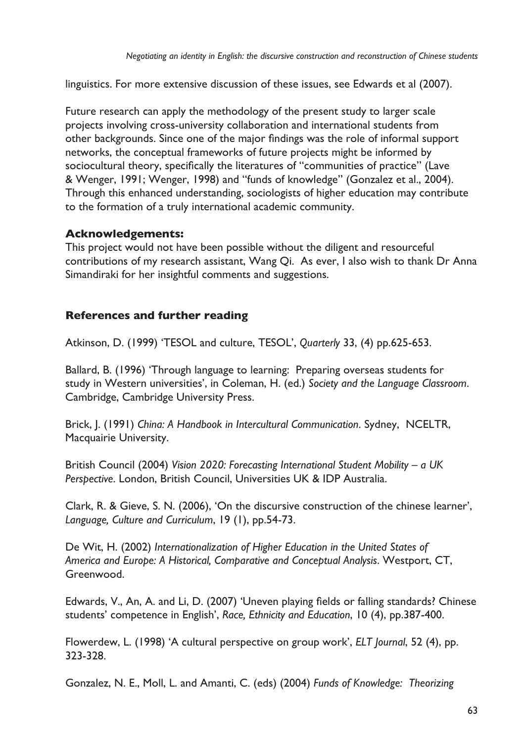linguistics. For more extensive discussion of these issues, see Edwards et al (2007).

Future research can apply the methodology of the present study to larger scale projects involving cross-university collaboration and international students from other backgrounds. Since one of the major findings was the role of informal support networks, the conceptual frameworks of future projects might be informed by sociocultural theory, specifically the literatures of "communities of practice" (Lave & Wenger, 1991; Wenger, 1998) and "funds of knowledge" (Gonzalez et al., 2004). Through this enhanced understanding, sociologists of higher education may contribute to the formation of a truly international academic community.

### Acknowledgements:

This project would not have been possible without the diligent and resourceful contributions of my research assistant, Wang Qi. As ever, I also wish to thank Dr Anna Simandiraki for her insightful comments and suggestions.

### References and further reading

Atkinson, D. (1999) 'TESOL and culture, TESOL', *Quarterly* 33, (4) pp.625-653.

Ballard, B. (1996) 'Through language to learning: Preparing overseas students for study in Western universities', in Coleman, H. (ed.) *Society and the Language Classroom*. Cambridge, Cambridge University Press.

Brick, J. (1991) *China: A Handbook in Intercultural Communication*. Sydney, NCELTR, Macquairie University.

British Council (2004) *Vision 2020: Forecasting International Student Mobility – a UK Perspective*. London, British Council, Universities UK & IDP Australia.

Clark, R. & Gieve, S. N. (2006), 'On the discursive construction of the chinese learner', *Language, Culture and Curriculum*, 19 (1), pp.54-73.

De Wit, H. (2002) *Internationalization of Higher Education in the United States of America and Europe: A Historical, Comparative and Conceptual Analysis*. Westport, CT, Greenwood.

Edwards, V., An, A. and Li, D. (2007) 'Uneven playing fields or falling standards? Chinese students' competence in English', *Race, Ethnicity and Education*, 10 (4), pp.387-400.

Flowerdew, L. (1998) 'A cultural perspective on group work', *ELT Journal*, 52 (4), pp. 323-328.

Gonzalez, N. E., Moll, L. and Amanti, C. (eds) (2004) *Funds of Knowledge: Theorizing*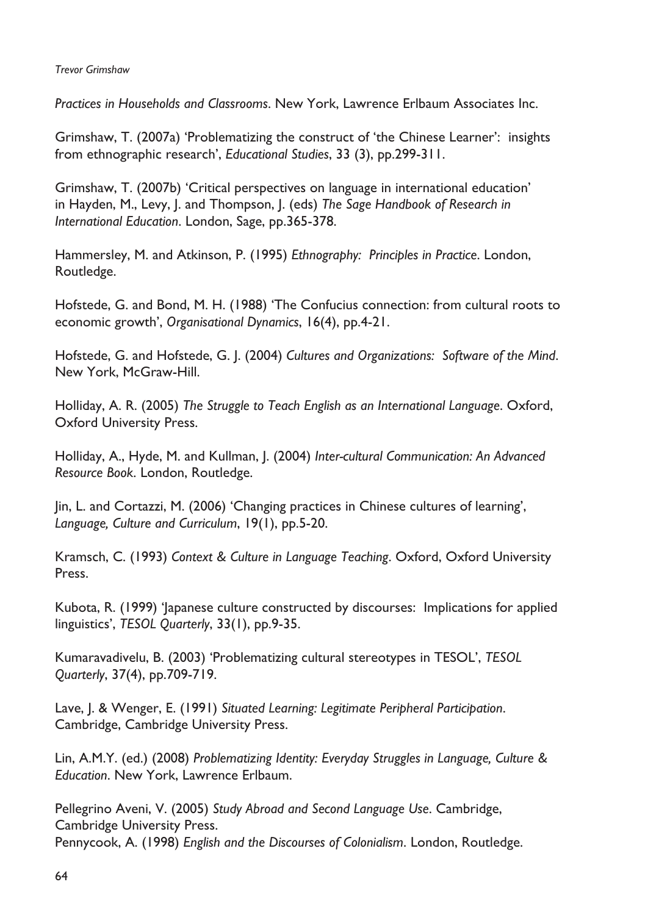*Practices in Households and Classrooms*. New York, Lawrence Erlbaum Associates Inc.

Grimshaw, T. (2007a) 'Problematizing the construct of 'the Chinese Learner': insights from ethnographic research', *Educational Studies*, 33 (3), pp.299-311.

Grimshaw, T. (2007b) 'Critical perspectives on language in international education' in Hayden, M., Levy, J. and Thompson, J. (eds) *The Sage Handbook of Research in International Education*. London, Sage, pp.365-378.

Hammersley, M. and Atkinson, P. (1995) *Ethnography: Principles in Practice*. London, Routledge.

Hofstede, G. and Bond, M. H. (1988) 'The Confucius connection: from cultural roots to economic growth', *Organisational Dynamics*, 16(4), pp.4-21.

Hofstede, G. and Hofstede, G. J. (2004) *Cultures and Organizations: Software of the Mind*. New York, McGraw-Hill.

Holliday, A. R. (2005) *The Struggle to Teach English as an International Language*. Oxford, Oxford University Press.

Holliday, A., Hyde, M. and Kullman, J. (2004) *Inter-cultural Communication: An Advanced Resource Book*. London, Routledge.

Jin, L. and Cortazzi, M. (2006) 'Changing practices in Chinese cultures of learning', *Language, Culture and Curriculum*, 19(1), pp.5-20.

Kramsch, C. (1993) *Context & Culture in Language Teaching*. Oxford, Oxford University Press.

Kubota, R. (1999) 'Japanese culture constructed by discourses: Implications for applied linguistics', *TESOL Quarterly*, 33(1), pp.9-35.

Kumaravadivelu, B. (2003) 'Problematizing cultural stereotypes in TESOL', *TESOL Quarterly*, 37(4), pp.709-719.

Lave, J. & Wenger, E. (1991) *Situated Learning: Legitimate Peripheral Participation*. Cambridge, Cambridge University Press.

Lin, A.M.Y. (ed.) (2008) *Problematizing Identity: Everyday Struggles in Language, Culture & Education*. New York, Lawrence Erlbaum.

Pellegrino Aveni, V. (2005) *Study Abroad and Second Language Use*. Cambridge, Cambridge University Press.

Pennycook, A. (1998) *English and the Discourses of Colonialism*. London, Routledge.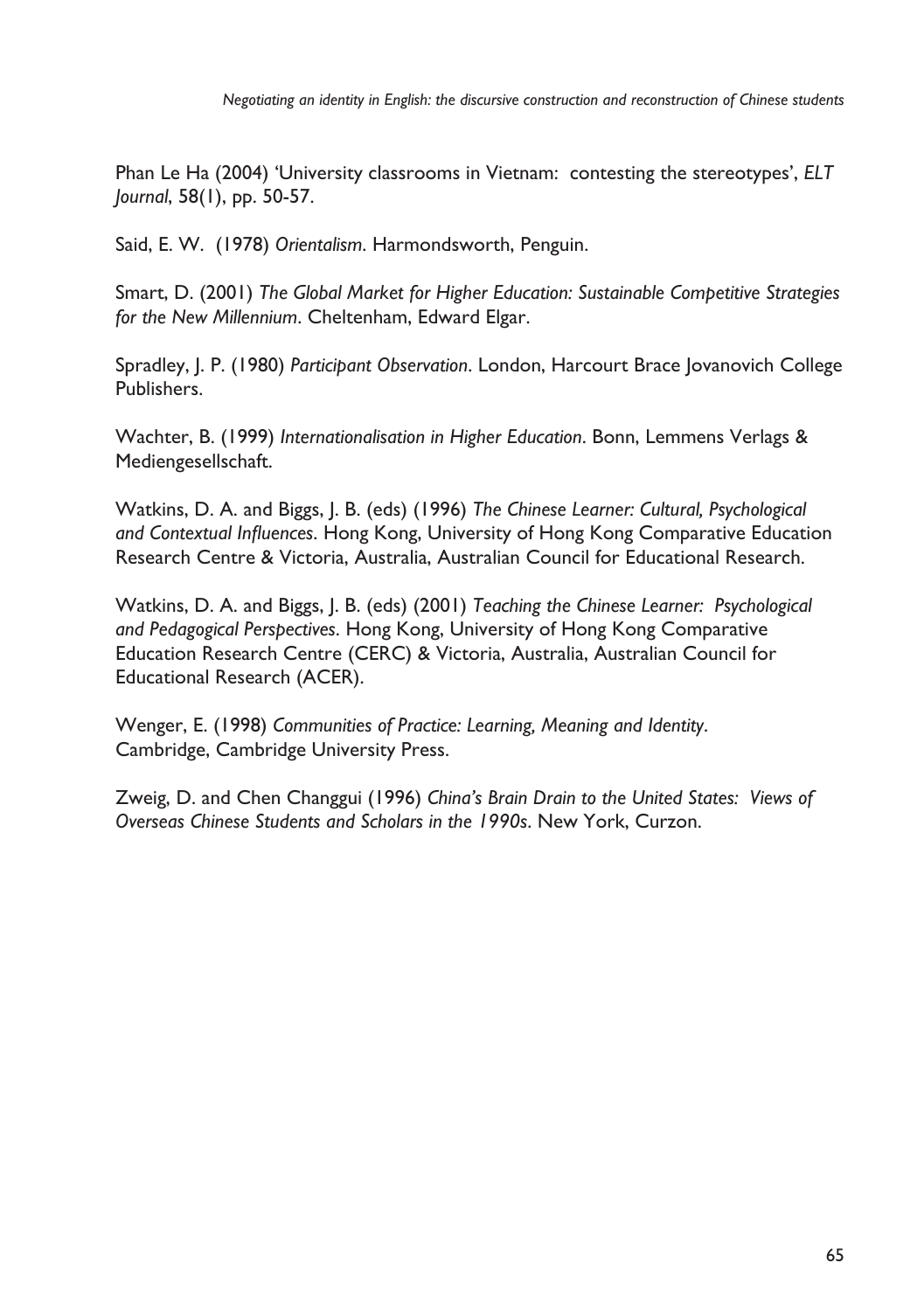Phan Le Ha (2004) 'University classrooms in Vietnam: contesting the stereotypes', *ELT Journal*, 58(1), pp. 50-57.

Said, E. W. (1978) *Orientalism*. Harmondsworth, Penguin.

Smart, D. (2001) *The Global Market for Higher Education: Sustainable Competitive Strategies for the New Millennium*. Cheltenham, Edward Elgar.

Spradley, J. P. (1980) *Participant Observation*. London, Harcourt Brace Jovanovich College Publishers.

Wachter, B. (1999) *Internationalisation in Higher Education*. Bonn, Lemmens Verlags & Mediengesellschaft.

Watkins, D. A. and Biggs, J. B. (eds) (1996) *The Chinese Learner: Cultural, Psychological and Contextual Influences*. Hong Kong, University of Hong Kong Comparative Education Research Centre & Victoria, Australia, Australian Council for Educational Research.

Watkins, D. A. and Biggs, J. B. (eds) (2001) *Teaching the Chinese Learner: Psychological and Pedagogical Perspectives*. Hong Kong, University of Hong Kong Comparative Education Research Centre (CERC) & Victoria, Australia, Australian Council for Educational Research (ACER).

Wenger, E. (1998) *Communities of Practice: Learning, Meaning and Identity*. Cambridge, Cambridge University Press.

Zweig, D. and Chen Changgui (1996) *China's Brain Drain to the United States: Views of Overseas Chinese Students and Scholars in the 1990s*. New York, Curzon.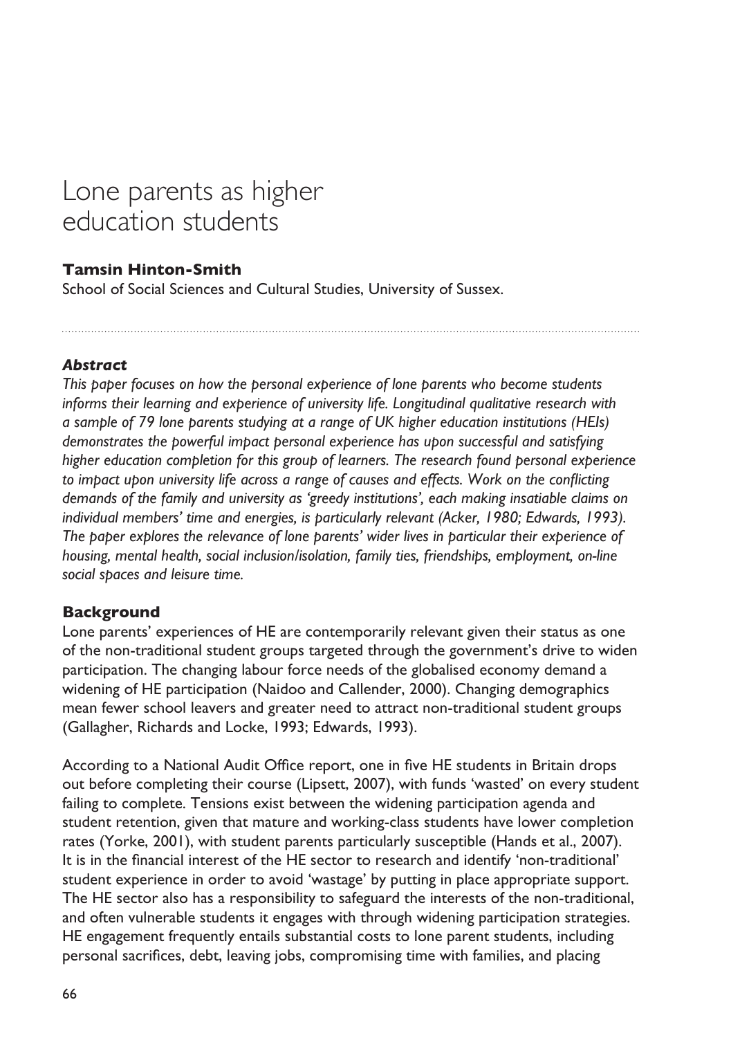# Lone parents as higher education students

**Tamsin Hinton-Smith**

School of Social Sciences and Cultural Studies, University of Sussex.

### *Abstract*

*This paper focuses on how the personal experience of lone parents who become students informs their learning and experience of university life. Longitudinal qualitative research with a sample of 79 lone parents studying at a range of UK higher education institutions (HEIs) demonstrates the powerful impact personal experience has upon successful and satisfying higher education completion for this group of learners. The research found personal experience to impact upon university life across a range of causes and effects. Work on the conflicting demands of the family and university as 'greedy institutions', each making insatiable claims on individual members' time and energies, is particularly relevant (Acker, 1980; Edwards, 1993). The paper explores the relevance of lone parents' wider lives in particular their experience of housing, mental health, social inclusion/isolation, family ties, friendships, employment, on-line social spaces and leisure time.*

### Background

Lone parents' experiences of HE are contemporarily relevant given their status as one of the non-traditional student groups targeted through the government's drive to widen participation. The changing labour force needs of the globalised economy demand a widening of HE participation (Naidoo and Callender, 2000). Changing demographics mean fewer school leavers and greater need to attract non-traditional student groups (Gallagher, Richards and Locke, 1993; Edwards, 1993).

According to a National Audit Office report, one in five HE students in Britain drops out before completing their course (Lipsett, 2007), with funds 'wasted' on every student failing to complete. Tensions exist between the widening participation agenda and student retention, given that mature and working-class students have lower completion rates (Yorke, 2001), with student parents particularly susceptible (Hands et al., 2007). It is in the financial interest of the HE sector to research and identify 'non-traditional' student experience in order to avoid 'wastage' by putting in place appropriate support. The HE sector also has a responsibility to safeguard the interests of the non-traditional, and often vulnerable students it engages with through widening participation strategies. HE engagement frequently entails substantial costs to lone parent students, including personal sacrifices, debt, leaving jobs, compromising time with families, and placing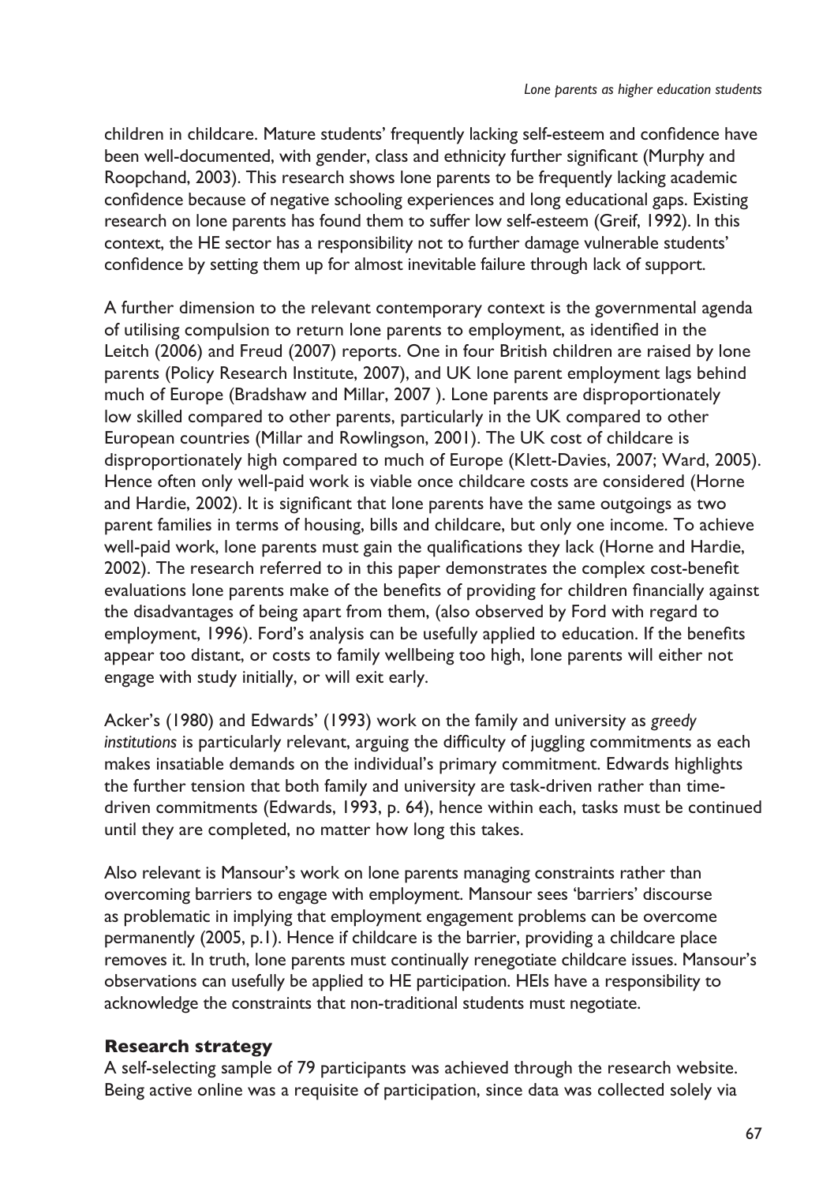children in childcare. Mature students' frequently lacking self-esteem and confidence have been well-documented, with gender, class and ethnicity further significant (Murphy and Roopchand, 2003). This research shows lone parents to be frequently lacking academic confidence because of negative schooling experiences and long educational gaps. Existing research on lone parents has found them to suffer low self-esteem (Greif, 1992). In this context, the HE sector has a responsibility not to further damage vulnerable students' confidence by setting them up for almost inevitable failure through lack of support.

A further dimension to the relevant contemporary context is the governmental agenda of utilising compulsion to return lone parents to employment, as identified in the Leitch (2006) and Freud (2007) reports. One in four British children are raised by lone parents (Policy Research Institute, 2007), and UK lone parent employment lags behind much of Europe (Bradshaw and Millar, 2007 ). Lone parents are disproportionately low skilled compared to other parents, particularly in the UK compared to other European countries (Millar and Rowlingson, 2001). The UK cost of childcare is disproportionately high compared to much of Europe (Klett-Davies, 2007; Ward, 2005). Hence often only well-paid work is viable once childcare costs are considered (Horne and Hardie, 2002). It is significant that lone parents have the same outgoings as two parent families in terms of housing, bills and childcare, but only one income. To achieve well-paid work, lone parents must gain the qualifications they lack (Horne and Hardie, 2002). The research referred to in this paper demonstrates the complex cost-benefit evaluations lone parents make of the benefits of providing for children financially against the disadvantages of being apart from them, (also observed by Ford with regard to employment, 1996). Ford's analysis can be usefully applied to education. If the benefits appear too distant, or costs to family wellbeing too high, lone parents will either not engage with study initially, or will exit early.

Acker's (1980) and Edwards' (1993) work on the family and university as *greedy institutions* is particularly relevant, arguing the difficulty of juggling commitments as each makes insatiable demands on the individual's primary commitment. Edwards highlights the further tension that both family and university are task-driven rather than time-driven commitments (Edwards, 1993, p. 64), hence within each, tasks must be continued until they are completed, no matter how long this takes.

Also relevant is Mansour's work on lone parents managing constraints rather than overcoming barriers to engage with employment. Mansour sees 'barriers' discourse as problematic in implying that employment engagement problems can be overcome permanently (2005, p.1). Hence if childcare is the barrier, providing a childcare place removes it. In truth, lone parents must continually renegotiate childcare issues. Mansour's observations can usefully be applied to HE participation. HEIs have a responsibility to acknowledge the constraints that non-traditional students must negotiate.

## Research strategy

A self-selecting sample of 79 participants was achieved through the research website. Being active online was a requisite of participation, since data was collected solely via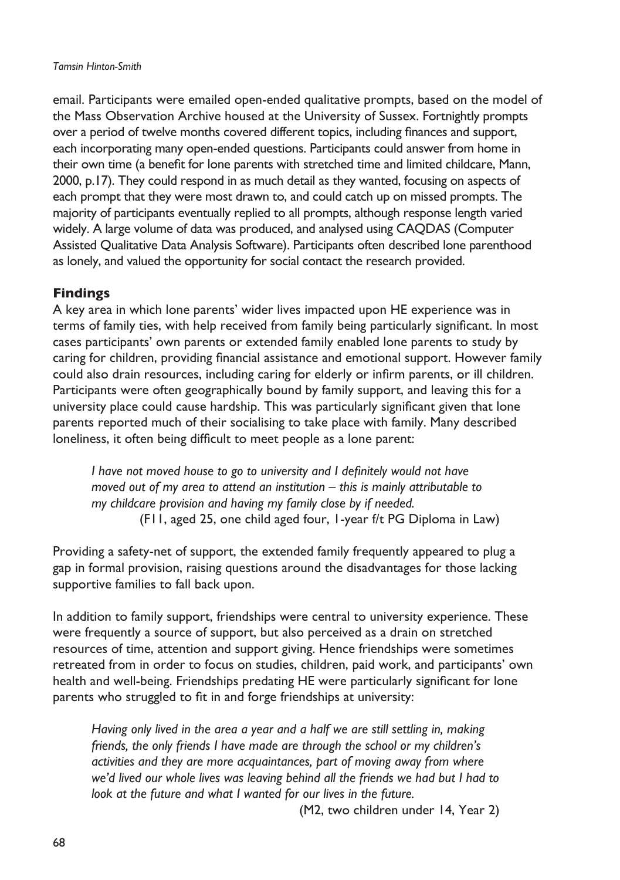email. Participants were emailed open-ended qualitative prompts, based on the model of the Mass Observation Archive housed at the University of Sussex. Fortnightly prompts over a period of twelve months covered different topics, including finances and support, each incorporating many open-ended questions. Participants could answer from home in their own time (a benefit for lone parents with stretched time and limited childcare, Mann, 2000, p.17). They could respond in as much detail as they wanted, focusing on aspects of each prompt that they were most drawn to, and could catch up on missed prompts. The majority of participants eventually replied to all prompts, although response length varied widely. A large volume of data was produced, and analysed using CAQDAS (Computer Assisted Qualitative Data Analysis Software). Participants often described lone parenthood as lonely, and valued the opportunity for social contact the research provided.

## Findings

A key area in which lone parents' wider lives impacted upon HE experience was in terms of family ties, with help received from family being particularly significant. In most cases participants' own parents or extended family enabled lone parents to study by caring for children, providing financial assistance and emotional support. However family could also drain resources, including caring for elderly or infirm parents, or ill children. Participants were often geographically bound by family support, and leaving this for a university place could cause hardship. This was particularly significant given that lone parents reported much of their socialising to take place with family. Many described loneliness, it often being difficult to meet people as a lone parent:

> *I have not moved house to go to university and I definitely would not have moved out of my area to attend an institution – this is mainly attributable to my childcare provision and having my family close by if needed.*
> (F11, aged 25, one child aged four, 1-year f/t PG Diploma in Law)

Providing a safety-net of support, the extended family frequently appeared to plug a gap in formal provision, raising questions around the disadvantages for those lacking supportive families to fall back upon.

In addition to family support, friendships were central to university experience. These were frequently a source of support, but also perceived as a drain on stretched resources of time, attention and support giving. Hence friendships were sometimes retreated from in order to focus on studies, children, paid work, and participants' own health and well-being. Friendships predating HE were particularly significant for lone parents who struggled to fit in and forge friendships at university:

> *Having only lived in the area a year and a half we are still settling in, making friends, the only friends I have made are through the school or my children's activities and they are more acquaintances, part of moving away from where we'd lived our whole lives was leaving behind all the friends we had but I had to look at the future and what I wanted for our lives in the future.*
> (M2, two children under 14, Year 2)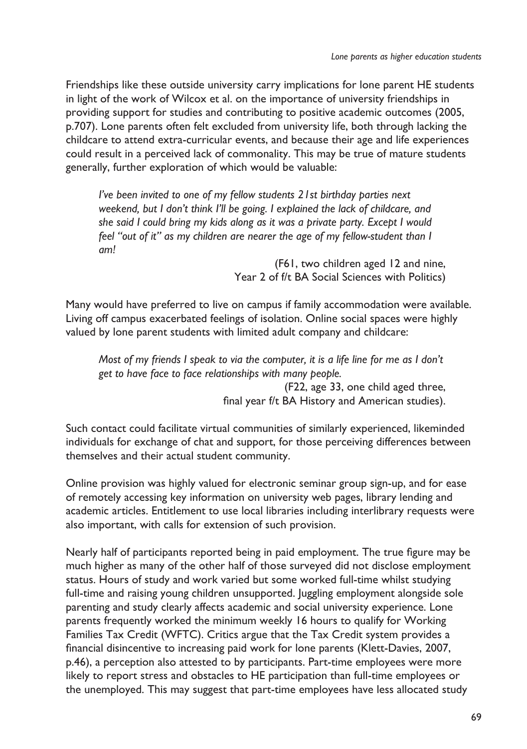Friendships like these outside university carry implications for lone parent HE students in light of the work of Wilcox et al. on the importance of university friendships in providing support for studies and contributing to positive academic outcomes (2005, p.707). Lone parents often felt excluded from university life, both through lacking the childcare to attend extra-curricular events, and because their age and life experiences could result in a perceived lack of commonality. This may be true of mature students generally, further exploration of which would be valuable:

> *I've been invited to one of my fellow students 21st birthday parties next weekend, but I don't think I'll be going. I explained the lack of childcare, and she said I could bring my kids along as it was a private party. Except I would feel "out of it" as my children are nearer the age of my fellow-student than I am!*
>
> (F61, two children aged 12 and nine, Year 2 of f/t BA Social Sciences with Politics)

Many would have preferred to live on campus if family accommodation were available. Living off campus exacerbated feelings of isolation. Online social spaces were highly valued by lone parent students with limited adult company and childcare:

> *Most of my friends I speak to via the computer, it is a life line for me as I don't get to have face to face relationships with many people.*
>
> (F22, age 33, one child aged three, final year f/t BA History and American studies).

Such contact could facilitate virtual communities of similarly experienced, likeminded individuals for exchange of chat and support, for those perceiving differences between themselves and their actual student community.

Online provision was highly valued for electronic seminar group sign-up, and for ease of remotely accessing key information on university web pages, library lending and academic articles. Entitlement to use local libraries including interlibrary requests were also important, with calls for extension of such provision.

Nearly half of participants reported being in paid employment. The true figure may be much higher as many of the other half of those surveyed did not disclose employment status. Hours of study and work varied but some worked full-time whilst studying full-time and raising young children unsupported. Juggling employment alongside sole parenting and study clearly affects academic and social university experience. Lone parents frequently worked the minimum weekly 16 hours to qualify for Working Families Tax Credit (WFTC). Critics argue that the Tax Credit system provides a financial disincentive to increasing paid work for lone parents (Klett-Davies, 2007, p.46), a perception also attested to by participants. Part-time employees were more likely to report stress and obstacles to HE participation than full-time employees or the unemployed. This may suggest that part-time employees have less allocated study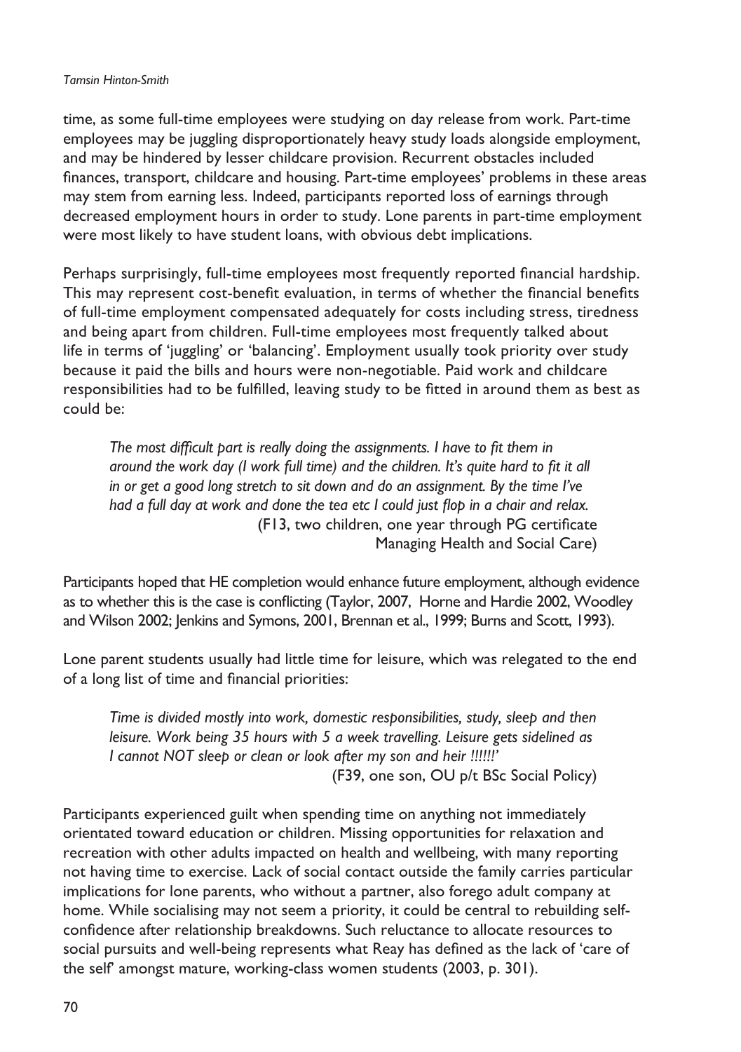time, as some full-time employees were studying on day release from work. Part-time employees may be juggling disproportionately heavy study loads alongside employment, and may be hindered by lesser childcare provision. Recurrent obstacles included finances, transport, childcare and housing. Part-time employees' problems in these areas may stem from earning less. Indeed, participants reported loss of earnings through decreased employment hours in order to study. Lone parents in part-time employment were most likely to have student loans, with obvious debt implications.

Perhaps surprisingly, full-time employees most frequently reported financial hardship. This may represent cost-benefit evaluation, in terms of whether the financial benefits of full-time employment compensated adequately for costs including stress, tiredness and being apart from children. Full-time employees most frequently talked about life in terms of 'juggling' or 'balancing'. Employment usually took priority over study because it paid the bills and hours were non-negotiable. Paid work and childcare responsibilities had to be fulfilled, leaving study to be fitted in around them as best as could be:

> *The most difficult part is really doing the assignments. I have to fit them in around the work day (I work full time) and the children. It's quite hard to fit it all in or get a good long stretch to sit down and do an assignment. By the time I've had a full day at work and done the tea etc I could just flop in a chair and relax.*
>
> (F13, two children, one year through PG certificate Managing Health and Social Care)

Participants hoped that HE completion would enhance future employment, although evidence as to whether this is the case is conflicting (Taylor, 2007, Horne and Hardie 2002, Woodley and Wilson 2002; Jenkins and Symons, 2001, Brennan et al., 1999; Burns and Scott, 1993).

Lone parent students usually had little time for leisure, which was relegated to the end of a long list of time and financial priorities:

> *Time is divided mostly into work, domestic responsibilities, study, sleep and then leisure. Work being 35 hours with 5 a week travelling. Leisure gets sidelined as I cannot NOT sleep or clean or look after my son and heir !!!!!!'*
>
> (F39, one son, OU p/t BSc Social Policy)

Participants experienced guilt when spending time on anything not immediately orientated toward education or children. Missing opportunities for relaxation and recreation with other adults impacted on health and wellbeing, with many reporting not having time to exercise. Lack of social contact outside the family carries particular implications for lone parents, who without a partner, also forego adult company at home. While socialising may not seem a priority, it could be central to rebuilding self-confidence after relationship breakdowns. Such reluctance to allocate resources to social pursuits and well-being represents what Reay has defined as the lack of 'care of the self' amongst mature, working-class women students (2003, p. 301).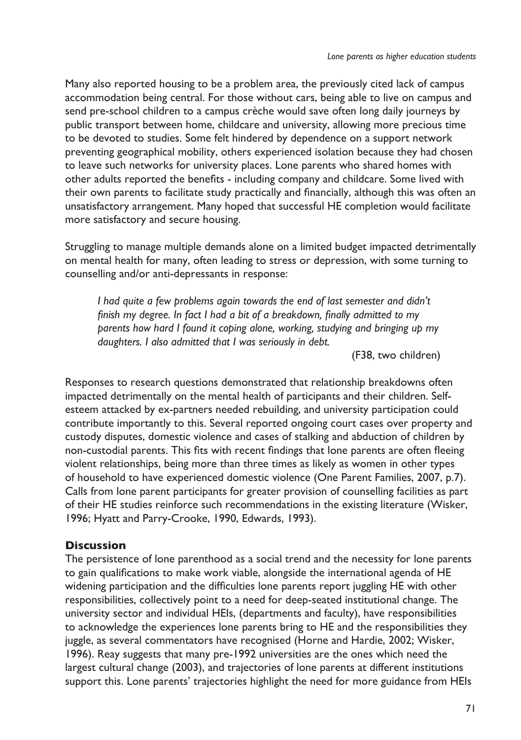Many also reported housing to be a problem area, the previously cited lack of campus accommodation being central. For those without cars, being able to live on campus and send pre-school children to a campus crèche would save often long daily journeys by public transport between home, childcare and university, allowing more precious time to be devoted to studies. Some felt hindered by dependence on a support network preventing geographical mobility, others experienced isolation because they had chosen to leave such networks for university places. Lone parents who shared homes with other adults reported the benefits - including company and childcare. Some lived with their own parents to facilitate study practically and financially, although this was often an unsatisfactory arrangement. Many hoped that successful HE completion would facilitate more satisfactory and secure housing.

Struggling to manage multiple demands alone on a limited budget impacted detrimentally on mental health for many, often leading to stress or depression, with some turning to counselling and/or anti-depressants in response:

> *I had quite a few problems again towards the end of last semester and didn't finish my degree. In fact I had a bit of a breakdown, finally admitted to my parents how hard I found it coping alone, working, studying and bringing up my daughters. I also admitted that I was seriously in debt.*
>
> (F38, two children)

Responses to research questions demonstrated that relationship breakdowns often impacted detrimentally on the mental health of participants and their children. Self-esteem attacked by ex-partners needed rebuilding, and university participation could contribute importantly to this. Several reported ongoing court cases over property and custody disputes, domestic violence and cases of stalking and abduction of children by non-custodial parents. This fits with recent findings that lone parents are often fleeing violent relationships, being more than three times as likely as women in other types of household to have experienced domestic violence (One Parent Families, 2007, p.7). Calls from lone parent participants for greater provision of counselling facilities as part of their HE studies reinforce such recommendations in the existing literature (Wisker, 1996; Hyatt and Parry-Crooke, 1990, Edwards, 1993).

## Discussion

The persistence of lone parenthood as a social trend and the necessity for lone parents to gain qualifications to make work viable, alongside the international agenda of HE widening participation and the difficulties lone parents report juggling HE with other responsibilities, collectively point to a need for deep-seated institutional change. The university sector and individual HEIs, (departments and faculty), have responsibilities to acknowledge the experiences lone parents bring to HE and the responsibilities they juggle, as several commentators have recognised (Horne and Hardie, 2002; Wisker, 1996). Reay suggests that many pre-1992 universities are the ones which need the largest cultural change (2003), and trajectories of lone parents at different institutions support this. Lone parents' trajectories highlight the need for more guidance from HEIs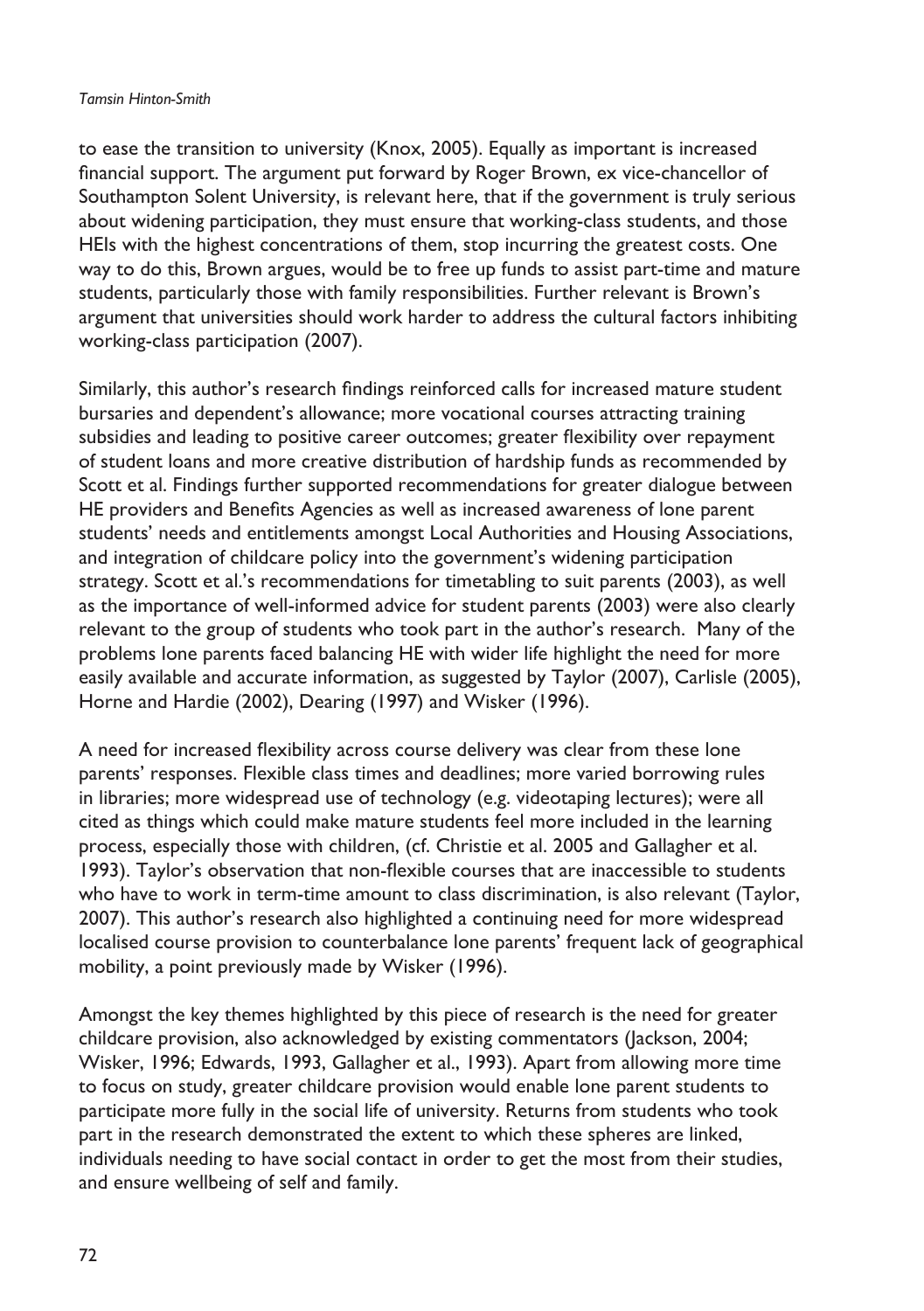to ease the transition to university (Knox, 2005). Equally as important is increased financial support. The argument put forward by Roger Brown, ex vice-chancellor of Southampton Solent University, is relevant here, that if the government is truly serious about widening participation, they must ensure that working-class students, and those HEIs with the highest concentrations of them, stop incurring the greatest costs. One way to do this, Brown argues, would be to free up funds to assist part-time and mature students, particularly those with family responsibilities. Further relevant is Brown's argument that universities should work harder to address the cultural factors inhibiting working-class participation (2007).

Similarly, this author's research findings reinforced calls for increased mature student bursaries and dependent's allowance; more vocational courses attracting training subsidies and leading to positive career outcomes; greater flexibility over repayment of student loans and more creative distribution of hardship funds as recommended by Scott et al. Findings further supported recommendations for greater dialogue between HE providers and Benefits Agencies as well as increased awareness of lone parent students' needs and entitlements amongst Local Authorities and Housing Associations, and integration of childcare policy into the government's widening participation strategy. Scott et al.'s recommendations for timetabling to suit parents (2003), as well as the importance of well-informed advice for student parents (2003) were also clearly relevant to the group of students who took part in the author's research. Many of the problems lone parents faced balancing HE with wider life highlight the need for more easily available and accurate information, as suggested by Taylor (2007), Carlisle (2005), Horne and Hardie (2002), Dearing (1997) and Wisker (1996).

A need for increased flexibility across course delivery was clear from these lone parents' responses. Flexible class times and deadlines; more varied borrowing rules in libraries; more widespread use of technology (e.g. videotaping lectures); were all cited as things which could make mature students feel more included in the learning process, especially those with children, (cf. Christie et al. 2005 and Gallagher et al. 1993). Taylor's observation that non-flexible courses that are inaccessible to students who have to work in term-time amount to class discrimination, is also relevant (Taylor, 2007). This author's research also highlighted a continuing need for more widespread localised course provision to counterbalance lone parents' frequent lack of geographical mobility, a point previously made by Wisker (1996).

Amongst the key themes highlighted by this piece of research is the need for greater childcare provision, also acknowledged by existing commentators (Jackson, 2004; Wisker, 1996; Edwards, 1993, Gallagher et al., 1993). Apart from allowing more time to focus on study, greater childcare provision would enable lone parent students to participate more fully in the social life of university. Returns from students who took part in the research demonstrated the extent to which these spheres are linked, individuals needing to have social contact in order to get the most from their studies, and ensure wellbeing of self and family.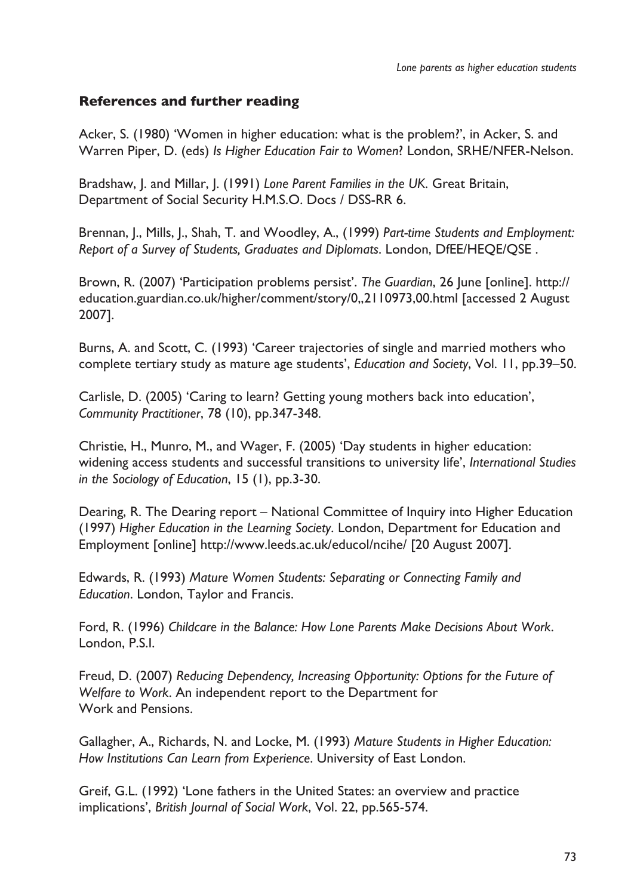## References and further reading

Acker, S. (1980) 'Women in higher education: what is the problem?', in Acker, S. and Warren Piper, D. (eds) *Is Higher Education Fair to Women*? London, SRHE/NFER-Nelson.

Bradshaw, J. and Millar, J. (1991) *Lone Parent Families in the UK*. Great Britain, Department of Social Security H.M.S.O. Docs / DSS-RR 6.

Brennan, J., Mills, J., Shah, T. and Woodley, A., (1999) *Part-time Students and Employment: Report of a Survey of Students, Graduates and Diplomats*. London, DfEE/HEQE/QSE .

Brown, R. (2007) 'Participation problems persist'. *The Guardian*, 26 June [online]. http://education.guardian.co.uk/higher/comment/story/0,,2110973,00.html [accessed 2 August 2007].

Burns, A. and Scott, C. (1993) 'Career trajectories of single and married mothers who complete tertiary study as mature age students', *Education and Society*, Vol. 11, pp.39–50.

Carlisle, D. (2005) 'Caring to learn? Getting young mothers back into education', *Community Practitioner*, 78 (10), pp.347-348.

Christie, H., Munro, M., and Wager, F. (2005) 'Day students in higher education: widening access students and successful transitions to university life', *International Studies in the Sociology of Education*, 15 (1), pp.3-30.

Dearing, R. The Dearing report – National Committee of Inquiry into Higher Education (1997) *Higher Education in the Learning Society*. London, Department for Education and Employment [online] http://www.leeds.ac.uk/educol/ncihe/ [20 August 2007].

Edwards, R. (1993) *Mature Women Students: Separating or Connecting Family and Education*. London, Taylor and Francis.

Ford, R. (1996) *Childcare in the Balance: How Lone Parents Make Decisions About Work*. London, P.S.I.

Freud, D. (2007) *Reducing Dependency, Increasing Opportunity: Options for the Future of Welfare to Work*. An independent report to the Department for Work and Pensions.

Gallagher, A., Richards, N. and Locke, M. (1993) *Mature Students in Higher Education: How Institutions Can Learn from Experience*. University of East London.

Greif, G.L. (1992) 'Lone fathers in the United States: an overview and practice implications', *British Journal of Social Work*, Vol. 22, pp.565-574.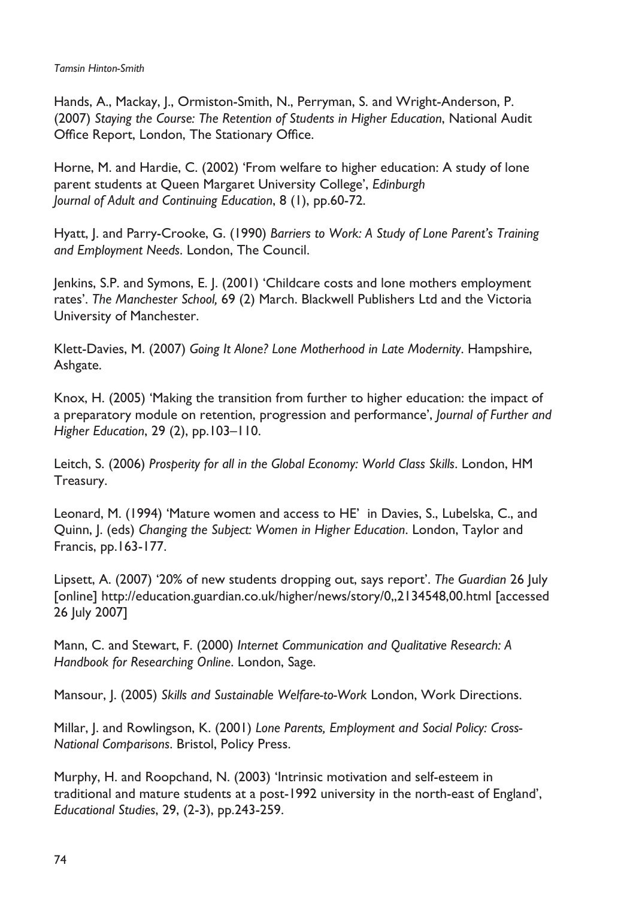Hands, A., Mackay, J., Ormiston-Smith, N., Perryman, S. and Wright-Anderson, P. (2007) *Staying the Course: The Retention of Students in Higher Education*, National Audit Office Report, London, The Stationary Office.

Horne, M. and Hardie, C. (2002) 'From welfare to higher education: A study of lone parent students at Queen Margaret University College', *Edinburgh Journal of Adult and Continuing Education*, 8 (1), pp.60-72.

Hyatt, J. and Parry-Crooke, G. (1990) *Barriers to Work: A Study of Lone Parent's Training and Employment Needs*. London, The Council.

Jenkins, S.P. and Symons, E. J. (2001) 'Childcare costs and lone mothers employment rates'. *The Manchester School,* 69 (2) March. Blackwell Publishers Ltd and the Victoria University of Manchester.

Klett-Davies, M. (2007) *Going It Alone? Lone Motherhood in Late Modernity*. Hampshire, Ashgate.

Knox, H. (2005) 'Making the transition from further to higher education: the impact of a preparatory module on retention, progression and performance', *Journal of Further and Higher Education*, 29 (2), pp.103–110.

Leitch, S. (2006) *Prosperity for all in the Global Economy: World Class Skills*. London, HM Treasury.

Leonard, M. (1994) 'Mature women and access to HE' in Davies, S., Lubelska, C., and Quinn, J. (eds) *Changing the Subject: Women in Higher Education*. London, Taylor and Francis, pp.163-177.

Lipsett, A. (2007) '20% of new students dropping out, says report'. *The Guardian* 26 July [online] http://education.guardian.co.uk/higher/news/story/0,,2134548,00.html [accessed 26 July 2007]

Mann, C. and Stewart, F. (2000) *Internet Communication and Qualitative Research: A Handbook for Researching Online*. London, Sage.

Mansour, J. (2005) *Skills and Sustainable Welfare-to-Work* London, Work Directions.

Millar, J. and Rowlingson, K. (2001) *Lone Parents, Employment and Social Policy: Cross-National Comparisons*. Bristol, Policy Press.

Murphy, H. and Roopchand, N. (2003) 'Intrinsic motivation and self-esteem in traditional and mature students at a post-1992 university in the north-east of England', *Educational Studies*, 29, (2-3), pp.243-259.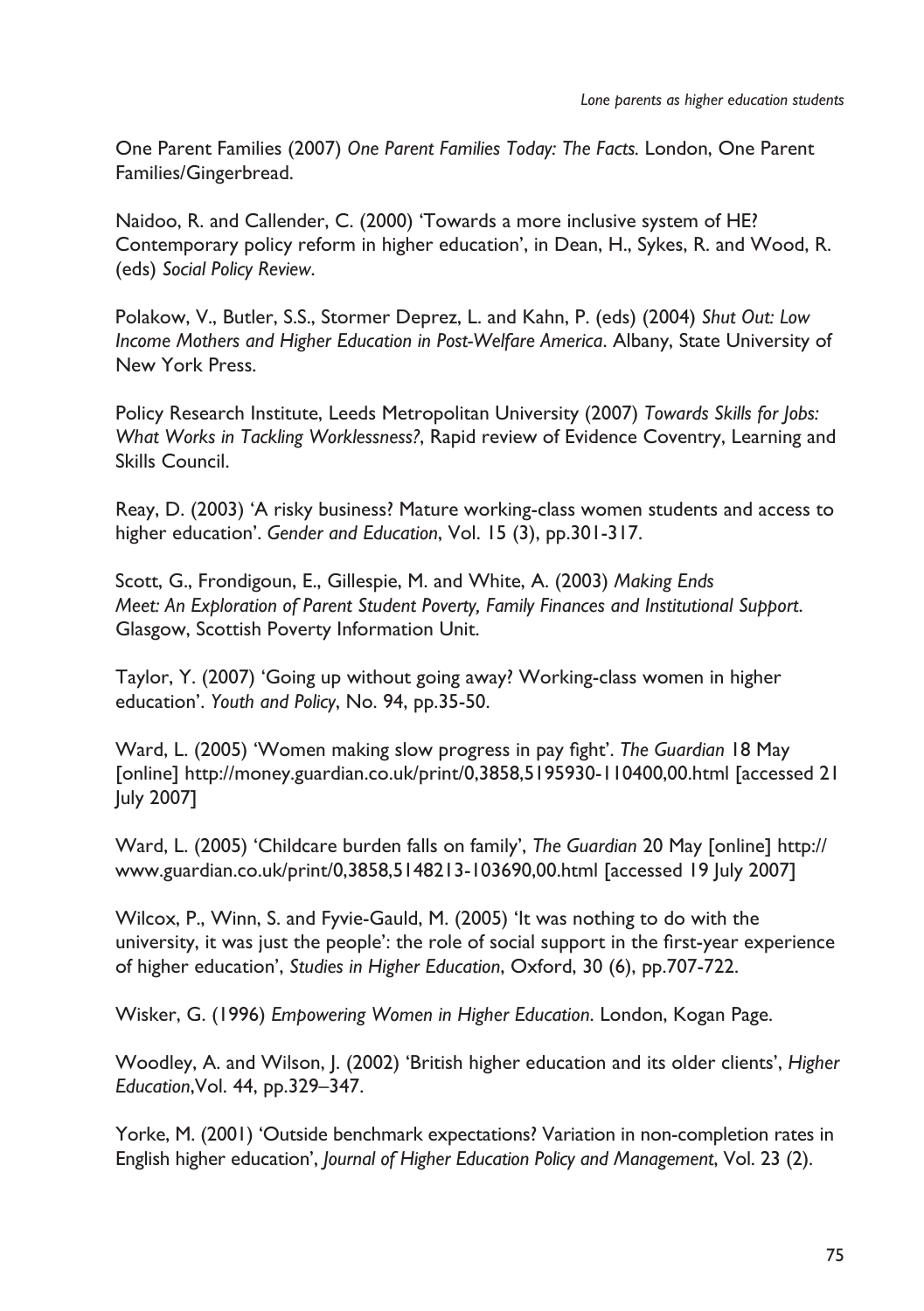One Parent Families (2007) *One Parent Families Today: The Facts*. London, One Parent Families/Gingerbread.

Naidoo, R. and Callender, C. (2000) 'Towards a more inclusive system of HE? Contemporary policy reform in higher education', in Dean, H., Sykes, R. and Wood, R. (eds) *Social Policy Review*.

Polakow, V., Butler, S.S., Stormer Deprez, L. and Kahn, P. (eds) (2004) *Shut Out: Low Income Mothers and Higher Education in Post-Welfare America*. Albany, State University of New York Press.

Policy Research Institute, Leeds Metropolitan University (2007) *Towards Skills for Jobs: What Works in Tackling Worklessness?*, Rapid review of Evidence Coventry, Learning and Skills Council.

Reay, D. (2003) 'A risky business? Mature working-class women students and access to higher education'. *Gender and Education*, Vol. 15 (3), pp.301-317.

Scott, G., Frondigoun, E., Gillespie, M. and White, A. (2003) *Making Ends Meet: An Exploration of Parent Student Poverty, Family Finances and Institutional Support*. Glasgow, Scottish Poverty Information Unit.

Taylor, Y. (2007) 'Going up without going away? Working-class women in higher education'. *Youth and Policy*, No. 94, pp.35-50.

Ward, L. (2005) 'Women making slow progress in pay fight'. *The Guardian* 18 May [online] http://money.guardian.co.uk/print/0,3858,5195930-110400,00.html [accessed 21 July 2007]

Ward, L. (2005) 'Childcare burden falls on family', *The Guardian* 20 May [online] http://www.guardian.co.uk/print/0,3858,5148213-103690,00.html [accessed 19 July 2007]

Wilcox, P., Winn, S. and Fyvie-Gauld, M. (2005) 'It was nothing to do with the university, it was just the people': the role of social support in the first-year experience of higher education', *Studies in Higher Education*, Oxford, 30 (6), pp.707-722.

Wisker, G. (1996) *Empowering Women in Higher Education*. London, Kogan Page.

Woodley, A. and Wilson, J. (2002) 'British higher education and its older clients', *Higher Education*,Vol. 44, pp.329–347.

Yorke, M. (2001) 'Outside benchmark expectations? Variation in non-completion rates in English higher education', *Journal of Higher Education Policy and Management*, Vol. 23 (2).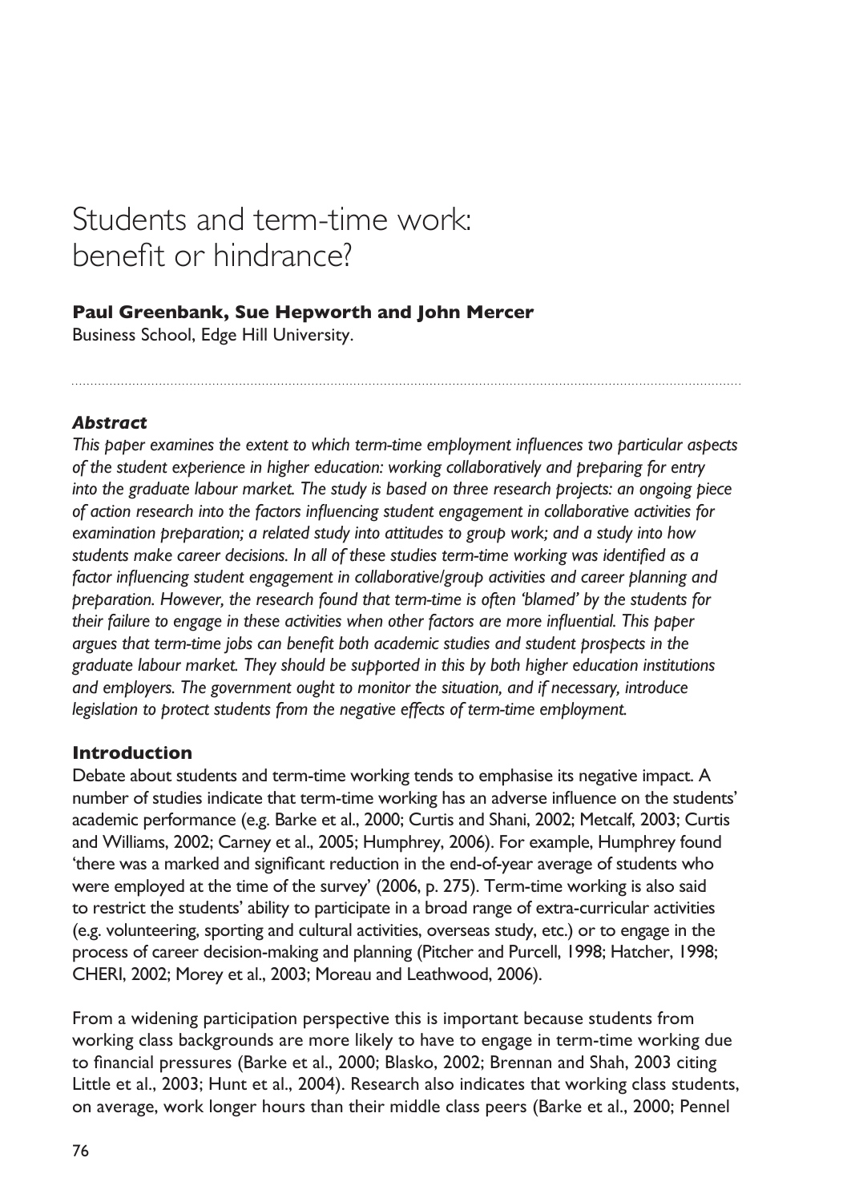# Students and term-time work: benefit or hindrance?

**Paul Greenbank, Sue Hepworth and John Mercer**
Business School, Edge Hill University.

### *Abstract*

*This paper examines the extent to which term-time employment influences two particular aspects of the student experience in higher education: working collaboratively and preparing for entry into the graduate labour market. The study is based on three research projects: an ongoing piece of action research into the factors influencing student engagement in collaborative activities for examination preparation; a related study into attitudes to group work; and a study into how students make career decisions. In all of these studies term-time working was identified as a factor influencing student engagement in collaborative/group activities and career planning and preparation. However, the research found that term-time is often 'blamed' by the students for their failure to engage in these activities when other factors are more influential. This paper argues that term-time jobs can benefit both academic studies and student prospects in the graduate labour market. They should be supported in this by both higher education institutions and employers. The government ought to monitor the situation, and if necessary, introduce legislation to protect students from the negative effects of term-time employment.*

### Introduction

Debate about students and term-time working tends to emphasise its negative impact. A number of studies indicate that term-time working has an adverse influence on the students' academic performance (e.g. Barke et al., 2000; Curtis and Shani, 2002; Metcalf, 2003; Curtis and Williams, 2002; Carney et al., 2005; Humphrey, 2006). For example, Humphrey found 'there was a marked and significant reduction in the end-of-year average of students who were employed at the time of the survey' (2006, p. 275). Term-time working is also said to restrict the students' ability to participate in a broad range of extra-curricular activities (e.g. volunteering, sporting and cultural activities, overseas study, etc.) or to engage in the process of career decision-making and planning (Pitcher and Purcell, 1998; Hatcher, 1998; CHERI, 2002; Morey et al., 2003; Moreau and Leathwood, 2006).

From a widening participation perspective this is important because students from working class backgrounds are more likely to have to engage in term-time working due to financial pressures (Barke et al., 2000; Blasko, 2002; Brennan and Shah, 2003 citing Little et al., 2003; Hunt et al., 2004). Research also indicates that working class students, on average, work longer hours than their middle class peers (Barke et al., 2000; Pennel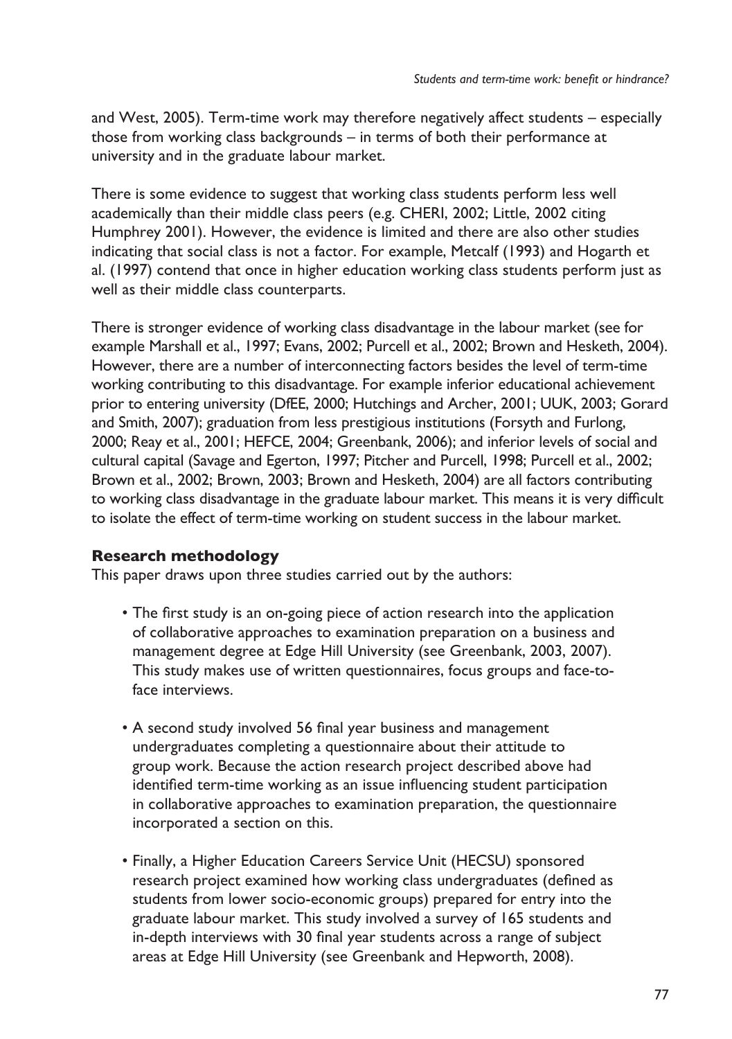and West, 2005). Term-time work may therefore negatively affect students – especially those from working class backgrounds – in terms of both their performance at university and in the graduate labour market.

There is some evidence to suggest that working class students perform less well academically than their middle class peers (e.g. CHERI, 2002; Little, 2002 citing Humphrey 2001). However, the evidence is limited and there are also other studies indicating that social class is not a factor. For example, Metcalf (1993) and Hogarth et al. (1997) contend that once in higher education working class students perform just as well as their middle class counterparts.

There is stronger evidence of working class disadvantage in the labour market (see for example Marshall et al., 1997; Evans, 2002; Purcell et al., 2002; Brown and Hesketh, 2004). However, there are a number of interconnecting factors besides the level of term-time working contributing to this disadvantage. For example inferior educational achievement prior to entering university (DfEE, 2000; Hutchings and Archer, 2001; UUK, 2003; Gorard and Smith, 2007); graduation from less prestigious institutions (Forsyth and Furlong, 2000; Reay et al., 2001; HEFCE, 2004; Greenbank, 2006); and inferior levels of social and cultural capital (Savage and Egerton, 1997; Pitcher and Purcell, 1998; Purcell et al., 2002; Brown et al., 2002; Brown, 2003; Brown and Hesketh, 2004) are all factors contributing to working class disadvantage in the graduate labour market. This means it is very difficult to isolate the effect of term-time working on student success in the labour market.

### Research methodology

This paper draws upon three studies carried out by the authors:

- The first study is an on-going piece of action research into the application of collaborative approaches to examination preparation on a business and management degree at Edge Hill University (see Greenbank, 2003, 2007). This study makes use of written questionnaires, focus groups and face-to-face interviews.

- A second study involved 56 final year business and management undergraduates completing a questionnaire about their attitude to group work. Because the action research project described above had identified term-time working as an issue influencing student participation in collaborative approaches to examination preparation, the questionnaire incorporated a section on this.

- Finally, a Higher Education Careers Service Unit (HECSU) sponsored research project examined how working class undergraduates (defined as students from lower socio-economic groups) prepared for entry into the graduate labour market. This study involved a survey of 165 students and in-depth interviews with 30 final year students across a range of subject areas at Edge Hill University (see Greenbank and Hepworth, 2008).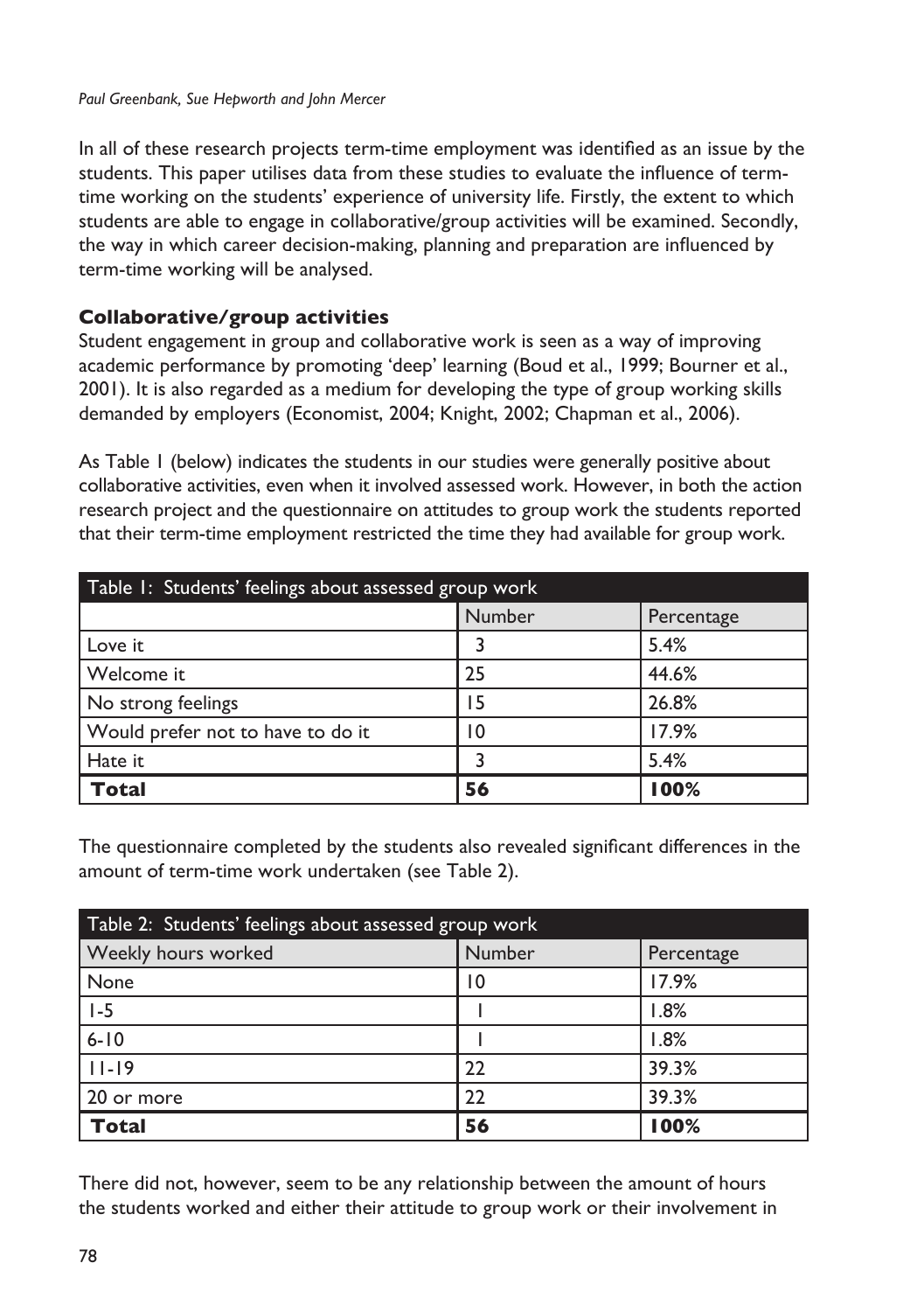In all of these research projects term-time employment was identified as an issue by the students. This paper utilises data from these studies to evaluate the influence of term-time working on the students' experience of university life. Firstly, the extent to which students are able to engage in collaborative/group activities will be examined. Secondly, the way in which career decision-making, planning and preparation are influenced by term-time working will be analysed.

### Collaborative/group activities

Student engagement in group and collaborative work is seen as a way of improving academic performance by promoting 'deep' learning (Boud et al., 1999; Bourner et al., 2001). It is also regarded as a medium for developing the type of group working skills demanded by employers (Economist, 2004; Knight, 2002; Chapman et al., 2006).

As Table 1 (below) indicates the students in our studies were generally positive about collaborative activities, even when it involved assessed work. However, in both the action research project and the questionnaire on attitudes to group work the students reported that their term-time employment restricted the time they had available for group work.

| Table 1: Students' feelings about assessed group work | | |
|---|---|---|
| | Number | Percentage |
| Love it | 3 | 5.4% |
| Welcome it | 25 | 44.6% |
| No strong feelings | 15 | 26.8% |
| Would prefer not to have to do it | 10 | 17.9% |
| Hate it | 3 | 5.4% |
| **Total** | **56** | **100%** |

The questionnaire completed by the students also revealed significant differences in the amount of term-time work undertaken (see Table 2).

| Table 2: Students' feelings about assessed group work | | |
|---|---|---|
| Weekly hours worked | Number | Percentage |
| None | 10 | 17.9% |
| 1-5 | 1 | 1.8% |
| 6-10 | 1 | 1.8% |
| 11-19 | 22 | 39.3% |
| 20 or more | 22 | 39.3% |
| **Total** | **56** | **100%** |

There did not, however, seem to be any relationship between the amount of hours the students worked and either their attitude to group work or their involvement in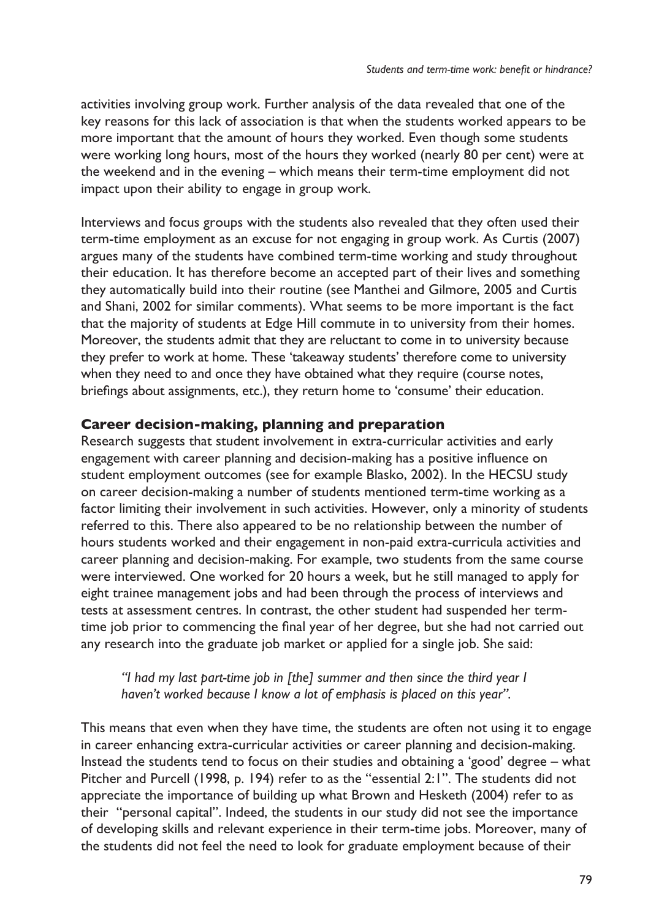activities involving group work. Further analysis of the data revealed that one of the key reasons for this lack of association is that when the students worked appears to be more important that the amount of hours they worked. Even though some students were working long hours, most of the hours they worked (nearly 80 per cent) were at the weekend and in the evening – which means their term-time employment did not impact upon their ability to engage in group work.

Interviews and focus groups with the students also revealed that they often used their term-time employment as an excuse for not engaging in group work. As Curtis (2007) argues many of the students have combined term-time working and study throughout their education. It has therefore become an accepted part of their lives and something they automatically build into their routine (see Manthei and Gilmore, 2005 and Curtis and Shani, 2002 for similar comments). What seems to be more important is the fact that the majority of students at Edge Hill commute in to university from their homes. Moreover, the students admit that they are reluctant to come in to university because they prefer to work at home. These 'takeaway students' therefore come to university when they need to and once they have obtained what they require (course notes, briefings about assignments, etc.), they return home to 'consume' their education.

## Career decision-making, planning and preparation

Research suggests that student involvement in extra-curricular activities and early engagement with career planning and decision-making has a positive influence on student employment outcomes (see for example Blasko, 2002). In the HECSU study on career decision-making a number of students mentioned term-time working as a factor limiting their involvement in such activities. However, only a minority of students referred to this. There also appeared to be no relationship between the number of hours students worked and their engagement in non-paid extra-curricula activities and career planning and decision-making. For example, two students from the same course were interviewed. One worked for 20 hours a week, but he still managed to apply for eight trainee management jobs and had been through the process of interviews and tests at assessment centres. In contrast, the other student had suspended her term-time job prior to commencing the final year of her degree, but she had not carried out any research into the graduate job market or applied for a single job. She said:

> *"I had my last part-time job in [the] summer and then since the third year I haven't worked because I know a lot of emphasis is placed on this year".*

This means that even when they have time, the students are often not using it to engage in career enhancing extra-curricular activities or career planning and decision-making. Instead the students tend to focus on their studies and obtaining a 'good' degree – what Pitcher and Purcell (1998, p. 194) refer to as the "essential 2:1". The students did not appreciate the importance of building up what Brown and Hesketh (2004) refer to as their "personal capital". Indeed, the students in our study did not see the importance of developing skills and relevant experience in their term-time jobs. Moreover, many of the students did not feel the need to look for graduate employment because of their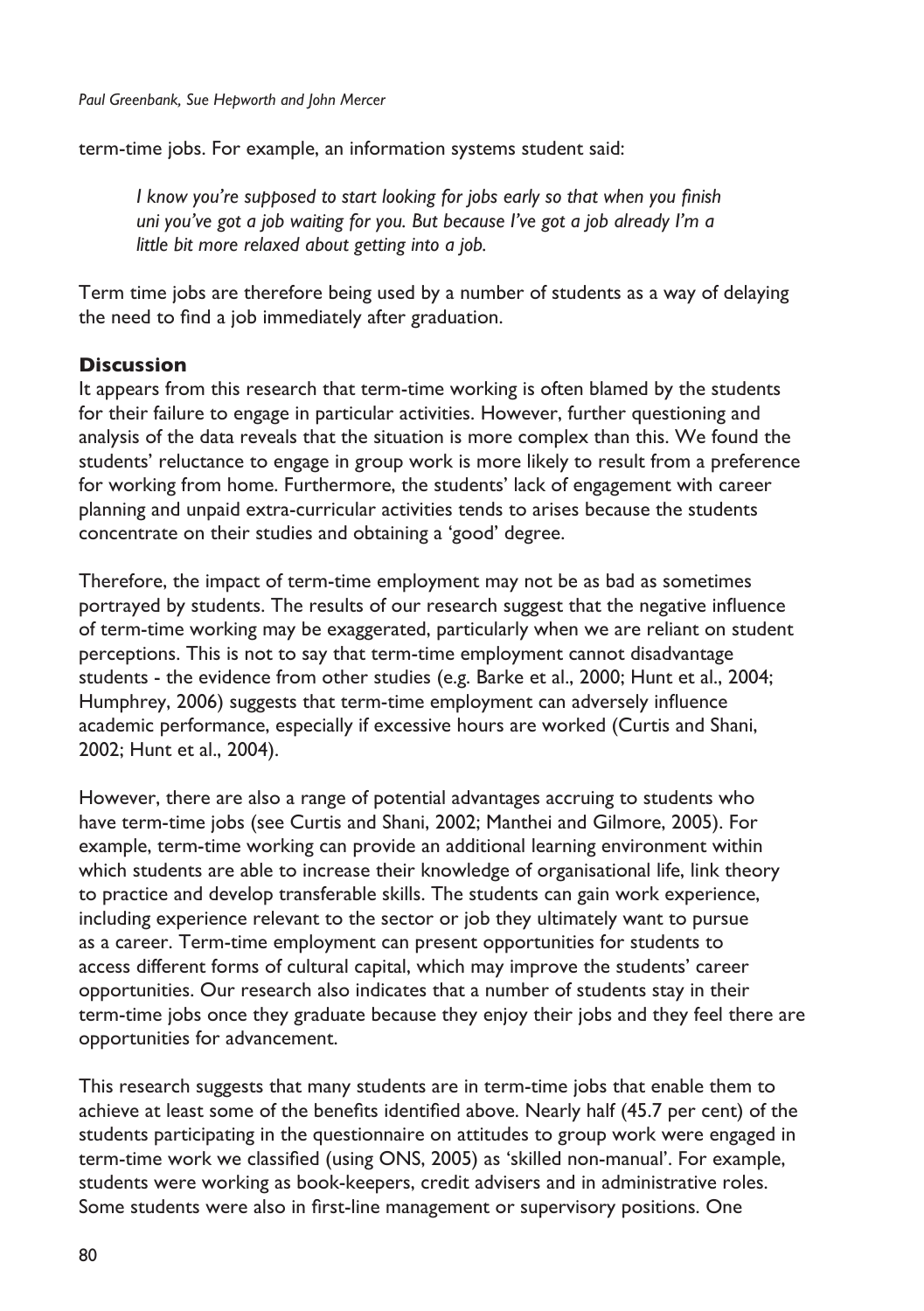term-time jobs. For example, an information systems student said:

> *I know you're supposed to start looking for jobs early so that when you finish uni you've got a job waiting for you. But because I've got a job already I'm a little bit more relaxed about getting into a job.*

Term time jobs are therefore being used by a number of students as a way of delaying the need to find a job immediately after graduation.

## Discussion

It appears from this research that term-time working is often blamed by the students for their failure to engage in particular activities. However, further questioning and analysis of the data reveals that the situation is more complex than this. We found the students' reluctance to engage in group work is more likely to result from a preference for working from home. Furthermore, the students' lack of engagement with career planning and unpaid extra-curricular activities tends to arises because the students concentrate on their studies and obtaining a 'good' degree.

Therefore, the impact of term-time employment may not be as bad as sometimes portrayed by students. The results of our research suggest that the negative influence of term-time working may be exaggerated, particularly when we are reliant on student perceptions. This is not to say that term-time employment cannot disadvantage students - the evidence from other studies (e.g. Barke et al., 2000; Hunt et al., 2004; Humphrey, 2006) suggests that term-time employment can adversely influence academic performance, especially if excessive hours are worked (Curtis and Shani, 2002; Hunt et al., 2004).

However, there are also a range of potential advantages accruing to students who have term-time jobs (see Curtis and Shani, 2002; Manthei and Gilmore, 2005). For example, term-time working can provide an additional learning environment within which students are able to increase their knowledge of organisational life, link theory to practice and develop transferable skills. The students can gain work experience, including experience relevant to the sector or job they ultimately want to pursue as a career. Term-time employment can present opportunities for students to access different forms of cultural capital, which may improve the students' career opportunities. Our research also indicates that a number of students stay in their term-time jobs once they graduate because they enjoy their jobs and they feel there are opportunities for advancement.

This research suggests that many students are in term-time jobs that enable them to achieve at least some of the benefits identified above. Nearly half (45.7 per cent) of the students participating in the questionnaire on attitudes to group work were engaged in term-time work we classified (using ONS, 2005) as 'skilled non-manual'. For example, students were working as book-keepers, credit advisers and in administrative roles. Some students were also in first-line management or supervisory positions. One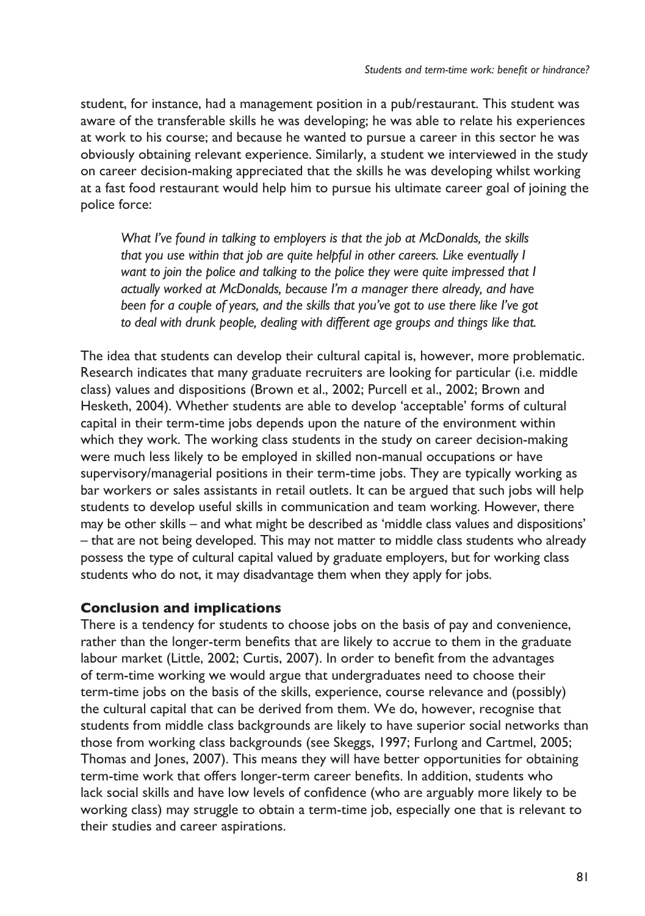student, for instance, had a management position in a pub/restaurant. This student was aware of the transferable skills he was developing; he was able to relate his experiences at work to his course; and because he wanted to pursue a career in this sector he was obviously obtaining relevant experience. Similarly, a student we interviewed in the study on career decision-making appreciated that the skills he was developing whilst working at a fast food restaurant would help him to pursue his ultimate career goal of joining the police force:

> *What I've found in talking to employers is that the job at McDonalds, the skills that you use within that job are quite helpful in other careers. Like eventually I want to join the police and talking to the police they were quite impressed that I actually worked at McDonalds, because I'm a manager there already, and have been for a couple of years, and the skills that you've got to use there like I've got to deal with drunk people, dealing with different age groups and things like that.*

The idea that students can develop their cultural capital is, however, more problematic. Research indicates that many graduate recruiters are looking for particular (i.e. middle class) values and dispositions (Brown et al., 2002; Purcell et al., 2002; Brown and Hesketh, 2004). Whether students are able to develop 'acceptable' forms of cultural capital in their term-time jobs depends upon the nature of the environment within which they work. The working class students in the study on career decision-making were much less likely to be employed in skilled non-manual occupations or have supervisory/managerial positions in their term-time jobs. They are typically working as bar workers or sales assistants in retail outlets. It can be argued that such jobs will help students to develop useful skills in communication and team working. However, there may be other skills – and what might be described as 'middle class values and dispositions' – that are not being developed. This may not matter to middle class students who already possess the type of cultural capital valued by graduate employers, but for working class students who do not, it may disadvantage them when they apply for jobs.

## Conclusion and implications

There is a tendency for students to choose jobs on the basis of pay and convenience, rather than the longer-term benefits that are likely to accrue to them in the graduate labour market (Little, 2002; Curtis, 2007). In order to benefit from the advantages of term-time working we would argue that undergraduates need to choose their term-time jobs on the basis of the skills, experience, course relevance and (possibly) the cultural capital that can be derived from them. We do, however, recognise that students from middle class backgrounds are likely to have superior social networks than those from working class backgrounds (see Skeggs, 1997; Furlong and Cartmel, 2005; Thomas and Jones, 2007). This means they will have better opportunities for obtaining term-time work that offers longer-term career benefits. In addition, students who lack social skills and have low levels of confidence (who are arguably more likely to be working class) may struggle to obtain a term-time job, especially one that is relevant to their studies and career aspirations.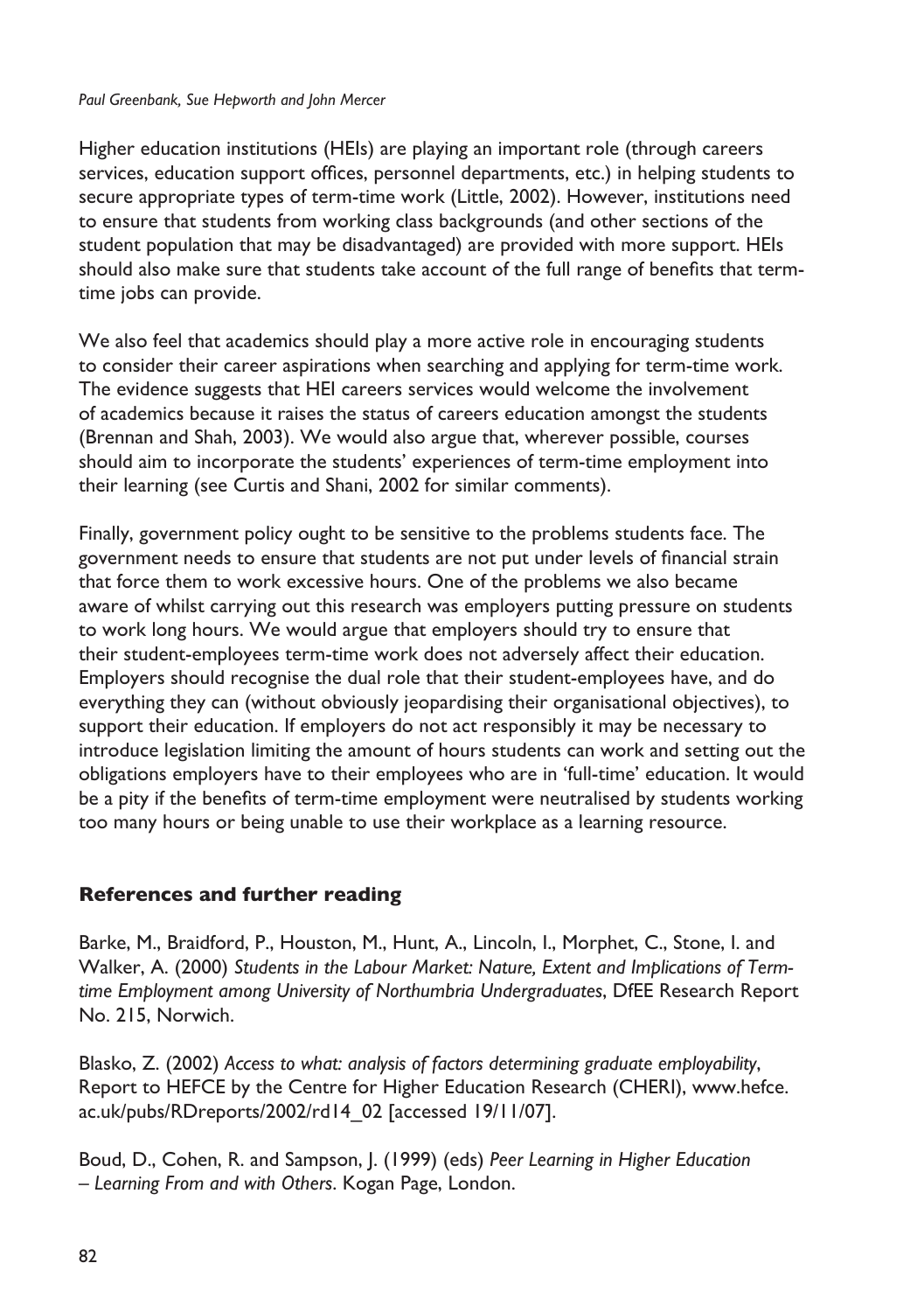Higher education institutions (HEIs) are playing an important role (through careers services, education support offices, personnel departments, etc.) in helping students to secure appropriate types of term-time work (Little, 2002). However, institutions need to ensure that students from working class backgrounds (and other sections of the student population that may be disadvantaged) are provided with more support. HEIs should also make sure that students take account of the full range of benefits that term-time jobs can provide.

We also feel that academics should play a more active role in encouraging students to consider their career aspirations when searching and applying for term-time work. The evidence suggests that HEI careers services would welcome the involvement of academics because it raises the status of careers education amongst the students (Brennan and Shah, 2003). We would also argue that, wherever possible, courses should aim to incorporate the students' experiences of term-time employment into their learning (see Curtis and Shani, 2002 for similar comments).

Finally, government policy ought to be sensitive to the problems students face. The government needs to ensure that students are not put under levels of financial strain that force them to work excessive hours. One of the problems we also became aware of whilst carrying out this research was employers putting pressure on students to work long hours. We would argue that employers should try to ensure that their student-employees term-time work does not adversely affect their education. Employers should recognise the dual role that their student-employees have, and do everything they can (without obviously jeopardising their organisational objectives), to support their education. If employers do not act responsibly it may be necessary to introduce legislation limiting the amount of hours students can work and setting out the obligations employers have to their employees who are in 'full-time' education. It would be a pity if the benefits of term-time employment were neutralised by students working too many hours or being unable to use their workplace as a learning resource.

## References and further reading

Barke, M., Braidford, P., Houston, M., Hunt, A., Lincoln, I., Morphet, C., Stone, I. and Walker, A. (2000) *Students in the Labour Market: Nature, Extent and Implications of Term-time Employment among University of Northumbria Undergraduates*, DfEE Research Report No. 215, Norwich.

Blasko, Z. (2002) *Access to what: analysis of factors determining graduate employability*, Report to HEFCE by the Centre for Higher Education Research (CHERI), www.hefce.ac.uk/pubs/RDreports/2002/rd14_02 [accessed 19/11/07].

Boud, D., Cohen, R. and Sampson, J. (1999) (eds) *Peer Learning in Higher Education – Learning From and with Others*. Kogan Page, London.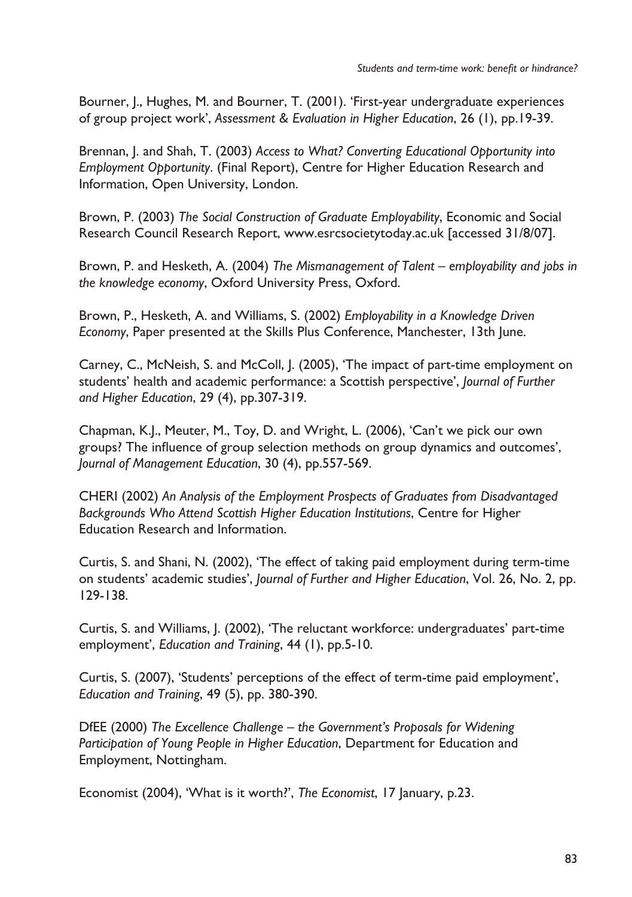Bourner, J., Hughes, M. and Bourner, T. (2001). 'First-year undergraduate experiences of group project work', *Assessment & Evaluation in Higher Education*, 26 (1), pp.19-39.

Brennan, J. and Shah, T. (2003) *Access to What? Converting Educational Opportunity into Employment Opportunity*. (Final Report), Centre for Higher Education Research and Information, Open University, London.

Brown, P. (2003) *The Social Construction of Graduate Employability*, Economic and Social Research Council Research Report, www.esrcsocietytoday.ac.uk [accessed 31/8/07].

Brown, P. and Hesketh, A. (2004) *The Mismanagement of Talent – employability and jobs in the knowledge economy*, Oxford University Press, Oxford.

Brown, P., Hesketh, A. and Williams, S. (2002) *Employability in a Knowledge Driven Economy*, Paper presented at the Skills Plus Conference, Manchester, 13th June.

Carney, C., McNeish, S. and McColl, J. (2005), 'The impact of part-time employment on students' health and academic performance: a Scottish perspective', *Journal of Further and Higher Education*, 29 (4), pp.307-319.

Chapman, K.J., Meuter, M., Toy, D. and Wright, L. (2006), 'Can't we pick our own groups? The influence of group selection methods on group dynamics and outcomes', *Journal of Management Education*, 30 (4), pp.557-569.

CHERI (2002) *An Analysis of the Employment Prospects of Graduates from Disadvantaged Backgrounds Who Attend Scottish Higher Education Institutions*, Centre for Higher Education Research and Information.

Curtis, S. and Shani, N. (2002), 'The effect of taking paid employment during term-time on students' academic studies', *Journal of Further and Higher Education*, Vol. 26, No. 2, pp. 129-138.

Curtis, S. and Williams, J. (2002), 'The reluctant workforce: undergraduates' part-time employment', *Education and Training*, 44 (1), pp.5-10.

Curtis, S. (2007), 'Students' perceptions of the effect of term-time paid employment', *Education and Training*, 49 (5), pp. 380-390.

DfEE (2000) *The Excellence Challenge – the Government's Proposals for Widening Participation of Young People in Higher Education*, Department for Education and Employment, Nottingham.

Economist (2004), 'What is it worth?', *The Economist*, 17 January, p.23.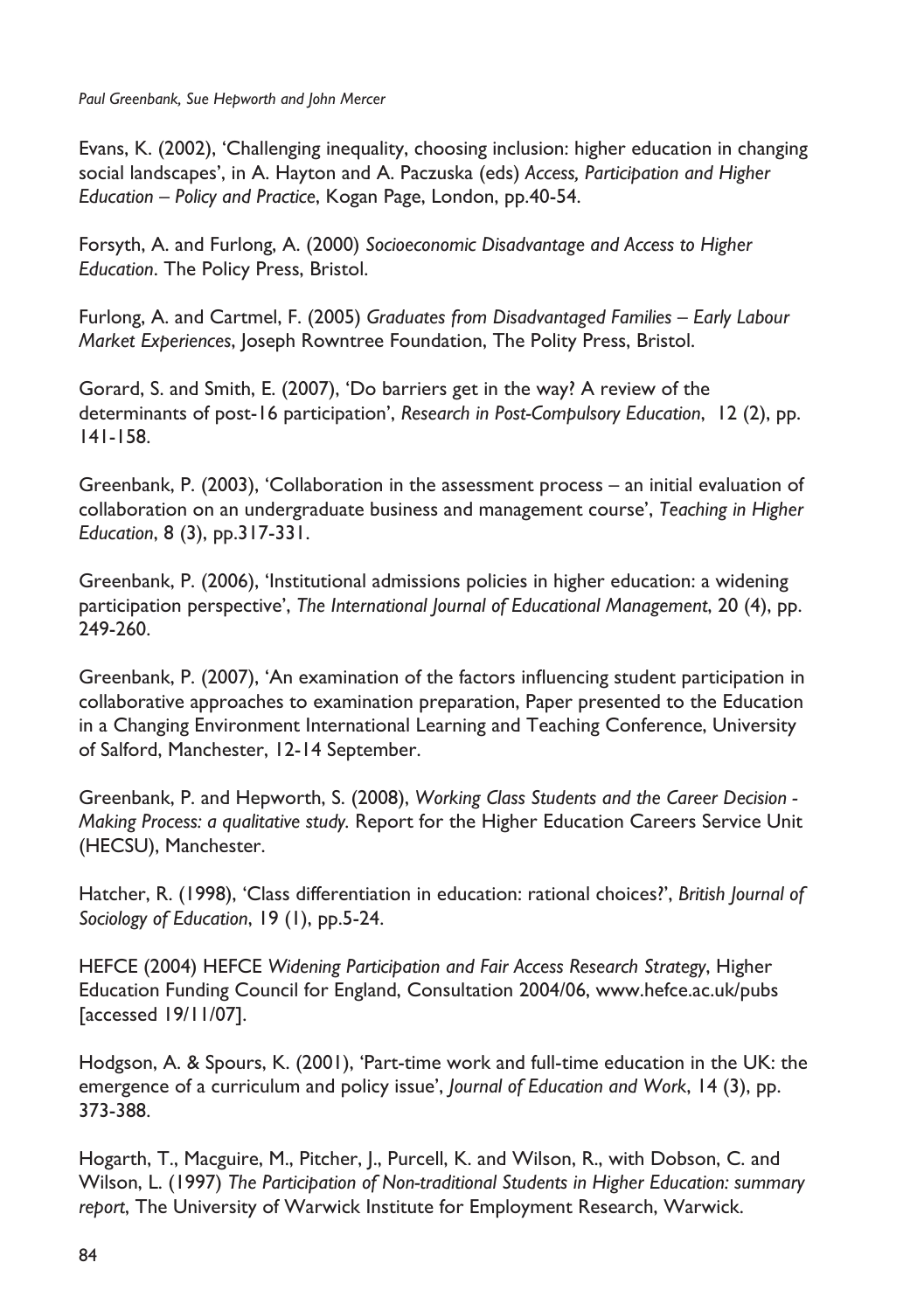Evans, K. (2002), 'Challenging inequality, choosing inclusion: higher education in changing social landscapes', in A. Hayton and A. Paczuska (eds) *Access, Participation and Higher Education – Policy and Practice*, Kogan Page, London, pp.40-54.

Forsyth, A. and Furlong, A. (2000) *Socioeconomic Disadvantage and Access to Higher Education*. The Policy Press, Bristol.

Furlong, A. and Cartmel, F. (2005) *Graduates from Disadvantaged Families – Early Labour Market Experiences*, Joseph Rowntree Foundation, The Polity Press, Bristol.

Gorard, S. and Smith, E. (2007), 'Do barriers get in the way? A review of the determinants of post-16 participation', *Research in Post-Compulsory Education*, 12 (2), pp. 141-158.

Greenbank, P. (2003), 'Collaboration in the assessment process – an initial evaluation of collaboration on an undergraduate business and management course', *Teaching in Higher Education*, 8 (3), pp.317-331.

Greenbank, P. (2006), 'Institutional admissions policies in higher education: a widening participation perspective', *The International Journal of Educational Management*, 20 (4), pp. 249-260.

Greenbank, P. (2007), 'An examination of the factors influencing student participation in collaborative approaches to examination preparation, Paper presented to the Education in a Changing Environment International Learning and Teaching Conference, University of Salford, Manchester, 12-14 September.

Greenbank, P. and Hepworth, S. (2008), *Working Class Students and the Career Decision - Making Process: a qualitative study.* Report for the Higher Education Careers Service Unit (HECSU), Manchester.

Hatcher, R. (1998), 'Class differentiation in education: rational choices?', *British Journal of Sociology of Education*, 19 (1), pp.5-24.

HEFCE (2004) HEFCE *Widening Participation and Fair Access Research Strategy*, Higher Education Funding Council for England, Consultation 2004/06, www.hefce.ac.uk/pubs [accessed 19/11/07].

Hodgson, A. & Spours, K. (2001), 'Part-time work and full-time education in the UK: the emergence of a curriculum and policy issue', *Journal of Education and Work*, 14 (3), pp. 373-388.

Hogarth, T., Macguire, M., Pitcher, J., Purcell, K. and Wilson, R., with Dobson, C. and Wilson, L. (1997) *The Participation of Non-traditional Students in Higher Education: summary report*, The University of Warwick Institute for Employment Research, Warwick.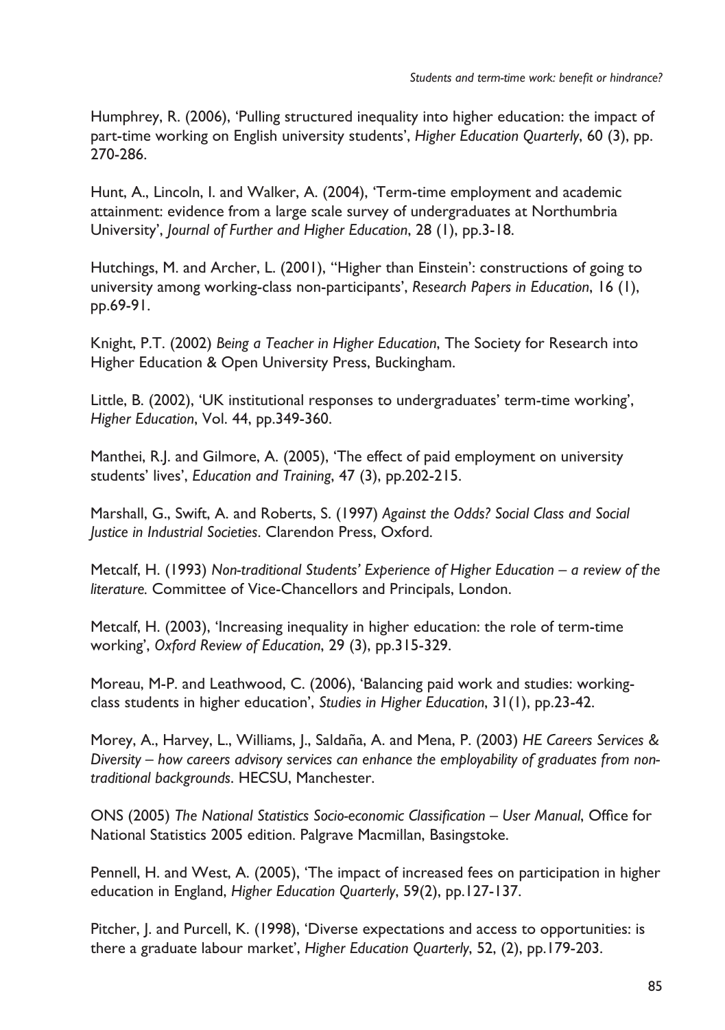Humphrey, R. (2006), 'Pulling structured inequality into higher education: the impact of part-time working on English university students', *Higher Education Quarterly*, 60 (3), pp. 270-286.

Hunt, A., Lincoln, I. and Walker, A. (2004), 'Term-time employment and academic attainment: evidence from a large scale survey of undergraduates at Northumbria University', *Journal of Further and Higher Education*, 28 (1), pp.3-18.

Hutchings, M. and Archer, L. (2001), ''Higher than Einstein': constructions of going to university among working-class non-participants', *Research Papers in Education*, 16 (1), pp.69-91.

Knight, P.T. (2002) *Being a Teacher in Higher Education*, The Society for Research into Higher Education & Open University Press, Buckingham.

Little, B. (2002), 'UK institutional responses to undergraduates' term-time working', *Higher Education*, Vol. 44, pp.349-360.

Manthei, R.J. and Gilmore, A. (2005), 'The effect of paid employment on university students' lives', *Education and Training*, 47 (3), pp.202-215.

Marshall, G., Swift, A. and Roberts, S. (1997) *Against the Odds? Social Class and Social Justice in Industrial Societies*. Clarendon Press, Oxford.

Metcalf, H. (1993) *Non-traditional Students' Experience of Higher Education – a review of the literature.* Committee of Vice-Chancellors and Principals, London.

Metcalf, H. (2003), 'Increasing inequality in higher education: the role of term-time working', *Oxford Review of Education*, 29 (3), pp.315-329.

Moreau, M-P. and Leathwood, C. (2006), 'Balancing paid work and studies: working-class students in higher education', *Studies in Higher Education*, 31(1), pp.23-42.

Morey, A., Harvey, L., Williams, J., Saldaña, A. and Mena, P. (2003) *HE Careers Services & Diversity – how careers advisory services can enhance the employability of graduates from non-traditional backgrounds*. HECSU, Manchester.

ONS (2005) *The National Statistics Socio-economic Classification – User Manual*, Office for National Statistics 2005 edition. Palgrave Macmillan, Basingstoke.

Pennell, H. and West, A. (2005), 'The impact of increased fees on participation in higher education in England, *Higher Education Quarterly*, 59(2), pp.127-137.

Pitcher, J. and Purcell, K. (1998), 'Diverse expectations and access to opportunities: is there a graduate labour market', *Higher Education Quarterly*, 52, (2), pp.179-203.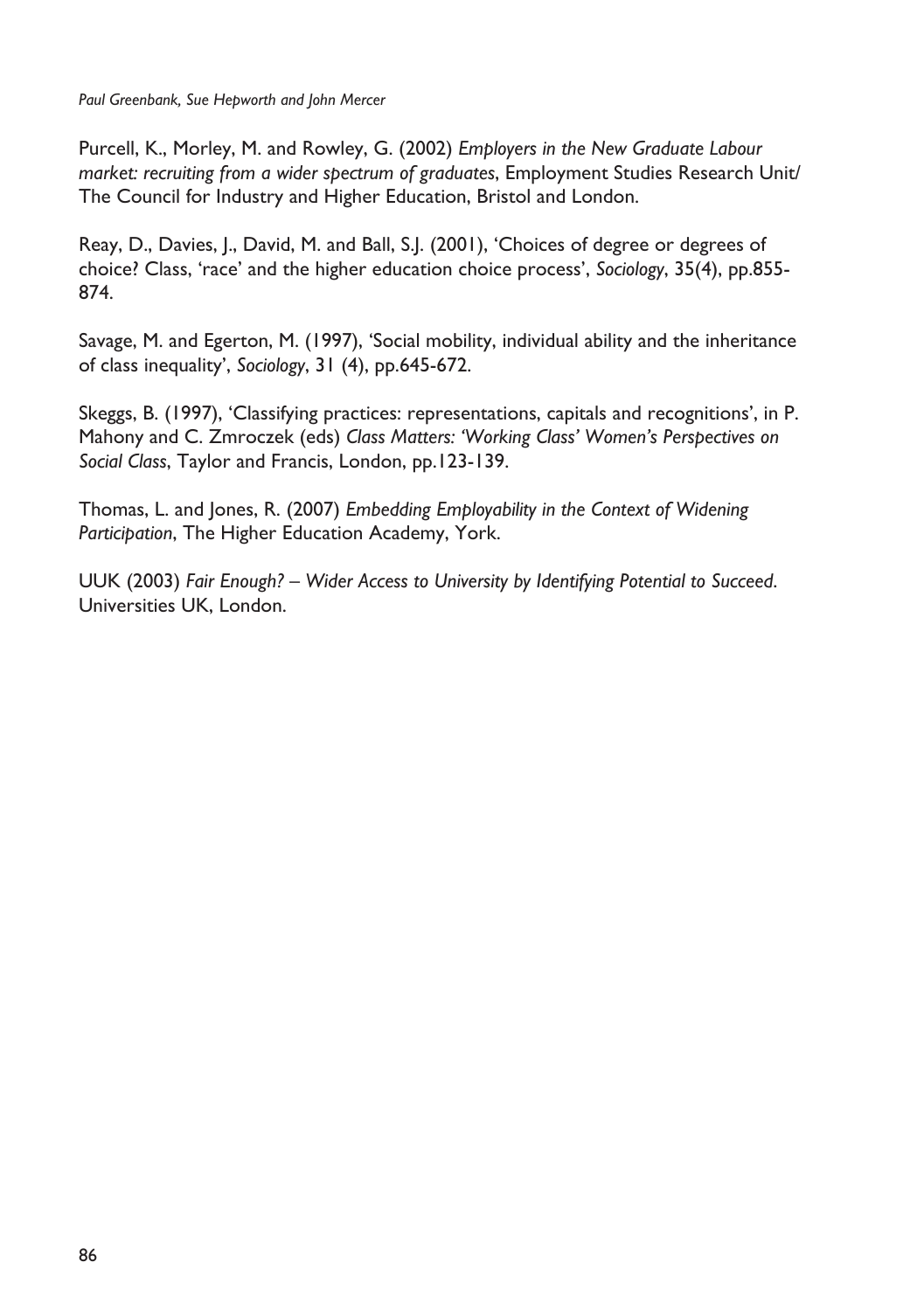Purcell, K., Morley, M. and Rowley, G. (2002) *Employers in the New Graduate Labour market: recruiting from a wider spectrum of graduates*, Employment Studies Research Unit/ The Council for Industry and Higher Education, Bristol and London.

Reay, D., Davies, J., David, M. and Ball, S.J. (2001), 'Choices of degree or degrees of choice? Class, 'race' and the higher education choice process', *Sociology*, 35(4), pp.855-874.

Savage, M. and Egerton, M. (1997), 'Social mobility, individual ability and the inheritance of class inequality', *Sociology*, 31 (4), pp.645-672.

Skeggs, B. (1997), 'Classifying practices: representations, capitals and recognitions', in P. Mahony and C. Zmroczek (eds) *Class Matters: 'Working Class' Women's Perspectives on Social Class*, Taylor and Francis, London, pp.123-139.

Thomas, L. and Jones, R. (2007) *Embedding Employability in the Context of Widening Participation*, The Higher Education Academy, York.

UUK (2003) *Fair Enough? – Wider Access to University by Identifying Potential to Succeed*. Universities UK, London.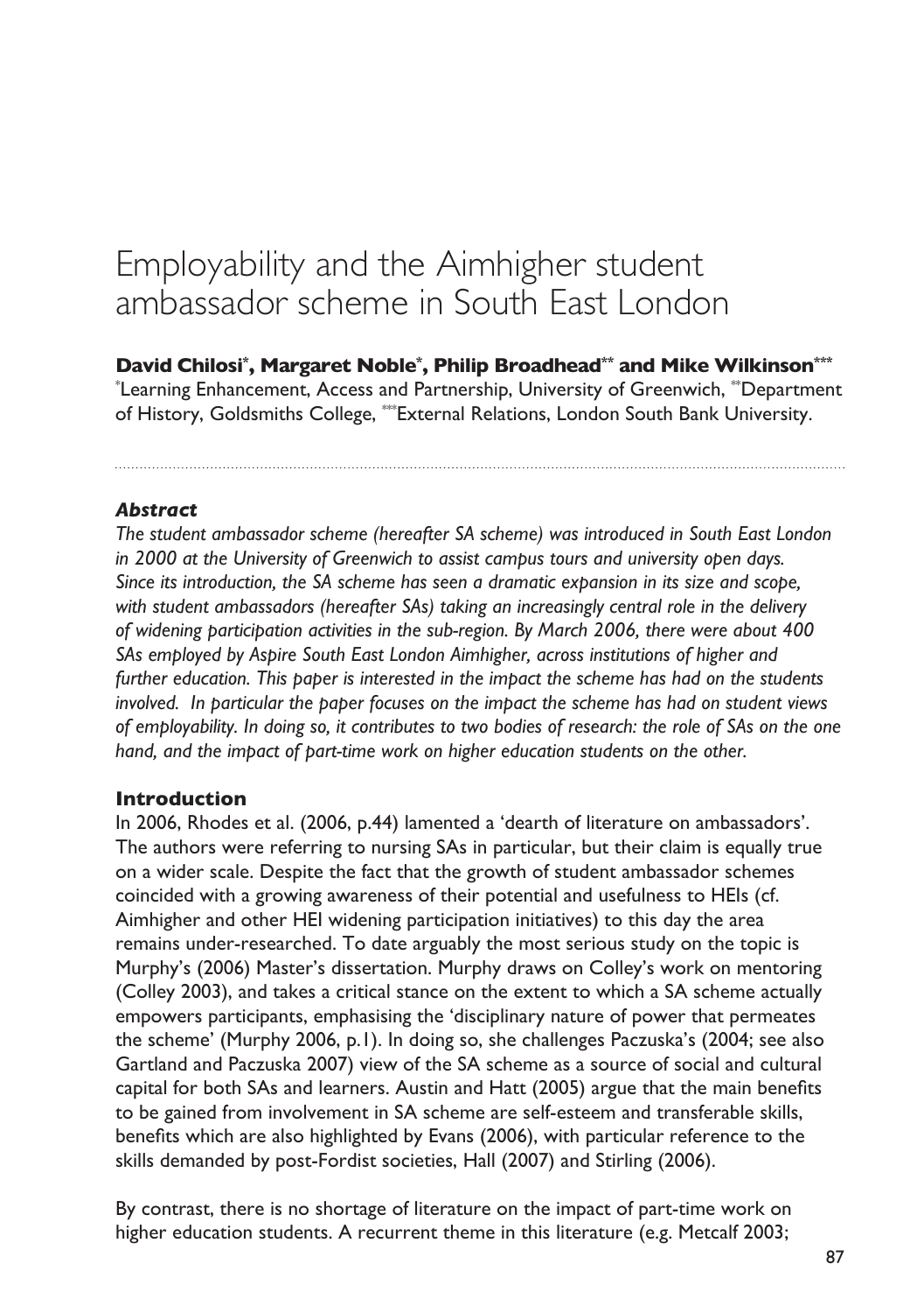# Employability and the Aimhigher student ambassador scheme in South East London

**David Chilosi*, Margaret Noble*, Philip Broadhead** and Mike Wilkinson*****

*Learning Enhancement, Access and Partnership, University of Greenwich, **Department of History, Goldsmiths College, ***External Relations, London South Bank University.

### *Abstract*

*The student ambassador scheme (hereafter SA scheme) was introduced in South East London in 2000 at the University of Greenwich to assist campus tours and university open days. Since its introduction, the SA scheme has seen a dramatic expansion in its size and scope, with student ambassadors (hereafter SAs) taking an increasingly central role in the delivery of widening participation activities in the sub-region. By March 2006, there were about 400 SAs employed by Aspire South East London Aimhigher, across institutions of higher and further education. This paper is interested in the impact the scheme has had on the students involved. In particular the paper focuses on the impact the scheme has had on student views of employability. In doing so, it contributes to two bodies of research: the role of SAs on the one hand, and the impact of part-time work on higher education students on the other.*

### Introduction

In 2006, Rhodes et al. (2006, p.44) lamented a 'dearth of literature on ambassadors'. The authors were referring to nursing SAs in particular, but their claim is equally true on a wider scale. Despite the fact that the growth of student ambassador schemes coincided with a growing awareness of their potential and usefulness to HEIs (cf. Aimhigher and other HEI widening participation initiatives) to this day the area remains under-researched. To date arguably the most serious study on the topic is Murphy's (2006) Master's dissertation. Murphy draws on Colley's work on mentoring (Colley 2003), and takes a critical stance on the extent to which a SA scheme actually empowers participants, emphasising the 'disciplinary nature of power that permeates the scheme' (Murphy 2006, p.1). In doing so, she challenges Paczuska's (2004; see also Gartland and Paczuska 2007) view of the SA scheme as a source of social and cultural capital for both SAs and learners. Austin and Hatt (2005) argue that the main benefits to be gained from involvement in SA scheme are self-esteem and transferable skills, benefits which are also highlighted by Evans (2006), with particular reference to the skills demanded by post-Fordist societies, Hall (2007) and Stirling (2006).

By contrast, there is no shortage of literature on the impact of part-time work on higher education students. A recurrent theme in this literature (e.g. Metcalf 2003;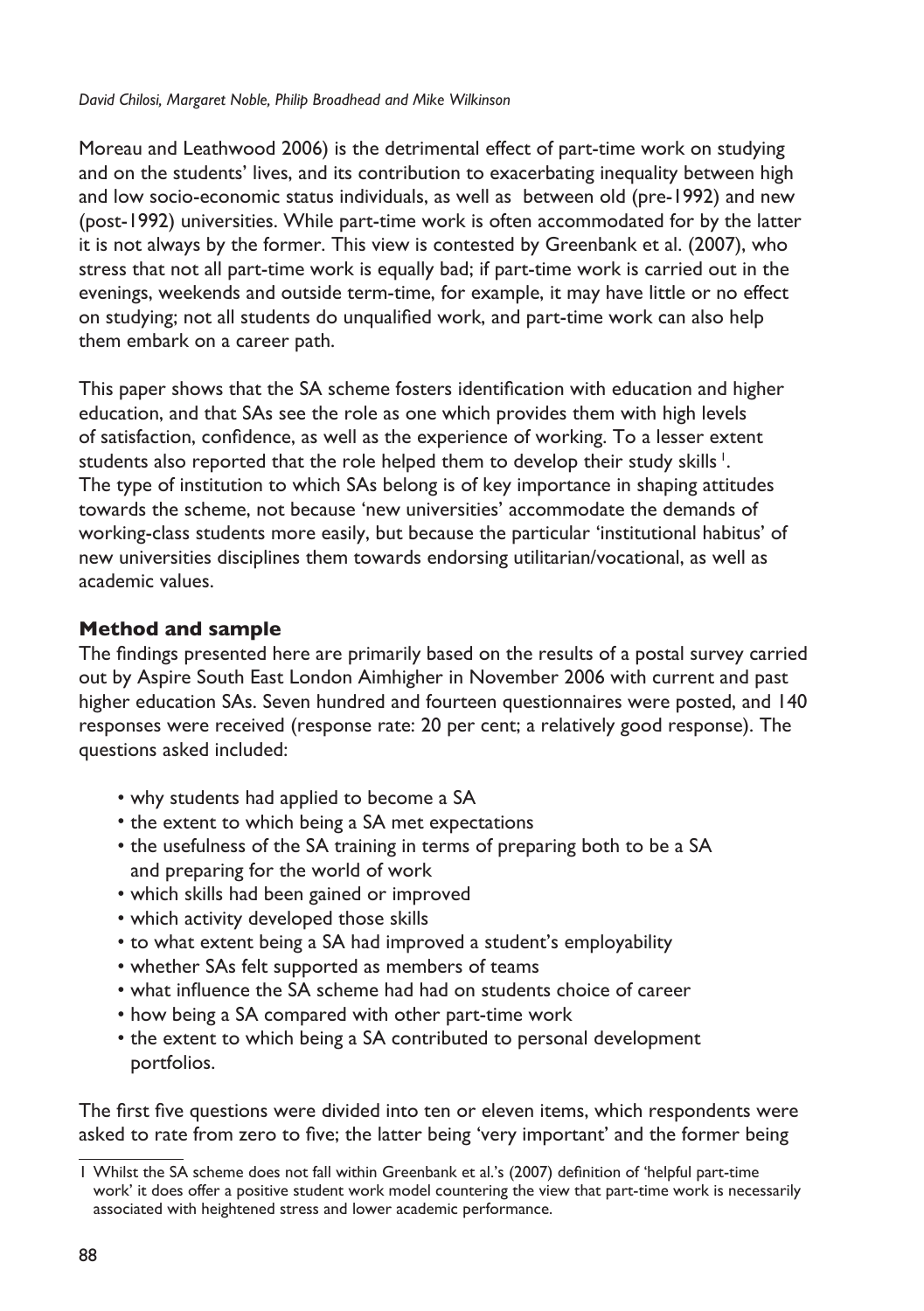Moreau and Leathwood 2006) is the detrimental effect of part-time work on studying and on the students' lives, and its contribution to exacerbating inequality between high and low socio-economic status individuals, as well as between old (pre-1992) and new (post-1992) universities. While part-time work is often accommodated for by the latter it is not always by the former. This view is contested by Greenbank et al. (2007), who stress that not all part-time work is equally bad; if part-time work is carried out in the evenings, weekends and outside term-time, for example, it may have little or no effect on studying; not all students do unqualified work, and part-time work can also help them embark on a career path.

This paper shows that the SA scheme fosters identification with education and higher education, and that SAs see the role as one which provides them with high levels of satisfaction, confidence, as well as the experience of working. To a lesser extent students also reported that the role helped them to develop their study skills [1]. The type of institution to which SAs belong is of key importance in shaping attitudes towards the scheme, not because 'new universities' accommodate the demands of working-class students more easily, but because the particular 'institutional habitus' of new universities disciplines them towards endorsing utilitarian/vocational, as well as academic values.

## Method and sample

The findings presented here are primarily based on the results of a postal survey carried out by Aspire South East London Aimhigher in November 2006 with current and past higher education SAs. Seven hundred and fourteen questionnaires were posted, and 140 responses were received (response rate: 20 per cent; a relatively good response). The questions asked included:

- why students had applied to become a SA
- the extent to which being a SA met expectations
- the usefulness of the SA training in terms of preparing both to be a SA and preparing for the world of work
- which skills had been gained or improved
- which activity developed those skills
- to what extent being a SA had improved a student's employability
- whether SAs felt supported as members of teams
- what influence the SA scheme had had on students choice of career
- how being a SA compared with other part-time work
- the extent to which being a SA contributed to personal development portfolios.

The first five questions were divided into ten or eleven items, which respondents were asked to rate from zero to five; the latter being 'very important' and the former being

1 Whilst the SA scheme does not fall within Greenbank et al.'s (2007) definition of 'helpful part-time work' it does offer a positive student work model countering the view that part-time work is necessarily associated with heightened stress and lower academic performance.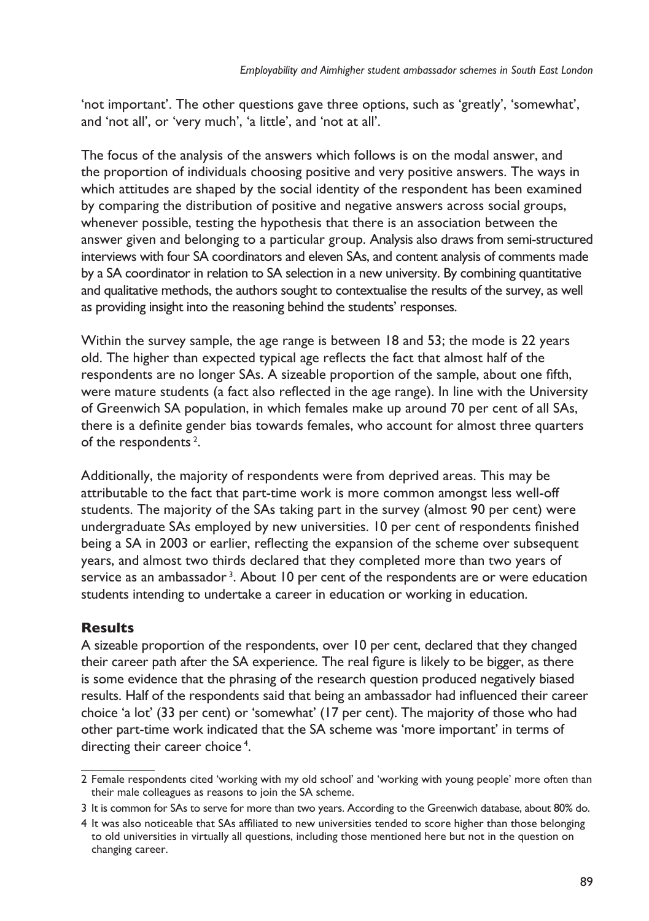'not important'. The other questions gave three options, such as 'greatly', 'somewhat', and 'not all', or 'very much', 'a little', and 'not at all'.

The focus of the analysis of the answers which follows is on the modal answer, and the proportion of individuals choosing positive and very positive answers. The ways in which attitudes are shaped by the social identity of the respondent has been examined by comparing the distribution of positive and negative answers across social groups, whenever possible, testing the hypothesis that there is an association between the answer given and belonging to a particular group. Analysis also draws from semi-structured interviews with four SA coordinators and eleven SAs, and content analysis of comments made by a SA coordinator in relation to SA selection in a new university. By combining quantitative and qualitative methods, the authors sought to contextualise the results of the survey, as well as providing insight into the reasoning behind the students' responses.

Within the survey sample, the age range is between 18 and 53; the mode is 22 years old. The higher than expected typical age reflects the fact that almost half of the respondents are no longer SAs. A sizeable proportion of the sample, about one fifth, were mature students (a fact also reflected in the age range). In line with the University of Greenwich SA population, in which females make up around 70 per cent of all SAs, there is a definite gender bias towards females, who account for almost three quarters of the respondents [2].

Additionally, the majority of respondents were from deprived areas. This may be attributable to the fact that part-time work is more common amongst less well-off students. The majority of the SAs taking part in the survey (almost 90 per cent) were undergraduate SAs employed by new universities. 10 per cent of respondents finished being a SA in 2003 or earlier, reflecting the expansion of the scheme over subsequent years, and almost two thirds declared that they completed more than two years of service as an ambassador [3]. About 10 per cent of the respondents are or were education students intending to undertake a career in education or working in education.

## Results

A sizeable proportion of the respondents, over 10 per cent, declared that they changed their career path after the SA experience. The real figure is likely to be bigger, as there is some evidence that the phrasing of the research question produced negatively biased results. Half of the respondents said that being an ambassador had influenced their career choice 'a lot' (33 per cent) or 'somewhat' (17 per cent). The majority of those who had other part-time work indicated that the SA scheme was 'more important' in terms of directing their career choice [4].

---

2 Female respondents cited 'working with my old school' and 'working with young people' more often than their male colleagues as reasons to join the SA scheme.

3 It is common for SAs to serve for more than two years. According to the Greenwich database, about 80% do.

4 It was also noticeable that SAs affiliated to new universities tended to score higher than those belonging to old universities in virtually all questions, including those mentioned here but not in the question on changing career.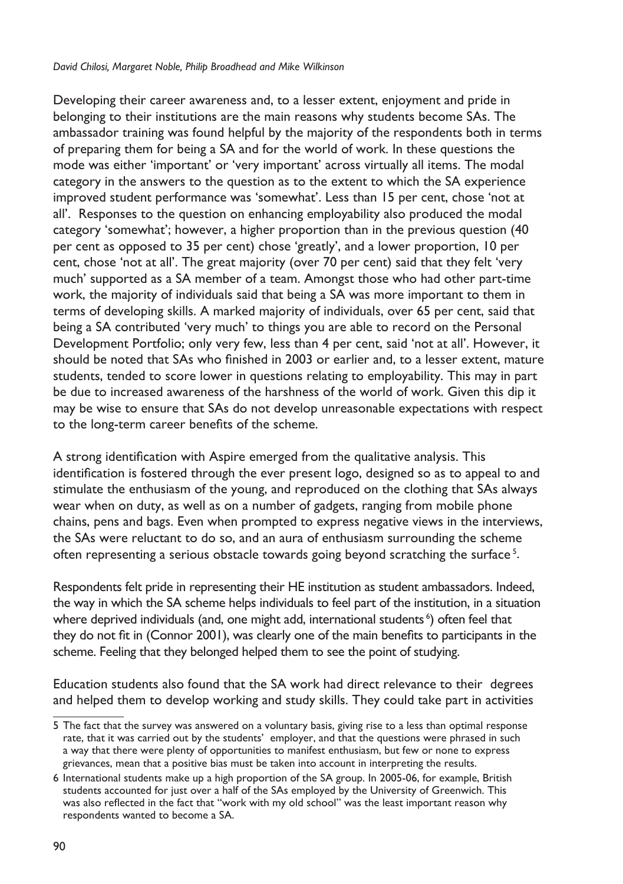Developing their career awareness and, to a lesser extent, enjoyment and pride in belonging to their institutions are the main reasons why students become SAs. The ambassador training was found helpful by the majority of the respondents both in terms of preparing them for being a SA and for the world of work. In these questions the mode was either 'important' or 'very important' across virtually all items. The modal category in the answers to the question as to the extent to which the SA experience improved student performance was 'somewhat'. Less than 15 per cent, chose 'not at all'. Responses to the question on enhancing employability also produced the modal category 'somewhat'; however, a higher proportion than in the previous question (40 per cent as opposed to 35 per cent) chose 'greatly', and a lower proportion, 10 per cent, chose 'not at all'. The great majority (over 70 per cent) said that they felt 'very much' supported as a SA member of a team. Amongst those who had other part-time work, the majority of individuals said that being a SA was more important to them in terms of developing skills. A marked majority of individuals, over 65 per cent, said that being a SA contributed 'very much' to things you are able to record on the Personal Development Portfolio; only very few, less than 4 per cent, said 'not at all'. However, it should be noted that SAs who finished in 2003 or earlier and, to a lesser extent, mature students, tended to score lower in questions relating to employability. This may in part be due to increased awareness of the harshness of the world of work. Given this dip it may be wise to ensure that SAs do not develop unreasonable expectations with respect to the long-term career benefits of the scheme.

A strong identification with Aspire emerged from the qualitative analysis. This identification is fostered through the ever present logo, designed so as to appeal to and stimulate the enthusiasm of the young, and reproduced on the clothing that SAs always wear when on duty, as well as on a number of gadgets, ranging from mobile phone chains, pens and bags. Even when prompted to express negative views in the interviews, the SAs were reluctant to do so, and an aura of enthusiasm surrounding the scheme often representing a serious obstacle towards going beyond scratching the surface [5].

Respondents felt pride in representing their HE institution as student ambassadors. Indeed, the way in which the SA scheme helps individuals to feel part of the institution, in a situation where deprived individuals (and, one might add, international students [6]) often feel that they do not fit in (Connor 2001), was clearly one of the main benefits to participants in the scheme. Feeling that they belonged helped them to see the point of studying.

Education students also found that the SA work had direct relevance to their degrees and helped them to develop working and study skills. They could take part in activities

---

5 The fact that the survey was answered on a voluntary basis, giving rise to a less than optimal response rate, that it was carried out by the students' employer, and that the questions were phrased in such a way that there were plenty of opportunities to manifest enthusiasm, but few or none to express grievances, mean that a positive bias must be taken into account in interpreting the results.

6 International students make up a high proportion of the SA group. In 2005-06, for example, British students accounted for just over a half of the SAs employed by the University of Greenwich. This was also reflected in the fact that "work with my old school" was the least important reason why respondents wanted to become a SA.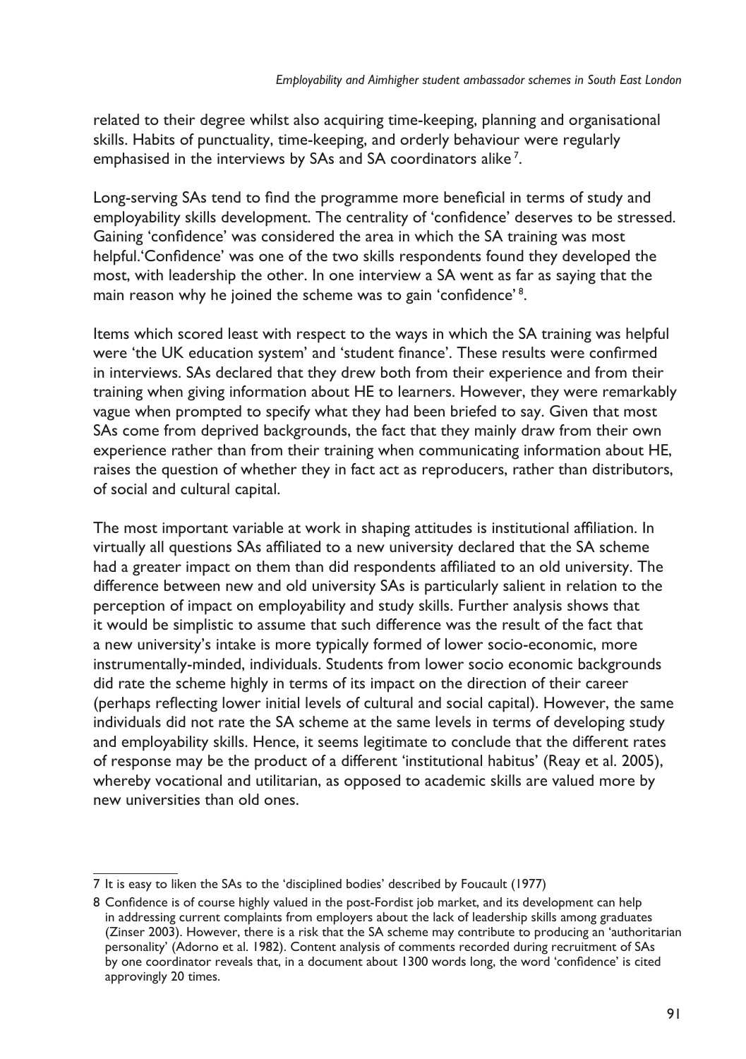related to their degree whilst also acquiring time-keeping, planning and organisational skills. Habits of punctuality, time-keeping, and orderly behaviour were regularly emphasised in the interviews by SAs and SA coordinators alike [7].

Long-serving SAs tend to find the programme more beneficial in terms of study and employability skills development. The centrality of 'confidence' deserves to be stressed. Gaining 'confidence' was considered the area in which the SA training was most helpful.'Confidence' was one of the two skills respondents found they developed the most, with leadership the other. In one interview a SA went as far as saying that the main reason why he joined the scheme was to gain 'confidence' [8].

Items which scored least with respect to the ways in which the SA training was helpful were 'the UK education system' and 'student finance'. These results were confirmed in interviews. SAs declared that they drew both from their experience and from their training when giving information about HE to learners. However, they were remarkably vague when prompted to specify what they had been briefed to say. Given that most SAs come from deprived backgrounds, the fact that they mainly draw from their own experience rather than from their training when communicating information about HE, raises the question of whether they in fact act as reproducers, rather than distributors, of social and cultural capital.

The most important variable at work in shaping attitudes is institutional affiliation. In virtually all questions SAs affiliated to a new university declared that the SA scheme had a greater impact on them than did respondents affiliated to an old university. The difference between new and old university SAs is particularly salient in relation to the perception of impact on employability and study skills. Further analysis shows that it would be simplistic to assume that such difference was the result of the fact that a new university's intake is more typically formed of lower socio-economic, more instrumentally-minded, individuals. Students from lower socio economic backgrounds did rate the scheme highly in terms of its impact on the direction of their career (perhaps reflecting lower initial levels of cultural and social capital). However, the same individuals did not rate the SA scheme at the same levels in terms of developing study and employability skills. Hence, it seems legitimate to conclude that the different rates of response may be the product of a different 'institutional habitus' (Reay et al. 2005), whereby vocational and utilitarian, as opposed to academic skills are valued more by new universities than old ones.

---

7 It is easy to liken the SAs to the 'disciplined bodies' described by Foucault (1977)

8 Confidence is of course highly valued in the post-Fordist job market, and its development can help in addressing current complaints from employers about the lack of leadership skills among graduates (Zinser 2003). However, there is a risk that the SA scheme may contribute to producing an 'authoritarian personality' (Adorno et al. 1982). Content analysis of comments recorded during recruitment of SAs by one coordinator reveals that, in a document about 1300 words long, the word 'confidence' is cited approvingly 20 times.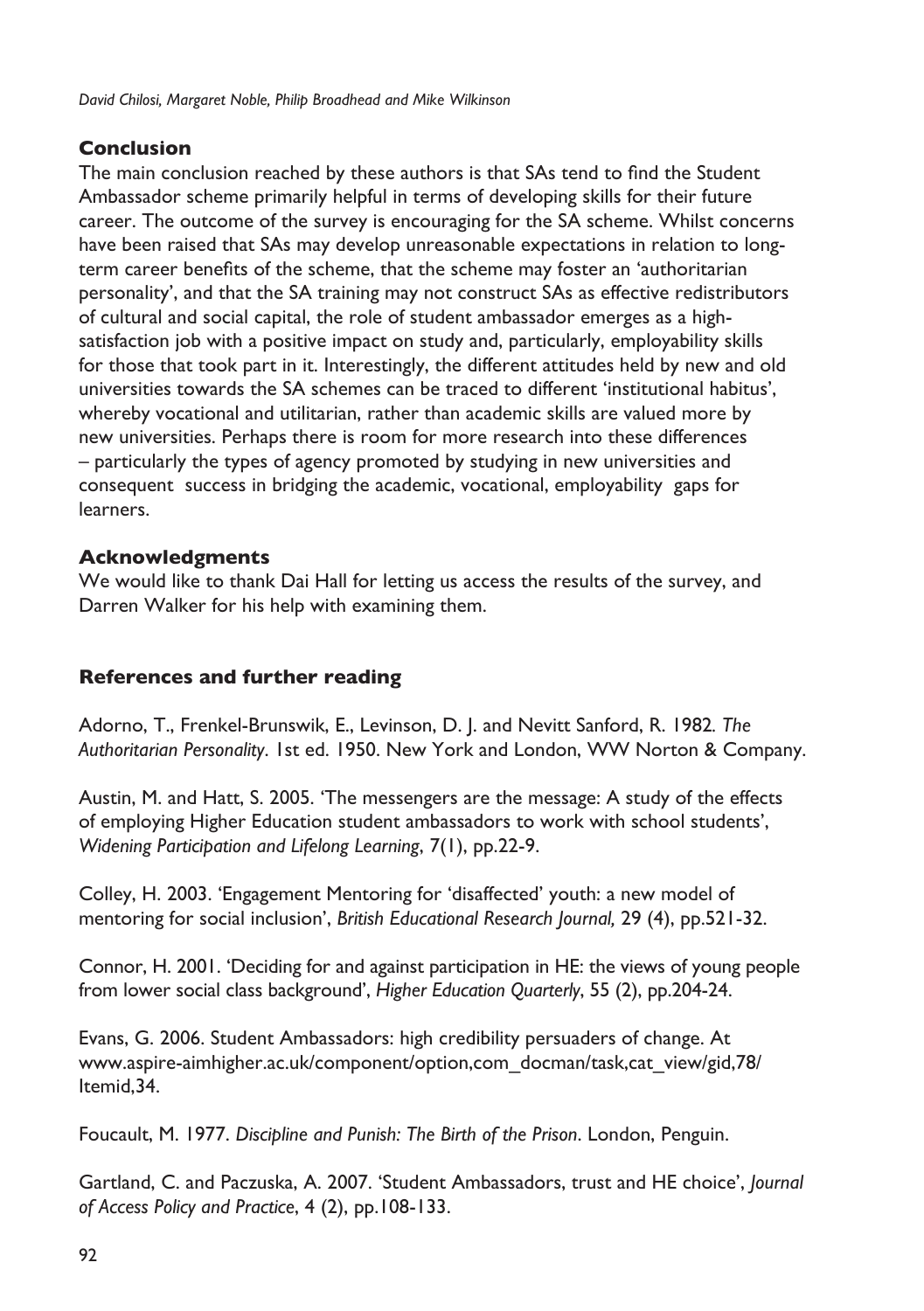## Conclusion

The main conclusion reached by these authors is that SAs tend to find the Student Ambassador scheme primarily helpful in terms of developing skills for their future career. The outcome of the survey is encouraging for the SA scheme. Whilst concerns have been raised that SAs may develop unreasonable expectations in relation to long-term career benefits of the scheme, that the scheme may foster an 'authoritarian personality', and that the SA training may not construct SAs as effective redistributors of cultural and social capital, the role of student ambassador emerges as a high-satisfaction job with a positive impact on study and, particularly, employability skills for those that took part in it. Interestingly, the different attitudes held by new and old universities towards the SA schemes can be traced to different 'institutional habitus', whereby vocational and utilitarian, rather than academic skills are valued more by new universities. Perhaps there is room for more research into these differences – particularly the types of agency promoted by studying in new universities and consequent success in bridging the academic, vocational, employability gaps for learners.

## Acknowledgments

We would like to thank Dai Hall for letting us access the results of the survey, and Darren Walker for his help with examining them.

## References and further reading

Adorno, T., Frenkel-Brunswik, E., Levinson, D. J. and Nevitt Sanford, R. 1982. *The Authoritarian Personality*. 1st ed. 1950. New York and London, WW Norton & Company.

Austin, M. and Hatt, S. 2005. 'The messengers are the message: A study of the effects of employing Higher Education student ambassadors to work with school students', *Widening Participation and Lifelong Learning*, 7(1), pp.22-9.

Colley, H. 2003. 'Engagement Mentoring for 'disaffected' youth: a new model of mentoring for social inclusion', *British Educational Research Journal,* 29 (4), pp.521-32.

Connor, H. 2001. 'Deciding for and against participation in HE: the views of young people from lower social class background', *Higher Education Quarterly*, 55 (2), pp.204-24.

Evans, G. 2006. Student Ambassadors: high credibility persuaders of change. At www.aspire-aimhigher.ac.uk/component/option,com_docman/task,cat_view/gid,78/Itemid,34.

Foucault, M. 1977. *Discipline and Punish: The Birth of the Prison*. London, Penguin.

Gartland, C. and Paczuska, A. 2007. 'Student Ambassadors, trust and HE choice', *Journal of Access Policy and Practice*, 4 (2), pp.108-133.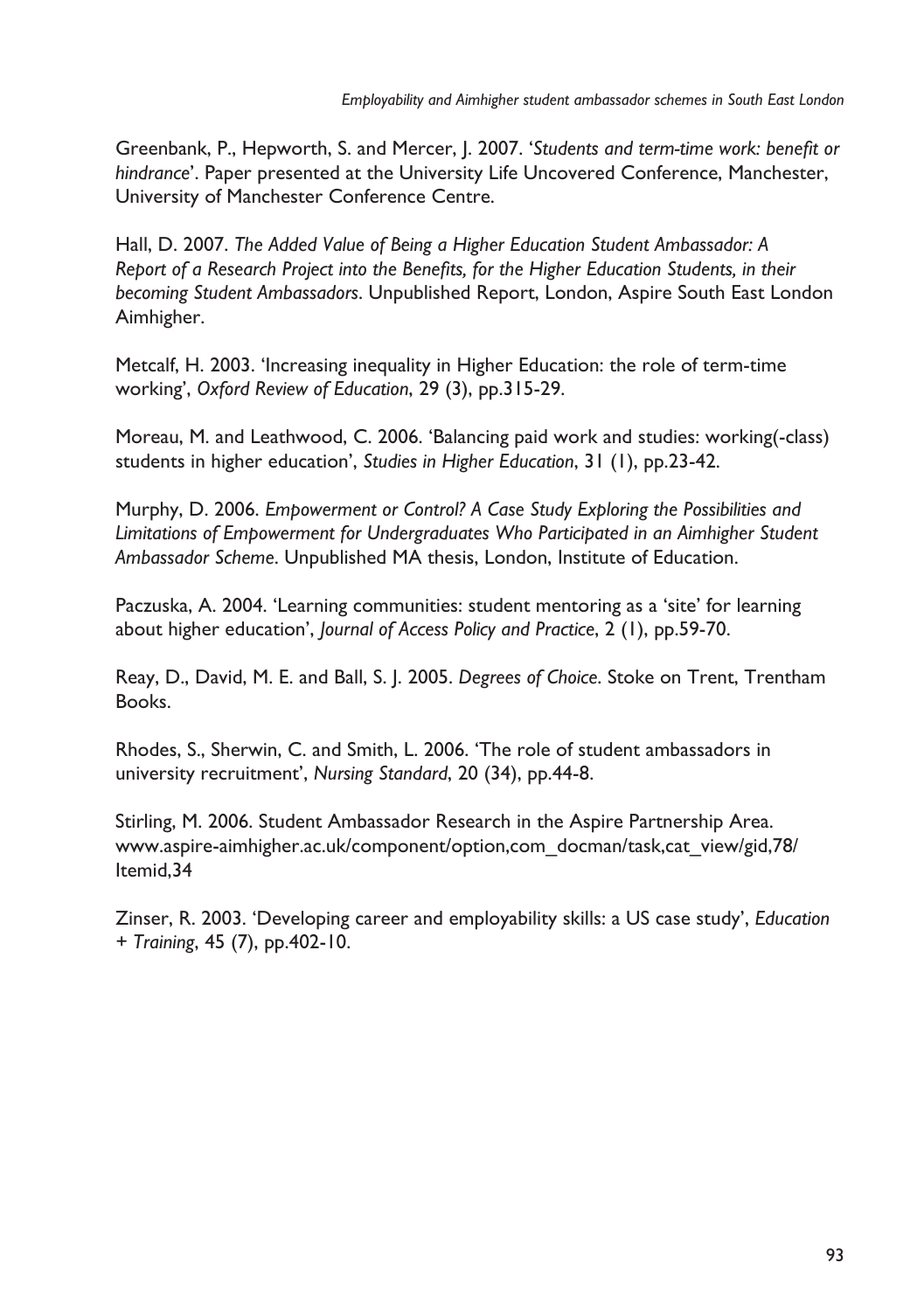Greenbank, P., Hepworth, S. and Mercer, J. 2007. '*Students and term-time work: benefit or hindrance*'. Paper presented at the University Life Uncovered Conference, Manchester, University of Manchester Conference Centre.

Hall, D. 2007. *The Added Value of Being a Higher Education Student Ambassador: A Report of a Research Project into the Benefits, for the Higher Education Students, in their becoming Student Ambassadors*. Unpublished Report, London, Aspire South East London Aimhigher.

Metcalf, H. 2003. 'Increasing inequality in Higher Education: the role of term-time working', *Oxford Review of Education*, 29 (3), pp.315-29.

Moreau, M. and Leathwood, C. 2006. 'Balancing paid work and studies: working(-class) students in higher education', *Studies in Higher Education*, 31 (1), pp.23-42.

Murphy, D. 2006. *Empowerment or Control? A Case Study Exploring the Possibilities and Limitations of Empowerment for Undergraduates Who Participated in an Aimhigher Student Ambassador Scheme*. Unpublished MA thesis, London, Institute of Education.

Paczuska, A. 2004. 'Learning communities: student mentoring as a 'site' for learning about higher education', *Journal of Access Policy and Practice*, 2 (1), pp.59-70.

Reay, D., David, M. E. and Ball, S. J. 2005. *Degrees of Choice*. Stoke on Trent, Trentham Books.

Rhodes, S., Sherwin, C. and Smith, L. 2006. 'The role of student ambassadors in university recruitment', *Nursing Standard*, 20 (34), pp.44-8.

Stirling, M. 2006. Student Ambassador Research in the Aspire Partnership Area. www.aspire-aimhigher.ac.uk/component/option,com_docman/task,cat_view/gid,78/Itemid,34

Zinser, R. 2003. 'Developing career and employability skills: a US case study', *Education + Training*, 45 (7), pp.402-10.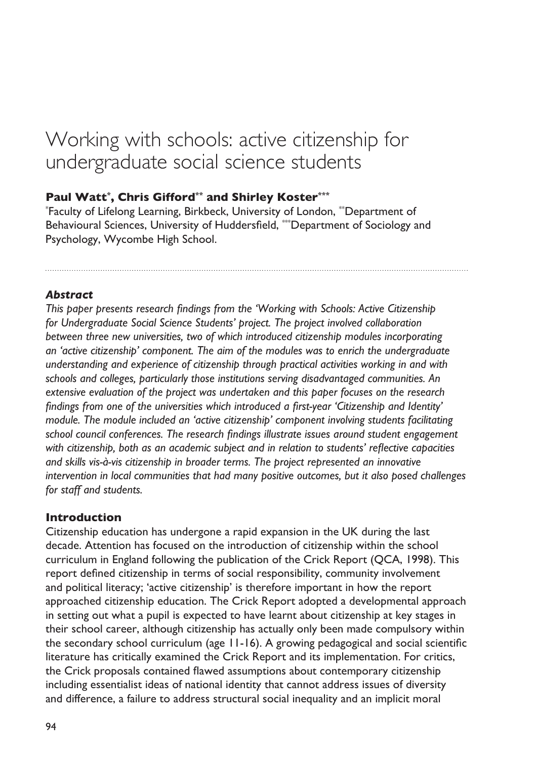# Working with schools: active citizenship for undergraduate social science students

**Paul Watt[\*], Chris Gifford[\*\*] and Shirley Koster[\*\*\*]**

[\*]Faculty of Lifelong Learning, Birkbeck, University of London, [\*\*]Department of Behavioural Sciences, University of Huddersfield, [\*\*\*]Department of Sociology and Psychology, Wycombe High School.

### *Abstract*

*This paper presents research findings from the 'Working with Schools: Active Citizenship for Undergraduate Social Science Students' project. The project involved collaboration between three new universities, two of which introduced citizenship modules incorporating an 'active citizenship' component. The aim of the modules was to enrich the undergraduate understanding and experience of citizenship through practical activities working in and with schools and colleges, particularly those institutions serving disadvantaged communities. An extensive evaluation of the project was undertaken and this paper focuses on the research findings from one of the universities which introduced a first-year 'Citizenship and Identity' module. The module included an 'active citizenship' component involving students facilitating school council conferences. The research findings illustrate issues around student engagement with citizenship, both as an academic subject and in relation to students' reflective capacities and skills vis-à-vis citizenship in broader terms. The project represented an innovative intervention in local communities that had many positive outcomes, but it also posed challenges for staff and students.*

### Introduction

Citizenship education has undergone a rapid expansion in the UK during the last decade. Attention has focused on the introduction of citizenship within the school curriculum in England following the publication of the Crick Report (QCA, 1998). This report defined citizenship in terms of social responsibility, community involvement and political literacy; 'active citizenship' is therefore important in how the report approached citizenship education. The Crick Report adopted a developmental approach in setting out what a pupil is expected to have learnt about citizenship at key stages in their school career, although citizenship has actually only been made compulsory within the secondary school curriculum (age 11-16). A growing pedagogical and social scientific literature has critically examined the Crick Report and its implementation. For critics, the Crick proposals contained flawed assumptions about contemporary citizenship including essentialist ideas of national identity that cannot address issues of diversity and difference, a failure to address structural social inequality and an implicit moral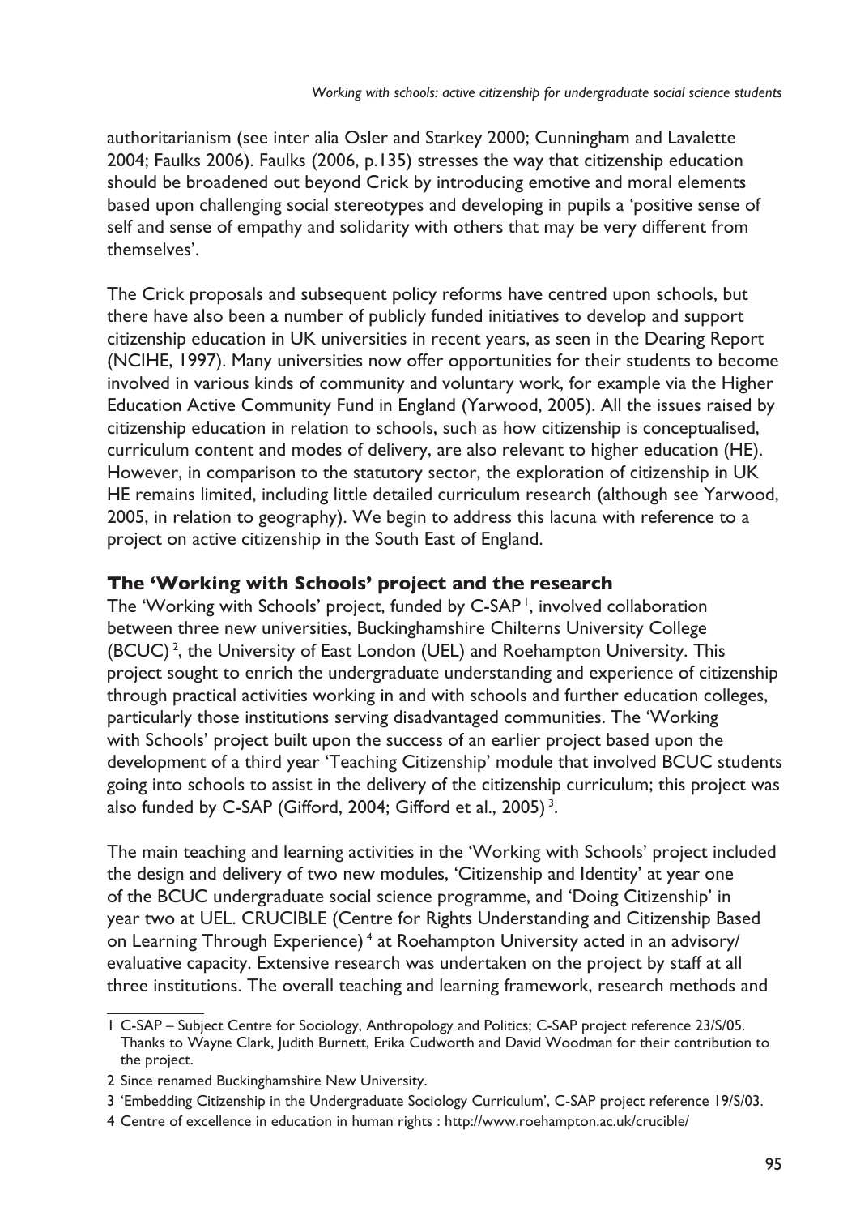authoritarianism (see inter alia Osler and Starkey 2000; Cunningham and Lavalette 2004; Faulks 2006). Faulks (2006, p.135) stresses the way that citizenship education should be broadened out beyond Crick by introducing emotive and moral elements based upon challenging social stereotypes and developing in pupils a 'positive sense of self and sense of empathy and solidarity with others that may be very different from themselves'.

The Crick proposals and subsequent policy reforms have centred upon schools, but there have also been a number of publicly funded initiatives to develop and support citizenship education in UK universities in recent years, as seen in the Dearing Report (NCIHE, 1997). Many universities now offer opportunities for their students to become involved in various kinds of community and voluntary work, for example via the Higher Education Active Community Fund in England (Yarwood, 2005). All the issues raised by citizenship education in relation to schools, such as how citizenship is conceptualised, curriculum content and modes of delivery, are also relevant to higher education (HE). However, in comparison to the statutory sector, the exploration of citizenship in UK HE remains limited, including little detailed curriculum research (although see Yarwood, 2005, in relation to geography). We begin to address this lacuna with reference to a project on active citizenship in the South East of England.

## The 'Working with Schools' project and the research

The 'Working with Schools' project, funded by C-SAP [1], involved collaboration between three new universities, Buckinghamshire Chilterns University College (BCUC) [2], the University of East London (UEL) and Roehampton University. This project sought to enrich the undergraduate understanding and experience of citizenship through practical activities working in and with schools and further education colleges, particularly those institutions serving disadvantaged communities. The 'Working with Schools' project built upon the success of an earlier project based upon the development of a third year 'Teaching Citizenship' module that involved BCUC students going into schools to assist in the delivery of the citizenship curriculum; this project was also funded by C-SAP (Gifford, 2004; Gifford et al., 2005) [3].

The main teaching and learning activities in the 'Working with Schools' project included the design and delivery of two new modules, 'Citizenship and Identity' at year one of the BCUC undergraduate social science programme, and 'Doing Citizenship' in year two at UEL. CRUCIBLE (Centre for Rights Understanding and Citizenship Based on Learning Through Experience) [4] at Roehampton University acted in an advisory/evaluative capacity. Extensive research was undertaken on the project by staff at all three institutions. The overall teaching and learning framework, research methods and

---

1 C-SAP – Subject Centre for Sociology, Anthropology and Politics; C-SAP project reference 23/S/05. Thanks to Wayne Clark, Judith Burnett, Erika Cudworth and David Woodman for their contribution to the project.

2 Since renamed Buckinghamshire New University.

3 'Embedding Citizenship in the Undergraduate Sociology Curriculum', C-SAP project reference 19/S/03.

4 Centre of excellence in education in human rights : http://www.roehampton.ac.uk/crucible/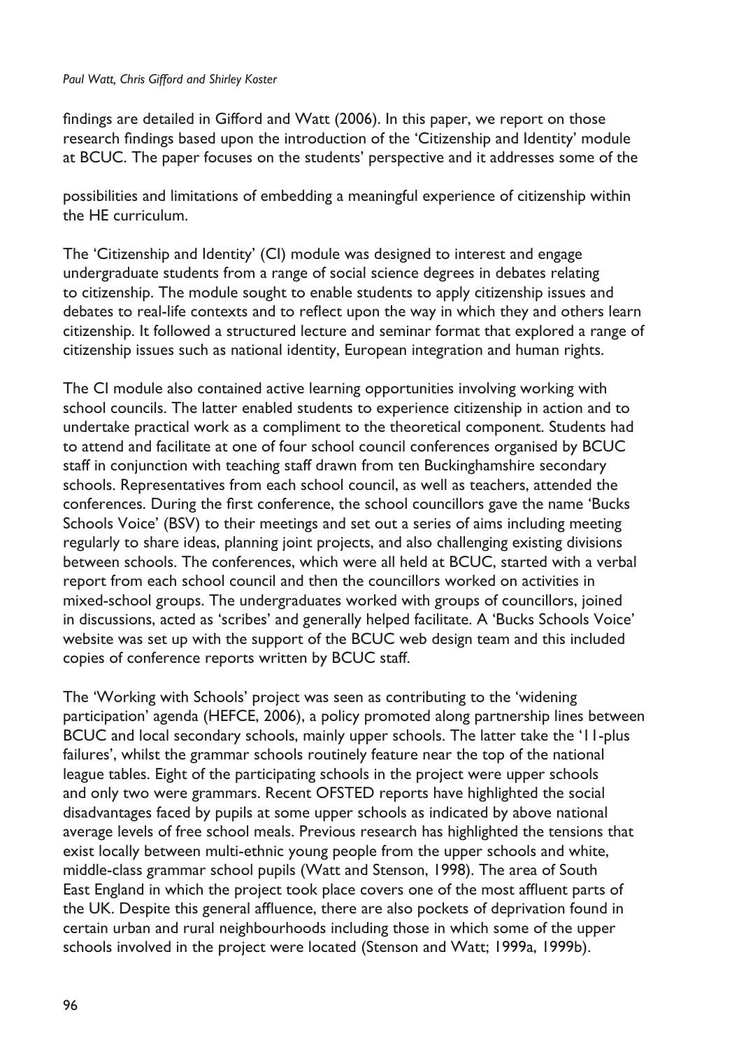findings are detailed in Gifford and Watt (2006). In this paper, we report on those research findings based upon the introduction of the 'Citizenship and Identity' module at BCUC. The paper focuses on the students' perspective and it addresses some of the possibilities and limitations of embedding a meaningful experience of citizenship within the HE curriculum.

The 'Citizenship and Identity' (CI) module was designed to interest and engage undergraduate students from a range of social science degrees in debates relating to citizenship. The module sought to enable students to apply citizenship issues and debates to real-life contexts and to reflect upon the way in which they and others learn citizenship. It followed a structured lecture and seminar format that explored a range of citizenship issues such as national identity, European integration and human rights.

The CI module also contained active learning opportunities involving working with school councils. The latter enabled students to experience citizenship in action and to undertake practical work as a compliment to the theoretical component. Students had to attend and facilitate at one of four school council conferences organised by BCUC staff in conjunction with teaching staff drawn from ten Buckinghamshire secondary schools. Representatives from each school council, as well as teachers, attended the conferences. During the first conference, the school councillors gave the name 'Bucks Schools Voice' (BSV) to their meetings and set out a series of aims including meeting regularly to share ideas, planning joint projects, and also challenging existing divisions between schools. The conferences, which were all held at BCUC, started with a verbal report from each school council and then the councillors worked on activities in mixed-school groups. The undergraduates worked with groups of councillors, joined in discussions, acted as 'scribes' and generally helped facilitate. A 'Bucks Schools Voice' website was set up with the support of the BCUC web design team and this included copies of conference reports written by BCUC staff.

The 'Working with Schools' project was seen as contributing to the 'widening participation' agenda (HEFCE, 2006), a policy promoted along partnership lines between BCUC and local secondary schools, mainly upper schools. The latter take the '11-plus failures', whilst the grammar schools routinely feature near the top of the national league tables. Eight of the participating schools in the project were upper schools and only two were grammars. Recent OFSTED reports have highlighted the social disadvantages faced by pupils at some upper schools as indicated by above national average levels of free school meals. Previous research has highlighted the tensions that exist locally between multi-ethnic young people from the upper schools and white, middle-class grammar school pupils (Watt and Stenson, 1998). The area of South East England in which the project took place covers one of the most affluent parts of the UK. Despite this general affluence, there are also pockets of deprivation found in certain urban and rural neighbourhoods including those in which some of the upper schools involved in the project were located (Stenson and Watt; 1999a, 1999b).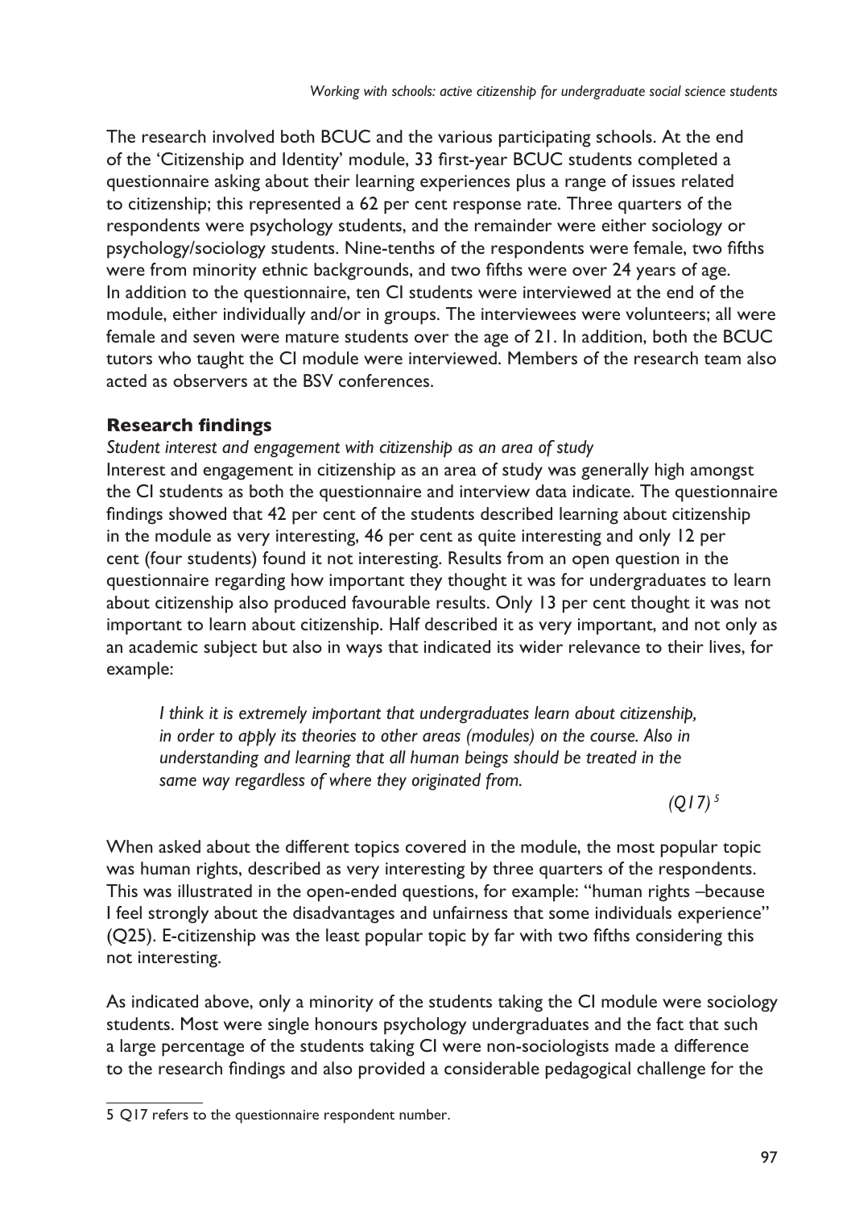The research involved both BCUC and the various participating schools. At the end of the 'Citizenship and Identity' module, 33 first-year BCUC students completed a questionnaire asking about their learning experiences plus a range of issues related to citizenship; this represented a 62 per cent response rate. Three quarters of the respondents were psychology students, and the remainder were either sociology or psychology/sociology students. Nine-tenths of the respondents were female, two fifths were from minority ethnic backgrounds, and two fifths were over 24 years of age. In addition to the questionnaire, ten CI students were interviewed at the end of the module, either individually and/or in groups. The interviewees were volunteers; all were female and seven were mature students over the age of 21. In addition, both the BCUC tutors who taught the CI module were interviewed. Members of the research team also acted as observers at the BSV conferences.

### Research findings

*Student interest and engagement with citizenship as an area of study*

Interest and engagement in citizenship as an area of study was generally high amongst the CI students as both the questionnaire and interview data indicate. The questionnaire findings showed that 42 per cent of the students described learning about citizenship in the module as very interesting, 46 per cent as quite interesting and only 12 per cent (four students) found it not interesting. Results from an open question in the questionnaire regarding how important they thought it was for undergraduates to learn about citizenship also produced favourable results. Only 13 per cent thought it was not important to learn about citizenship. Half described it as very important, and not only as an academic subject but also in ways that indicated its wider relevance to their lives, for example:

> *I think it is extremely important that undergraduates learn about citizenship, in order to apply its theories to other areas (modules) on the course. Also in understanding and learning that all human beings should be treated in the same way regardless of where they originated from.*
>
> *(Q17)*[5]

When asked about the different topics covered in the module, the most popular topic was human rights, described as very interesting by three quarters of the respondents. This was illustrated in the open-ended questions, for example: "human rights –because I feel strongly about the disadvantages and unfairness that some individuals experience" (Q25). E-citizenship was the least popular topic by far with two fifths considering this not interesting.

As indicated above, only a minority of the students taking the CI module were sociology students. Most were single honours psychology undergraduates and the fact that such a large percentage of the students taking CI were non-sociologists made a difference to the research findings and also provided a considerable pedagogical challenge for the

---

5 Q17 refers to the questionnaire respondent number.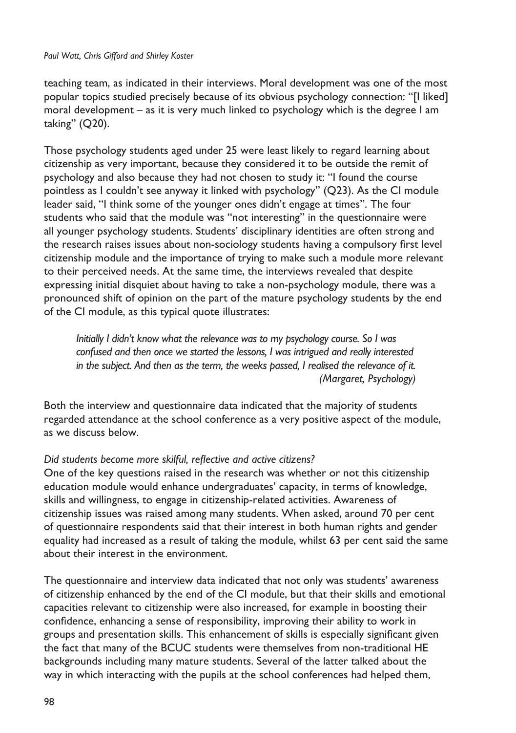teaching team, as indicated in their interviews. Moral development was one of the most popular topics studied precisely because of its obvious psychology connection: "[I liked] moral development – as it is very much linked to psychology which is the degree I am taking" (Q20).

Those psychology students aged under 25 were least likely to regard learning about citizenship as very important, because they considered it to be outside the remit of psychology and also because they had not chosen to study it: "I found the course pointless as I couldn't see anyway it linked with psychology" (Q23). As the CI module leader said, "I think some of the younger ones didn't engage at times". The four students who said that the module was "not interesting" in the questionnaire were all younger psychology students. Students' disciplinary identities are often strong and the research raises issues about non-sociology students having a compulsory first level citizenship module and the importance of trying to make such a module more relevant to their perceived needs. At the same time, the interviews revealed that despite expressing initial disquiet about having to take a non-psychology module, there was a pronounced shift of opinion on the part of the mature psychology students by the end of the CI module, as this typical quote illustrates:

> *Initially I didn't know what the relevance was to my psychology course. So I was confused and then once we started the lessons, I was intrigued and really interested in the subject. And then as the term, the weeks passed, I realised the relevance of it.* *(Margaret, Psychology)*

Both the interview and questionnaire data indicated that the majority of students regarded attendance at the school conference as a very positive aspect of the module, as we discuss below.

*Did students become more skilful, reflective and active citizens?*

One of the key questions raised in the research was whether or not this citizenship education module would enhance undergraduates' capacity, in terms of knowledge, skills and willingness, to engage in citizenship-related activities. Awareness of citizenship issues was raised among many students. When asked, around 70 per cent of questionnaire respondents said that their interest in both human rights and gender equality had increased as a result of taking the module, whilst 63 per cent said the same about their interest in the environment.

The questionnaire and interview data indicated that not only was students' awareness of citizenship enhanced by the end of the CI module, but that their skills and emotional capacities relevant to citizenship were also increased, for example in boosting their confidence, enhancing a sense of responsibility, improving their ability to work in groups and presentation skills. This enhancement of skills is especially significant given the fact that many of the BCUC students were themselves from non-traditional HE backgrounds including many mature students. Several of the latter talked about the way in which interacting with the pupils at the school conferences had helped them,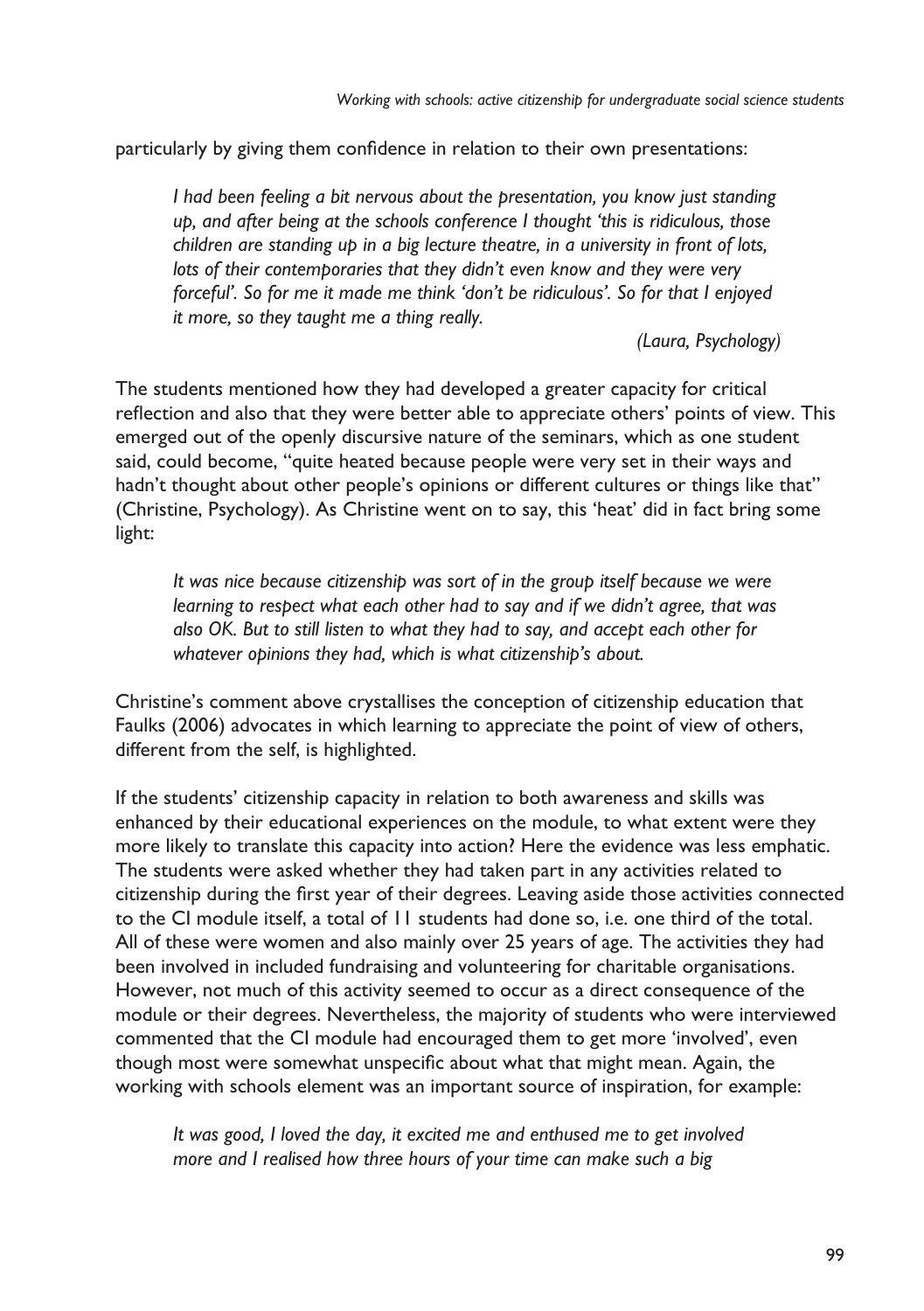particularly by giving them confidence in relation to their own presentations:

> *I had been feeling a bit nervous about the presentation, you know just standing up, and after being at the schools conference I thought 'this is ridiculous, those children are standing up in a big lecture theatre, in a university in front of lots, lots of their contemporaries that they didn't even know and they were very forceful'. So for me it made me think 'don't be ridiculous'. So for that I enjoyed it more, so they taught me a thing really.*
>
> *(Laura, Psychology)*

The students mentioned how they had developed a greater capacity for critical reflection and also that they were better able to appreciate others' points of view. This emerged out of the openly discursive nature of the seminars, which as one student said, could become, "quite heated because people were very set in their ways and hadn't thought about other people's opinions or different cultures or things like that" (Christine, Psychology). As Christine went on to say, this 'heat' did in fact bring some light:

> *It was nice because citizenship was sort of in the group itself because we were learning to respect what each other had to say and if we didn't agree, that was also OK. But to still listen to what they had to say, and accept each other for whatever opinions they had, which is what citizenship's about.*

Christine's comment above crystallises the conception of citizenship education that Faulks (2006) advocates in which learning to appreciate the point of view of others, different from the self, is highlighted.

If the students' citizenship capacity in relation to both awareness and skills was enhanced by their educational experiences on the module, to what extent were they more likely to translate this capacity into action? Here the evidence was less emphatic. The students were asked whether they had taken part in any activities related to citizenship during the first year of their degrees. Leaving aside those activities connected to the CI module itself, a total of 11 students had done so, i.e. one third of the total. All of these were women and also mainly over 25 years of age. The activities they had been involved in included fundraising and volunteering for charitable organisations. However, not much of this activity seemed to occur as a direct consequence of the module or their degrees. Nevertheless, the majority of students who were interviewed commented that the CI module had encouraged them to get more 'involved', even though most were somewhat unspecific about what that might mean. Again, the working with schools element was an important source of inspiration, for example:

> *It was good, I loved the day, it excited me and enthused me to get involved more and I realised how three hours of your time can make such a big*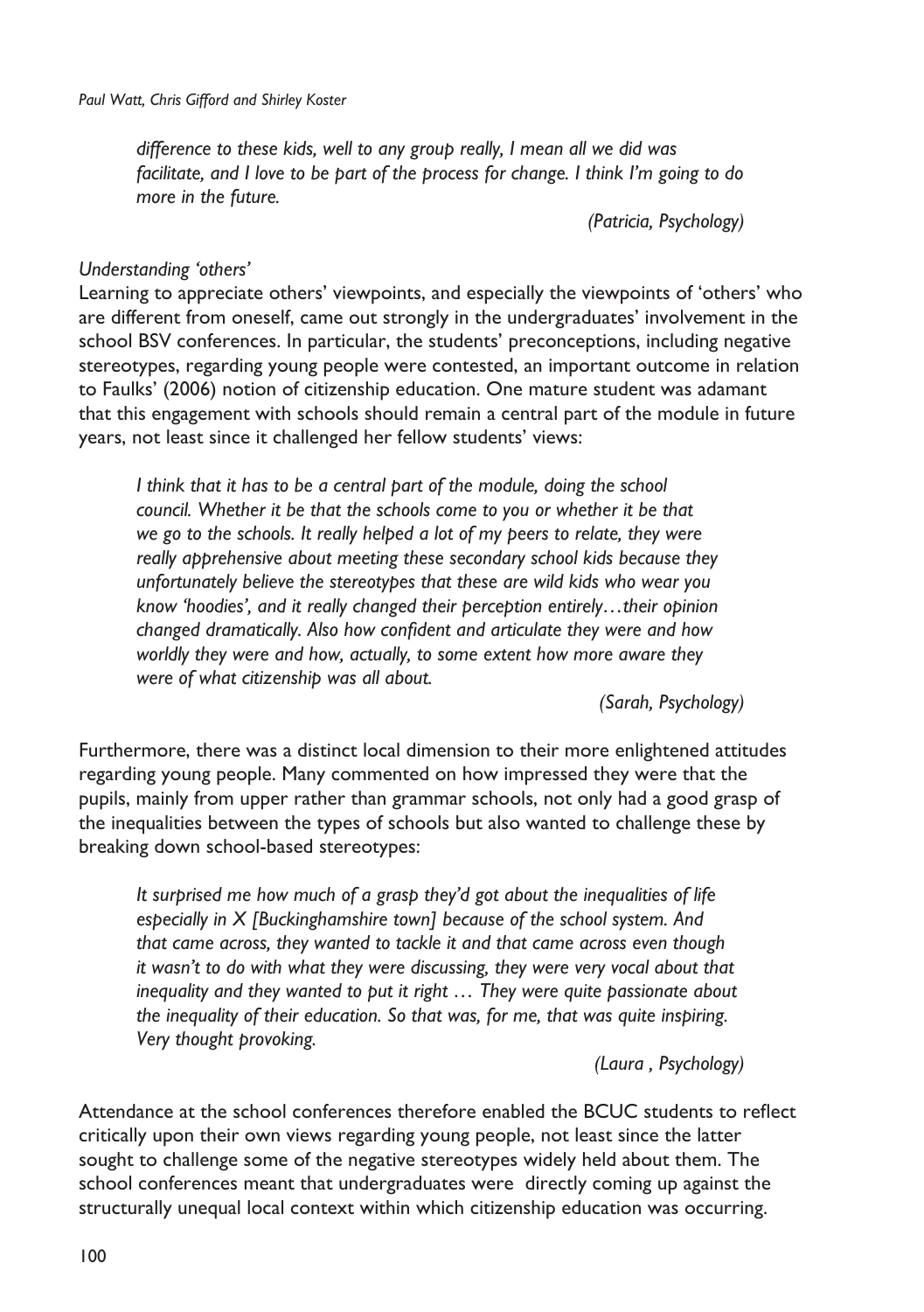*difference to these kids, well to any group really, I mean all we did was facilitate, and I love to be part of the process for change. I think I'm going to do more in the future.*

*(Patricia, Psychology)*

*Understanding 'others'*

Learning to appreciate others' viewpoints, and especially the viewpoints of 'others' who are different from oneself, came out strongly in the undergraduates' involvement in the school BSV conferences. In particular, the students' preconceptions, including negative stereotypes, regarding young people were contested, an important outcome in relation to Faulks' (2006) notion of citizenship education. One mature student was adamant that this engagement with schools should remain a central part of the module in future years, not least since it challenged her fellow students' views:

> *I think that it has to be a central part of the module, doing the school council. Whether it be that the schools come to you or whether it be that we go to the schools. It really helped a lot of my peers to relate, they were really apprehensive about meeting these secondary school kids because they unfortunately believe the stereotypes that these are wild kids who wear you know 'hoodies', and it really changed their perception entirely…their opinion changed dramatically. Also how confident and articulate they were and how worldly they were and how, actually, to some extent how more aware they were of what citizenship was all about.*
>
> *(Sarah, Psychology)*

Furthermore, there was a distinct local dimension to their more enlightened attitudes regarding young people. Many commented on how impressed they were that the pupils, mainly from upper rather than grammar schools, not only had a good grasp of the inequalities between the types of schools but also wanted to challenge these by breaking down school-based stereotypes:

> *It surprised me how much of a grasp they'd got about the inequalities of life especially in X [Buckinghamshire town] because of the school system. And that came across, they wanted to tackle it and that came across even though it wasn't to do with what they were discussing, they were very vocal about that inequality and they wanted to put it right … They were quite passionate about the inequality of their education. So that was, for me, that was quite inspiring. Very thought provoking.*
>
> *(Laura , Psychology)*

Attendance at the school conferences therefore enabled the BCUC students to reflect critically upon their own views regarding young people, not least since the latter sought to challenge some of the negative stereotypes widely held about them. The school conferences meant that undergraduates were directly coming up against the structurally unequal local context within which citizenship education was occurring.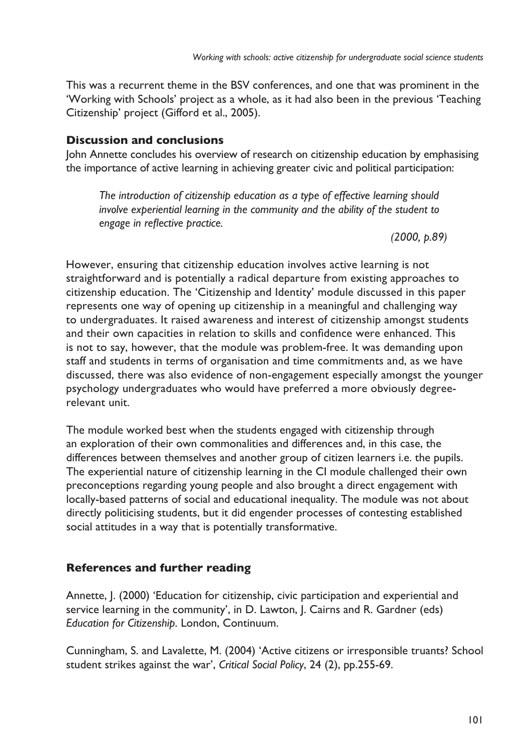This was a recurrent theme in the BSV conferences, and one that was prominent in the 'Working with Schools' project as a whole, as it had also been in the previous 'Teaching Citizenship' project (Gifford et al., 2005).

### Discussion and conclusions

John Annette concludes his overview of research on citizenship education by emphasising the importance of active learning in achieving greater civic and political participation:

> *The introduction of citizenship education as a type of effective learning should involve experiential learning in the community and the ability of the student to engage in reflective practice.*
>
> *(2000, p.89)*

However, ensuring that citizenship education involves active learning is not straightforward and is potentially a radical departure from existing approaches to citizenship education. The 'Citizenship and Identity' module discussed in this paper represents one way of opening up citizenship in a meaningful and challenging way to undergraduates. It raised awareness and interest of citizenship amongst students and their own capacities in relation to skills and confidence were enhanced. This is not to say, however, that the module was problem-free. It was demanding upon staff and students in terms of organisation and time commitments and, as we have discussed, there was also evidence of non-engagement especially amongst the younger psychology undergraduates who would have preferred a more obviously degree-relevant unit.

The module worked best when the students engaged with citizenship through an exploration of their own commonalities and differences and, in this case, the differences between themselves and another group of citizen learners i.e. the pupils. The experiential nature of citizenship learning in the CI module challenged their own preconceptions regarding young people and also brought a direct engagement with locally-based patterns of social and educational inequality. The module was not about directly politicising students, but it did engender processes of contesting established social attitudes in a way that is potentially transformative.

### References and further reading

Annette, J. (2000) 'Education for citizenship, civic participation and experiential and service learning in the community', in D. Lawton, J. Cairns and R. Gardner (eds) *Education for Citizenship*. London, Continuum.

Cunningham, S. and Lavalette, M. (2004) 'Active citizens or irresponsible truants? School student strikes against the war', *Critical Social Policy*, 24 (2), pp.255-69.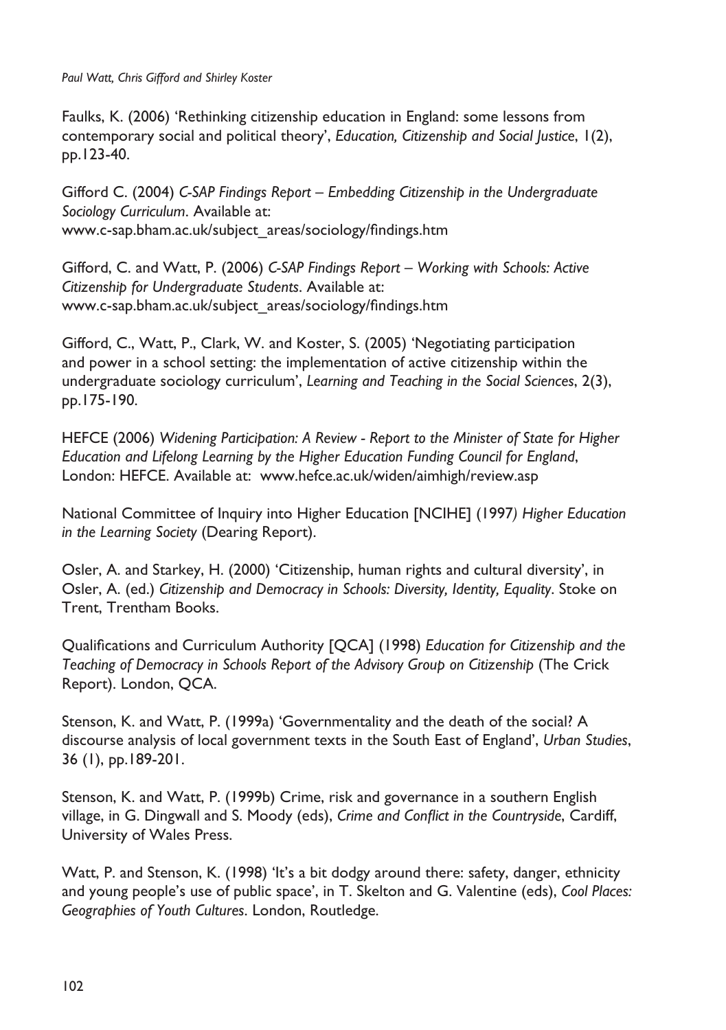Faulks, K. (2006) 'Rethinking citizenship education in England: some lessons from contemporary social and political theory', *Education, Citizenship and Social Justice*, 1(2), pp.123-40.

Gifford C. (2004) *C-SAP Findings Report – Embedding Citizenship in the Undergraduate Sociology Curriculum*. Available at: www.c-sap.bham.ac.uk/subject_areas/sociology/findings.htm

Gifford, C. and Watt, P. (2006) *C-SAP Findings Report – Working with Schools: Active Citizenship for Undergraduate Students*. Available at: www.c-sap.bham.ac.uk/subject_areas/sociology/findings.htm

Gifford, C., Watt, P., Clark, W. and Koster, S. (2005) 'Negotiating participation and power in a school setting: the implementation of active citizenship within the undergraduate sociology curriculum', *Learning and Teaching in the Social Sciences*, 2(3), pp.175-190.

HEFCE (2006) *Widening Participation: A Review - Report to the Minister of State for Higher Education and Lifelong Learning by the Higher Education Funding Council for England*, London: HEFCE. Available at: www.hefce.ac.uk/widen/aimhigh/review.asp

National Committee of Inquiry into Higher Education [NCIHE] (1997*) Higher Education in the Learning Society* (Dearing Report).

Osler, A. and Starkey, H. (2000) 'Citizenship, human rights and cultural diversity', in Osler, A. (ed.) *Citizenship and Democracy in Schools: Diversity, Identity, Equality*. Stoke on Trent, Trentham Books.

Qualifications and Curriculum Authority [QCA] (1998) *Education for Citizenship and the Teaching of Democracy in Schools Report of the Advisory Group on Citizenship* (The Crick Report). London, QCA.

Stenson, K. and Watt, P. (1999a) 'Governmentality and the death of the social? A discourse analysis of local government texts in the South East of England', *Urban Studies*, 36 (1), pp.189-201.

Stenson, K. and Watt, P. (1999b) Crime, risk and governance in a southern English village, in G. Dingwall and S. Moody (eds), *Crime and Conflict in the Countryside*, Cardiff, University of Wales Press.

Watt, P. and Stenson, K. (1998) 'It's a bit dodgy around there: safety, danger, ethnicity and young people's use of public space', in T. Skelton and G. Valentine (eds), *Cool Places: Geographies of Youth Cultures*. London, Routledge.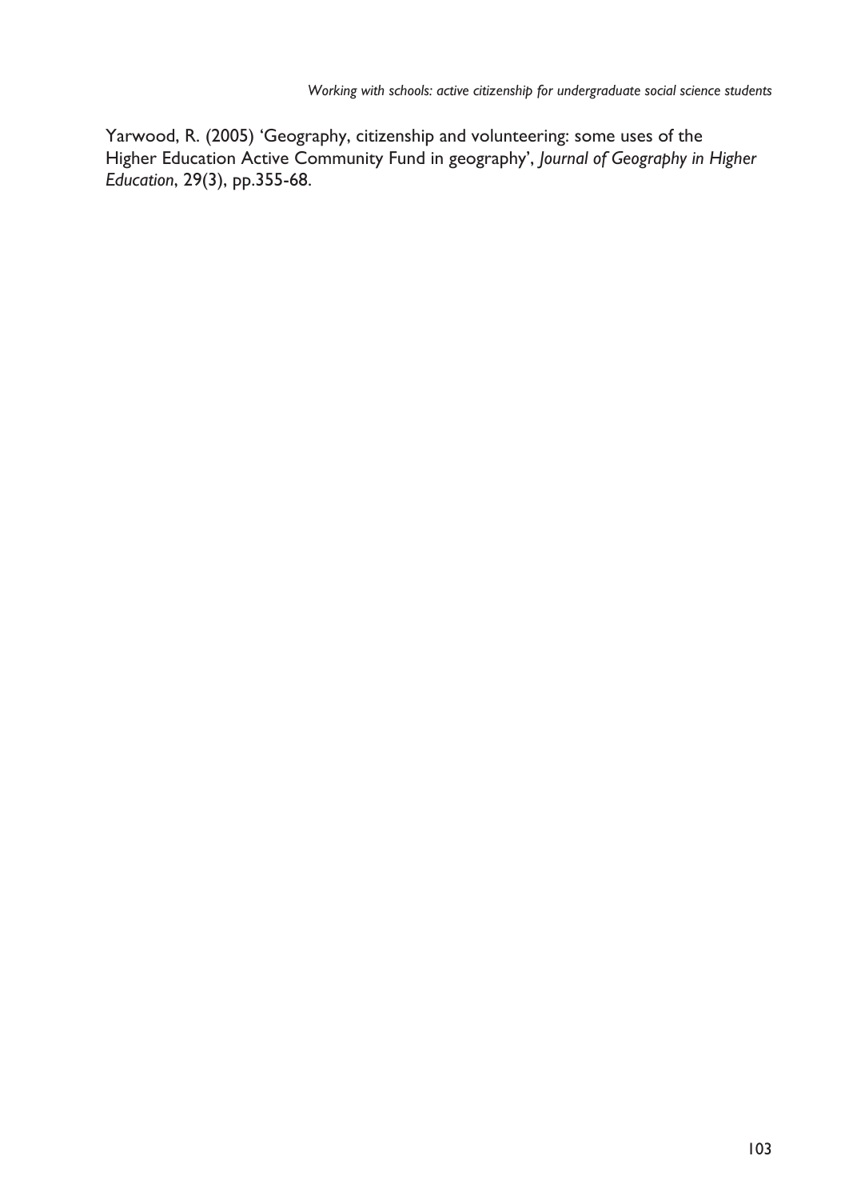Yarwood, R. (2005) 'Geography, citizenship and volunteering: some uses of the Higher Education Active Community Fund in geography', *Journal of Geography in Higher Education*, 29(3), pp.355-68.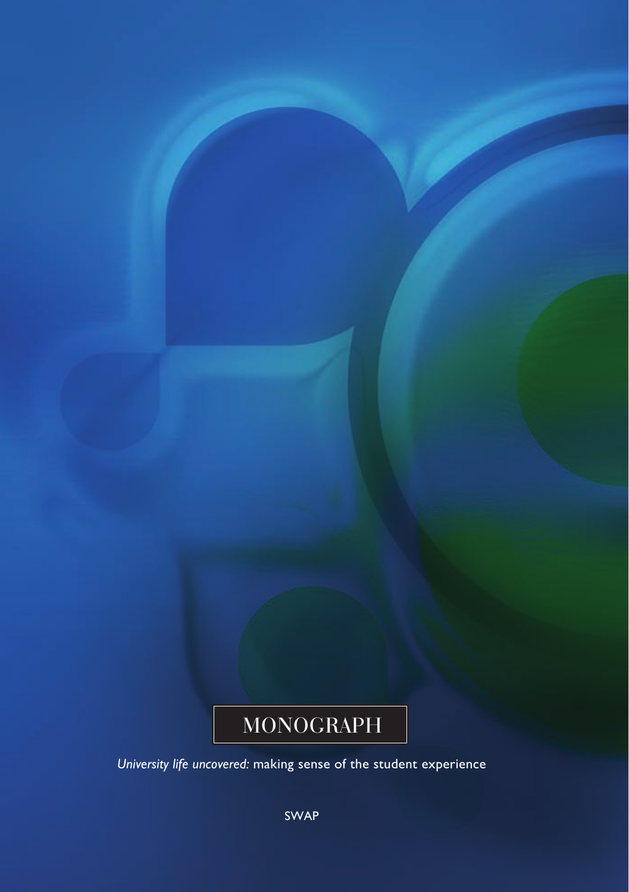MONOGRAPH

*University life uncovered:* making sense of the student experience

SWAP